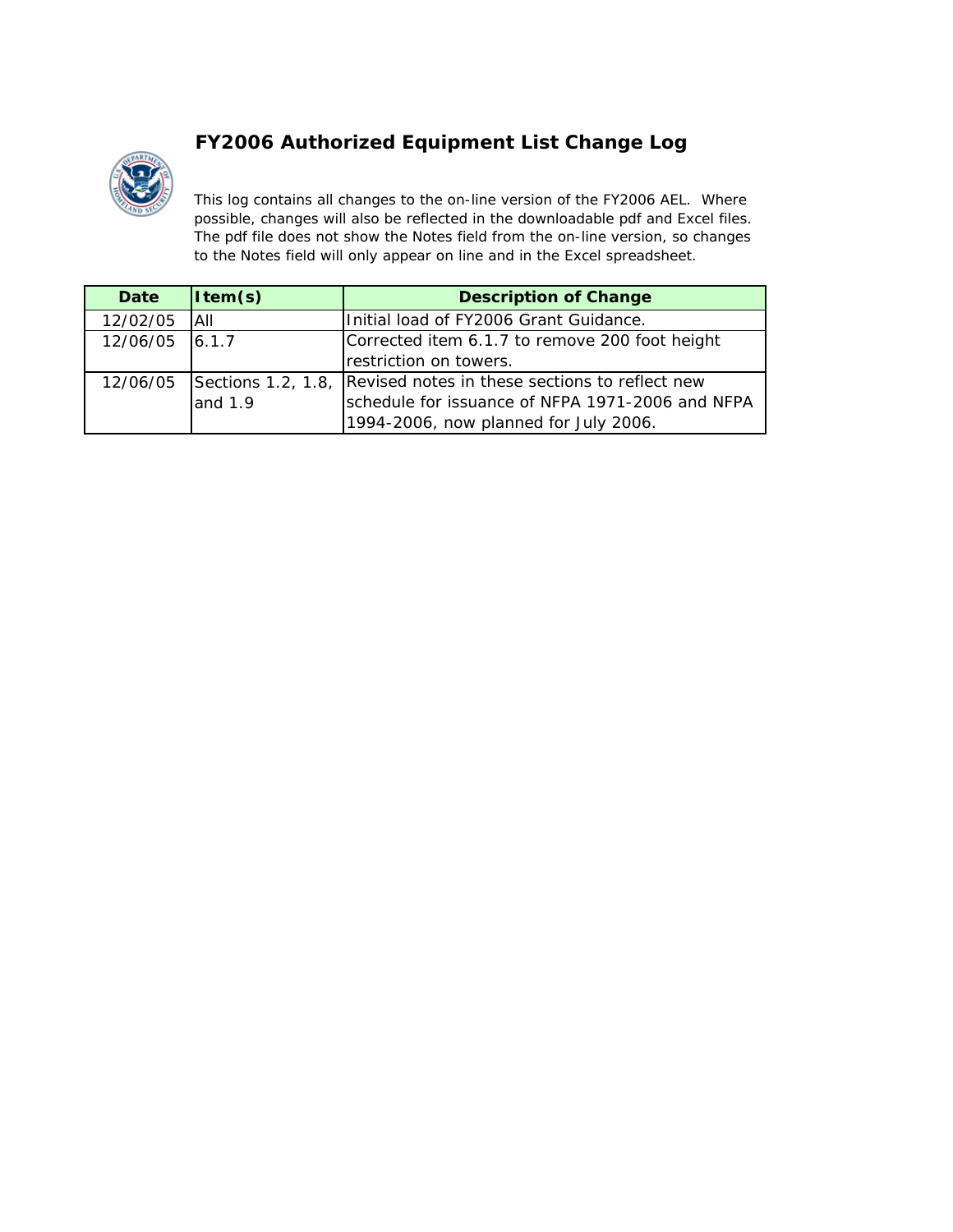# FY2006 Authorized Equipment List Change Log

This log contains all changes to the on-line version of the FY2006 AEL. Where possible, changes will also be reflected in the downloadable pdf and Excel files. The pdf file does not show the Notes field from the on-line version, so changes to the Notes field will only appear on line and in the Excel spreadsheet.

| Date | Item(s) | Description of Change |
|---|---|---|
| 12/02/05 | All | Initial load of FY2006 Grant Guidance. |
| 12/06/05 | 6.1.7 | Corrected item 6.1.7 to remove 200 foot height restriction on towers. |
| 12/06/05 | Sections 1.2, 1.8, and 1.9 | Revised notes in these sections to reflect new schedule for issuance of NFPA 1971-2006 and NFPA 1994-2006, now planned for July 2006. |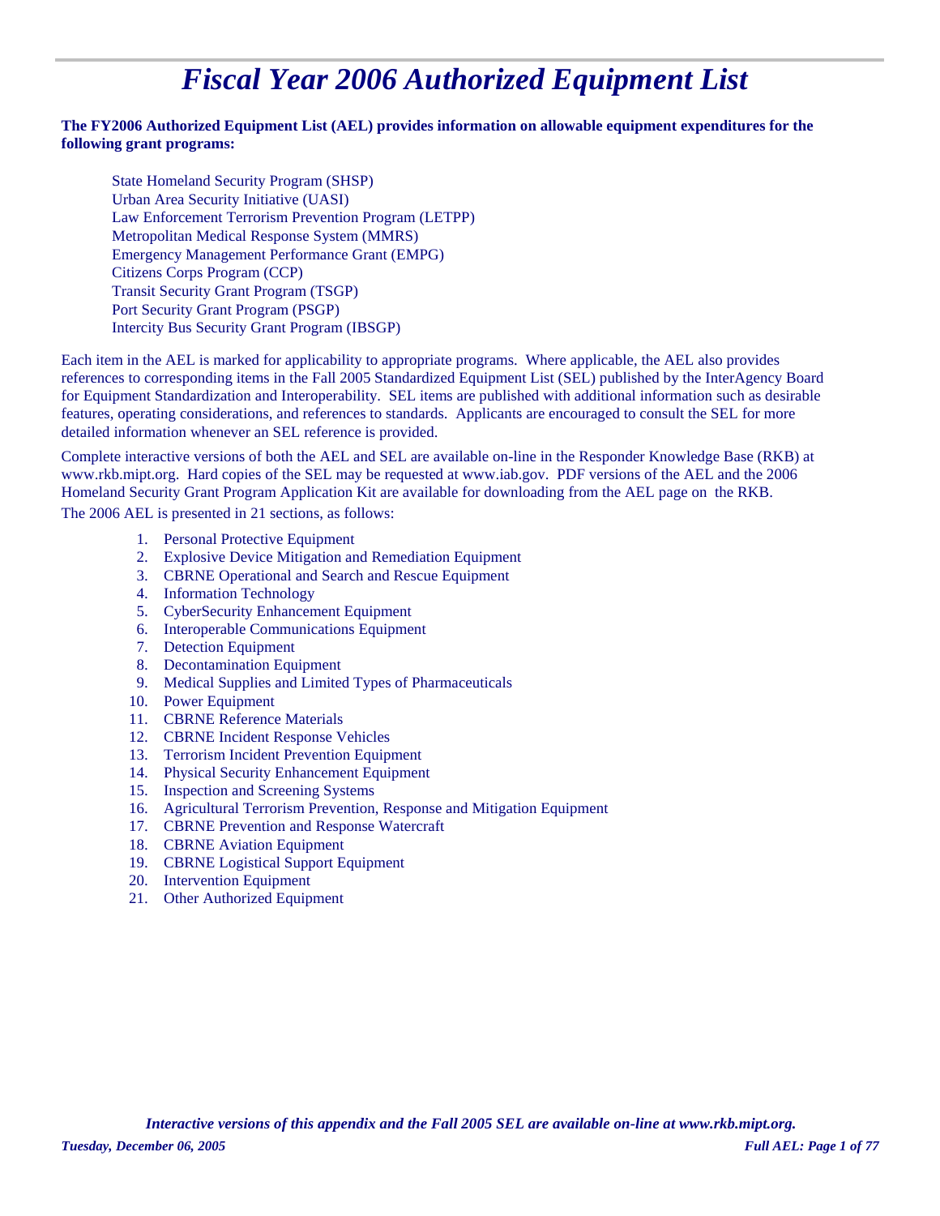# *Fiscal Year 2006 Authorized Equipment List*

**The FY2006 Authorized Equipment List (AEL) provides information on allowable equipment expenditures for the following grant programs:**

State Homeland Security Program (SHSP)
Urban Area Security Initiative (UASI)
Law Enforcement Terrorism Prevention Program (LETPP)
Metropolitan Medical Response System (MMRS)
Emergency Management Performance Grant (EMPG)
Citizens Corps Program (CCP)
Transit Security Grant Program (TSGP)
Port Security Grant Program (PSGP)
Intercity Bus Security Grant Program (IBSGP)

Each item in the AEL is marked for applicability to appropriate programs. Where applicable, the AEL also provides references to corresponding items in the Fall 2005 Standardized Equipment List (SEL) published by the InterAgency Board for Equipment Standardization and Interoperability. SEL items are published with additional information such as desirable features, operating considerations, and references to standards. Applicants are encouraged to consult the SEL for more detailed information whenever an SEL reference is provided.

Complete interactive versions of both the AEL and SEL are available on-line in the Responder Knowledge Base (RKB) at www.rkb.mipt.org. Hard copies of the SEL may be requested at www.iab.gov. PDF versions of the AEL and the 2006 Homeland Security Grant Program Application Kit are available for downloading from the AEL page on the RKB.

The 2006 AEL is presented in 21 sections, as follows:

1. Personal Protective Equipment
2. Explosive Device Mitigation and Remediation Equipment
3. CBRNE Operational and Search and Rescue Equipment
4. Information Technology
5. CyberSecurity Enhancement Equipment
6. Interoperable Communications Equipment
7. Detection Equipment
8. Decontamination Equipment
9. Medical Supplies and Limited Types of Pharmaceuticals
10. Power Equipment
11. CBRNE Reference Materials
12. CBRNE Incident Response Vehicles
13. Terrorism Incident Prevention Equipment
14. Physical Security Enhancement Equipment
15. Inspection and Screening Systems
16. Agricultural Terrorism Prevention, Response and Mitigation Equipment
17. CBRNE Prevention and Response Watercraft
18. CBRNE Aviation Equipment
19. CBRNE Logistical Support Equipment
20. Intervention Equipment
21. Other Authorized Equipment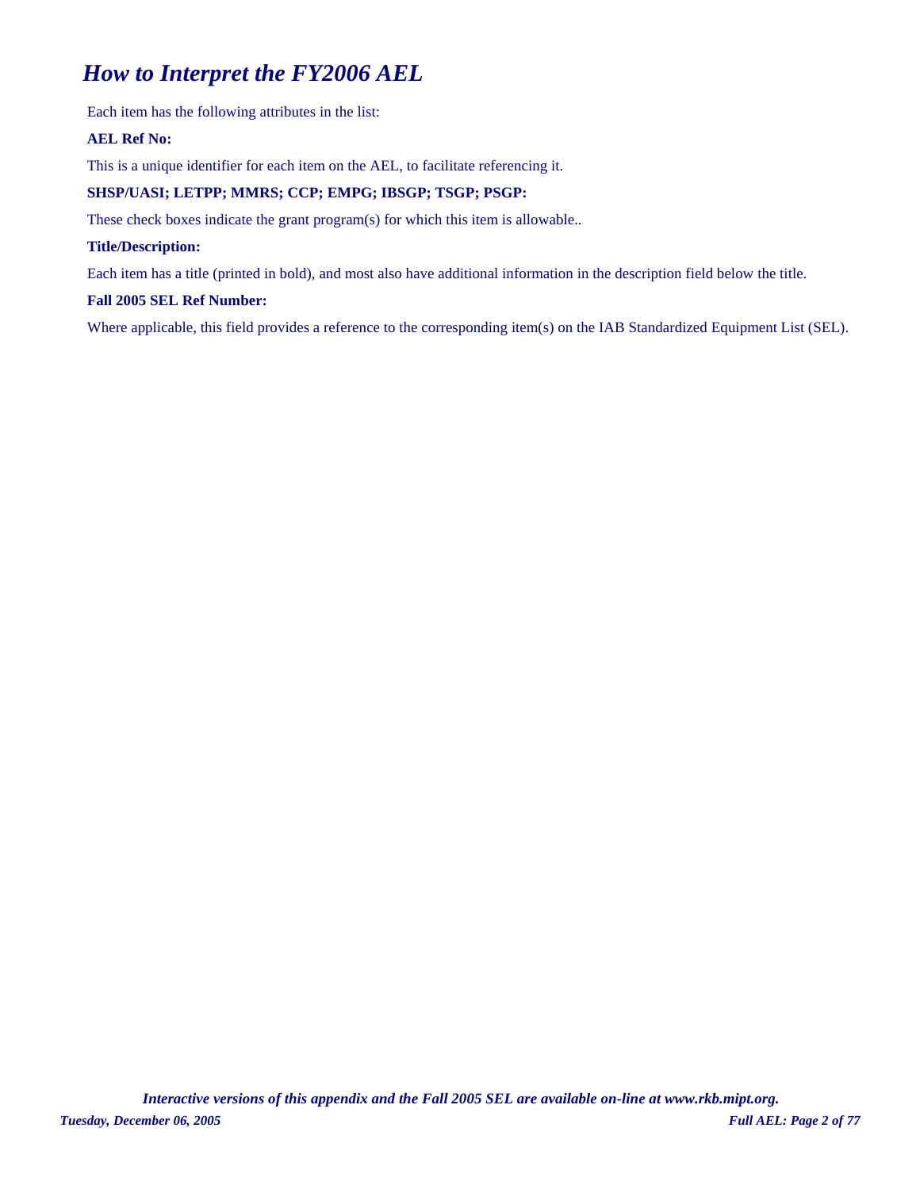## *How to Interpret the FY2006 AEL*

Each item has the following attributes in the list:

**AEL Ref No:**

This is a unique identifier for each item on the AEL, to facilitate referencing it.

**SHSP/UASI; LETPP; MMRS; CCP; EMPG; IBSGP; TSGP; PSGP:**

These check boxes indicate the grant program(s) for which this item is allowable..

**Title/Description:**

Each item has a title (printed in bold), and most also have additional information in the description field below the title.

**Fall 2005 SEL Ref Number:**

Where applicable, this field provides a reference to the corresponding item(s) on the IAB Standardized Equipment List (SEL).

***Interactive versions of this appendix and the Fall 2005 SEL are available on-line at www.rkb.mipt.org.***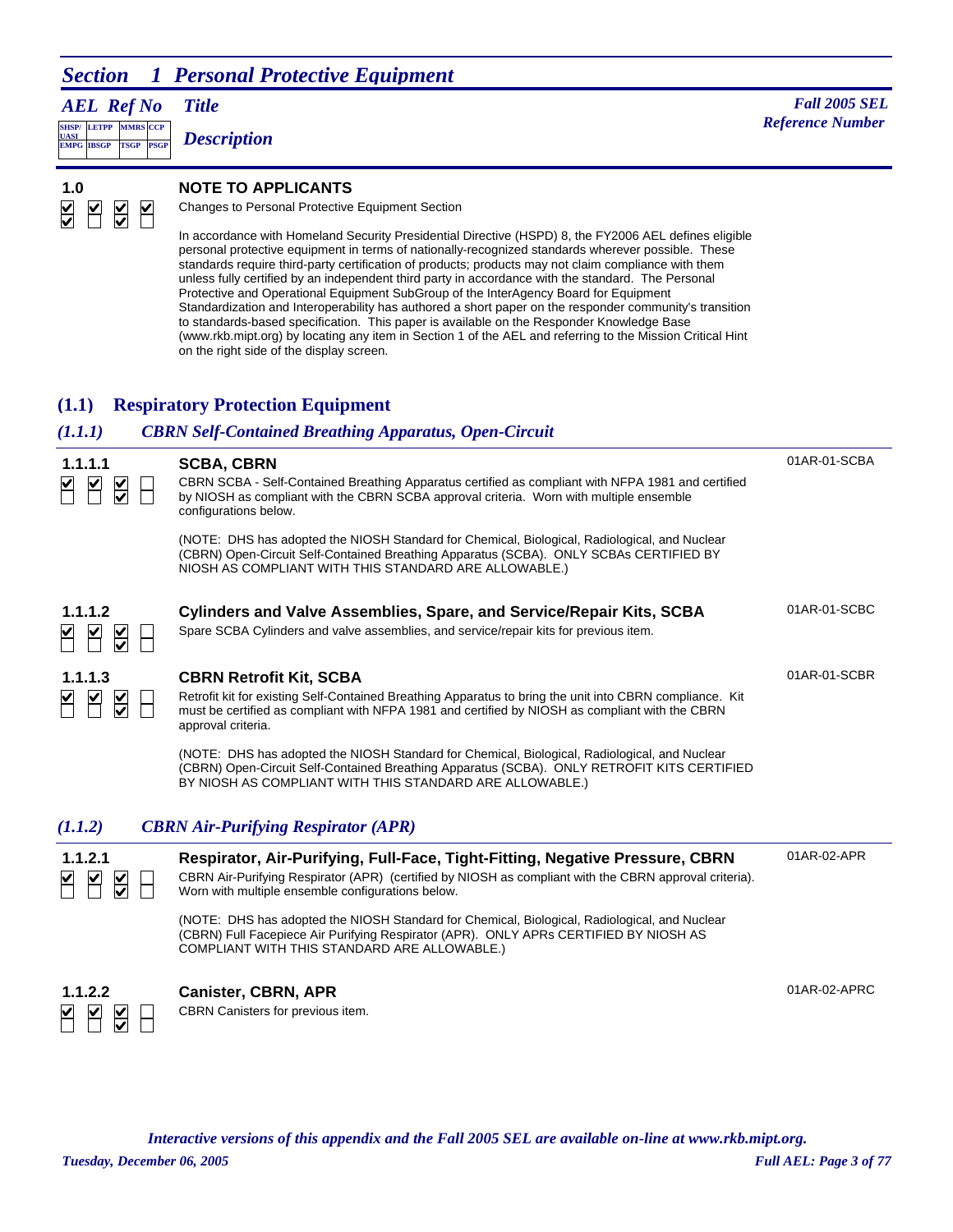# Section 1 Personal Protective Equipment

| AEL Ref No | Title / Description | Fall 2005 SEL Reference Number |
|---|---|---|

**1.0**

### NOTE TO APPLICANTS

Changes to Personal Protective Equipment Section

In accordance with Homeland Security Presidential Directive (HSPD) 8, the FY2006 AEL defines eligible personal protective equipment in terms of nationally-recognized standards wherever possible. These standards require third-party certification of products; products may not claim compliance with them unless fully certified by an independent third party in accordance with the standard. The Personal Protective and Operational Equipment SubGroup of the InterAgency Board for Equipment Standardization and Interoperability has authored a short paper on the responder community's transition to standards-based specification. This paper is available on the Responder Knowledge Base (www.rkb.mipt.org) by locating any item in Section 1 of the AEL and referring to the Mission Critical Hint on the right side of the display screen.

## (1.1) Respiratory Protection Equipment

### (1.1.1) CBRN Self-Contained Breathing Apparatus, Open-Circuit

**1.1.1.1** — **SCBA, CBRN** — 01AR-01-SCBA

CBRN SCBA - Self-Contained Breathing Apparatus certified as compliant with NFPA 1981 and certified by NIOSH as compliant with the CBRN SCBA approval criteria. Worn with multiple ensemble configurations below.

(NOTE: DHS has adopted the NIOSH Standard for Chemical, Biological, Radiological, and Nuclear (CBRN) Open-Circuit Self-Contained Breathing Apparatus (SCBA). ONLY SCBAs CERTIFIED BY NIOSH AS COMPLIANT WITH THIS STANDARD ARE ALLOWABLE.)

**1.1.1.2** — **Cylinders and Valve Assemblies, Spare, and Service/Repair Kits, SCBA** — 01AR-01-SCBC

Spare SCBA Cylinders and valve assemblies, and service/repair kits for previous item.

**1.1.1.3** — **CBRN Retrofit Kit, SCBA** — 01AR-01-SCBR

Retrofit kit for existing Self-Contained Breathing Apparatus to bring the unit into CBRN compliance. Kit must be certified as compliant with NFPA 1981 and certified by NIOSH as compliant with the CBRN approval criteria.

(NOTE: DHS has adopted the NIOSH Standard for Chemical, Biological, Radiological, and Nuclear (CBRN) Open-Circuit Self-Contained Breathing Apparatus (SCBA). ONLY RETROFIT KITS CERTIFIED BY NIOSH AS COMPLIANT WITH THIS STANDARD ARE ALLOWABLE.)

### (1.1.2) CBRN Air-Purifying Respirator (APR)

**1.1.2.1** — **Respirator, Air-Purifying, Full-Face, Tight-Fitting, Negative Pressure, CBRN** — 01AR-02-APR

CBRN Air-Purifying Respirator (APR) (certified by NIOSH as compliant with the CBRN approval criteria). Worn with multiple ensemble configurations below.

(NOTE: DHS has adopted the NIOSH Standard for Chemical, Biological, Radiological, and Nuclear (CBRN) Full Facepiece Air Purifying Respirator (APR). ONLY APRs CERTIFIED BY NIOSH AS COMPLIANT WITH THIS STANDARD ARE ALLOWABLE.)

**1.1.2.2** — **Canister, CBRN, APR** — 01AR-02-APRC

CBRN Canisters for previous item.

*Interactive versions of this appendix and the Fall 2005 SEL are available on-line at www.rkb.mipt.org.*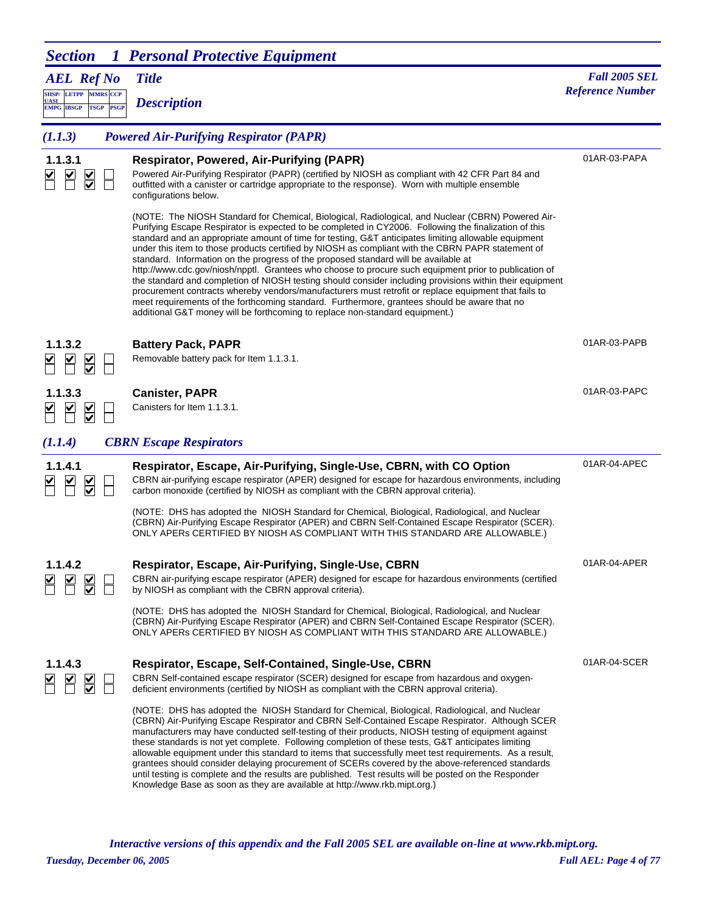## Section 1 Personal Protective Equipment

*AEL Ref No* — *Title* — *Description* — *Fall 2005 SEL Reference Number*

### (1.1.3) Powered Air-Purifying Respirator (PAPR)

**1.1.3.1** — **Respirator, Powered, Air-Purifying (PAPR)** — 01AR-03-PAPA

Powered Air-Purifying Respirator (PAPR) (certified by NIOSH as compliant with 42 CFR Part 84 and outfitted with a canister or cartridge appropriate to the response). Worn with multiple ensemble configurations below.

(NOTE: The NIOSH Standard for Chemical, Biological, Radiological, and Nuclear (CBRN) Powered Air-Purifying Escape Respirator is expected to be completed in CY2006. Following the finalization of this standard and an appropriate amount of time for testing, G&T anticipates limiting allowable equipment under this item to those products certified by NIOSH as compliant with the CBRN PAPR statement of standard. Information on the progress of the proposed standard will be available at http://www.cdc.gov/niosh/npptl. Grantees who choose to procure such equipment prior to publication of the standard and completion of NIOSH testing should consider including provisions within their equipment procurement contracts whereby vendors/manufacturers must retrofit or replace equipment that fails to meet requirements of the forthcoming standard. Furthermore, grantees should be aware that no additional G&T money will be forthcoming to replace non-standard equipment.)

**1.1.3.2** — **Battery Pack, PAPR** — 01AR-03-PAPB

Removable battery pack for Item 1.1.3.1.

**1.1.3.3** — **Canister, PAPR** — 01AR-03-PAPC

Canisters for Item 1.1.3.1.

### (1.1.4) CBRN Escape Respirators

**1.1.4.1** — **Respirator, Escape, Air-Purifying, Single-Use, CBRN, with CO Option** — 01AR-04-APEC

CBRN air-purifying escape respirator (APER) designed for escape for hazardous environments, including carbon monoxide (certified by NIOSH as compliant with the CBRN approval criteria).

(NOTE: DHS has adopted the NIOSH Standard for Chemical, Biological, Radiological, and Nuclear (CBRN) Air-Purifying Escape Respirator (APER) and CBRN Self-Contained Escape Respirator (SCER). ONLY APERs CERTIFIED BY NIOSH AS COMPLIANT WITH THIS STANDARD ARE ALLOWABLE.)

**1.1.4.2** — **Respirator, Escape, Air-Purifying, Single-Use, CBRN** — 01AR-04-APER

CBRN air-purifying escape respirator (APER) designed for escape for hazardous environments (certified by NIOSH as compliant with the CBRN approval criteria).

(NOTE: DHS has adopted the NIOSH Standard for Chemical, Biological, Radiological, and Nuclear (CBRN) Air-Purifying Escape Respirator (APER) and CBRN Self-Contained Escape Respirator (SCER). ONLY APERs CERTIFIED BY NIOSH AS COMPLIANT WITH THIS STANDARD ARE ALLOWABLE.)

**1.1.4.3** — **Respirator, Escape, Self-Contained, Single-Use, CBRN** — 01AR-04-SCER

CBRN Self-contained escape respirator (SCER) designed for escape from hazardous and oxygen-deficient environments (certified by NIOSH as compliant with the CBRN approval criteria).

(NOTE: DHS has adopted the NIOSH Standard for Chemical, Biological, Radiological, and Nuclear (CBRN) Air-Purifying Escape Respirator and CBRN Self-Contained Escape Respirator. Although SCER manufacturers may have conducted self-testing of their products, NIOSH testing of equipment against these standards is not yet complete. Following completion of these tests, G&T anticipates limiting allowable equipment under this standard to items that successfully meet test requirements. As a result, grantees should consider delaying procurement of SCERs covered by the above-referenced standards until testing is complete and the results are published. Test results will be posted on the Responder Knowledge Base as soon as they are available at http://www.rkb.mipt.org.)

*Interactive versions of this appendix and the Fall 2005 SEL are available on-line at www.rkb.mipt.org.*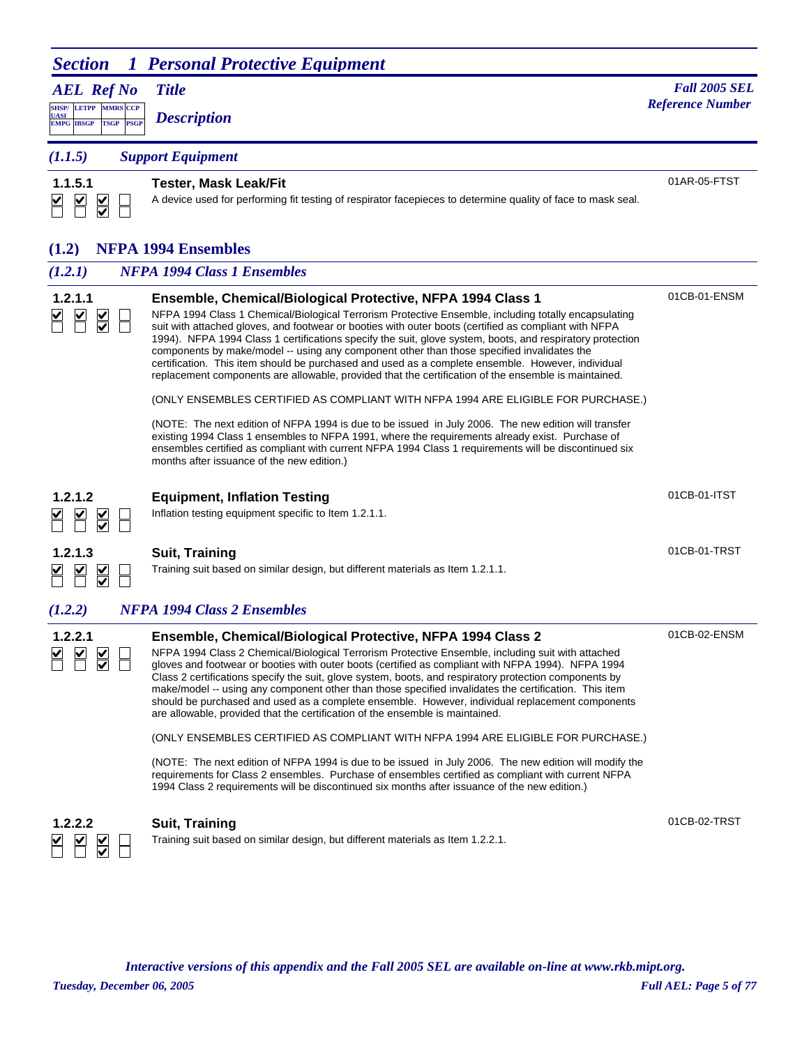# Section 1 Personal Protective Equipment

*AEL Ref No* — *Title* — *Description* — *Fall 2005 SEL Reference Number*

Eligibility columns: SHSP/UASI, LETPP, MMRS, CCP / EMPG, IBSGP, TSGP, PSGP

### (1.1.5) Support Equipment

**1.1.5.1** — **Tester, Mask Leak/Fit** — 01AR-05-FTST

Eligibility: SHSP/UASI ☑, LETPP ☑, MMRS ☑, CCP ☐ / EMPG ☐, IBSGP ☐, TSGP ☑, PSGP ☐

A device used for performing fit testing of respirator facepieces to determine quality of face to mask seal.

## (1.2) NFPA 1994 Ensembles

### (1.2.1) NFPA 1994 Class 1 Ensembles

**1.2.1.1** — **Ensemble, Chemical/Biological Protective, NFPA 1994 Class 1** — 01CB-01-ENSM

Eligibility: SHSP/UASI ☑, LETPP ☑, MMRS ☑, CCP ☐ / EMPG ☐, IBSGP ☐, TSGP ☑, PSGP ☐

NFPA 1994 Class 1 Chemical/Biological Terrorism Protective Ensemble, including totally encapsulating suit with attached gloves, and footwear or booties with outer boots (certified as compliant with NFPA 1994). NFPA 1994 Class 1 certifications specify the suit, glove system, boots, and respiratory protection components by make/model -- using any component other than those specified invalidates the certification. This item should be purchased and used as a complete ensemble. However, individual replacement components are allowable, provided that the certification of the ensemble is maintained.

(ONLY ENSEMBLES CERTIFIED AS COMPLIANT WITH NFPA 1994 ARE ELIGIBLE FOR PURCHASE.)

(NOTE: The next edition of NFPA 1994 is due to be issued in July 2006. The new edition will transfer existing 1994 Class 1 ensembles to NFPA 1991, where the requirements already exist. Purchase of ensembles certified as compliant with current NFPA 1994 Class 1 requirements will be discontinued six months after issuance of the new edition.)

**1.2.1.2** — **Equipment, Inflation Testing** — 01CB-01-ITST

Eligibility: SHSP/UASI ☑, LETPP ☑, MMRS ☑, CCP ☐ / EMPG ☐, IBSGP ☐, TSGP ☑, PSGP ☐

Inflation testing equipment specific to Item 1.2.1.1.

**1.2.1.3** — **Suit, Training** — 01CB-01-TRST

Eligibility: SHSP/UASI ☑, LETPP ☑, MMRS ☑, CCP ☐ / EMPG ☐, IBSGP ☐, TSGP ☑, PSGP ☐

Training suit based on similar design, but different materials as Item 1.2.1.1.

### (1.2.2) NFPA 1994 Class 2 Ensembles

**1.2.2.1** — **Ensemble, Chemical/Biological Protective, NFPA 1994 Class 2** — 01CB-02-ENSM

Eligibility: SHSP/UASI ☑, LETPP ☑, MMRS ☑, CCP ☐ / EMPG ☐, IBSGP ☐, TSGP ☑, PSGP ☐

NFPA 1994 Class 2 Chemical/Biological Terrorism Protective Ensemble, including suit with attached gloves and footwear or booties with outer boots (certified as compliant with NFPA 1994). NFPA 1994 Class 2 certifications specify the suit, glove system, boots, and respiratory protection components by make/model -- using any component other than those specified invalidates the certification. This item should be purchased and used as a complete ensemble. However, individual replacement components are allowable, provided that the certification of the ensemble is maintained.

(ONLY ENSEMBLES CERTIFIED AS COMPLIANT WITH NFPA 1994 ARE ELIGIBLE FOR PURCHASE.)

(NOTE: The next edition of NFPA 1994 is due to be issued in July 2006. The new edition will modify the requirements for Class 2 ensembles. Purchase of ensembles certified as compliant with current NFPA 1994 Class 2 requirements will be discontinued six months after issuance of the new edition.)

**1.2.2.2** — **Suit, Training** — 01CB-02-TRST

Eligibility: SHSP/UASI ☑, LETPP ☑, MMRS ☑, CCP ☐ / EMPG ☐, IBSGP ☐, TSGP ☑, PSGP ☐

Training suit based on similar design, but different materials as Item 1.2.2.1.

*Interactive versions of this appendix and the Fall 2005 SEL are available on-line at www.rkb.mipt.org.*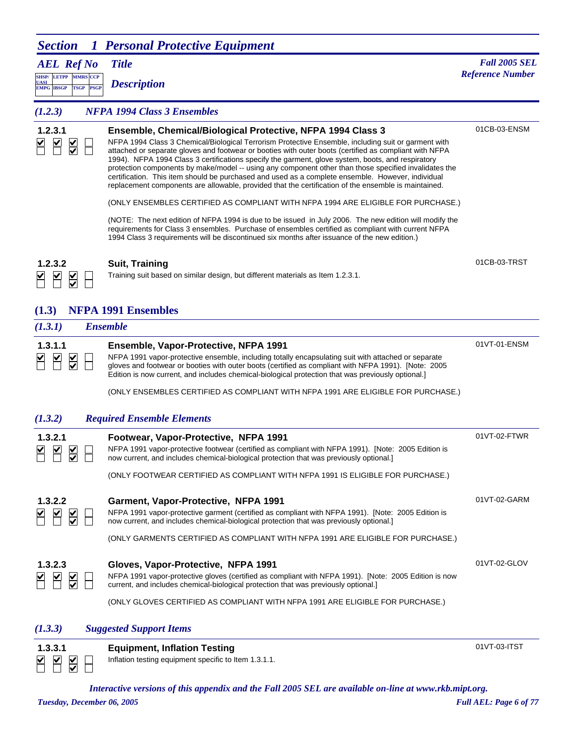# Section 1 Personal Protective Equipment

*AEL Ref No* — *Title* — *Fall 2005 SEL Reference Number*

*Description*

### (1.2.3) NFPA 1994 Class 3 Ensembles

**1.2.3.1 Ensemble, Chemical/Biological Protective, NFPA 1994 Class 3** — 01CB-03-ENSM

NFPA 1994 Class 3 Chemical/Biological Terrorism Protective Ensemble, including suit or garment with attached or separate gloves and footwear or booties with outer boots (certified as compliant with NFPA 1994). NFPA 1994 Class 3 certifications specify the garment, glove system, boots, and respiratory protection components by make/model -- using any component other than those specified invalidates the certification. This item should be purchased and used as a complete ensemble. However, individual replacement components are allowable, provided that the certification of the ensemble is maintained.

(ONLY ENSEMBLES CERTIFIED AS COMPLIANT WITH NFPA 1994 ARE ELIGIBLE FOR PURCHASE.)

(NOTE: The next edition of NFPA 1994 is due to be issued in July 2006. The new edition will modify the requirements for Class 3 ensembles. Purchase of ensembles certified as compliant with current NFPA 1994 Class 3 requirements will be discontinued six months after issuance of the new edition.)

**1.2.3.2 Suit, Training** — 01CB-03-TRST

Training suit based on similar design, but different materials as Item 1.2.3.1.

## (1.3) NFPA 1991 Ensembles

### (1.3.1) Ensemble

**1.3.1.1 Ensemble, Vapor-Protective, NFPA 1991** — 01VT-01-ENSM

NFPA 1991 vapor-protective ensemble, including totally encapsulating suit with attached or separate gloves and footwear or booties with outer boots (certified as compliant with NFPA 1991). [Note: 2005 Edition is now current, and includes chemical-biological protection that was previously optional.]

(ONLY ENSEMBLES CERTIFIED AS COMPLIANT WITH NFPA 1991 ARE ELIGIBLE FOR PURCHASE.)

### (1.3.2) Required Ensemble Elements

**1.3.2.1 Footwear, Vapor-Protective, NFPA 1991** — 01VT-02-FTWR

NFPA 1991 vapor-protective footwear (certified as compliant with NFPA 1991). [Note: 2005 Edition is now current, and includes chemical-biological protection that was previously optional.]

(ONLY FOOTWEAR CERTIFIED AS COMPLIANT WITH NFPA 1991 IS ELIGIBLE FOR PURCHASE.)

**1.3.2.2 Garment, Vapor-Protective, NFPA 1991** — 01VT-02-GARM

NFPA 1991 vapor-protective garment (certified as compliant with NFPA 1991). [Note: 2005 Edition is now current, and includes chemical-biological protection that was previously optional.]

(ONLY GARMENTS CERTIFIED AS COMPLIANT WITH NFPA 1991 ARE ELIGIBLE FOR PURCHASE.)

**1.3.2.3 Gloves, Vapor-Protective, NFPA 1991** — 01VT-02-GLOV

NFPA 1991 vapor-protective gloves (certified as compliant with NFPA 1991). [Note: 2005 Edition is now current, and includes chemical-biological protection that was previously optional.]

(ONLY GLOVES CERTIFIED AS COMPLIANT WITH NFPA 1991 ARE ELIGIBLE FOR PURCHASE.)

### (1.3.3) Suggested Support Items

**1.3.3.1 Equipment, Inflation Testing** — 01VT-03-ITST

Inflation testing equipment specific to Item 1.3.1.1.

*Interactive versions of this appendix and the Fall 2005 SEL are available on-line at www.rkb.mipt.org.*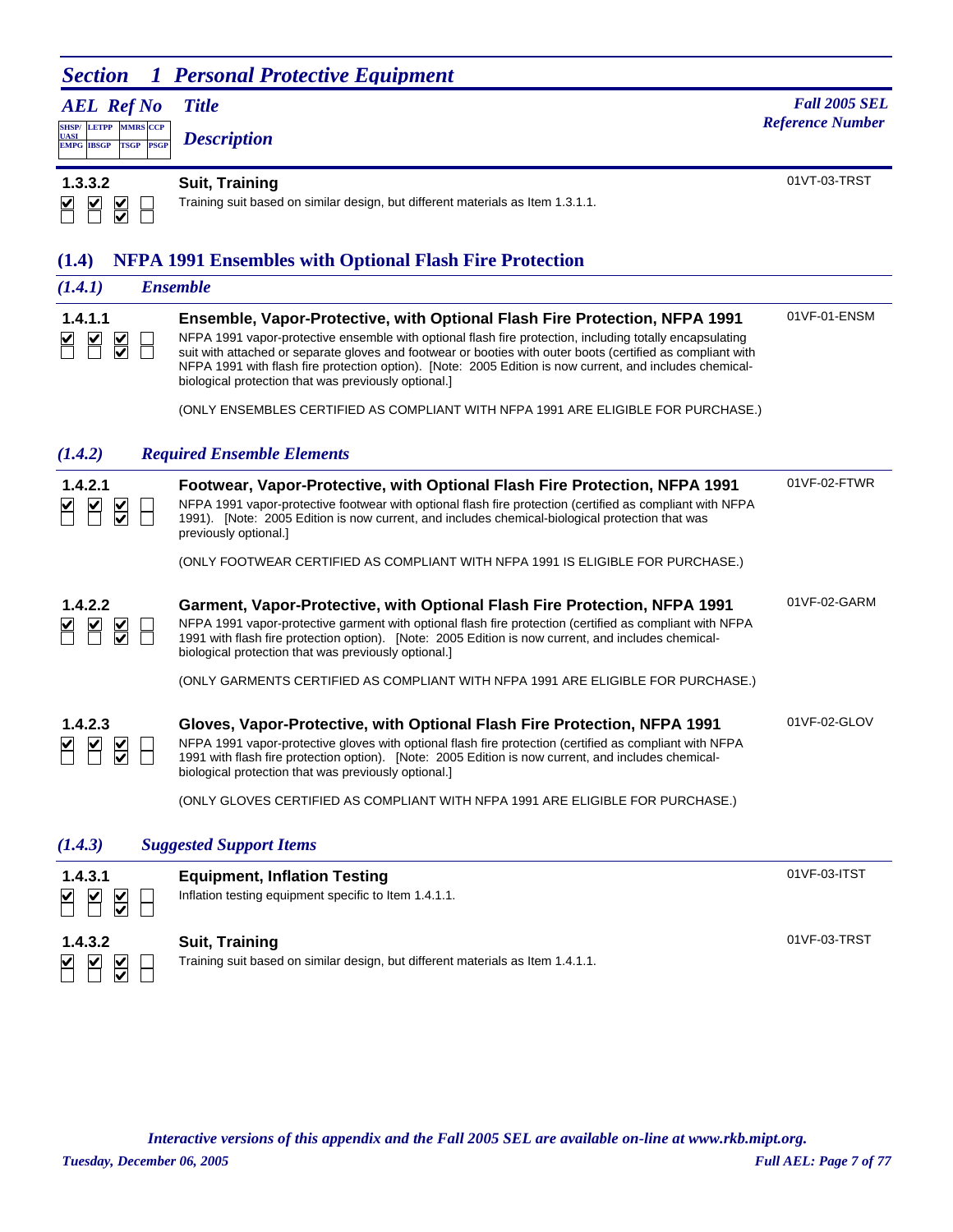# Section 1 Personal Protective Equipment

| AEL Ref No | Title / Description | Fall 2005 SEL Reference Number |
|---|---|---|

**1.3.3.2** — **Suit, Training** — 01VT-03-TRST

Training suit based on similar design, but different materials as Item 1.3.1.1.

## (1.4) NFPA 1991 Ensembles with Optional Flash Fire Protection

### *(1.4.1) Ensemble*

**1.4.1.1** — **Ensemble, Vapor-Protective, with Optional Flash Fire Protection, NFPA 1991** — 01VF-01-ENSM

NFPA 1991 vapor-protective ensemble with optional flash fire protection, including totally encapsulating suit with attached or separate gloves and footwear or booties with outer boots (certified as compliant with NFPA 1991 with flash fire protection option). [Note: 2005 Edition is now current, and includes chemical-biological protection that was previously optional.]

(ONLY ENSEMBLES CERTIFIED AS COMPLIANT WITH NFPA 1991 ARE ELIGIBLE FOR PURCHASE.)

### *(1.4.2) Required Ensemble Elements*

**1.4.2.1** — **Footwear, Vapor-Protective, with Optional Flash Fire Protection, NFPA 1991** — 01VF-02-FTWR

NFPA 1991 vapor-protective footwear with optional flash fire protection (certified as compliant with NFPA 1991). [Note: 2005 Edition is now current, and includes chemical-biological protection that was previously optional.]

(ONLY FOOTWEAR CERTIFIED AS COMPLIANT WITH NFPA 1991 IS ELIGIBLE FOR PURCHASE.)

**1.4.2.2** — **Garment, Vapor-Protective, with Optional Flash Fire Protection, NFPA 1991** — 01VF-02-GARM

NFPA 1991 vapor-protective garment with optional flash fire protection (certified as compliant with NFPA 1991 with flash fire protection option). [Note: 2005 Edition is now current, and includes chemical-biological protection that was previously optional.]

(ONLY GARMENTS CERTIFIED AS COMPLIANT WITH NFPA 1991 ARE ELIGIBLE FOR PURCHASE.)

**1.4.2.3** — **Gloves, Vapor-Protective, with Optional Flash Fire Protection, NFPA 1991** — 01VF-02-GLOV

NFPA 1991 vapor-protective gloves with optional flash fire protection (certified as compliant with NFPA 1991 with flash fire protection option). [Note: 2005 Edition is now current, and includes chemical-biological protection that was previously optional.]

(ONLY GLOVES CERTIFIED AS COMPLIANT WITH NFPA 1991 ARE ELIGIBLE FOR PURCHASE.)

### *(1.4.3) Suggested Support Items*

**1.4.3.1** — **Equipment, Inflation Testing** — 01VF-03-ITST

Inflation testing equipment specific to Item 1.4.1.1.

**1.4.3.2** — **Suit, Training** — 01VF-03-TRST

Training suit based on similar design, but different materials as Item 1.4.1.1.

*Interactive versions of this appendix and the Fall 2005 SEL are available on-line at www.rkb.mipt.org.*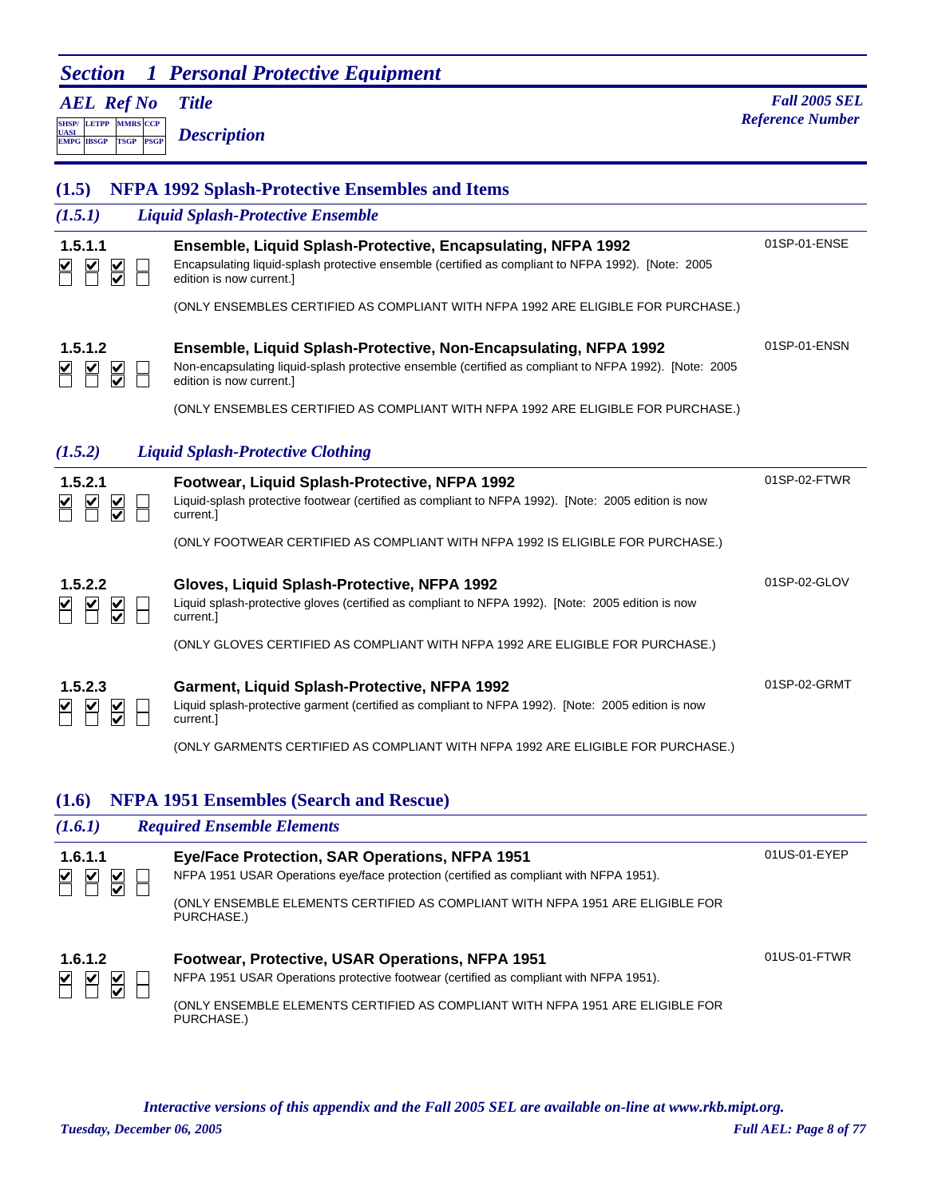## (1.5) NFPA 1992 Splash-Protective Ensembles and Items

### *(1.5.1) Liquid Splash-Protective Ensemble*

**1.5.1.1** — **Ensemble, Liquid Splash-Protective, Encapsulating, NFPA 1992** — 01SP-01-ENSE

Encapsulating liquid-splash protective ensemble (certified as compliant to NFPA 1992). [Note: 2005 edition is now current.]

(ONLY ENSEMBLES CERTIFIED AS COMPLIANT WITH NFPA 1992 ARE ELIGIBLE FOR PURCHASE.)

**1.5.1.2** — **Ensemble, Liquid Splash-Protective, Non-Encapsulating, NFPA 1992** — 01SP-01-ENSN

Non-encapsulating liquid-splash protective ensemble (certified as compliant to NFPA 1992). [Note: 2005 edition is now current.]

(ONLY ENSEMBLES CERTIFIED AS COMPLIANT WITH NFPA 1992 ARE ELIGIBLE FOR PURCHASE.)

### *(1.5.2) Liquid Splash-Protective Clothing*

**1.5.2.1** — **Footwear, Liquid Splash-Protective, NFPA 1992** — 01SP-02-FTWR

Liquid-splash protective footwear (certified as compliant to NFPA 1992). [Note: 2005 edition is now current.]

(ONLY FOOTWEAR CERTIFIED AS COMPLIANT WITH NFPA 1992 IS ELIGIBLE FOR PURCHASE.)

**1.5.2.2** — **Gloves, Liquid Splash-Protective, NFPA 1992** — 01SP-02-GLOV

Liquid splash-protective gloves (certified as compliant to NFPA 1992). [Note: 2005 edition is now current.]

(ONLY GLOVES CERTIFIED AS COMPLIANT WITH NFPA 1992 ARE ELIGIBLE FOR PURCHASE.)

**1.5.2.3** — **Garment, Liquid Splash-Protective, NFPA 1992** — 01SP-02-GRMT

Liquid splash-protective garment (certified as compliant to NFPA 1992). [Note: 2005 edition is now current.]

(ONLY GARMENTS CERTIFIED AS COMPLIANT WITH NFPA 1992 ARE ELIGIBLE FOR PURCHASE.)

## (1.6) NFPA 1951 Ensembles (Search and Rescue)

### *(1.6.1) Required Ensemble Elements*

**1.6.1.1** — **Eye/Face Protection, SAR Operations, NFPA 1951** — 01US-01-EYEP

NFPA 1951 USAR Operations eye/face protection (certified as compliant with NFPA 1951).

(ONLY ENSEMBLE ELEMENTS CERTIFIED AS COMPLIANT WITH NFPA 1951 ARE ELIGIBLE FOR PURCHASE.)

**1.6.1.2** — **Footwear, Protective, USAR Operations, NFPA 1951** — 01US-01-FTWR

NFPA 1951 USAR Operations protective footwear (certified as compliant with NFPA 1951).

(ONLY ENSEMBLE ELEMENTS CERTIFIED AS COMPLIANT WITH NFPA 1951 ARE ELIGIBLE FOR PURCHASE.)

*Interactive versions of this appendix and the Fall 2005 SEL are available on-line at www.rkb.mipt.org.*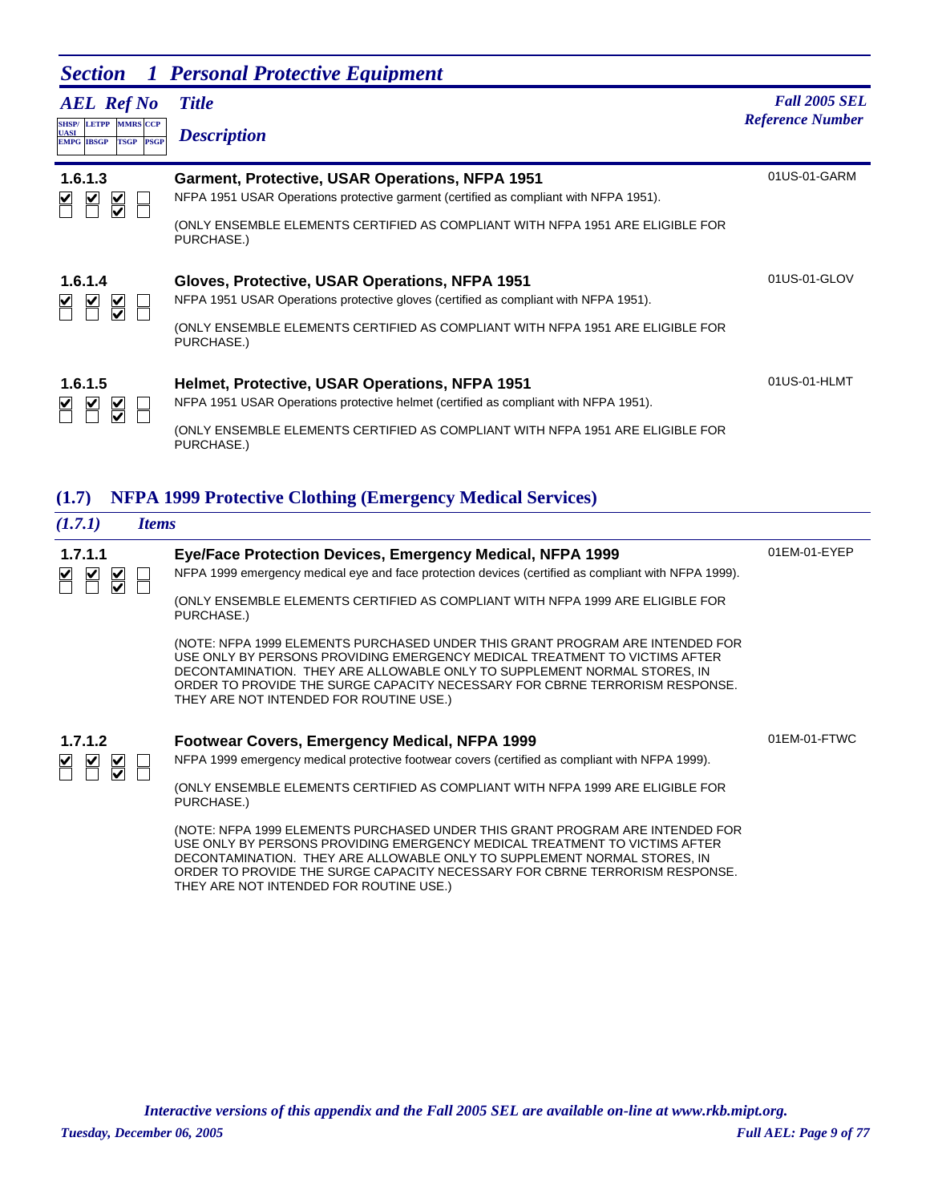## Section 1 Personal Protective Equipment

| AEL Ref No | Title / Description | Fall 2005 SEL Reference Number |
|---|---|---|
| SHSP/UASI, LETPP, MMRS, CCP / EMPG, IBSGP, TSGP, PSGP | | |

**1.6.1.3** ☑ ☑ ☑ ☐ / ☐ ☐ ☑ ☐

**Garment, Protective, USAR Operations, NFPA 1951** — 01US-01-GARM

NFPA 1951 USAR Operations protective garment (certified as compliant with NFPA 1951).

(ONLY ENSEMBLE ELEMENTS CERTIFIED AS COMPLIANT WITH NFPA 1951 ARE ELIGIBLE FOR PURCHASE.)

**1.6.1.4** ☑ ☑ ☑ ☐ / ☐ ☐ ☑ ☐

**Gloves, Protective, USAR Operations, NFPA 1951** — 01US-01-GLOV

NFPA 1951 USAR Operations protective gloves (certified as compliant with NFPA 1951).

(ONLY ENSEMBLE ELEMENTS CERTIFIED AS COMPLIANT WITH NFPA 1951 ARE ELIGIBLE FOR PURCHASE.)

**1.6.1.5** ☑ ☑ ☑ ☐ / ☐ ☐ ☑ ☐

**Helmet, Protective, USAR Operations, NFPA 1951** — 01US-01-HLMT

NFPA 1951 USAR Operations protective helmet (certified as compliant with NFPA 1951).

(ONLY ENSEMBLE ELEMENTS CERTIFIED AS COMPLIANT WITH NFPA 1951 ARE ELIGIBLE FOR PURCHASE.)

### (1.7) NFPA 1999 Protective Clothing (Emergency Medical Services)

#### *(1.7.1) Items*

**1.7.1.1** ☑ ☑ ☑ ☐ / ☐ ☐ ☑ ☐

**Eye/Face Protection Devices, Emergency Medical, NFPA 1999** — 01EM-01-EYEP

NFPA 1999 emergency medical eye and face protection devices (certified as compliant with NFPA 1999).

(ONLY ENSEMBLE ELEMENTS CERTIFIED AS COMPLIANT WITH NFPA 1999 ARE ELIGIBLE FOR PURCHASE.)

(NOTE: NFPA 1999 ELEMENTS PURCHASED UNDER THIS GRANT PROGRAM ARE INTENDED FOR USE ONLY BY PERSONS PROVIDING EMERGENCY MEDICAL TREATMENT TO VICTIMS AFTER DECONTAMINATION. THEY ARE ALLOWABLE ONLY TO SUPPLEMENT NORMAL STORES, IN ORDER TO PROVIDE THE SURGE CAPACITY NECESSARY FOR CBRNE TERRORISM RESPONSE. THEY ARE NOT INTENDED FOR ROUTINE USE.)

**1.7.1.2** ☑ ☑ ☑ ☐ / ☐ ☐ ☑ ☐

**Footwear Covers, Emergency Medical, NFPA 1999** — 01EM-01-FTWC

NFPA 1999 emergency medical protective footwear covers (certified as compliant with NFPA 1999).

(ONLY ENSEMBLE ELEMENTS CERTIFIED AS COMPLIANT WITH NFPA 1999 ARE ELIGIBLE FOR PURCHASE.)

(NOTE: NFPA 1999 ELEMENTS PURCHASED UNDER THIS GRANT PROGRAM ARE INTENDED FOR USE ONLY BY PERSONS PROVIDING EMERGENCY MEDICAL TREATMENT TO VICTIMS AFTER DECONTAMINATION. THEY ARE ALLOWABLE ONLY TO SUPPLEMENT NORMAL STORES, IN ORDER TO PROVIDE THE SURGE CAPACITY NECESSARY FOR CBRNE TERRORISM RESPONSE. THEY ARE NOT INTENDED FOR ROUTINE USE.)

*Interactive versions of this appendix and the Fall 2005 SEL are available on-line at www.rkb.mipt.org.*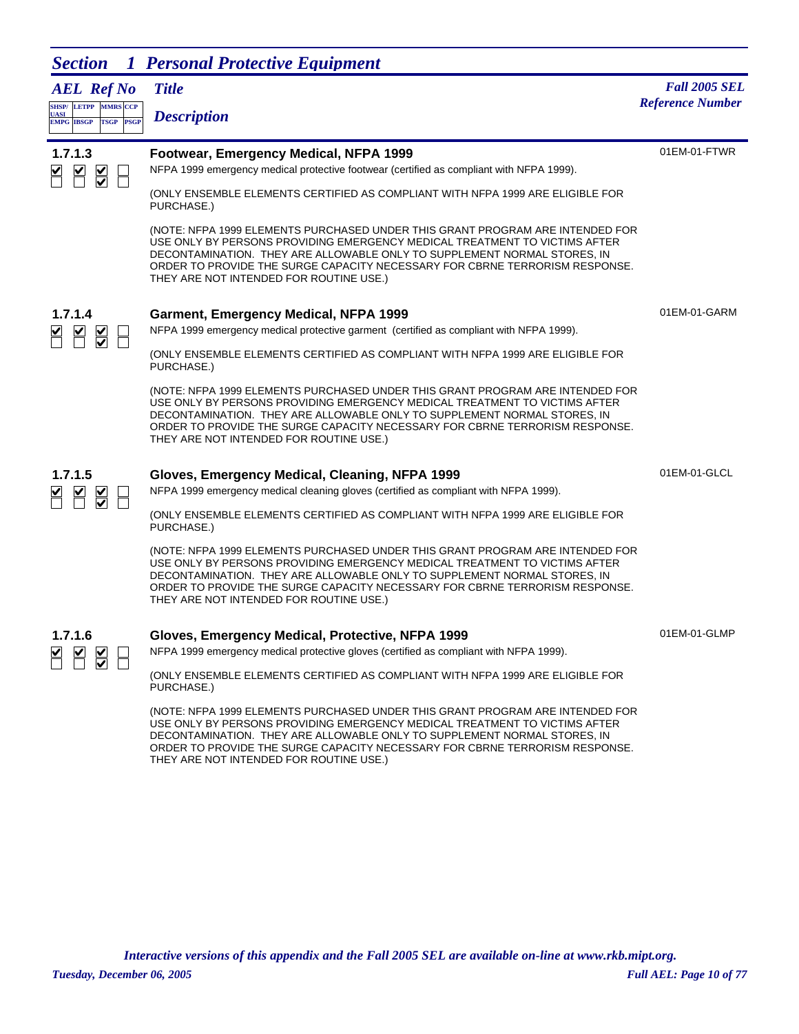## Section 1 Personal Protective Equipment

| AEL Ref No | Title / Description | Fall 2005 SEL Reference Number |
|---|---|---|

### 1.7.1.3

SHSP/UASI: ☑ LETPP: ☑ MMRS: ☑ CCP: ☐
EMPG: ☐ IBSGP: ☐ TSGP: ☑ PSGP: ☐

**Footwear, Emergency Medical, NFPA 1999** — 01EM-01-FTWR

NFPA 1999 emergency medical protective footwear (certified as compliant with NFPA 1999).

(ONLY ENSEMBLE ELEMENTS CERTIFIED AS COMPLIANT WITH NFPA 1999 ARE ELIGIBLE FOR PURCHASE.)

(NOTE: NFPA 1999 ELEMENTS PURCHASED UNDER THIS GRANT PROGRAM ARE INTENDED FOR USE ONLY BY PERSONS PROVIDING EMERGENCY MEDICAL TREATMENT TO VICTIMS AFTER DECONTAMINATION. THEY ARE ALLOWABLE ONLY TO SUPPLEMENT NORMAL STORES, IN ORDER TO PROVIDE THE SURGE CAPACITY NECESSARY FOR CBRNE TERRORISM RESPONSE. THEY ARE NOT INTENDED FOR ROUTINE USE.)

### 1.7.1.4

SHSP/UASI: ☑ LETPP: ☑ MMRS: ☑ CCP: ☐
EMPG: ☐ IBSGP: ☐ TSGP: ☑ PSGP: ☐

**Garment, Emergency Medical, NFPA 1999** — 01EM-01-GARM

NFPA 1999 emergency medical protective garment (certified as compliant with NFPA 1999).

(ONLY ENSEMBLE ELEMENTS CERTIFIED AS COMPLIANT WITH NFPA 1999 ARE ELIGIBLE FOR PURCHASE.)

(NOTE: NFPA 1999 ELEMENTS PURCHASED UNDER THIS GRANT PROGRAM ARE INTENDED FOR USE ONLY BY PERSONS PROVIDING EMERGENCY MEDICAL TREATMENT TO VICTIMS AFTER DECONTAMINATION. THEY ARE ALLOWABLE ONLY TO SUPPLEMENT NORMAL STORES, IN ORDER TO PROVIDE THE SURGE CAPACITY NECESSARY FOR CBRNE TERRORISM RESPONSE. THEY ARE NOT INTENDED FOR ROUTINE USE.)

### 1.7.1.5

SHSP/UASI: ☑ LETPP: ☑ MMRS: ☑ CCP: ☐
EMPG: ☐ IBSGP: ☐ TSGP: ☑ PSGP: ☐

**Gloves, Emergency Medical, Cleaning, NFPA 1999** — 01EM-01-GLCL

NFPA 1999 emergency medical cleaning gloves (certified as compliant with NFPA 1999).

(ONLY ENSEMBLE ELEMENTS CERTIFIED AS COMPLIANT WITH NFPA 1999 ARE ELIGIBLE FOR PURCHASE.)

(NOTE: NFPA 1999 ELEMENTS PURCHASED UNDER THIS GRANT PROGRAM ARE INTENDED FOR USE ONLY BY PERSONS PROVIDING EMERGENCY MEDICAL TREATMENT TO VICTIMS AFTER DECONTAMINATION. THEY ARE ALLOWABLE ONLY TO SUPPLEMENT NORMAL STORES, IN ORDER TO PROVIDE THE SURGE CAPACITY NECESSARY FOR CBRNE TERRORISM RESPONSE. THEY ARE NOT INTENDED FOR ROUTINE USE.)

### 1.7.1.6

SHSP/UASI: ☑ LETPP: ☑ MMRS: ☑ CCP: ☐
EMPG: ☐ IBSGP: ☐ TSGP: ☑ PSGP: ☐

**Gloves, Emergency Medical, Protective, NFPA 1999** — 01EM-01-GLMP

NFPA 1999 emergency medical protective gloves (certified as compliant with NFPA 1999).

(ONLY ENSEMBLE ELEMENTS CERTIFIED AS COMPLIANT WITH NFPA 1999 ARE ELIGIBLE FOR PURCHASE.)

(NOTE: NFPA 1999 ELEMENTS PURCHASED UNDER THIS GRANT PROGRAM ARE INTENDED FOR USE ONLY BY PERSONS PROVIDING EMERGENCY MEDICAL TREATMENT TO VICTIMS AFTER DECONTAMINATION. THEY ARE ALLOWABLE ONLY TO SUPPLEMENT NORMAL STORES, IN ORDER TO PROVIDE THE SURGE CAPACITY NECESSARY FOR CBRNE TERRORISM RESPONSE. THEY ARE NOT INTENDED FOR ROUTINE USE.)

*Interactive versions of this appendix and the Fall 2005 SEL are available on-line at www.rkb.mipt.org.*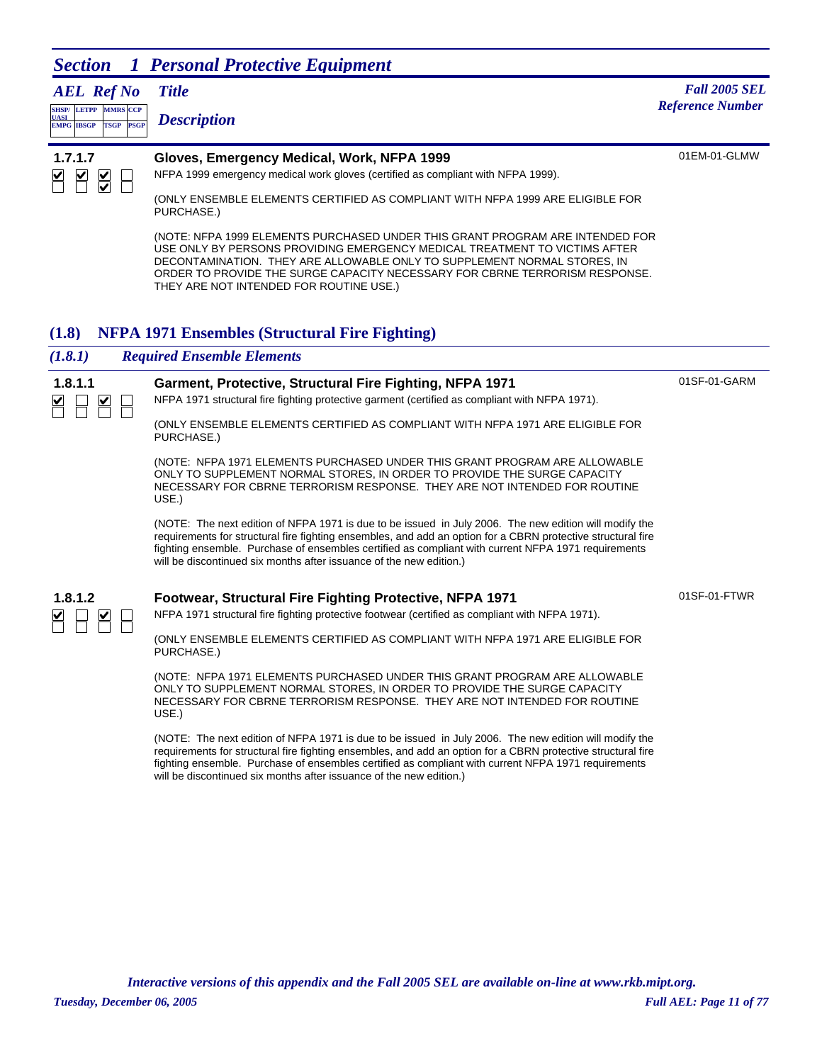# Section 1 Personal Protective Equipment

| AEL Ref No | Title / Description | Fall 2005 SEL Reference Number |
|---|---|---|

### 1.7.7

☑ SHSP/UASI ☑ LETPP ☑ MMRS ☐ CCP
☐ EMPG ☐ IBSGP ☑ TSGP ☐ PSGP

**Gloves, Emergency Medical, Work, NFPA 1999** — 01EM-01-GLMW

NFPA 1999 emergency medical work gloves (certified as compliant with NFPA 1999).

(ONLY ENSEMBLE ELEMENTS CERTIFIED AS COMPLIANT WITH NFPA 1999 ARE ELIGIBLE FOR PURCHASE.)

(NOTE: NFPA 1999 ELEMENTS PURCHASED UNDER THIS GRANT PROGRAM ARE INTENDED FOR USE ONLY BY PERSONS PROVIDING EMERGENCY MEDICAL TREATMENT TO VICTIMS AFTER DECONTAMINATION. THEY ARE ALLOWABLE ONLY TO SUPPLEMENT NORMAL STORES, IN ORDER TO PROVIDE THE SURGE CAPACITY NECESSARY FOR CBRNE TERRORISM RESPONSE. THEY ARE NOT INTENDED FOR ROUTINE USE.)

## (1.8) NFPA 1971 Ensembles (Structural Fire Fighting)

### *(1.8.1) Required Ensemble Elements*

### 1.8.1.1

☑ SHSP/UASI ☐ LETPP ☑ MMRS ☐ CCP
☐ EMPG ☐ IBSGP ☐ TSGP ☐ PSGP

**Garment, Protective, Structural Fire Fighting, NFPA 1971** — 01SF-01-GARM

NFPA 1971 structural fire fighting protective garment (certified as compliant with NFPA 1971).

(ONLY ENSEMBLE ELEMENTS CERTIFIED AS COMPLIANT WITH NFPA 1971 ARE ELIGIBLE FOR PURCHASE.)

(NOTE: NFPA 1971 ELEMENTS PURCHASED UNDER THIS GRANT PROGRAM ARE ALLOWABLE ONLY TO SUPPLEMENT NORMAL STORES, IN ORDER TO PROVIDE THE SURGE CAPACITY NECESSARY FOR CBRNE TERRORISM RESPONSE. THEY ARE NOT INTENDED FOR ROUTINE USE.)

(NOTE: The next edition of NFPA 1971 is due to be issued in July 2006. The new edition will modify the requirements for structural fire fighting ensembles, and add an option for a CBRN protective structural fire fighting ensemble. Purchase of ensembles certified as compliant with current NFPA 1971 requirements will be discontinued six months after issuance of the new edition.)

### 1.8.1.2

☑ SHSP/UASI ☐ LETPP ☑ MMRS ☐ CCP
☐ EMPG ☐ IBSGP ☐ TSGP ☐ PSGP

**Footwear, Structural Fire Fighting Protective, NFPA 1971** — 01SF-01-FTWR

NFPA 1971 structural fire fighting protective footwear (certified as compliant with NFPA 1971).

(ONLY ENSEMBLE ELEMENTS CERTIFIED AS COMPLIANT WITH NFPA 1971 ARE ELIGIBLE FOR PURCHASE.)

(NOTE: NFPA 1971 ELEMENTS PURCHASED UNDER THIS GRANT PROGRAM ARE ALLOWABLE ONLY TO SUPPLEMENT NORMAL STORES, IN ORDER TO PROVIDE THE SURGE CAPACITY NECESSARY FOR CBRNE TERRORISM RESPONSE. THEY ARE NOT INTENDED FOR ROUTINE USE.)

(NOTE: The next edition of NFPA 1971 is due to be issued in July 2006. The new edition will modify the requirements for structural fire fighting ensembles, and add an option for a CBRN protective structural fire fighting ensemble. Purchase of ensembles certified as compliant with current NFPA 1971 requirements will be discontinued six months after issuance of the new edition.)

*Interactive versions of this appendix and the Fall 2005 SEL are available on-line at www.rkb.mipt.org.*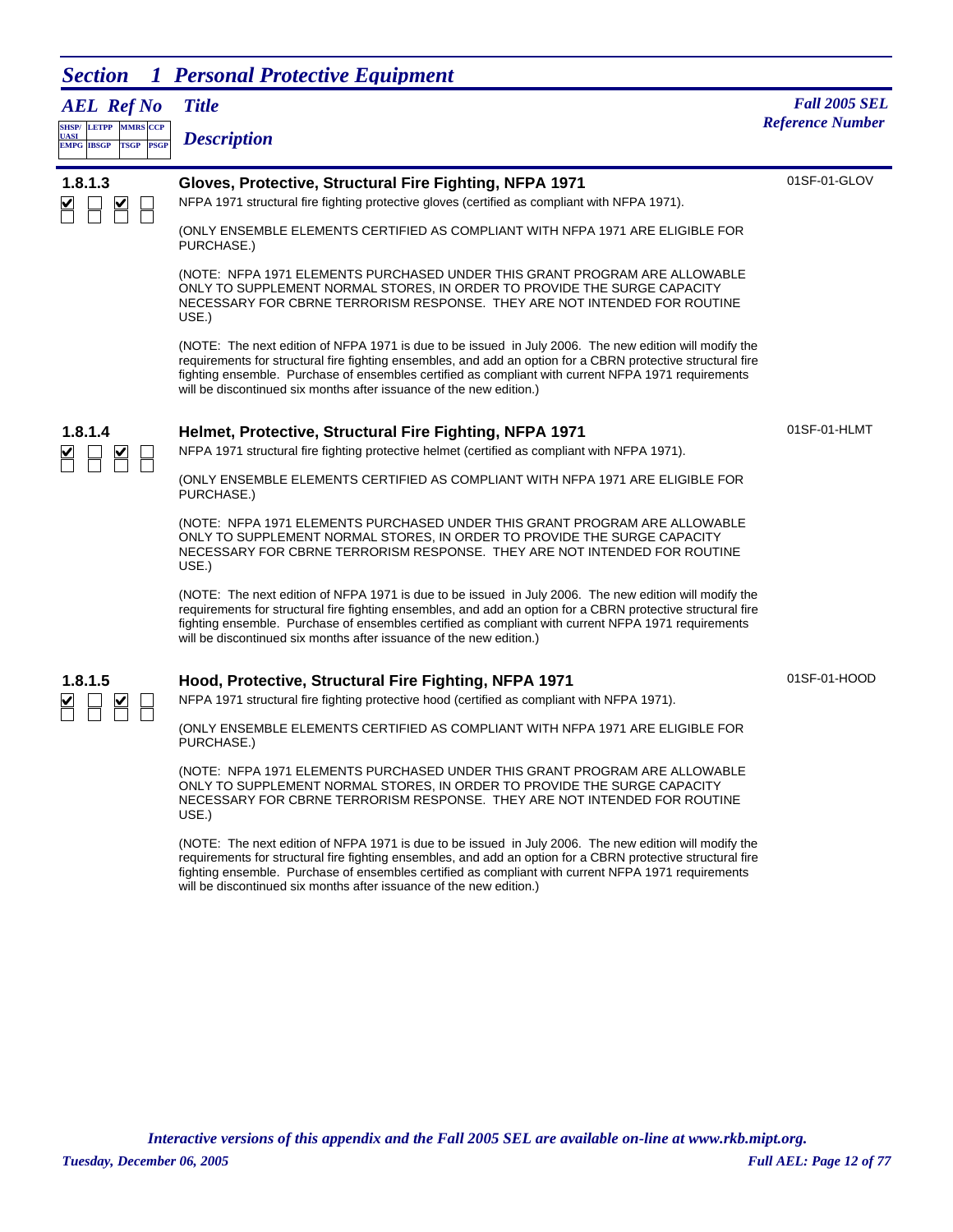# Section 1 Personal Protective Equipment

| AEL Ref No | Title / Description | Fall 2005 SEL Reference Number |
|---|---|---|

### 1.8.1.3 — Gloves, Protective, Structural Fire Fighting, NFPA 1971

Eligibility: SHSP/UASI ☑ | LETPP ☐ | MMRS ☑ | CCP ☐ | EMPG ☐ | IBSGP ☐ | TSGP ☐ | PSGP ☐

SEL Reference Number: 01SF-01-GLOV

NFPA 1971 structural fire fighting protective gloves (certified as compliant with NFPA 1971).

(ONLY ENSEMBLE ELEMENTS CERTIFIED AS COMPLIANT WITH NFPA 1971 ARE ELIGIBLE FOR PURCHASE.)

(NOTE: NFPA 1971 ELEMENTS PURCHASED UNDER THIS GRANT PROGRAM ARE ALLOWABLE ONLY TO SUPPLEMENT NORMAL STORES, IN ORDER TO PROVIDE THE SURGE CAPACITY NECESSARY FOR CBRNE TERRORISM RESPONSE. THEY ARE NOT INTENDED FOR ROUTINE USE.)

(NOTE: The next edition of NFPA 1971 is due to be issued in July 2006. The new edition will modify the requirements for structural fire fighting ensembles, and add an option for a CBRN protective structural fire fighting ensemble. Purchase of ensembles certified as compliant with current NFPA 1971 requirements will be discontinued six months after issuance of the new edition.)

### 1.8.1.4 — Helmet, Protective, Structural Fire Fighting, NFPA 1971

Eligibility: SHSP/UASI ☑ | LETPP ☐ | MMRS ☑ | CCP ☐ | EMPG ☐ | IBSGP ☐ | TSGP ☐ | PSGP ☐

SEL Reference Number: 01SF-01-HLMT

NFPA 1971 structural fire fighting protective helmet (certified as compliant with NFPA 1971).

(ONLY ENSEMBLE ELEMENTS CERTIFIED AS COMPLIANT WITH NFPA 1971 ARE ELIGIBLE FOR PURCHASE.)

(NOTE: NFPA 1971 ELEMENTS PURCHASED UNDER THIS GRANT PROGRAM ARE ALLOWABLE ONLY TO SUPPLEMENT NORMAL STORES, IN ORDER TO PROVIDE THE SURGE CAPACITY NECESSARY FOR CBRNE TERRORISM RESPONSE. THEY ARE NOT INTENDED FOR ROUTINE USE.)

(NOTE: The next edition of NFPA 1971 is due to be issued in July 2006. The new edition will modify the requirements for structural fire fighting ensembles, and add an option for a CBRN protective structural fire fighting ensemble. Purchase of ensembles certified as compliant with current NFPA 1971 requirements will be discontinued six months after issuance of the new edition.)

### 1.8.1.5 — Hood, Protective, Structural Fire Fighting, NFPA 1971

Eligibility: SHSP/UASI ☑ | LETPP ☐ | MMRS ☑ | CCP ☐ | EMPG ☐ | IBSGP ☐ | TSGP ☐ | PSGP ☐

SEL Reference Number: 01SF-01-HOOD

NFPA 1971 structural fire fighting protective hood (certified as compliant with NFPA 1971).

(ONLY ENSEMBLE ELEMENTS CERTIFIED AS COMPLIANT WITH NFPA 1971 ARE ELIGIBLE FOR PURCHASE.)

(NOTE: NFPA 1971 ELEMENTS PURCHASED UNDER THIS GRANT PROGRAM ARE ALLOWABLE ONLY TO SUPPLEMENT NORMAL STORES, IN ORDER TO PROVIDE THE SURGE CAPACITY NECESSARY FOR CBRNE TERRORISM RESPONSE. THEY ARE NOT INTENDED FOR ROUTINE USE.)

(NOTE: The next edition of NFPA 1971 is due to be issued in July 2006. The new edition will modify the requirements for structural fire fighting ensembles, and add an option for a CBRN protective structural fire fighting ensemble. Purchase of ensembles certified as compliant with current NFPA 1971 requirements will be discontinued six months after issuance of the new edition.)

*Interactive versions of this appendix and the Fall 2005 SEL are available on-line at www.rkb.mipt.org.*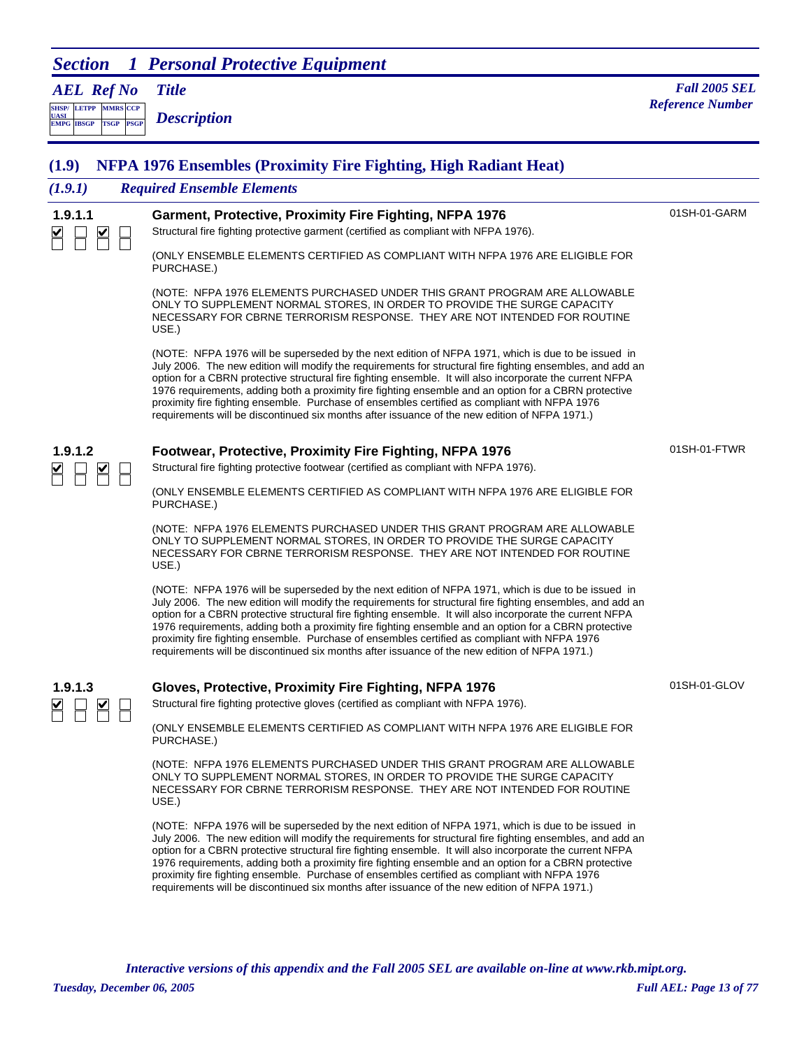# Section 1 Personal Protective Equipment

*AEL Ref No* — *Title* — *Description* — *Fall 2005 SEL Reference Number*

## (1.9) NFPA 1976 Ensembles (Proximity Fire Fighting, High Radiant Heat)

### (1.9.1) Required Ensemble Elements

**1.9.1.1** — **Garment, Protective, Proximity Fire Fighting, NFPA 1976** — 01SH-01-GARM

Structural fire fighting protective garment (certified as compliant with NFPA 1976).

(ONLY ENSEMBLE ELEMENTS CERTIFIED AS COMPLIANT WITH NFPA 1976 ARE ELIGIBLE FOR PURCHASE.)

(NOTE: NFPA 1976 ELEMENTS PURCHASED UNDER THIS GRANT PROGRAM ARE ALLOWABLE ONLY TO SUPPLEMENT NORMAL STORES, IN ORDER TO PROVIDE THE SURGE CAPACITY NECESSARY FOR CBRNE TERRORISM RESPONSE. THEY ARE NOT INTENDED FOR ROUTINE USE.)

(NOTE: NFPA 1976 will be superseded by the next edition of NFPA 1971, which is due to be issued in July 2006. The new edition will modify the requirements for structural fire fighting ensembles, and add an option for a CBRN protective structural fire fighting ensemble. It will also incorporate the current NFPA 1976 requirements, adding both a proximity fire fighting ensemble and an option for a CBRN protective proximity fire fighting ensemble. Purchase of ensembles certified as compliant with NFPA 1976 requirements will be discontinued six months after issuance of the new edition of NFPA 1971.)

**1.9.1.2** — **Footwear, Protective, Proximity Fire Fighting, NFPA 1976** — 01SH-01-FTWR

Structural fire fighting protective footwear (certified as compliant with NFPA 1976).

(ONLY ENSEMBLE ELEMENTS CERTIFIED AS COMPLIANT WITH NFPA 1976 ARE ELIGIBLE FOR PURCHASE.)

(NOTE: NFPA 1976 ELEMENTS PURCHASED UNDER THIS GRANT PROGRAM ARE ALLOWABLE ONLY TO SUPPLEMENT NORMAL STORES, IN ORDER TO PROVIDE THE SURGE CAPACITY NECESSARY FOR CBRNE TERRORISM RESPONSE. THEY ARE NOT INTENDED FOR ROUTINE USE.)

(NOTE: NFPA 1976 will be superseded by the next edition of NFPA 1971, which is due to be issued in July 2006. The new edition will modify the requirements for structural fire fighting ensembles, and add an option for a CBRN protective structural fire fighting ensemble. It will also incorporate the current NFPA 1976 requirements, adding both a proximity fire fighting ensemble and an option for a CBRN protective proximity fire fighting ensemble. Purchase of ensembles certified as compliant with NFPA 1976 requirements will be discontinued six months after issuance of the new edition of NFPA 1971.)

**1.9.1.3** — **Gloves, Protective, Proximity Fire Fighting, NFPA 1976** — 01SH-01-GLOV

Structural fire fighting protective gloves (certified as compliant with NFPA 1976).

(ONLY ENSEMBLE ELEMENTS CERTIFIED AS COMPLIANT WITH NFPA 1976 ARE ELIGIBLE FOR PURCHASE.)

(NOTE: NFPA 1976 ELEMENTS PURCHASED UNDER THIS GRANT PROGRAM ARE ALLOWABLE ONLY TO SUPPLEMENT NORMAL STORES, IN ORDER TO PROVIDE THE SURGE CAPACITY NECESSARY FOR CBRNE TERRORISM RESPONSE. THEY ARE NOT INTENDED FOR ROUTINE USE.)

(NOTE: NFPA 1976 will be superseded by the next edition of NFPA 1971, which is due to be issued in July 2006. The new edition will modify the requirements for structural fire fighting ensembles, and add an option for a CBRN protective structural fire fighting ensemble. It will also incorporate the current NFPA 1976 requirements, adding both a proximity fire fighting ensemble and an option for a CBRN protective proximity fire fighting ensemble. Purchase of ensembles certified as compliant with NFPA 1976 requirements will be discontinued six months after issuance of the new edition of NFPA 1971.)

*Interactive versions of this appendix and the Fall 2005 SEL are available on-line at www.rkb.mipt.org.*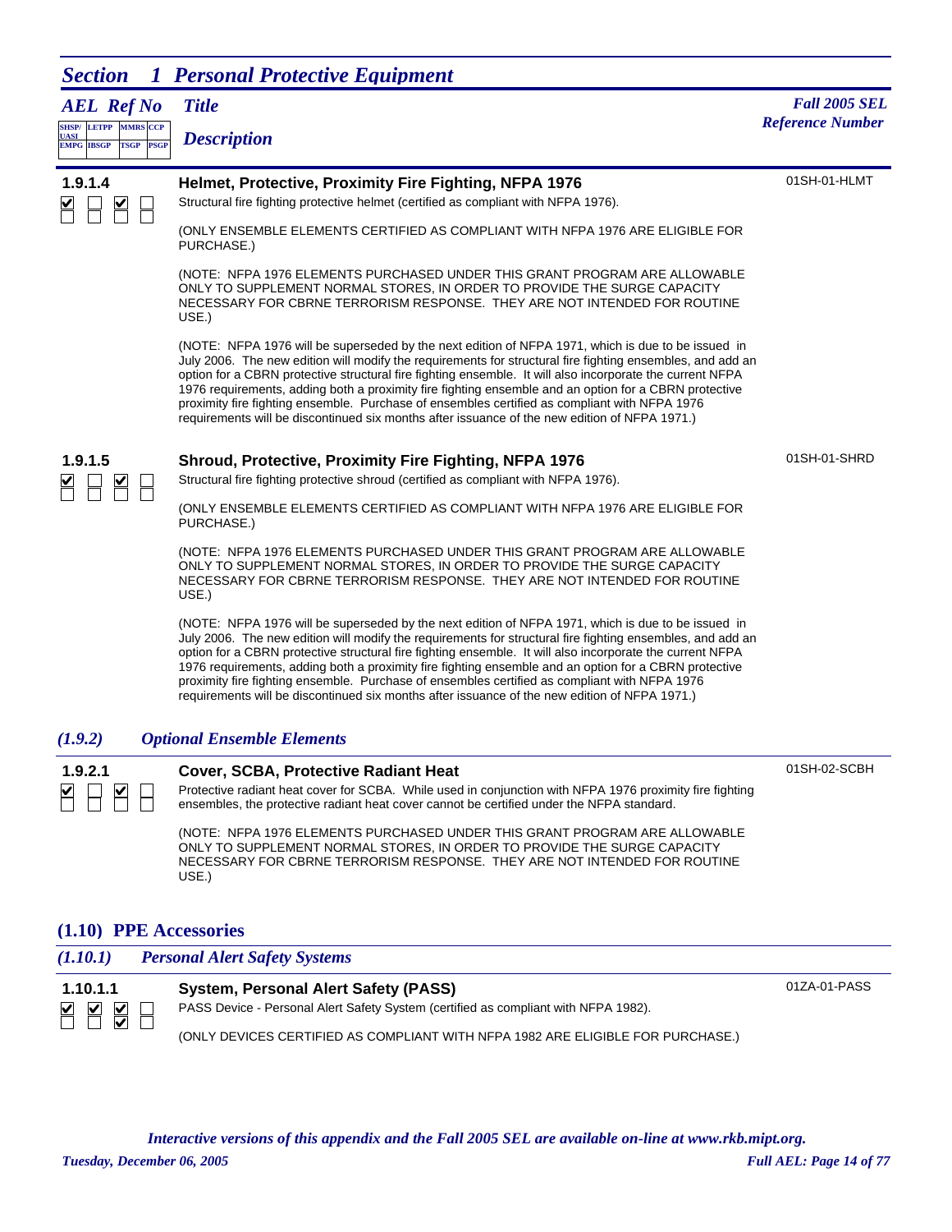## Section 1 Personal Protective Equipment

| AEL Ref No | Title / Description | Fall 2005 SEL Reference Number |
|---|---|---|

**1.9.1.4** — ☑ SHSP/UASI ☐ LETPP ☑ MMRS ☐ CCP / ☐ EMPG ☐ IBSGP ☐ TSGP ☐ PSGP

### Helmet, Protective, Proximity Fire Fighting, NFPA 1976

01SH-01-HLMT

Structural fire fighting protective helmet (certified as compliant with NFPA 1976).

(ONLY ENSEMBLE ELEMENTS CERTIFIED AS COMPLIANT WITH NFPA 1976 ARE ELIGIBLE FOR PURCHASE.)

(NOTE: NFPA 1976 ELEMENTS PURCHASED UNDER THIS GRANT PROGRAM ARE ALLOWABLE ONLY TO SUPPLEMENT NORMAL STORES, IN ORDER TO PROVIDE THE SURGE CAPACITY NECESSARY FOR CBRNE TERRORISM RESPONSE. THEY ARE NOT INTENDED FOR ROUTINE USE.)

(NOTE: NFPA 1976 will be superseded by the next edition of NFPA 1971, which is due to be issued in July 2006. The new edition will modify the requirements for structural fire fighting ensembles, and add an option for a CBRN protective structural fire fighting ensemble. It will also incorporate the current NFPA 1976 requirements, adding both a proximity fire fighting ensemble and an option for a CBRN protective proximity fire fighting ensemble. Purchase of ensembles certified as compliant with NFPA 1976 requirements will be discontinued six months after issuance of the new edition of NFPA 1971.)

**1.9.1.5** — ☑ SHSP/UASI ☐ LETPP ☑ MMRS ☐ CCP / ☐ EMPG ☐ IBSGP ☐ TSGP ☐ PSGP

### Shroud, Protective, Proximity Fire Fighting, NFPA 1976

01SH-01-SHRD

Structural fire fighting protective shroud (certified as compliant with NFPA 1976).

(ONLY ENSEMBLE ELEMENTS CERTIFIED AS COMPLIANT WITH NFPA 1976 ARE ELIGIBLE FOR PURCHASE.)

(NOTE: NFPA 1976 ELEMENTS PURCHASED UNDER THIS GRANT PROGRAM ARE ALLOWABLE ONLY TO SUPPLEMENT NORMAL STORES, IN ORDER TO PROVIDE THE SURGE CAPACITY NECESSARY FOR CBRNE TERRORISM RESPONSE. THEY ARE NOT INTENDED FOR ROUTINE USE.)

(NOTE: NFPA 1976 will be superseded by the next edition of NFPA 1971, which is due to be issued in July 2006. The new edition will modify the requirements for structural fire fighting ensembles, and add an option for a CBRN protective structural fire fighting ensemble. It will also incorporate the current NFPA 1976 requirements, adding both a proximity fire fighting ensemble and an option for a CBRN protective proximity fire fighting ensemble. Purchase of ensembles certified as compliant with NFPA 1976 requirements will be discontinued six months after issuance of the new edition of NFPA 1971.)

### *(1.9.2) Optional Ensemble Elements*

**1.9.2.1** — ☑ SHSP/UASI ☐ LETPP ☑ MMRS ☐ CCP / ☐ EMPG ☐ IBSGP ☐ TSGP ☐ PSGP

### Cover, SCBA, Protective Radiant Heat

01SH-02-SCBH

Protective radiant heat cover for SCBA. While used in conjunction with NFPA 1976 proximity fire fighting ensembles, the protective radiant heat cover cannot be certified under the NFPA standard.

(NOTE: NFPA 1976 ELEMENTS PURCHASED UNDER THIS GRANT PROGRAM ARE ALLOWABLE ONLY TO SUPPLEMENT NORMAL STORES, IN ORDER TO PROVIDE THE SURGE CAPACITY NECESSARY FOR CBRNE TERRORISM RESPONSE. THEY ARE NOT INTENDED FOR ROUTINE USE.)

## (1.10) PPE Accessories

### *(1.10.1) Personal Alert Safety Systems*

**1.10.1.1** — ☑ SHSP/UASI ☑ LETPP ☑ MMRS ☐ CCP / ☐ EMPG ☐ IBSGP ☑ TSGP ☐ PSGP

### System, Personal Alert Safety (PASS)

01ZA-01-PASS

PASS Device - Personal Alert Safety System (certified as compliant with NFPA 1982).

(ONLY DEVICES CERTIFIED AS COMPLIANT WITH NFPA 1982 ARE ELIGIBLE FOR PURCHASE.)

*Interactive versions of this appendix and the Fall 2005 SEL are available on-line at www.rkb.mipt.org.*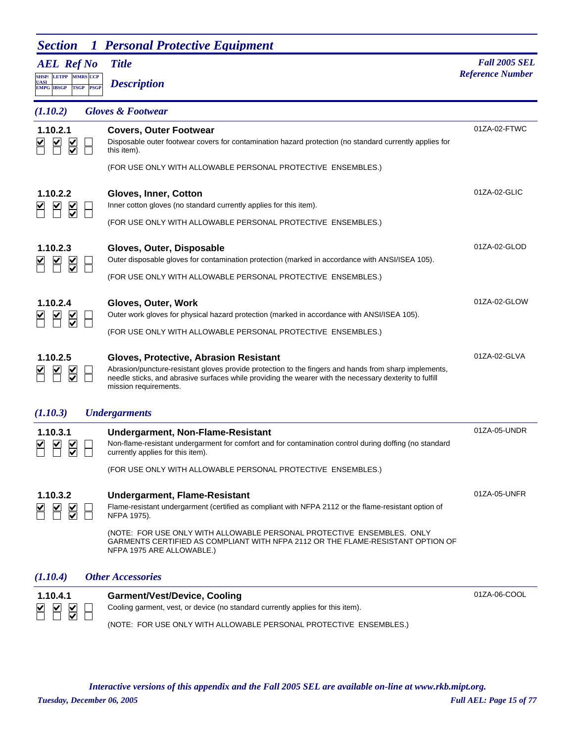## Section 1 Personal Protective Equipment

*AEL Ref No* — *Title* — *Description* — *Fall 2005 SEL Reference Number*

Grant programs (checkbox grid): SHSP/UASI, LETPP, MMRS, CCP / EMPG, IBSGP, TSGP, PSGP

### (1.10.2) Gloves & Footwear

**1.10.2.1** — 01ZA-02-FTWC

☑ SHSP/UASI ☑ LETPP ☑ MMRS ☐ CCP
☐ EMPG ☐ IBSGP ☑ TSGP ☐ PSGP

**Covers, Outer Footwear**

Disposable outer footwear covers for contamination hazard protection (no standard currently applies for this item).

(FOR USE ONLY WITH ALLOWABLE PERSONAL PROTECTIVE ENSEMBLES.)

**1.10.2.2** — 01ZA-02-GLIC

☑ SHSP/UASI ☑ LETPP ☑ MMRS ☐ CCP
☐ EMPG ☐ IBSGP ☑ TSGP ☐ PSGP

**Gloves, Inner, Cotton**

Inner cotton gloves (no standard currently applies for this item).

(FOR USE ONLY WITH ALLOWABLE PERSONAL PROTECTIVE ENSEMBLES.)

**1.10.2.3** — 01ZA-02-GLOD

☑ SHSP/UASI ☑ LETPP ☑ MMRS ☐ CCP
☐ EMPG ☐ IBSGP ☑ TSGP ☐ PSGP

**Gloves, Outer, Disposable**

Outer disposable gloves for contamination protection (marked in accordance with ANSI/ISEA 105).

(FOR USE ONLY WITH ALLOWABLE PERSONAL PROTECTIVE ENSEMBLES.)

**1.10.2.4** — 01ZA-02-GLOW

☑ SHSP/UASI ☑ LETPP ☑ MMRS ☐ CCP
☐ EMPG ☐ IBSGP ☑ TSGP ☐ PSGP

**Gloves, Outer, Work**

Outer work gloves for physical hazard protection (marked in accordance with ANSI/ISEA 105).

(FOR USE ONLY WITH ALLOWABLE PERSONAL PROTECTIVE ENSEMBLES.)

**1.10.2.5** — 01ZA-02-GLVA

☑ SHSP/UASI ☑ LETPP ☑ MMRS ☐ CCP
☐ EMPG ☐ IBSGP ☑ TSGP ☐ PSGP

**Gloves, Protective, Abrasion Resistant**

Abrasion/puncture-resistant gloves provide protection to the fingers and hands from sharp implements, needle sticks, and abrasive surfaces while providing the wearer with the necessary dexterity to fulfill mission requirements.

### (1.10.3) Undergarments

**1.10.3.1** — 01ZA-05-UNDR

☑ SHSP/UASI ☑ LETPP ☑ MMRS ☐ CCP
☐ EMPG ☐ IBSGP ☑ TSGP ☐ PSGP

**Undergarment, Non-Flame-Resistant**

Non-flame-resistant undergarment for comfort and for contamination control during doffing (no standard currently applies for this item).

(FOR USE ONLY WITH ALLOWABLE PERSONAL PROTECTIVE ENSEMBLES.)

**1.10.3.2** — 01ZA-05-UNFR

☑ SHSP/UASI ☑ LETPP ☑ MMRS ☐ CCP
☐ EMPG ☐ IBSGP ☑ TSGP ☐ PSGP

**Undergarment, Flame-Resistant**

Flame-resistant undergarment (certified as compliant with NFPA 2112 or the flame-resistant option of NFPA 1975).

(NOTE: FOR USE ONLY WITH ALLOWABLE PERSONAL PROTECTIVE ENSEMBLES. ONLY GARMENTS CERTIFIED AS COMPLIANT WITH NFPA 2112 OR THE FLAME-RESISTANT OPTION OF NFPA 1975 ARE ALLOWABLE.)

### (1.10.4) Other Accessories

**1.10.4.1** — 01ZA-06-COOL

☑ SHSP/UASI ☑ LETPP ☑ MMRS ☐ CCP
☐ EMPG ☐ IBSGP ☑ TSGP ☐ PSGP

**Garment/Vest/Device, Cooling**

Cooling garment, vest, or device (no standard currently applies for this item).

(NOTE: FOR USE ONLY WITH ALLOWABLE PERSONAL PROTECTIVE ENSEMBLES.)

*Interactive versions of this appendix and the Fall 2005 SEL are available on-line at www.rkb.mipt.org.*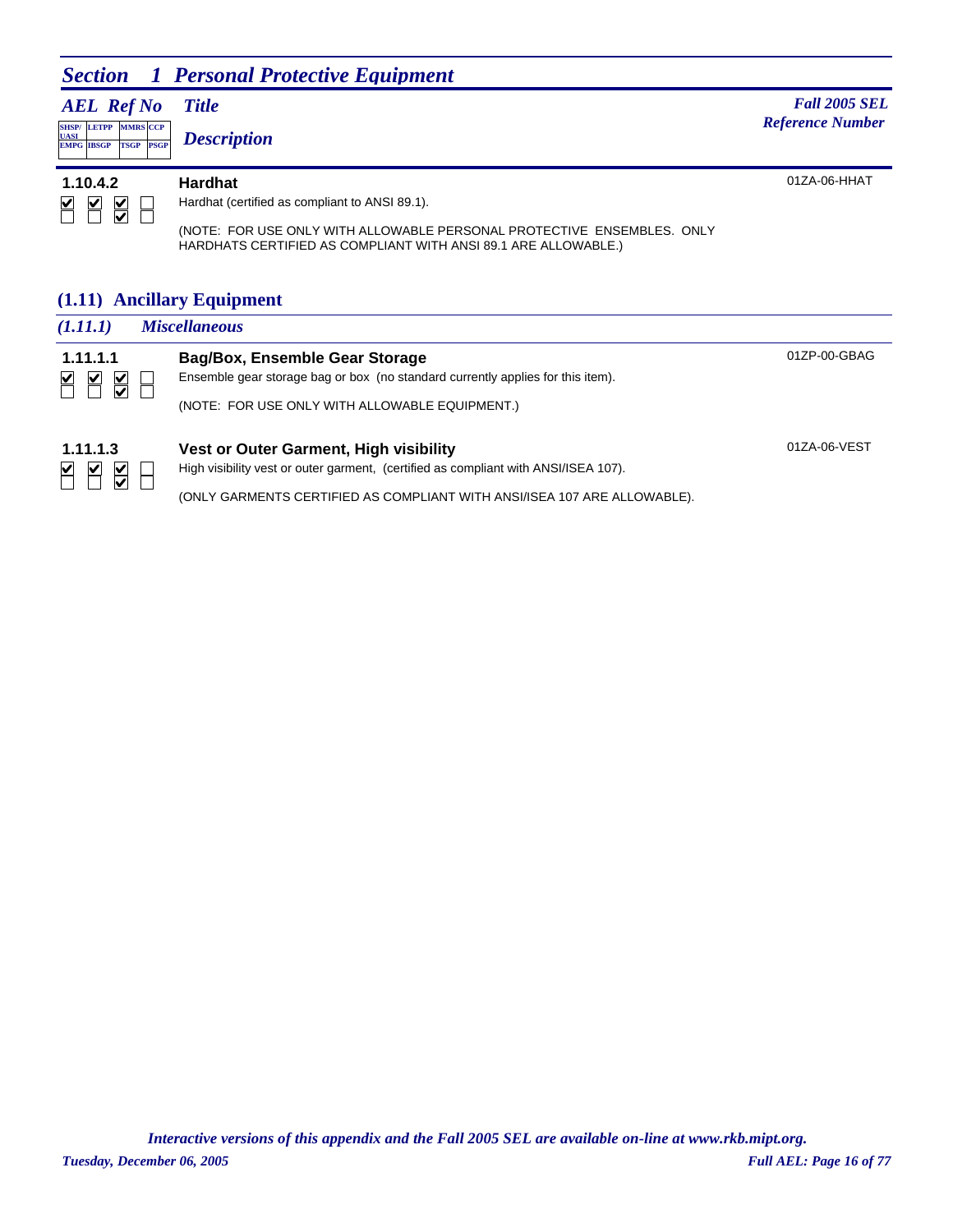## Section 1 Personal Protective Equipment

| AEL Ref No | Title / Description | Fall 2005 SEL Reference Number |
|---|---|---|
| SHSP/UASI, LETPP, MMRS, CCP / EMPG, IBSGP, TSGP, PSGP | | |

**1.10.4.2**

☑ ☑ ☑ ☐
☐ ☐ ☑ ☐

**Hardhat** — 01ZA-06-HHAT

Hardhat (certified as compliant to ANSI 89.1).

(NOTE: FOR USE ONLY WITH ALLOWABLE PERSONAL PROTECTIVE ENSEMBLES. ONLY HARDHATS CERTIFIED AS COMPLIANT WITH ANSI 89.1 ARE ALLOWABLE.)

### (1.11) Ancillary Equipment

#### *(1.11.1) Miscellaneous*

**1.11.1.1**

☑ ☑ ☑ ☐
☐ ☐ ☑ ☐

**Bag/Box, Ensemble Gear Storage** — 01ZP-00-GBAG

Ensemble gear storage bag or box (no standard currently applies for this item).

(NOTE: FOR USE ONLY WITH ALLOWABLE EQUIPMENT.)

**1.11.1.3**

☑ ☑ ☑ ☐
☐ ☐ ☑ ☐

**Vest or Outer Garment, High visibility** — 01ZA-06-VEST

High visibility vest or outer garment, (certified as compliant with ANSI/ISEA 107).

(ONLY GARMENTS CERTIFIED AS COMPLIANT WITH ANSI/ISEA 107 ARE ALLOWABLE).

*Interactive versions of this appendix and the Fall 2005 SEL are available on-line at www.rkb.mipt.org.*

*Tuesday, December 06, 2005*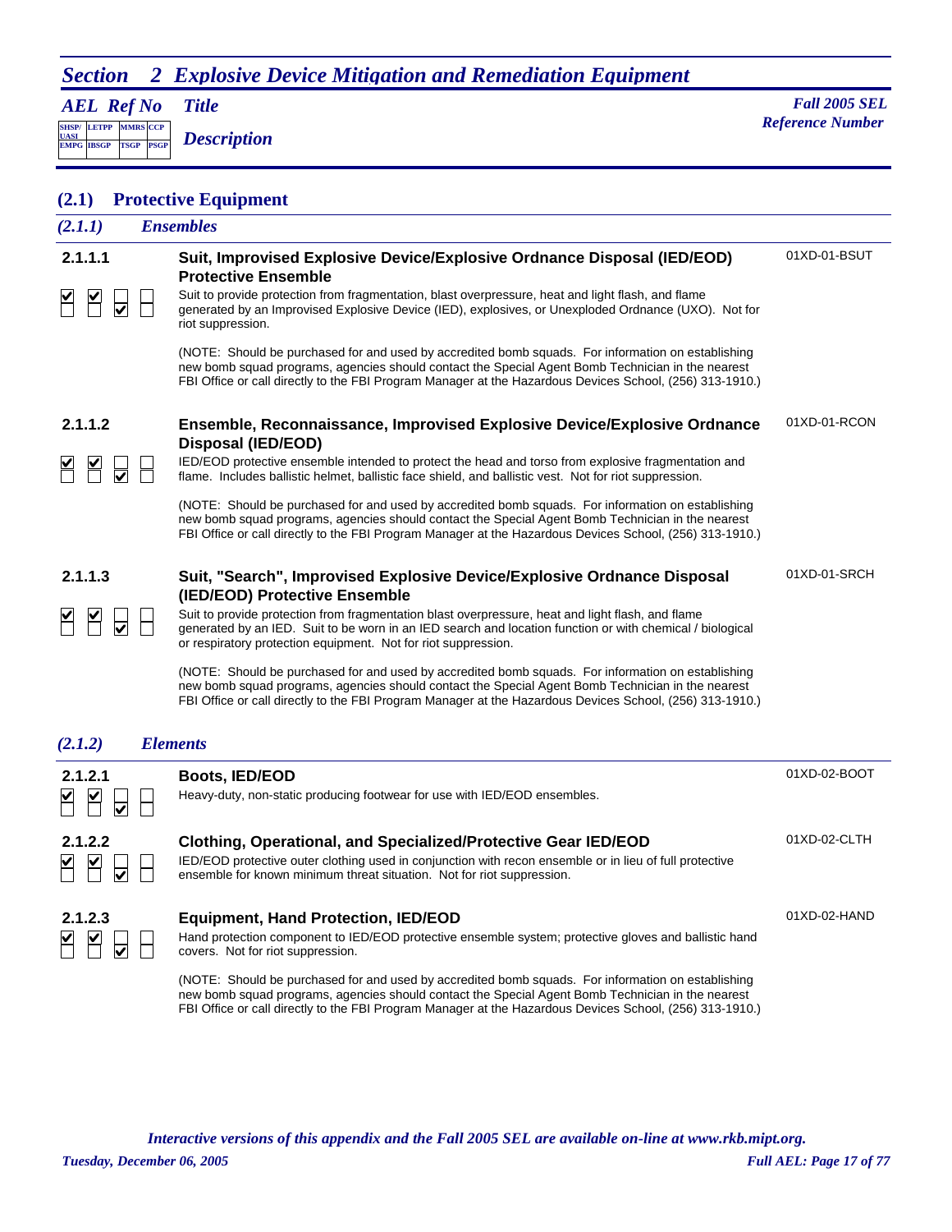# Section 2 Explosive Device Mitigation and Remediation Equipment

| AEL Ref No | Title / Description | Fall 2005 SEL Reference Number |
|---|---|---|
| SHSP/UASI, LETPP, MMRS, CCP / EMPG, IBSGP, TSGP, PSGP | | |

## (2.1) Protective Equipment

### (2.1.1) Ensembles

**2.1.1.1** — 01XD-01-BSUT

SHSP/UASI: ☑ LETPP: ☑ MMRS: ☐ CCP: ☐
EMPG: ☐ IBSGP: ☐ TSGP: ☑ PSGP: ☐

**Suit, Improvised Explosive Device/Explosive Ordnance Disposal (IED/EOD) Protective Ensemble**

Suit to provide protection from fragmentation, blast overpressure, heat and light flash, and flame generated by an Improvised Explosive Device (IED), explosives, or Unexploded Ordnance (UXO). Not for riot suppression.

(NOTE: Should be purchased for and used by accredited bomb squads. For information on establishing new bomb squad programs, agencies should contact the Special Agent Bomb Technician in the nearest FBI Office or call directly to the FBI Program Manager at the Hazardous Devices School, (256) 313-1910.)

**2.1.1.2** — 01XD-01-RCON

SHSP/UASI: ☑ LETPP: ☑ MMRS: ☐ CCP: ☐
EMPG: ☐ IBSGP: ☐ TSGP: ☑ PSGP: ☐

**Ensemble, Reconnaissance, Improvised Explosive Device/Explosive Ordnance Disposal (IED/EOD)**

IED/EOD protective ensemble intended to protect the head and torso from explosive fragmentation and flame. Includes ballistic helmet, ballistic face shield, and ballistic vest. Not for riot suppression.

(NOTE: Should be purchased for and used by accredited bomb squads. For information on establishing new bomb squad programs, agencies should contact the Special Agent Bomb Technician in the nearest FBI Office or call directly to the FBI Program Manager at the Hazardous Devices School, (256) 313-1910.)

**2.1.1.3** — 01XD-01-SRCH

SHSP/UASI: ☑ LETPP: ☑ MMRS: ☐ CCP: ☐
EMPG: ☐ IBSGP: ☐ TSGP: ☑ PSGP: ☐

**Suit, "Search", Improvised Explosive Device/Explosive Ordnance Disposal (IED/EOD) Protective Ensemble**

Suit to provide protection from fragmentation blast overpressure, heat and light flash, and flame generated by an IED. Suit to be worn in an IED search and location function or with chemical / biological or respiratory protection equipment. Not for riot suppression.

(NOTE: Should be purchased for and used by accredited bomb squads. For information on establishing new bomb squad programs, agencies should contact the Special Agent Bomb Technician in the nearest FBI Office or call directly to the FBI Program Manager at the Hazardous Devices School, (256) 313-1910.)

### (2.1.2) Elements

**2.1.2.1** — 01XD-02-BOOT

SHSP/UASI: ☑ LETPP: ☑ MMRS: ☐ CCP: ☐
EMPG: ☐ IBSGP: ☐ TSGP: ☑ PSGP: ☐

**Boots, IED/EOD**

Heavy-duty, non-static producing footwear for use with IED/EOD ensembles.

**2.1.2.2** — 01XD-02-CLTH

SHSP/UASI: ☑ LETPP: ☑ MMRS: ☐ CCP: ☐
EMPG: ☐ IBSGP: ☐ TSGP: ☑ PSGP: ☐

**Clothing, Operational, and Specialized/Protective Gear IED/EOD**

IED/EOD protective outer clothing used in conjunction with recon ensemble or in lieu of full protective ensemble for known minimum threat situation. Not for riot suppression.

**2.1.2.3** — 01XD-02-HAND

SHSP/UASI: ☑ LETPP: ☑ MMRS: ☐ CCP: ☐
EMPG: ☐ IBSGP: ☐ TSGP: ☑ PSGP: ☐

**Equipment, Hand Protection, IED/EOD**

Hand protection component to IED/EOD protective ensemble system; protective gloves and ballistic hand covers. Not for riot suppression.

(NOTE: Should be purchased for and used by accredited bomb squads. For information on establishing new bomb squad programs, agencies should contact the Special Agent Bomb Technician in the nearest FBI Office or call directly to the FBI Program Manager at the Hazardous Devices School, (256) 313-1910.)

*Interactive versions of this appendix and the Fall 2005 SEL are available on-line at www.rkb.mipt.org.*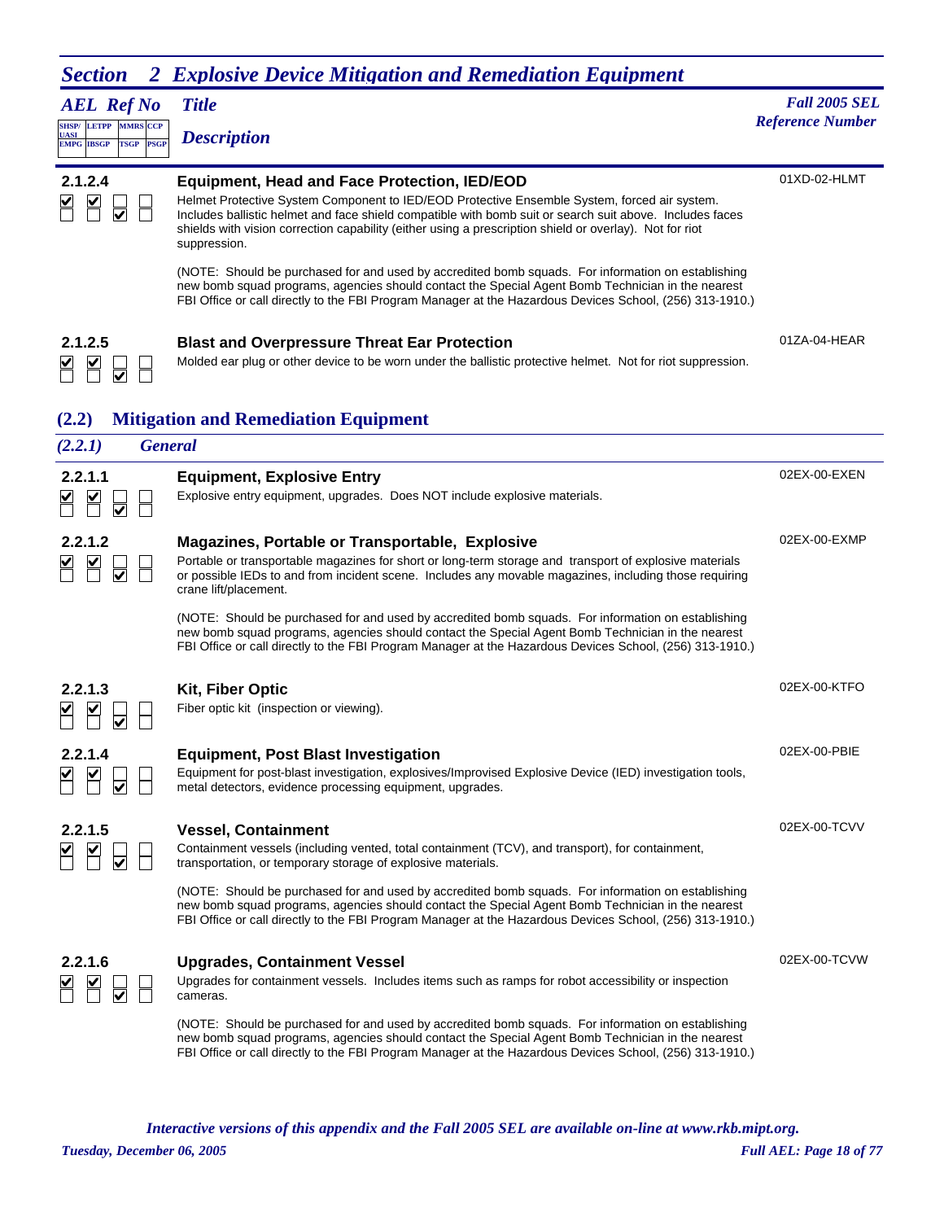# Section 2 Explosive Device Mitigation and Remediation Equipment

| AEL Ref No | Title / Description | Fall 2005 SEL Reference Number |
|---|---|---|

**2.1.2.4** — SHSP/UASI ☑ LETPP ☑ MMRS ☐ CCP ☐ / EMPG ☐ IBSGP ☐ TSGP ☑ PSGP ☐

### Equipment, Head and Face Protection, IED/EOD

01XD-02-HLMT

Helmet Protective System Component to IED/EOD Protective Ensemble System, forced air system. Includes ballistic helmet and face shield compatible with bomb suit or search suit above. Includes faces shields with vision correction capability (either using a prescription shield or overlay). Not for riot suppression.

(NOTE: Should be purchased for and used by accredited bomb squads. For information on establishing new bomb squad programs, agencies should contact the Special Agent Bomb Technician in the nearest FBI Office or call directly to the FBI Program Manager at the Hazardous Devices School, (256) 313-1910.)

**2.1.2.5** — SHSP/UASI ☑ LETPP ☑ MMRS ☐ CCP ☐ / EMPG ☐ IBSGP ☐ TSGP ☑ PSGP ☐

### Blast and Overpressure Threat Ear Protection

01ZA-04-HEAR

Molded ear plug or other device to be worn under the ballistic protective helmet. Not for riot suppression.

## (2.2) Mitigation and Remediation Equipment

### (2.2.1) General

**2.2.1.1** — SHSP/UASI ☑ LETPP ☑ MMRS ☐ CCP ☐ / EMPG ☐ IBSGP ☐ TSGP ☑ PSGP ☐

### Equipment, Explosive Entry

02EX-00-EXEN

Explosive entry equipment, upgrades. Does NOT include explosive materials.

**2.2.1.2** — SHSP/UASI ☑ LETPP ☑ MMRS ☐ CCP ☐ / EMPG ☐ IBSGP ☐ TSGP ☑ PSGP ☐

### Magazines, Portable or Transportable, Explosive

02EX-00-EXMP

Portable or transportable magazines for short or long-term storage and transport of explosive materials or possible IEDs to and from incident scene. Includes any movable magazines, including those requiring crane lift/placement.

(NOTE: Should be purchased for and used by accredited bomb squads. For information on establishing new bomb squad programs, agencies should contact the Special Agent Bomb Technician in the nearest FBI Office or call directly to the FBI Program Manager at the Hazardous Devices School, (256) 313-1910.)

**2.2.1.3** — SHSP/UASI ☑ LETPP ☑ MMRS ☐ CCP ☐ / EMPG ☐ IBSGP ☐ TSGP ☑ PSGP ☐

### Kit, Fiber Optic

02EX-00-KTFO

Fiber optic kit (inspection or viewing).

**2.2.1.4** — SHSP/UASI ☑ LETPP ☑ MMRS ☐ CCP ☐ / EMPG ☐ IBSGP ☐ TSGP ☑ PSGP ☐

### Equipment, Post Blast Investigation

02EX-00-PBIE

Equipment for post-blast investigation, explosives/Improvised Explosive Device (IED) investigation tools, metal detectors, evidence processing equipment, upgrades.

**2.2.1.5** — SHSP/UASI ☑ LETPP ☑ MMRS ☐ CCP ☐ / EMPG ☐ IBSGP ☐ TSGP ☑ PSGP ☐

### Vessel, Containment

02EX-00-TCVV

Containment vessels (including vented, total containment (TCV), and transport), for containment, transportation, or temporary storage of explosive materials.

(NOTE: Should be purchased for and used by accredited bomb squads. For information on establishing new bomb squad programs, agencies should contact the Special Agent Bomb Technician in the nearest FBI Office or call directly to the FBI Program Manager at the Hazardous Devices School, (256) 313-1910.)

**2.2.1.6** — SHSP/UASI ☑ LETPP ☑ MMRS ☐ CCP ☐ / EMPG ☐ IBSGP ☐ TSGP ☑ PSGP ☐

### Upgrades, Containment Vessel

02EX-00-TCVW

Upgrades for containment vessels. Includes items such as ramps for robot accessibility or inspection cameras.

(NOTE: Should be purchased for and used by accredited bomb squads. For information on establishing new bomb squad programs, agencies should contact the Special Agent Bomb Technician in the nearest FBI Office or call directly to the FBI Program Manager at the Hazardous Devices School, (256) 313-1910.)

*Interactive versions of this appendix and the Fall 2005 SEL are available on-line at www.rkb.mipt.org.*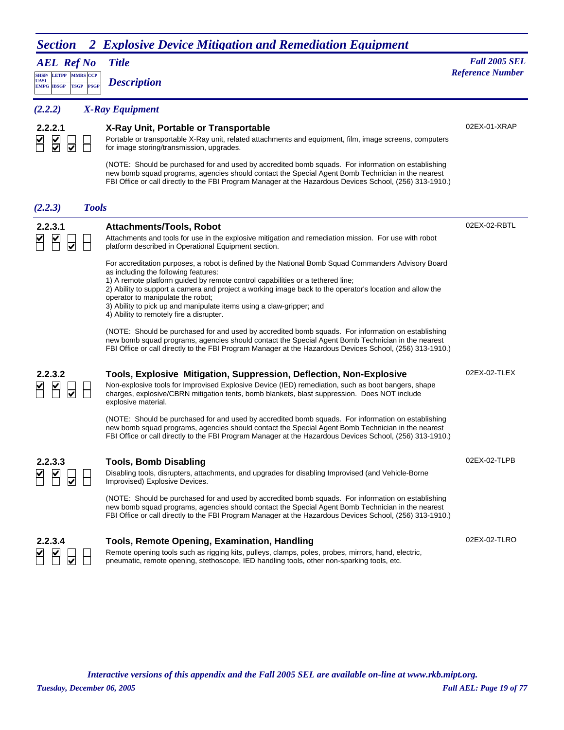# *Section 2 Explosive Device Mitigation and Remediation Equipment*

| AEL Ref No | Title / Description | Fall 2005 SEL Reference Number |
|---|---|---|
| SHSP/UASI, LETPP, MMRS, CCP, EMPG, IBSGP, TSGP, PSGP | | |

## *(2.2.2) X-Ray Equipment*

### 2.2.2.1 X-Ray Unit, Portable or Transportable

02EX-01-XRAP

Checked: SHSP/UASI, LETPP, IBSGP, TSGP

Portable or transportable X-Ray unit, related attachments and equipment, film, image screens, computers for image storing/transmission, upgrades.

(NOTE: Should be purchased for and used by accredited bomb squads. For information on establishing new bomb squad programs, agencies should contact the Special Agent Bomb Technician in the nearest FBI Office or call directly to the FBI Program Manager at the Hazardous Devices School, (256) 313-1910.)

## *(2.2.3) Tools*

### 2.2.3.1 Attachments/Tools, Robot

02EX-02-RBTL

Checked: SHSP/UASI, LETPP, TSGP

Attachments and tools for use in the explosive mitigation and remediation mission. For use with robot platform described in Operational Equipment section.

For accreditation purposes, a robot is defined by the National Bomb Squad Commanders Advisory Board as including the following features:
1) A remote platform guided by remote control capabilities or a tethered line;
2) Ability to support a camera and project a working image back to the operator's location and allow the operator to manipulate the robot;
3) Ability to pick up and manipulate items using a claw-gripper; and
4) Ability to remotely fire a disrupter.

(NOTE: Should be purchased for and used by accredited bomb squads. For information on establishing new bomb squad programs, agencies should contact the Special Agent Bomb Technician in the nearest FBI Office or call directly to the FBI Program Manager at the Hazardous Devices School, (256) 313-1910.)

### 2.2.3.2 Tools, Explosive Mitigation, Suppression, Deflection, Non-Explosive

02EX-02-TLEX

Checked: SHSP/UASI, LETPP, TSGP

Non-explosive tools for Improvised Explosive Device (IED) remediation, such as boot bangers, shape charges, explosive/CBRN mitigation tents, bomb blankets, blast suppression. Does NOT include explosive material.

(NOTE: Should be purchased for and used by accredited bomb squads. For information on establishing new bomb squad programs, agencies should contact the Special Agent Bomb Technician in the nearest FBI Office or call directly to the FBI Program Manager at the Hazardous Devices School, (256) 313-1910.)

### 2.2.3.3 Tools, Bomb Disabling

02EX-02-TLPB

Checked: SHSP/UASI, LETPP, TSGP

Disabling tools, disrupters, attachments, and upgrades for disabling Improvised (and Vehicle-Borne Improvised) Explosive Devices.

(NOTE: Should be purchased for and used by accredited bomb squads. For information on establishing new bomb squad programs, agencies should contact the Special Agent Bomb Technician in the nearest FBI Office or call directly to the FBI Program Manager at the Hazardous Devices School, (256) 313-1910.)

### 2.2.3.4 Tools, Remote Opening, Examination, Handling

02EX-02-TLRO

Checked: SHSP/UASI, LETPP, TSGP

Remote opening tools such as rigging kits, pulleys, clamps, poles, probes, mirrors, hand, electric, pneumatic, remote opening, stethoscope, IED handling tools, other non-sparking tools, etc.

*Interactive versions of this appendix and the Fall 2005 SEL are available on-line at www.rkb.mipt.org.*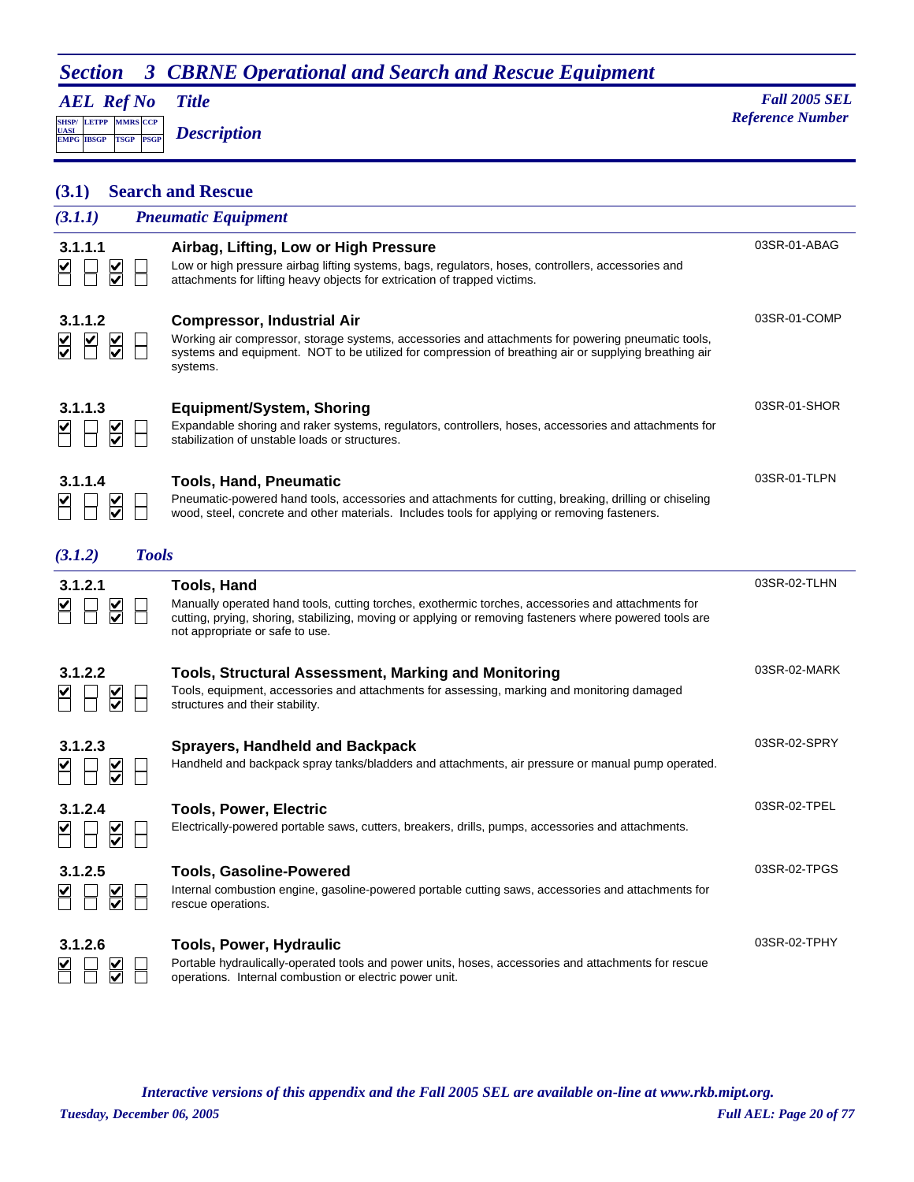# Section 3 CBRNE Operational and Search and Rescue Equipment

*AEL Ref No* — *Title* — *Description* — *Fall 2005 SEL Reference Number*

| SHSP/UASI | LETPP | MMRS | CCP |
|---|---|---|---|
| EMPG | IBSGP | TSGP | PSGP |

## (3.1) Search and Rescue

### (3.1.1) Pneumatic Equipment

**3.1.1.1** — **Airbag, Lifting, Low or High Pressure** — 03SR-01-ABAG

Low or high pressure airbag lifting systems, bags, regulators, hoses, controllers, accessories and attachments for lifting heavy objects for extrication of trapped victims.

**3.1.1.2** — **Compressor, Industrial Air** — 03SR-01-COMP

Working air compressor, storage systems, accessories and attachments for powering pneumatic tools, systems and equipment. NOT to be utilized for compression of breathing air or supplying breathing air systems.

**3.1.1.3** — **Equipment/System, Shoring** — 03SR-01-SHOR

Expandable shoring and raker systems, regulators, controllers, hoses, accessories and attachments for stabilization of unstable loads or structures.

**3.1.1.4** — **Tools, Hand, Pneumatic** — 03SR-01-TLPN

Pneumatic-powered hand tools, accessories and attachments for cutting, breaking, drilling or chiseling wood, steel, concrete and other materials. Includes tools for applying or removing fasteners.

### (3.1.2) Tools

**3.1.2.1** — **Tools, Hand** — 03SR-02-TLHN

Manually operated hand tools, cutting torches, exothermic torches, accessories and attachments for cutting, prying, shoring, stabilizing, moving or applying or removing fasteners where powered tools are not appropriate or safe to use.

**3.1.2.2** — **Tools, Structural Assessment, Marking and Monitoring** — 03SR-02-MARK

Tools, equipment, accessories and attachments for assessing, marking and monitoring damaged structures and their stability.

**3.1.2.3** — **Sprayers, Handheld and Backpack** — 03SR-02-SPRY

Handheld and backpack spray tanks/bladders and attachments, air pressure or manual pump operated.

**3.1.2.4** — **Tools, Power, Electric** — 03SR-02-TPEL

Electrically-powered portable saws, cutters, breakers, drills, pumps, accessories and attachments.

**3.1.2.5** — **Tools, Gasoline-Powered** — 03SR-02-TPGS

Internal combustion engine, gasoline-powered portable cutting saws, accessories and attachments for rescue operations.

**3.1.2.6** — **Tools, Power, Hydraulic** — 03SR-02-TPHY

Portable hydraulically-operated tools and power units, hoses, accessories and attachments for rescue operations. Internal combustion or electric power unit.

| AEL Ref No | SHSP/UASI | LETPP | MMRS | CCP | EMPG | IBSGP | TSGP | PSGP |
|---|---|---|---|---|---|---|---|---|
| 3.1.1.1 | ✓ | | ✓ | | | | ✓ | |
| 3.1.1.2 | ✓ | ✓ | ✓ | | ✓ | | ✓ | |
| 3.1.1.3 | ✓ | | ✓ | | | | ✓ | |
| 3.1.1.4 | ✓ | | ✓ | | | | ✓ | |
| 3.1.2.1 | ✓ | | ✓ | | | | ✓ | |
| 3.1.2.2 | ✓ | | ✓ | | | | ✓ | |
| 3.1.2.3 | ✓ | | ✓ | | | | ✓ | |
| 3.1.2.4 | ✓ | | ✓ | | | | ✓ | |
| 3.1.2.5 | ✓ | | ✓ | | | | ✓ | |
| 3.1.2.6 | ✓ | | ✓ | | | | ✓ | |

*Interactive versions of this appendix and the Fall 2005 SEL are available on-line at www.rkb.mipt.org.*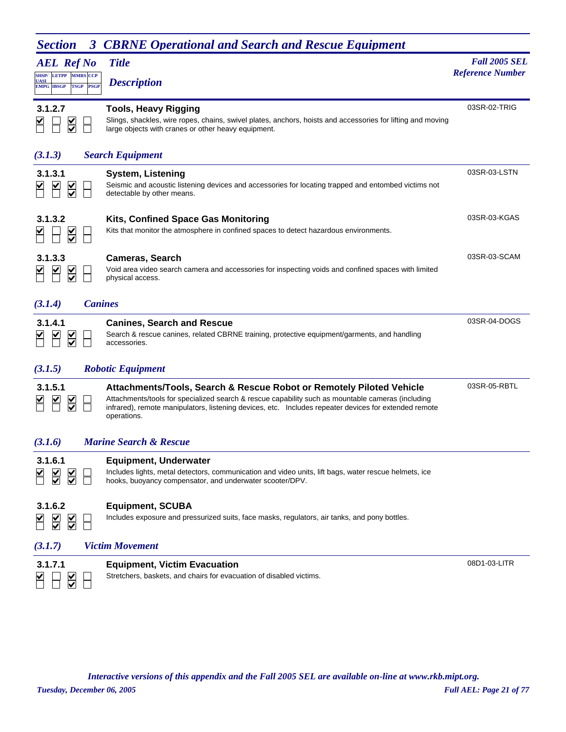## Section 3 CBRNE Operational and Search and Rescue Equipment

| AEL Ref No (SHSP/UASI, LETPP, MMRS, CCP / EMPG, IBSGP, TSGP, PSGP) | Title / Description | Fall 2005 SEL Reference Number |
|---|---|---|
| **3.1.2.7**<br>☑ ☐ ☑ ☐<br>☐ ☐ ☑ ☐ | **Tools, Heavy Rigging**<br>Slings, shackles, wire ropes, chains, swivel plates, anchors, hoists and accessories for lifting and moving large objects with cranes or other heavy equipment. | 03SR-02-TRIG |

### *(3.1.3) Search Equipment*

| AEL Ref No | Title / Description | Fall 2005 SEL Reference Number |
|---|---|---|
| **3.1.3.1**<br>☑ ☑ ☑ ☐<br>☐ ☐ ☑ ☐ | **System, Listening**<br>Seismic and acoustic listening devices and accessories for locating trapped and entombed victims not detectable by other means. | 03SR-03-LSTN |
| **3.1.3.2**<br>☑ ☐ ☑ ☐<br>☐ ☐ ☑ ☐ | **Kits, Confined Space Gas Monitoring**<br>Kits that monitor the atmosphere in confined spaces to detect hazardous environments. | 03SR-03-KGAS |
| **3.1.3.3**<br>☑ ☑ ☑ ☐<br>☐ ☐ ☑ ☐ | **Cameras, Search**<br>Void area video search camera and accessories for inspecting voids and confined spaces with limited physical access. | 03SR-03-SCAM |

### *(3.1.4) Canines*

| AEL Ref No | Title / Description | Fall 2005 SEL Reference Number |
|---|---|---|
| **3.1.4.1**<br>☑ ☑ ☑ ☐<br>☐ ☐ ☑ ☐ | **Canines, Search and Rescue**<br>Search & rescue canines, related CBRNE training, protective equipment/garments, and handling accessories. | 03SR-04-DOGS |

### *(3.1.5) Robotic Equipment*

| AEL Ref No | Title / Description | Fall 2005 SEL Reference Number |
|---|---|---|
| **3.1.5.1**<br>☑ ☑ ☑ ☐<br>☐ ☐ ☑ ☐ | **Attachments/Tools, Search & Rescue Robot or Remotely Piloted Vehicle**<br>Attachments/tools for specialized search & rescue capability such as mountable cameras (including infrared), remote manipulators, listening devices, etc. Includes repeater devices for extended remote operations. | 03SR-05-RBTL |

### *(3.1.6) Marine Search & Rescue*

| AEL Ref No | Title / Description | Fall 2005 SEL Reference Number |
|---|---|---|
| **3.1.6.1**<br>☑ ☑ ☑ ☐<br>☐ ☑ ☑ ☐ | **Equipment, Underwater**<br>Includes lights, metal detectors, communication and video units, lift bags, water rescue helmets, ice hooks, buoyancy compensator, and underwater scooter/DPV. | |
| **3.1.6.2**<br>☑ ☑ ☑ ☐<br>☐ ☑ ☑ ☐ | **Equipment, SCUBA**<br>Includes exposure and pressurized suits, face masks, regulators, air tanks, and pony bottles. | |

### *(3.1.7) Victim Movement*

| AEL Ref No | Title / Description | Fall 2005 SEL Reference Number |
|---|---|---|
| **3.1.7.1**<br>☑ ☐ ☑ ☐<br>☐ ☐ ☑ ☐ | **Equipment, Victim Evacuation**<br>Stretchers, baskets, and chairs for evacuation of disabled victims. | 08D1-03-LITR |

*Interactive versions of this appendix and the Fall 2005 SEL are available on-line at www.rkb.mipt.org.*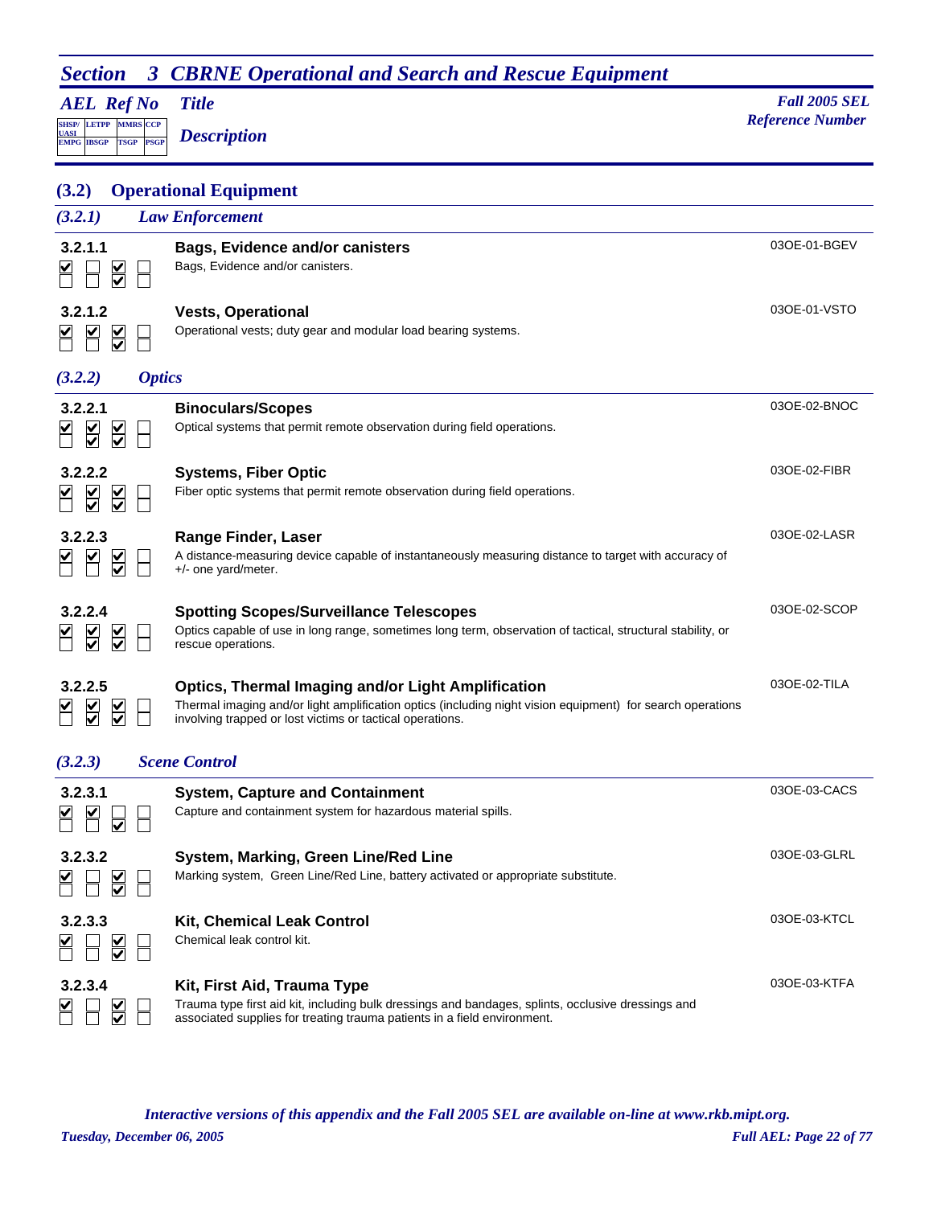# Section 3 CBRNE Operational and Search and Rescue Equipment

## (3.2) Operational Equipment

### (3.2.1) Law Enforcement

| AEL Ref No | SHSP/UASI | LETPP | MMRS | CCP | EMPG | IBSGP | TSGP | PSGP | Title / Description | Fall 2005 SEL Reference Number |
|---|---|---|---|---|---|---|---|---|---|---|
| 3.2.1.1 | ☑ | ☐ | ☑ | ☐ | ☐ | ☐ | ☑ | ☐ | **Bags, Evidence and/or canisters**<br>Bags, Evidence and/or canisters. | 03OE-01-BGEV |
| 3.2.1.2 | ☑ | ☑ | ☑ | ☐ | ☐ | ☐ | ☑ | ☐ | **Vests, Operational**<br>Operational vests; duty gear and modular load bearing systems. | 03OE-01-VSTO |

### (3.2.2) Optics

| AEL Ref No | SHSP/UASI | LETPP | MMRS | CCP | EMPG | IBSGP | TSGP | PSGP | Title / Description | Fall 2005 SEL Reference Number |
|---|---|---|---|---|---|---|---|---|---|---|
| 3.2.2.1 | ☑ | ☑ | ☑ | ☐ | ☐ | ☑ | ☑ | ☐ | **Binoculars/Scopes**<br>Optical systems that permit remote observation during field operations. | 03OE-02-BNOC |
| 3.2.2.2 | ☑ | ☑ | ☑ | ☐ | ☐ | ☑ | ☑ | ☐ | **Systems, Fiber Optic**<br>Fiber optic systems that permit remote observation during field operations. | 03OE-02-FIBR |
| 3.2.2.3 | ☑ | ☑ | ☑ | ☐ | ☐ | ☐ | ☑ | ☐ | **Range Finder, Laser**<br>A distance-measuring device capable of instantaneously measuring distance to target with accuracy of +/- one yard/meter. | 03OE-02-LASR |
| 3.2.2.4 | ☑ | ☑ | ☑ | ☐ | ☐ | ☑ | ☑ | ☐ | **Spotting Scopes/Surveillance Telescopes**<br>Optics capable of use in long range, sometimes long term, observation of tactical, structural stability, or rescue operations. | 03OE-02-SCOP |
| 3.2.2.5 | ☑ | ☑ | ☑ | ☐ | ☐ | ☑ | ☑ | ☐ | **Optics, Thermal Imaging and/or Light Amplification**<br>Thermal imaging and/or light amplification optics (including night vision equipment) for search operations involving trapped or lost victims or tactical operations. | 03OE-02-TILA |

### (3.2.3) Scene Control

| AEL Ref No | SHSP/UASI | LETPP | MMRS | CCP | EMPG | IBSGP | TSGP | PSGP | Title / Description | Fall 2005 SEL Reference Number |
|---|---|---|---|---|---|---|---|---|---|---|
| 3.2.3.1 | ☑ | ☑ | ☐ | ☐ | ☐ | ☐ | ☑ | ☐ | **System, Capture and Containment**<br>Capture and containment system for hazardous material spills. | 03OE-03-CACS |
| 3.2.3.2 | ☑ | ☐ | ☑ | ☐ | ☐ | ☐ | ☑ | ☐ | **System, Marking, Green Line/Red Line**<br>Marking system, Green Line/Red Line, battery activated or appropriate substitute. | 03OE-03-GLRL |
| 3.2.3.3 | ☑ | ☐ | ☑ | ☐ | ☐ | ☐ | ☑ | ☐ | **Kit, Chemical Leak Control**<br>Chemical leak control kit. | 03OE-03-KTCL |
| 3.2.3.4 | ☑ | ☐ | ☑ | ☐ | ☐ | ☐ | ☑ | ☐ | **Kit, First Aid, Trauma Type**<br>Trauma type first aid kit, including bulk dressings and bandages, splints, occlusive dressings and associated supplies for treating trauma patients in a field environment. | 03OE-03-KTFA |

*Interactive versions of this appendix and the Fall 2005 SEL are available on-line at www.rkb.mipt.org.*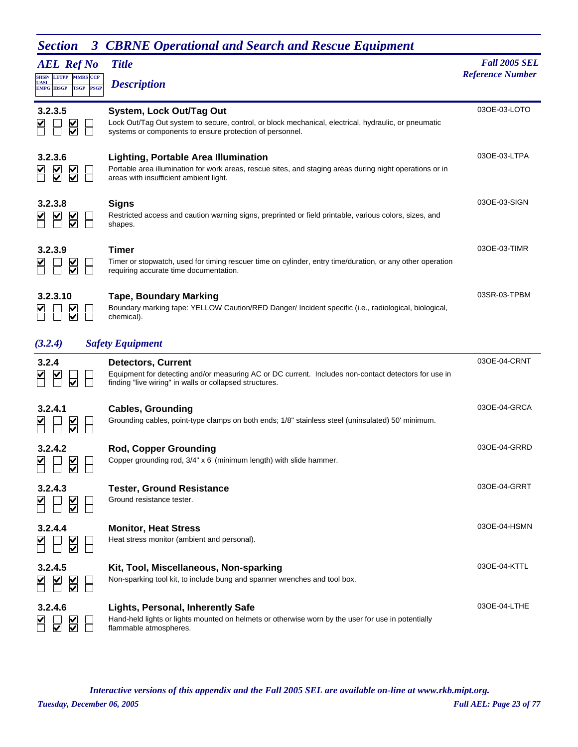## Section 3 CBRNE Operational and Search and Rescue Equipment

| AEL Ref No (SHSP/UASI, LETPP, MMRS, CCP / EMPG, IBSGP, TSGP, PSGP) | Title / Description | Fall 2005 SEL Reference Number |
|---|---|---|
| **3.2.3.5**<br>Checked: SHSP/UASI, MMRS, TSGP | **System, Lock Out/Tag Out**<br>Lock Out/Tag Out system to secure, control, or block mechanical, electrical, hydraulic, or pneumatic systems or components to ensure protection of personnel. | 03OE-03-LOTO |
| **3.2.3.6**<br>Checked: SHSP/UASI, LETPP, MMRS, IBSGP, TSGP | **Lighting, Portable Area Illumination**<br>Portable area illumination for work areas, rescue sites, and staging areas during night operations or in areas with insufficient ambient light. | 03OE-03-LTPA |
| **3.2.3.8**<br>Checked: SHSP/UASI, LETPP, MMRS, TSGP | **Signs**<br>Restricted access and caution warning signs, preprinted or field printable, various colors, sizes, and shapes. | 03OE-03-SIGN |
| **3.2.3.9**<br>Checked: SHSP/UASI, MMRS, TSGP | **Timer**<br>Timer or stopwatch, used for timing rescuer time on cylinder, entry time/duration, or any other operation requiring accurate time documentation. | 03OE-03-TIMR |
| **3.2.3.10**<br>Checked: SHSP/UASI, MMRS, TSGP | **Tape, Boundary Marking**<br>Boundary marking tape: YELLOW Caution/RED Danger/ Incident specific (i.e., radiological, biological, chemical). | 03SR-03-TPBM |

### *(3.2.4) Safety Equipment*

| AEL Ref No (SHSP/UASI, LETPP, MMRS, CCP / EMPG, IBSGP, TSGP, PSGP) | Title / Description | Fall 2005 SEL Reference Number |
|---|---|---|
| **3.2.4**<br>Checked: SHSP/UASI, LETPP, TSGP | **Detectors, Current**<br>Equipment for detecting and/or measuring AC or DC current. Includes non-contact detectors for use in finding "live wiring" in walls or collapsed structures. | 03OE-04-CRNT |
| **3.2.4.1**<br>Checked: SHSP/UASI, MMRS, TSGP | **Cables, Grounding**<br>Grounding cables, point-type clamps on both ends; 1/8" stainless steel (uninsulated) 50' minimum. | 03OE-04-GRCA |
| **3.2.4.2**<br>Checked: SHSP/UASI, MMRS, TSGP | **Rod, Copper Grounding**<br>Copper grounding rod, 3/4" x 6' (minimum length) with slide hammer. | 03OE-04-GRRD |
| **3.2.4.3**<br>Checked: SHSP/UASI, MMRS, TSGP | **Tester, Ground Resistance**<br>Ground resistance tester. | 03OE-04-GRRT |
| **3.2.4.4**<br>Checked: SHSP/UASI, MMRS, TSGP | **Monitor, Heat Stress**<br>Heat stress monitor (ambient and personal). | 03OE-04-HSMN |
| **3.2.4.5**<br>Checked: SHSP/UASI, LETPP, MMRS, TSGP | **Kit, Tool, Miscellaneous, Non-sparking**<br>Non-sparking tool kit, to include bung and spanner wrenches and tool box. | 03OE-04-KTTL |
| **3.2.4.6**<br>Checked: SHSP/UASI, MMRS, IBSGP, TSGP | **Lights, Personal, Inherently Safe**<br>Hand-held lights or lights mounted on helmets or otherwise worn by the user for use in potentially flammable atmospheres. | 03OE-04-LTHE |

*Interactive versions of this appendix and the Fall 2005 SEL are available on-line at www.rkb.mipt.org.*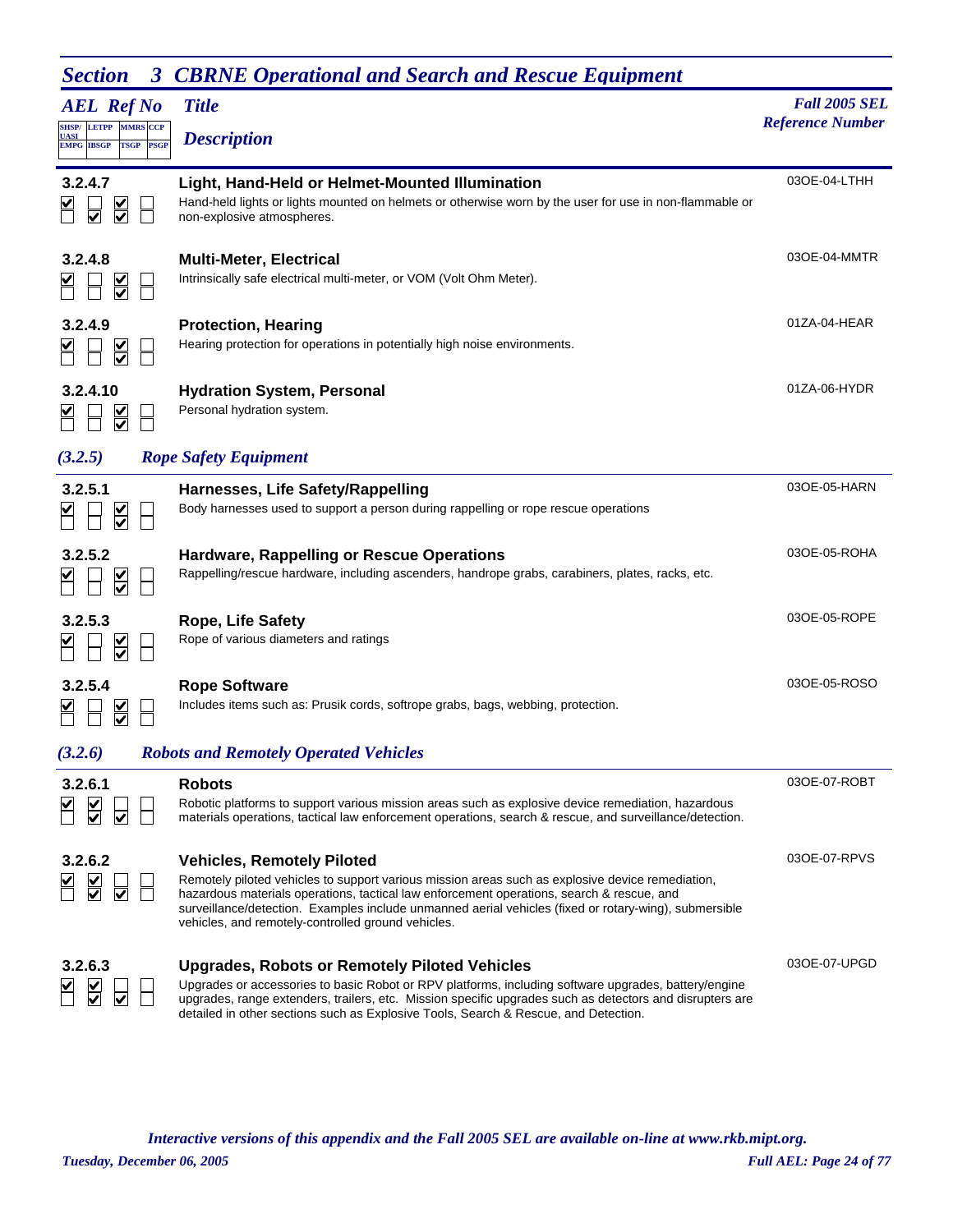# Section 3 CBRNE Operational and Search and Rescue Equipment

| AEL Ref No | Title / Description | Fall 2005 SEL Reference Number |
|---|---|---|
| **3.2.4.7** | **Light, Hand-Held or Helmet-Mounted Illumination**<br>Hand-held lights or lights mounted on helmets or otherwise worn by the user for use in non-flammable or non-explosive atmospheres. | 03OE-04-LTHH |
| **3.2.4.8** | **Multi-Meter, Electrical**<br>Intrinsically safe electrical multi-meter, or VOM (Volt Ohm Meter). | 03OE-04-MMTR |
| **3.2.4.9** | **Protection, Hearing**<br>Hearing protection for operations in potentially high noise environments. | 01ZA-04-HEAR |
| **3.2.4.10** | **Hydration System, Personal**<br>Personal hydration system. | 01ZA-06-HYDR |

### *(3.2.5) Rope Safety Equipment*

| AEL Ref No | Title / Description | Fall 2005 SEL Reference Number |
|---|---|---|
| **3.2.5.1** | **Harnesses, Life Safety/Rappelling**<br>Body harnesses used to support a person during rappelling or rope rescue operations | 03OE-05-HARN |
| **3.2.5.2** | **Hardware, Rappelling or Rescue Operations**<br>Rappelling/rescue hardware, including ascenders, handrope grabs, carabiners, plates, racks, etc. | 03OE-05-ROHA |
| **3.2.5.3** | **Rope, Life Safety**<br>Rope of various diameters and ratings | 03OE-05-ROPE |
| **3.2.5.4** | **Rope Software**<br>Includes items such as: Prusik cords, softrope grabs, bags, webbing, protection. | 03OE-05-ROSO |

### *(3.2.6) Robots and Remotely Operated Vehicles*

| AEL Ref No | Title / Description | Fall 2005 SEL Reference Number |
|---|---|---|
| **3.2.6.1** | **Robots**<br>Robotic platforms to support various mission areas such as explosive device remediation, hazardous materials operations, tactical law enforcement operations, search & rescue, and surveillance/detection. | 03OE-07-ROBT |
| **3.2.6.2** | **Vehicles, Remotely Piloted**<br>Remotely piloted vehicles to support various mission areas such as explosive device remediation, hazardous materials operations, tactical law enforcement operations, search & rescue, and surveillance/detection. Examples include unmanned aerial vehicles (fixed or rotary-wing), submersible vehicles, and remotely-controlled ground vehicles. | 03OE-07-RPVS |
| **3.2.6.3** | **Upgrades, Robots or Remotely Piloted Vehicles**<br>Upgrades or accessories to basic Robot or RPV platforms, including software upgrades, battery/engine upgrades, range extenders, trailers, etc. Mission specific upgrades such as detectors and disrupters are detailed in other sections such as Explosive Tools, Search & Rescue, and Detection. | 03OE-07-UPGD |

*Interactive versions of this appendix and the Fall 2005 SEL are available on-line at www.rkb.mipt.org.*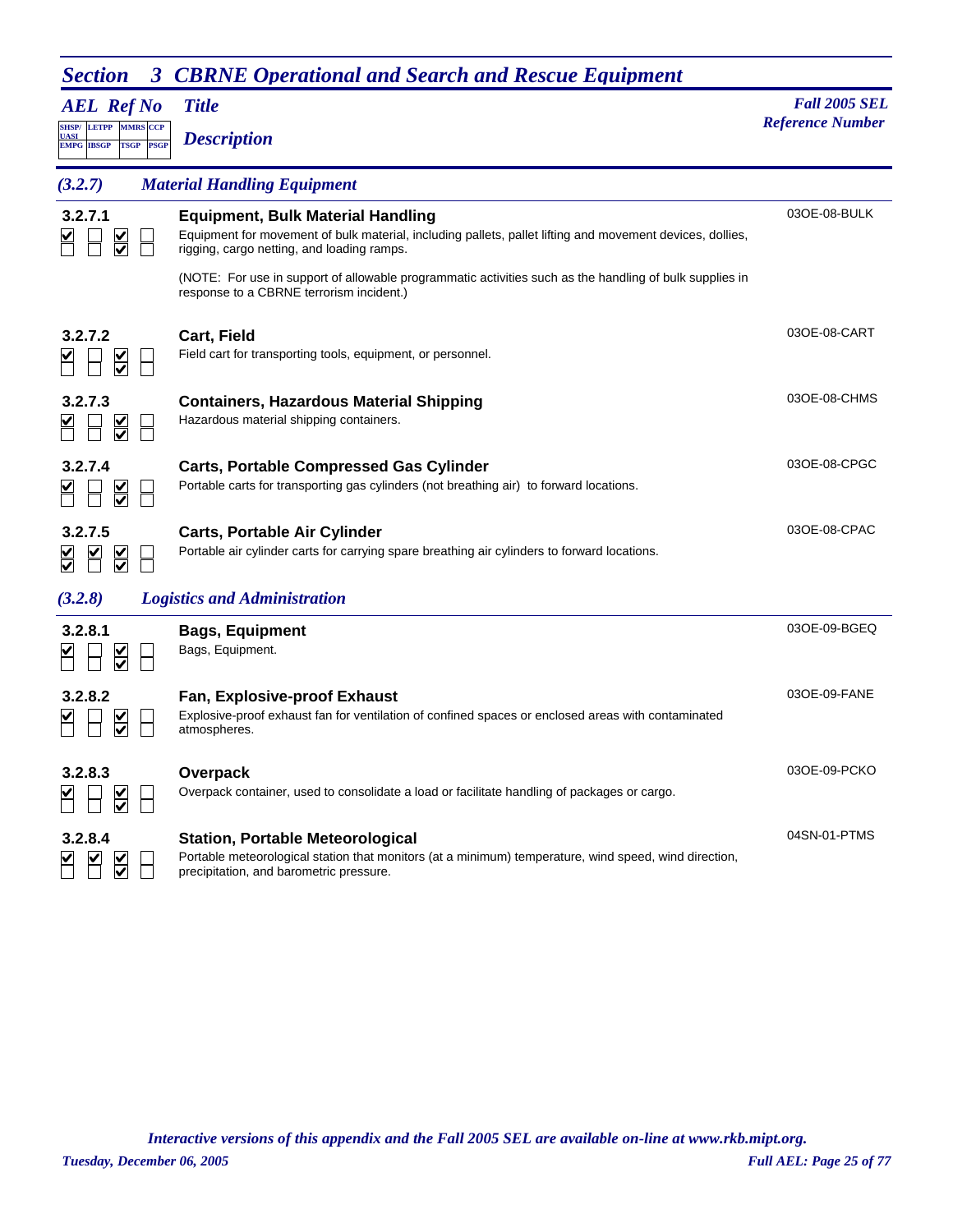## Section 3 CBRNE Operational and Search and Rescue Equipment

### (3.2.7) Material Handling Equipment

**3.2.7.1** — **Equipment, Bulk Material Handling** — 03OE-08-BULK

Equipment for movement of bulk material, including pallets, pallet lifting and movement devices, dollies, rigging, cargo netting, and loading ramps.

(NOTE: For use in support of allowable programmatic activities such as the handling of bulk supplies in response to a CBRNE terrorism incident.)

**3.2.7.2** — **Cart, Field** — 03OE-08-CART

Field cart for transporting tools, equipment, or personnel.

**3.2.7.3** — **Containers, Hazardous Material Shipping** — 03OE-08-CHMS

Hazardous material shipping containers.

**3.2.7.4** — **Carts, Portable Compressed Gas Cylinder** — 03OE-08-CPGC

Portable carts for transporting gas cylinders (not breathing air) to forward locations.

**3.2.7.5** — **Carts, Portable Air Cylinder** — 03OE-08-CPAC

Portable air cylinder carts for carrying spare breathing air cylinders to forward locations.

### (3.2.8) Logistics and Administration

**3.2.8.1** — **Bags, Equipment** — 03OE-09-BGEQ

Bags, Equipment.

**3.2.8.2** — **Fan, Explosive-proof Exhaust** — 03OE-09-FANE

Explosive-proof exhaust fan for ventilation of confined spaces or enclosed areas with contaminated atmospheres.

**3.2.8.3** — **Overpack** — 03OE-09-PCKO

Overpack container, used to consolidate a load or facilitate handling of packages or cargo.

**3.2.8.4** — **Station, Portable Meteorological** — 04SN-01-PTMS

Portable meteorological station that monitors (at a minimum) temperature, wind speed, wind direction, precipitation, and barometric pressure.

*Interactive versions of this appendix and the Fall 2005 SEL are available on-line at www.rkb.mipt.org.*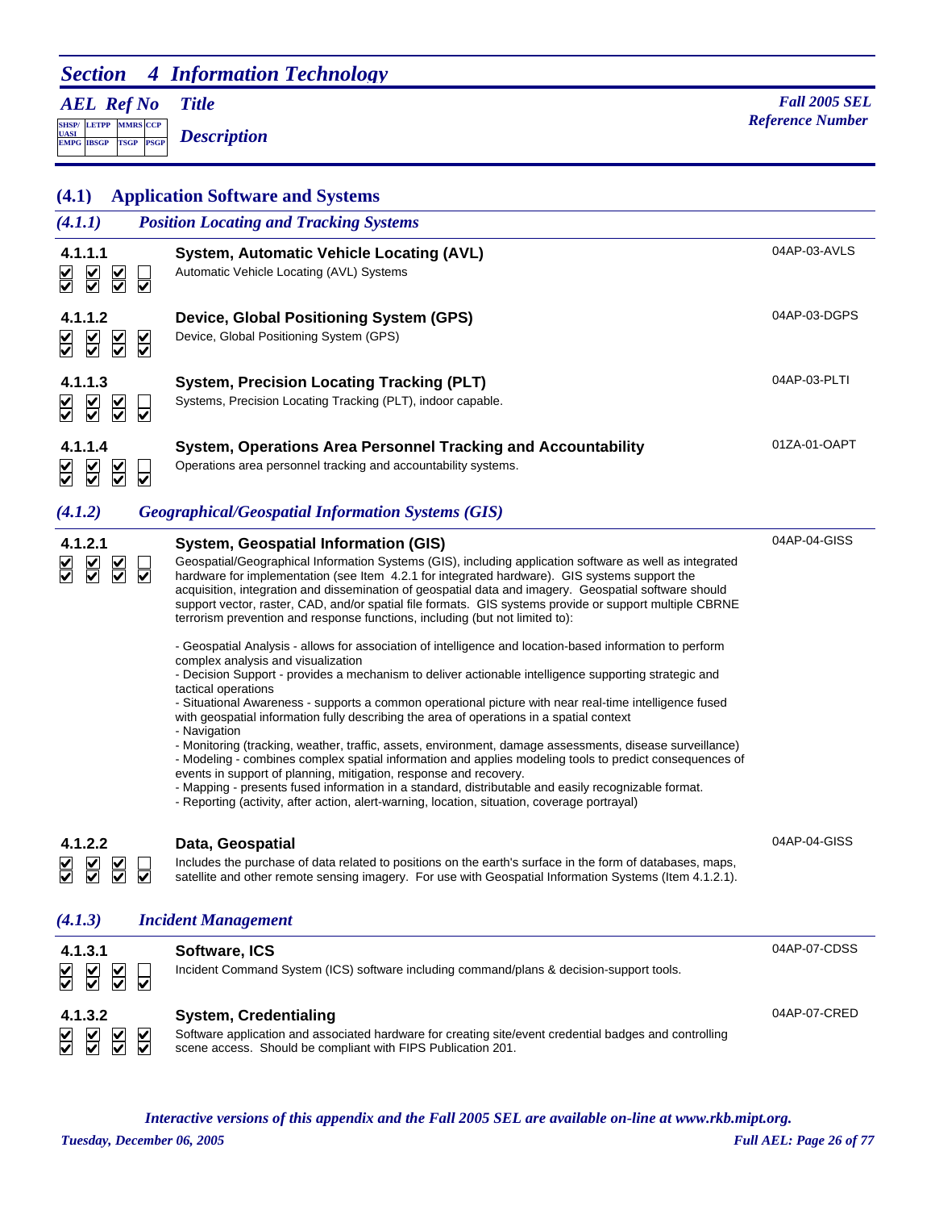# Section 4 Information Technology

*AEL Ref No* | *Title* | *Description* | *Fall 2005 SEL Reference Number*

Checkbox legend: SHSP/UASI, LETPP, MMRS, CCP / EMPG, IBSGP, TSGP, PSGP

## (4.1) Application Software and Systems

### *(4.1.1) Position Locating and Tracking Systems*

**4.1.1.1** — **System, Automatic Vehicle Locating (AVL)** — 04AP-03-AVLS

Automatic Vehicle Locating (AVL) Systems

**4.1.1.2** — **Device, Global Positioning System (GPS)** — 04AP-03-DGPS

Device, Global Positioning System (GPS)

**4.1.1.3** — **System, Precision Locating Tracking (PLT)** — 04AP-03-PLTI

Systems, Precision Locating Tracking (PLT), indoor capable.

**4.1.1.4** — **System, Operations Area Personnel Tracking and Accountability** — 01ZA-01-OAPT

Operations area personnel tracking and accountability systems.

### *(4.1.2) Geographical/Geospatial Information Systems (GIS)*

**4.1.2.1** — **System, Geospatial Information (GIS)** — 04AP-04-GISS

Geospatial/Geographical Information Systems (GIS), including application software as well as integrated hardware for implementation (see Item 4.2.1 for integrated hardware). GIS systems support the acquisition, integration and dissemination of geospatial data and imagery. Geospatial software should support vector, raster, CAD, and/or spatial file formats. GIS systems provide or support multiple CBRNE terrorism prevention and response functions, including (but not limited to):

- Geospatial Analysis - allows for association of intelligence and location-based information to perform complex analysis and visualization
- Decision Support - provides a mechanism to deliver actionable intelligence supporting strategic and tactical operations
- Situational Awareness - supports a common operational picture with near real-time intelligence fused with geospatial information fully describing the area of operations in a spatial context
- Navigation
- Monitoring (tracking, weather, traffic, assets, environment, damage assessments, disease surveillance)
- Modeling - combines complex spatial information and applies modeling tools to predict consequences of events in support of planning, mitigation, response and recovery.
- Mapping - presents fused information in a standard, distributable and easily recognizable format.
- Reporting (activity, after action, alert-warning, location, situation, coverage portrayal)

**4.1.2.2** — **Data, Geospatial** — 04AP-04-GISS

Includes the purchase of data related to positions on the earth's surface in the form of databases, maps, satellite and other remote sensing imagery. For use with Geospatial Information Systems (Item 4.1.2.1).

### *(4.1.3) Incident Management*

**4.1.3.1** — **Software, ICS** — 04AP-07-CDSS

Incident Command System (ICS) software including command/plans & decision-support tools.

**4.1.3.2** — **System, Credentialing** — 04AP-07-CRED

Software application and associated hardware for creating site/event credential badges and controlling scene access. Should be compliant with FIPS Publication 201.

*Interactive versions of this appendix and the Fall 2005 SEL are available on-line at www.rkb.mipt.org.*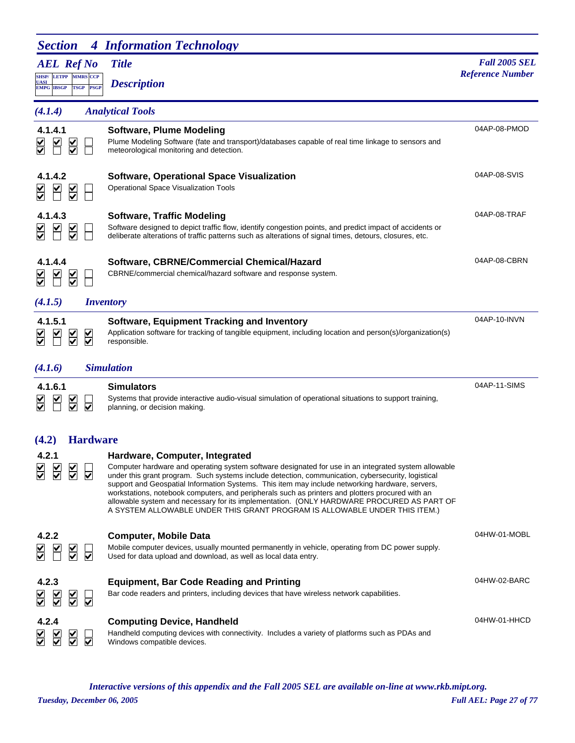# Section 4 Information Technology

| AEL Ref No | Title / Description | Fall 2005 SEL Reference Number |
|---|---|---|

Checkbox columns: SHSP/UASI, LETPP, MMRS, CCP (top row); EMPG, IBSGP, TSGP, PSGP (bottom row)

## (4.1.4) Analytical Tools

### 4.1.4.1 Software, Plume Modeling

Checkboxes: ☑ ☑ ☑ ☐ / ☑ ☐ ☑ ☐

Plume Modeling Software (fate and transport)/databases capable of real time linkage to sensors and meteorological monitoring and detection.

Reference Number: 04AP-08-PMOD

### 4.1.4.2 Software, Operational Space Visualization

Checkboxes: ☑ ☑ ☑ ☐ / ☑ ☐ ☑ ☐

Operational Space Visualization Tools

Reference Number: 04AP-08-SVIS

### 4.1.4.3 Software, Traffic Modeling

Checkboxes: ☑ ☑ ☑ ☐ / ☑ ☐ ☑ ☐

Software designed to depict traffic flow, identify congestion points, and predict impact of accidents or deliberate alterations of traffic patterns such as alterations of signal times, detours, closures, etc.

Reference Number: 04AP-08-TRAF

### 4.1.4.4 Software, CBRNE/Commercial Chemical/Hazard

Checkboxes: ☑ ☑ ☑ ☐ / ☑ ☐ ☑ ☐

CBRNE/commercial chemical/hazard software and response system.

Reference Number: 04AP-08-CBRN

## (4.1.5) Inventory

### 4.1.5.1 Software, Equipment Tracking and Inventory

Checkboxes: ☑ ☑ ☑ ☑ / ☑ ☐ ☑ ☑

Application software for tracking of tangible equipment, including location and person(s)/organization(s) responsible.

Reference Number: 04AP-10-INVN

## (4.1.6) Simulation

### 4.1.6.1 Simulators

Checkboxes: ☑ ☑ ☑ ☐ / ☑ ☐ ☑ ☑

Systems that provide interactive audio-visual simulation of operational situations to support training, planning, or decision making.

Reference Number: 04AP-11-SIMS

## (4.2) Hardware

### 4.2.1 Hardware, Computer, Integrated

Checkboxes: ☑ ☑ ☑ ☐ / ☑ ☑ ☑ ☑

Computer hardware and operating system software designated for use in an integrated system allowable under this grant program. Such systems include detection, communication, cybersecurity, logistical support and Geospatial Information Systems. This item may include networking hardware, servers, workstations, notebook computers, and peripherals such as printers and plotters procured with an allowable system and necessary for its implementation. (ONLY HARDWARE PROCURED AS PART OF A SYSTEM ALLOWABLE UNDER THIS GRANT PROGRAM IS ALLOWABLE UNDER THIS ITEM.)

### 4.2.2 Computer, Mobile Data

Checkboxes: ☑ ☑ ☑ ☐ / ☑ ☐ ☑ ☑

Mobile computer devices, usually mounted permanently in vehicle, operating from DC power supply. Used for data upload and download, as well as local data entry.

Reference Number: 04HW-01-MOBL

### 4.2.3 Equipment, Bar Code Reading and Printing

Checkboxes: ☑ ☑ ☑ ☐ / ☑ ☑ ☑ ☑

Bar code readers and printers, including devices that have wireless network capabilities.

Reference Number: 04HW-02-BARC

### 4.2.4 Computing Device, Handheld

Checkboxes: ☑ ☑ ☑ ☐ / ☑ ☑ ☑ ☑

Handheld computing devices with connectivity. Includes a variety of platforms such as PDAs and Windows compatible devices.

Reference Number: 04HW-01-HHCD

*Interactive versions of this appendix and the Fall 2005 SEL are available on-line at www.rkb.mipt.org.*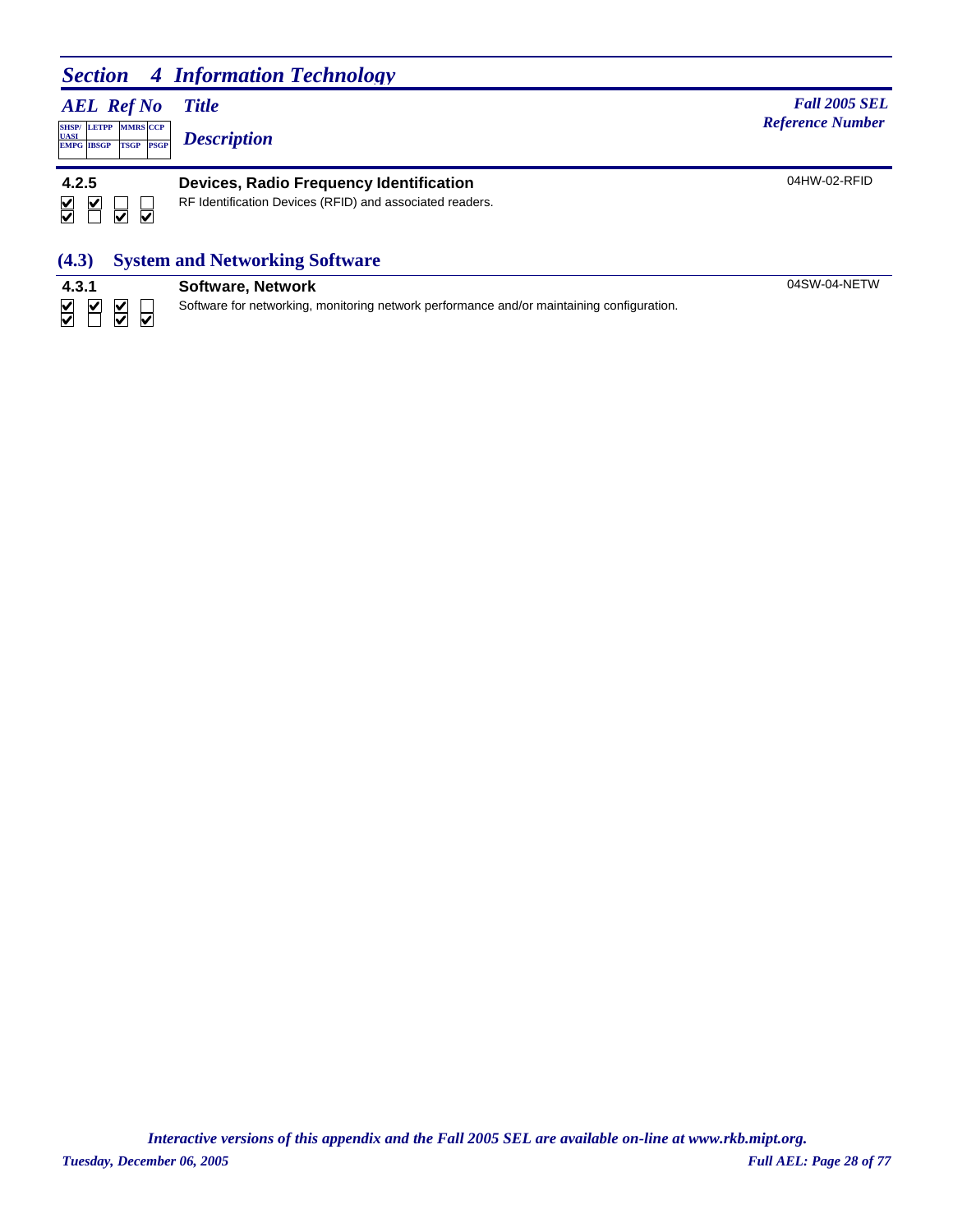## Section 4 Information Technology

| AEL Ref No | Title / Description | Fall 2005 SEL Reference Number |
|---|---|---|
| SHSP/UASI, LETPP, MMRS, CCP / EMPG, IBSGP, TSGP, PSGP | | |

### 4.2.5 Devices, Radio Frequency Identification

04HW-02-RFID

RF Identification Devices (RFID) and associated readers.

- SHSP/UASI: ☑
- LETPP: ☑
- MMRS: ☐
- CCP: ☐
- EMPG: ☑
- IBSGP: ☐
- TSGP: ☑
- PSGP: ☑

## (4.3) System and Networking Software

### 4.3.1 Software, Network

04SW-04-NETW

Software for networking, monitoring network performance and/or maintaining configuration.

- SHSP/UASI: ☑
- LETPP: ☑
- MMRS: ☑
- CCP: ☐
- EMPG: ☑
- IBSGP: ☐
- TSGP: ☑
- PSGP: ☑

*Interactive versions of this appendix and the Fall 2005 SEL are available on-line at www.rkb.mipt.org.*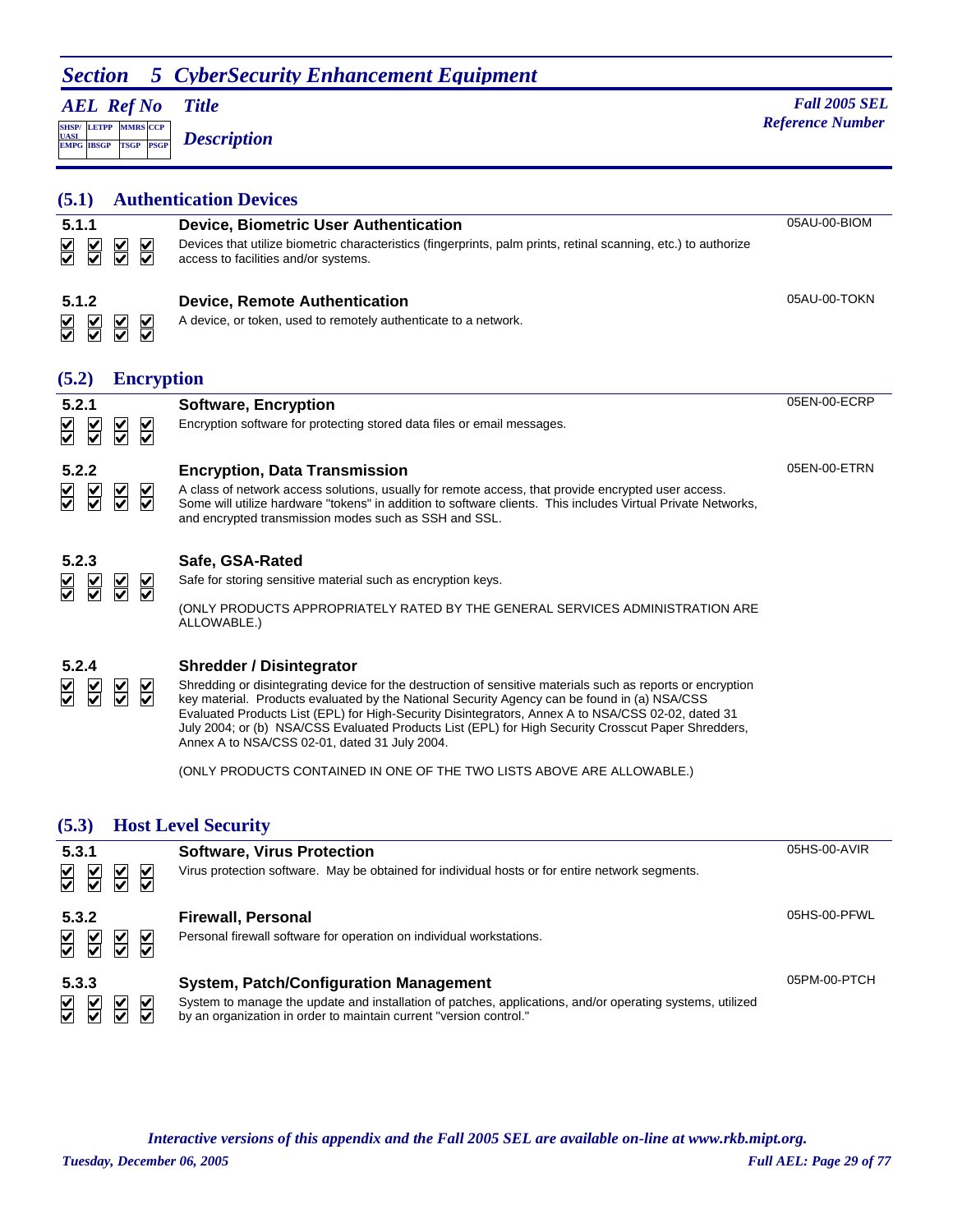## Section 5 CyberSecurity Enhancement Equipment

*AEL Ref No* — *Title* — *Description* — *Fall 2005 SEL Reference Number*

| SHSP/UASI | LETPP | MMRS | CCP |
|---|---|---|---|
| EMPG | IBSGP | TSGP | PSGP |

### (5.1) Authentication Devices

**5.1.1** ☑ ☑ ☑ ☑

**Device, Biometric User Authentication** — 05AU-00-BIOM

Devices that utilize biometric characteristics (fingerprints, palm prints, retinal scanning, etc.) to authorize access to facilities and/or systems.

**5.1.2** ☑ ☑ ☑ ☑

**Device, Remote Authentication** — 05AU-00-TOKN

A device, or token, used to remotely authenticate to a network.

### (5.2) Encryption

**5.2.1** ☑ ☑ ☑ ☑

**Software, Encryption** — 05EN-00-ECRP

Encryption software for protecting stored data files or email messages.

**5.2.2** ☑ ☑ ☑ ☑

**Encryption, Data Transmission** — 05EN-00-ETRN

A class of network access solutions, usually for remote access, that provide encrypted user access. Some will utilize hardware "tokens" in addition to software clients. This includes Virtual Private Networks, and encrypted transmission modes such as SSH and SSL.

**5.2.3** ☑ ☑ ☑ ☑

**Safe, GSA-Rated**

Safe for storing sensitive material such as encryption keys.

(ONLY PRODUCTS APPROPRIATELY RATED BY THE GENERAL SERVICES ADMINISTRATION ARE ALLOWABLE.)

**5.2.4** ☑ ☑ ☑ ☑

**Shredder / Disintegrator**

Shredding or disintegrating device for the destruction of sensitive materials such as reports or encryption key material. Products evaluated by the National Security Agency can be found in (a) NSA/CSS Evaluated Products List (EPL) for High-Security Disintegrators, Annex A to NSA/CSS 02-02, dated 31 July 2004; or (b) NSA/CSS Evaluated Products List (EPL) for High Security Crosscut Paper Shredders, Annex A to NSA/CSS 02-01, dated 31 July 2004.

(ONLY PRODUCTS CONTAINED IN ONE OF THE TWO LISTS ABOVE ARE ALLOWABLE.)

### (5.3) Host Level Security

**5.3.1** ☑ ☑ ☑ ☑

**Software, Virus Protection** — 05HS-00-AVIR

Virus protection software. May be obtained for individual hosts or for entire network segments.

**5.3.2** ☑ ☑ ☑ ☑

**Firewall, Personal** — 05HS-00-PFWL

Personal firewall software for operation on individual workstations.

**5.3.3** ☑ ☑ ☑ ☑

**System, Patch/Configuration Management** — 05PM-00-PTCH

System to manage the update and installation of patches, applications, and/or operating systems, utilized by an organization in order to maintain current "version control."

*Interactive versions of this appendix and the Fall 2005 SEL are available on-line at www.rkb.mipt.org.*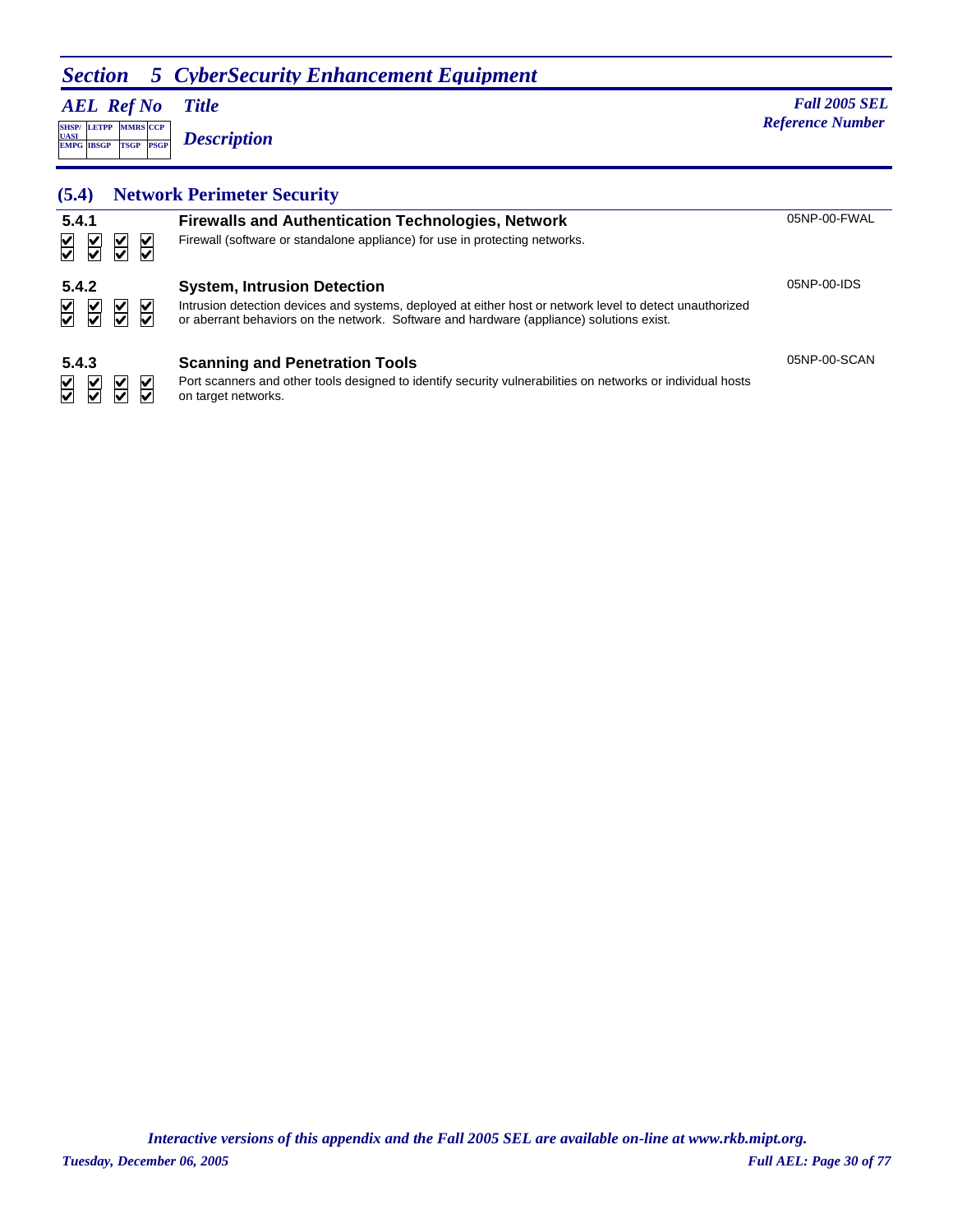## Section 5 CyberSecurity Enhancement Equipment

| AEL Ref No | Title / Description | Fall 2005 SEL Reference Number |
|---|---|---|
| | SHSP/UASI, LETPP, MMRS, CCP / EMPG, IBSGP, TSGP, PSGP | |

### (5.4) Network Perimeter Security

**5.4.1** ☑ ☑ ☑ ☑ / ☑ ☑ ☑ ☑

**Firewalls and Authentication Technologies, Network** — 05NP-00-FWAL

Firewall (software or standalone appliance) for use in protecting networks.

**5.4.2** ☑ ☑ ☑ ☑ / ☑ ☑ ☑ ☑

**System, Intrusion Detection** — 05NP-00-IDS

Intrusion detection devices and systems, deployed at either host or network level to detect unauthorized or aberrant behaviors on the network. Software and hardware (appliance) solutions exist.

**5.4.3** ☑ ☑ ☑ ☑ / ☑ ☑ ☑ ☑

**Scanning and Penetration Tools** — 05NP-00-SCAN

Port scanners and other tools designed to identify security vulnerabilities on networks or individual hosts on target networks.

*Interactive versions of this appendix and the Fall 2005 SEL are available on-line at www.rkb.mipt.org.*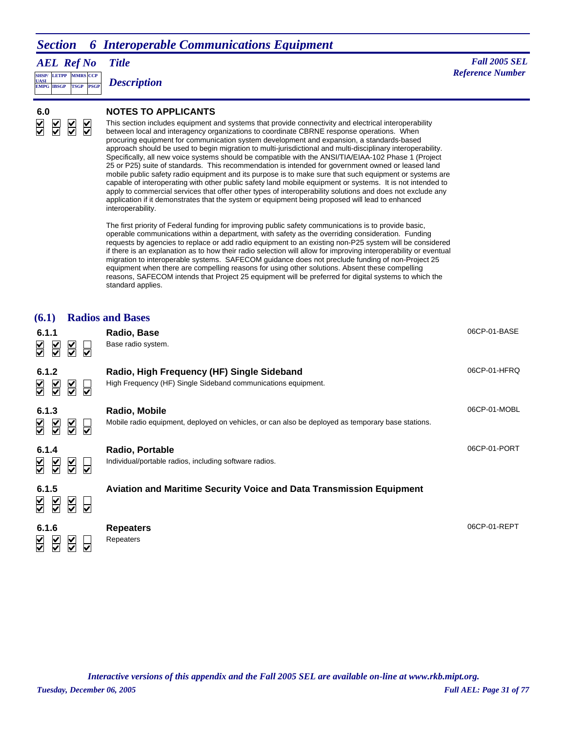# Section 6 Interoperable Communications Equipment

| AEL Ref No | Title / Description | Fall 2005 SEL Reference Number |
|---|---|---|
| SHSP/UASI, LETPP, MMRS, CCP, EMPG, IBSGP, TSGP, PSGP | | |

**6.0**

☑ ☑ ☑ ☑
☑ ☑ ☑ ☑

**NOTES TO APPLICANTS**

This section includes equipment and systems that provide connectivity and electrical interoperability between local and interagency organizations to coordinate CBRNE response operations. When procuring equipment for communication system development and expansion, a standards-based approach should be used to begin migration to multi-jurisdictional and multi-disciplinary interoperability. Specifically, all new voice systems should be compatible with the ANSI/TIA/EIAA-102 Phase 1 (Project 25 or P25) suite of standards. This recommendation is intended for government owned or leased land mobile public safety radio equipment and its purpose is to make sure that such equipment or systems are capable of interoperating with other public safety land mobile equipment or systems. It is not intended to apply to commercial services that offer other types of interoperability solutions and does not exclude any application if it demonstrates that the system or equipment being proposed will lead to enhanced interoperability.

The first priority of Federal funding for improving public safety communications is to provide basic, operable communications within a department, with safety as the overriding consideration. Funding requests by agencies to replace or add radio equipment to an existing non-P25 system will be considered if there is an explanation as to how their radio selection will allow for improving interoperability or eventual migration to interoperable systems. SAFECOM guidance does not preclude funding of non-Project 25 equipment when there are compelling reasons for using other solutions. Absent these compelling reasons, SAFECOM intends that Project 25 equipment will be preferred for digital systems to which the standard applies.

## (6.1) Radios and Bases

**6.1.1**

☑ ☑ ☑ ☐
☑ ☑ ☑ ☑

**Radio, Base** — 06CP-01-BASE

Base radio system.

**6.1.2**

☑ ☑ ☑ ☐
☑ ☑ ☑ ☑

**Radio, High Frequency (HF) Single Sideband** — 06CP-01-HFRQ

High Frequency (HF) Single Sideband communications equipment.

**6.1.3**

☑ ☑ ☑ ☐
☑ ☑ ☑ ☑

**Radio, Mobile** — 06CP-01-MOBL

Mobile radio equipment, deployed on vehicles, or can also be deployed as temporary base stations.

**6.1.4**

☑ ☑ ☑ ☐
☑ ☑ ☑ ☑

**Radio, Portable** — 06CP-01-PORT

Individual/portable radios, including software radios.

**6.1.5**

☑ ☑ ☑ ☐
☑ ☑ ☑ ☑

**Aviation and Maritime Security Voice and Data Transmission Equipment**

**6.1.6**

☑ ☑ ☑ ☐
☑ ☑ ☑ ☑

**Repeaters** — 06CP-01-REPT

Repeaters

*Interactive versions of this appendix and the Fall 2005 SEL are available on-line at www.rkb.mipt.org.*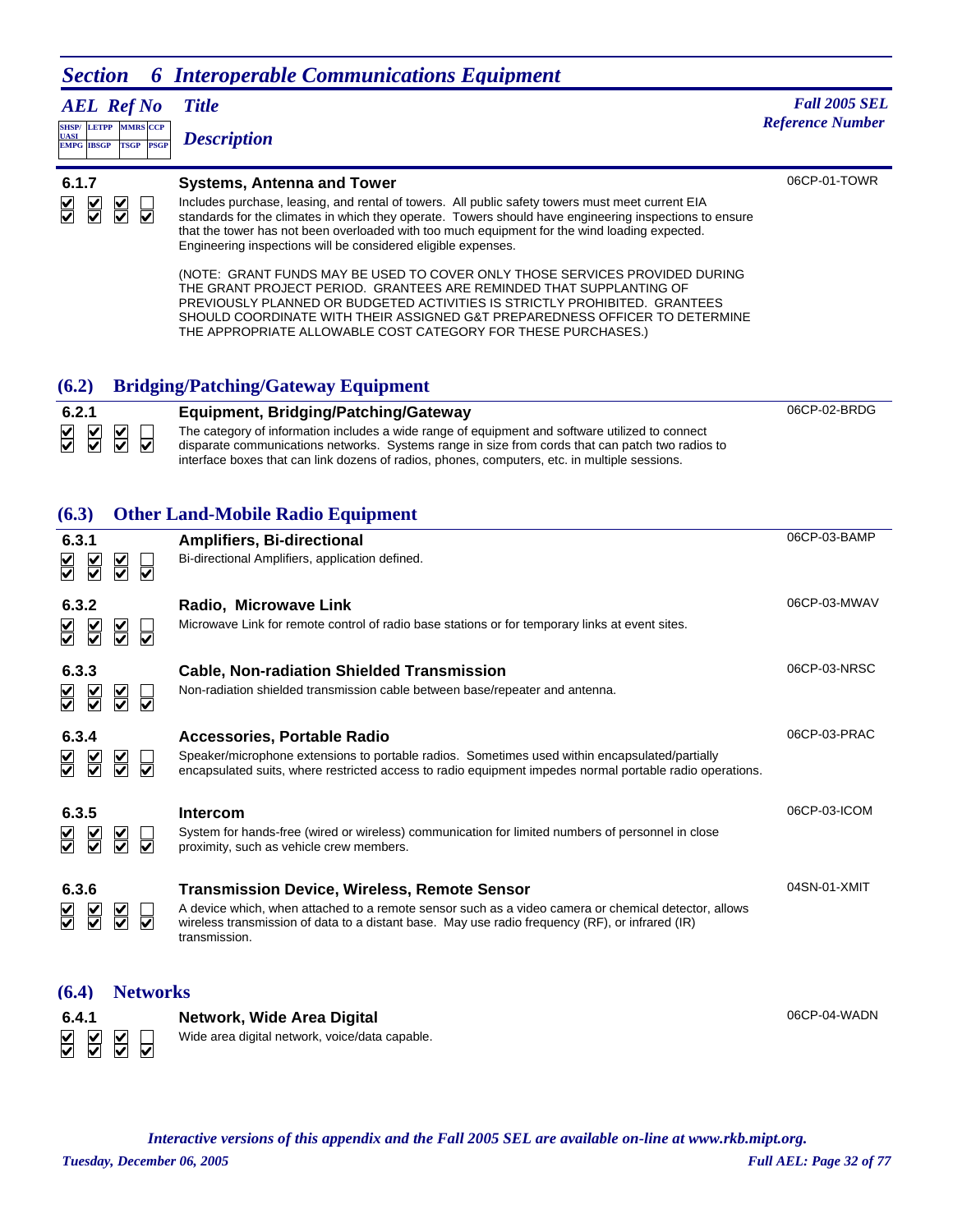## Section 6 Interoperable Communications Equipment

| AEL Ref No | Title / Description | Fall 2005 SEL Reference Number |
|---|---|---|
| SHSP/UASI, LETPP, MMRS, CCP / EMPG, IBSGP, TSGP, PSGP | | |

### 6.1.7 Systems, Antenna and Tower

06CP-01-TOWR

☑ ☑ ☑ ☐ / ☑ ☑ ☑ ☑

Includes purchase, leasing, and rental of towers. All public safety towers must meet current EIA standards for the climates in which they operate. Towers should have engineering inspections to ensure that the tower has not been overloaded with too much equipment for the wind loading expected. Engineering inspections will be considered eligible expenses.

(NOTE: GRANT FUNDS MAY BE USED TO COVER ONLY THOSE SERVICES PROVIDED DURING THE GRANT PROJECT PERIOD. GRANTEES ARE REMINDED THAT SUPPLANTING OF PREVIOUSLY PLANNED OR BUDGETED ACTIVITIES IS STRICTLY PROHIBITED. GRANTEES SHOULD COORDINATE WITH THEIR ASSIGNED G&T PREPAREDNESS OFFICER TO DETERMINE THE APPROPRIATE ALLOWABLE COST CATEGORY FOR THESE PURCHASES.)

## (6.2) Bridging/Patching/Gateway Equipment

### 6.2.1 Equipment, Bridging/Patching/Gateway

06CP-02-BRDG

☑ ☑ ☑ ☐ / ☑ ☑ ☑ ☑

The category of information includes a wide range of equipment and software utilized to connect disparate communications networks. Systems range in size from cords that can patch two radios to interface boxes that can link dozens of radios, phones, computers, etc. in multiple sessions.

## (6.3) Other Land-Mobile Radio Equipment

### 6.3.1 Amplifiers, Bi-directional

06CP-03-BAMP

☑ ☑ ☑ ☐ / ☑ ☑ ☑ ☑

Bi-directional Amplifiers, application defined.

### 6.3.2 Radio, Microwave Link

06CP-03-MWAV

☑ ☑ ☑ ☐ / ☑ ☑ ☑ ☑

Microwave Link for remote control of radio base stations or for temporary links at event sites.

### 6.3.3 Cable, Non-radiation Shielded Transmission

06CP-03-NRSC

☑ ☑ ☑ ☐ / ☑ ☑ ☑ ☑

Non-radiation shielded transmission cable between base/repeater and antenna.

### 6.3.4 Accessories, Portable Radio

06CP-03-PRAC

☑ ☑ ☑ ☐ / ☑ ☑ ☑ ☑

Speaker/microphone extensions to portable radios. Sometimes used within encapsulated/partially encapsulated suits, where restricted access to radio equipment impedes normal portable radio operations.

### 6.3.5 Intercom

06CP-03-ICOM

☑ ☑ ☑ ☐ / ☑ ☑ ☑ ☑

System for hands-free (wired or wireless) communication for limited numbers of personnel in close proximity, such as vehicle crew members.

### 6.3.6 Transmission Device, Wireless, Remote Sensor

04SN-01-XMIT

☑ ☑ ☑ ☐ / ☑ ☑ ☑ ☑

A device which, when attached to a remote sensor such as a video camera or chemical detector, allows wireless transmission of data to a distant base. May use radio frequency (RF), or infrared (IR) transmission.

## (6.4) Networks

### 6.4.1 Network, Wide Area Digital

06CP-04-WADN

☑ ☑ ☑ ☐ / ☑ ☑ ☑ ☑

Wide area digital network, voice/data capable.

*Interactive versions of this appendix and the Fall 2005 SEL are available on-line at www.rkb.mipt.org.*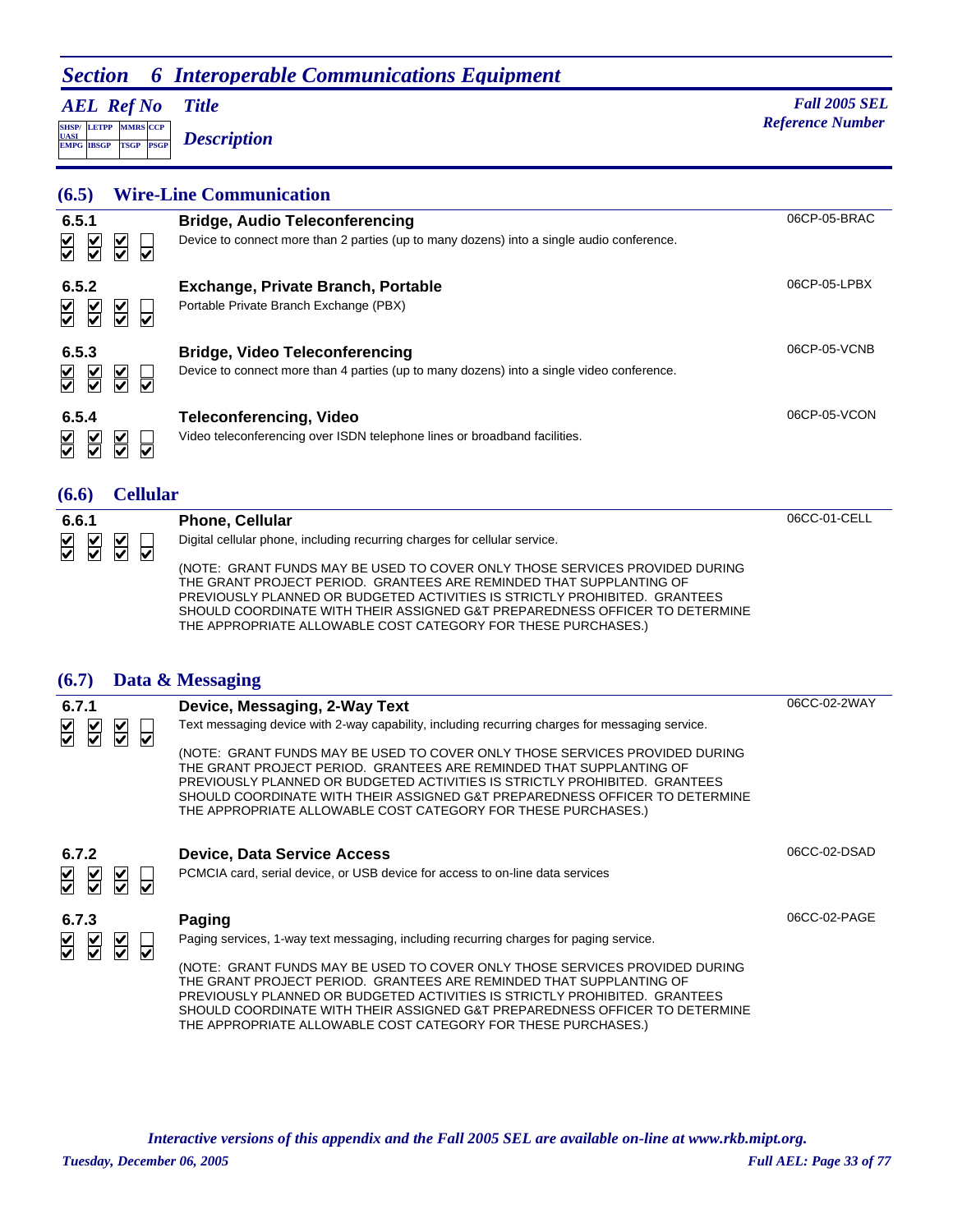## Section 6 Interoperable Communications Equipment

*AEL Ref No* | *Title* | *Fall 2005 SEL Reference Number*

*Description*

### (6.5) Wire-Line Communication

**6.5.1** — **Bridge, Audio Teleconferencing** — 06CP-05-BRAC

Device to connect more than 2 parties (up to many dozens) into a single audio conference.

**6.5.2** — **Exchange, Private Branch, Portable** — 06CP-05-LPBX

Portable Private Branch Exchange (PBX)

**6.5.3** — **Bridge, Video Teleconferencing** — 06CP-05-VCNB

Device to connect more than 4 parties (up to many dozens) into a single video conference.

**6.5.4** — **Teleconferencing, Video** — 06CP-05-VCON

Video teleconferencing over ISDN telephone lines or broadband facilities.

### (6.6) Cellular

**6.6.1** — **Phone, Cellular** — 06CC-01-CELL

Digital cellular phone, including recurring charges for cellular service.

(NOTE: GRANT FUNDS MAY BE USED TO COVER ONLY THOSE SERVICES PROVIDED DURING THE GRANT PROJECT PERIOD. GRANTEES ARE REMINDED THAT SUPPLANTING OF PREVIOUSLY PLANNED OR BUDGETED ACTIVITIES IS STRICTLY PROHIBITED. GRANTEES SHOULD COORDINATE WITH THEIR ASSIGNED G&T PREPAREDNESS OFFICER TO DETERMINE THE APPROPRIATE ALLOWABLE COST CATEGORY FOR THESE PURCHASES.)

### (6.7) Data & Messaging

**6.7.1** — **Device, Messaging, 2-Way Text** — 06CC-02-2WAY

Text messaging device with 2-way capability, including recurring charges for messaging service.

(NOTE: GRANT FUNDS MAY BE USED TO COVER ONLY THOSE SERVICES PROVIDED DURING THE GRANT PROJECT PERIOD. GRANTEES ARE REMINDED THAT SUPPLANTING OF PREVIOUSLY PLANNED OR BUDGETED ACTIVITIES IS STRICTLY PROHIBITED. GRANTEES SHOULD COORDINATE WITH THEIR ASSIGNED G&T PREPAREDNESS OFFICER TO DETERMINE THE APPROPRIATE ALLOWABLE COST CATEGORY FOR THESE PURCHASES.)

**6.7.2** — **Device, Data Service Access** — 06CC-02-DSAD

PCMCIA card, serial device, or USB device for access to on-line data services

**6.7.3** — **Paging** — 06CC-02-PAGE

Paging services, 1-way text messaging, including recurring charges for paging service.

(NOTE: GRANT FUNDS MAY BE USED TO COVER ONLY THOSE SERVICES PROVIDED DURING THE GRANT PROJECT PERIOD. GRANTEES ARE REMINDED THAT SUPPLANTING OF PREVIOUSLY PLANNED OR BUDGETED ACTIVITIES IS STRICTLY PROHIBITED. GRANTEES SHOULD COORDINATE WITH THEIR ASSIGNED G&T PREPAREDNESS OFFICER TO DETERMINE THE APPROPRIATE ALLOWABLE COST CATEGORY FOR THESE PURCHASES.)

*Interactive versions of this appendix and the Fall 2005 SEL are available on-line at www.rkb.mipt.org.*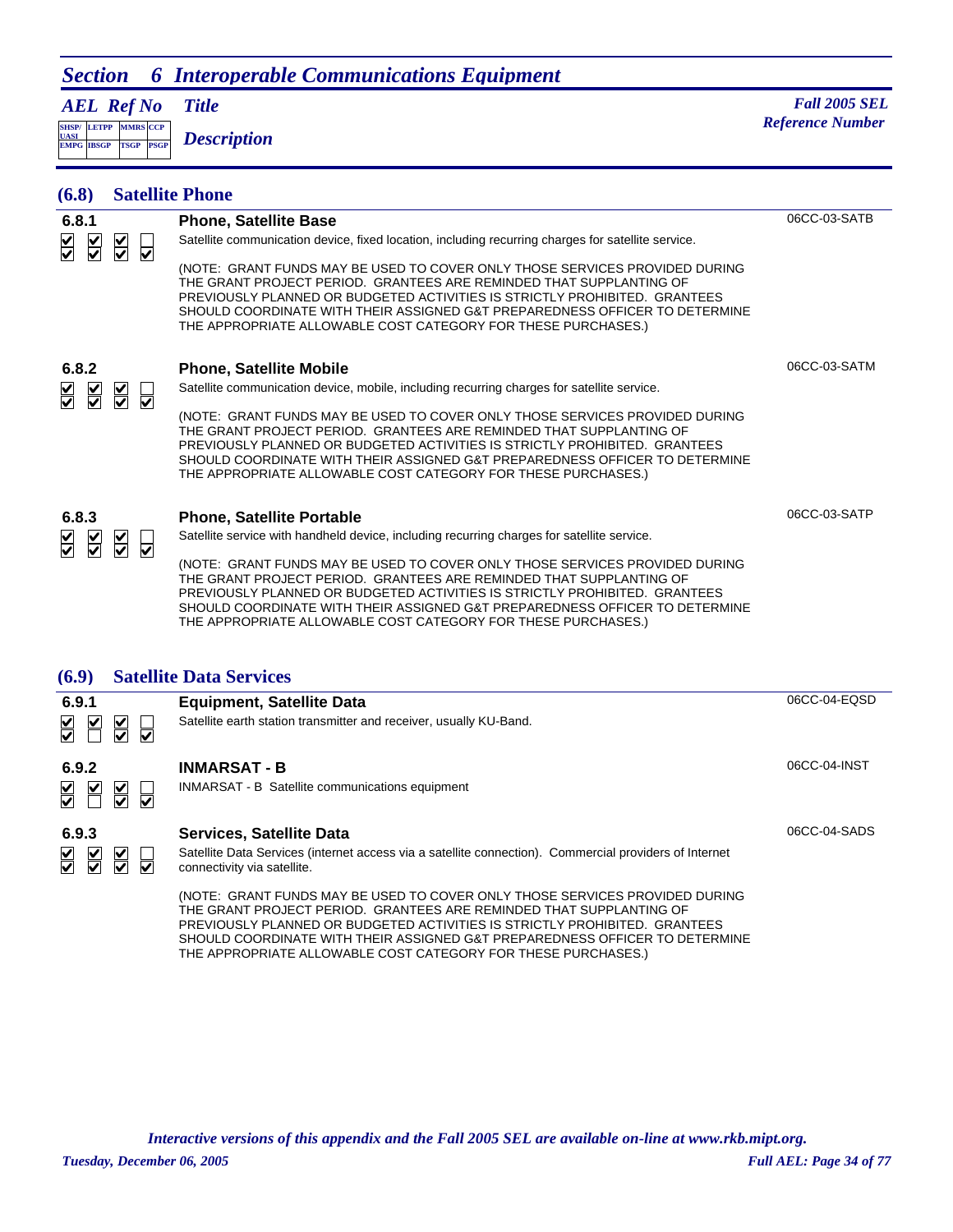# Section 6 Interoperable Communications Equipment

*AEL Ref No* — *Title* — *Description* — *Fall 2005 SEL Reference Number*

Checkbox legend: SHSP/UASI, LETPP, MMRS, CCP / EMPG, IBSGP, TSGP, PSGP

## (6.8) Satellite Phone

### 6.8.1 Phone, Satellite Base

06CC-03-SATB

Checkboxes: SHSP/UASI ☑, LETPP ☑, MMRS ☑, CCP ☐ / EMPG ☑, IBSGP ☑, TSGP ☑, PSGP ☑

Satellite communication device, fixed location, including recurring charges for satellite service.

(NOTE: GRANT FUNDS MAY BE USED TO COVER ONLY THOSE SERVICES PROVIDED DURING THE GRANT PROJECT PERIOD. GRANTEES ARE REMINDED THAT SUPPLANTING OF PREVIOUSLY PLANNED OR BUDGETED ACTIVITIES IS STRICTLY PROHIBITED. GRANTEES SHOULD COORDINATE WITH THEIR ASSIGNED G&T PREPAREDNESS OFFICER TO DETERMINE THE APPROPRIATE ALLOWABLE COST CATEGORY FOR THESE PURCHASES.)

### 6.8.2 Phone, Satellite Mobile

06CC-03-SATM

Checkboxes: SHSP/UASI ☑, LETPP ☑, MMRS ☑, CCP ☐ / EMPG ☑, IBSGP ☑, TSGP ☑, PSGP ☑

Satellite communication device, mobile, including recurring charges for satellite service.

(NOTE: GRANT FUNDS MAY BE USED TO COVER ONLY THOSE SERVICES PROVIDED DURING THE GRANT PROJECT PERIOD. GRANTEES ARE REMINDED THAT SUPPLANTING OF PREVIOUSLY PLANNED OR BUDGETED ACTIVITIES IS STRICTLY PROHIBITED. GRANTEES SHOULD COORDINATE WITH THEIR ASSIGNED G&T PREPAREDNESS OFFICER TO DETERMINE THE APPROPRIATE ALLOWABLE COST CATEGORY FOR THESE PURCHASES.)

### 6.8.3 Phone, Satellite Portable

06CC-03-SATP

Checkboxes: SHSP/UASI ☑, LETPP ☑, MMRS ☑, CCP ☐ / EMPG ☑, IBSGP ☑, TSGP ☑, PSGP ☑

Satellite service with handheld device, including recurring charges for satellite service.

(NOTE: GRANT FUNDS MAY BE USED TO COVER ONLY THOSE SERVICES PROVIDED DURING THE GRANT PROJECT PERIOD. GRANTEES ARE REMINDED THAT SUPPLANTING OF PREVIOUSLY PLANNED OR BUDGETED ACTIVITIES IS STRICTLY PROHIBITED. GRANTEES SHOULD COORDINATE WITH THEIR ASSIGNED G&T PREPAREDNESS OFFICER TO DETERMINE THE APPROPRIATE ALLOWABLE COST CATEGORY FOR THESE PURCHASES.)

## (6.9) Satellite Data Services

### 6.9.1 Equipment, Satellite Data

06CC-04-EQSD

Checkboxes: SHSP/UASI ☑, LETPP ☑, MMRS ☑, CCP ☐ / EMPG ☑, IBSGP ☐, TSGP ☑, PSGP ☑

Satellite earth station transmitter and receiver, usually KU-Band.

### 6.9.2 INMARSAT - B

06CC-04-INST

Checkboxes: SHSP/UASI ☑, LETPP ☑, MMRS ☑, CCP ☐ / EMPG ☑, IBSGP ☐, TSGP ☑, PSGP ☑

INMARSAT - B Satellite communications equipment

### 6.9.3 Services, Satellite Data

06CC-04-SADS

Checkboxes: SHSP/UASI ☑, LETPP ☑, MMRS ☑, CCP ☐ / EMPG ☑, IBSGP ☑, TSGP ☑, PSGP ☑

Satellite Data Services (internet access via a satellite connection). Commercial providers of Internet connectivity via satellite.

(NOTE: GRANT FUNDS MAY BE USED TO COVER ONLY THOSE SERVICES PROVIDED DURING THE GRANT PROJECT PERIOD. GRANTEES ARE REMINDED THAT SUPPLANTING OF PREVIOUSLY PLANNED OR BUDGETED ACTIVITIES IS STRICTLY PROHIBITED. GRANTEES SHOULD COORDINATE WITH THEIR ASSIGNED G&T PREPAREDNESS OFFICER TO DETERMINE THE APPROPRIATE ALLOWABLE COST CATEGORY FOR THESE PURCHASES.)

*Interactive versions of this appendix and the Fall 2005 SEL are available on-line at www.rkb.mipt.org.*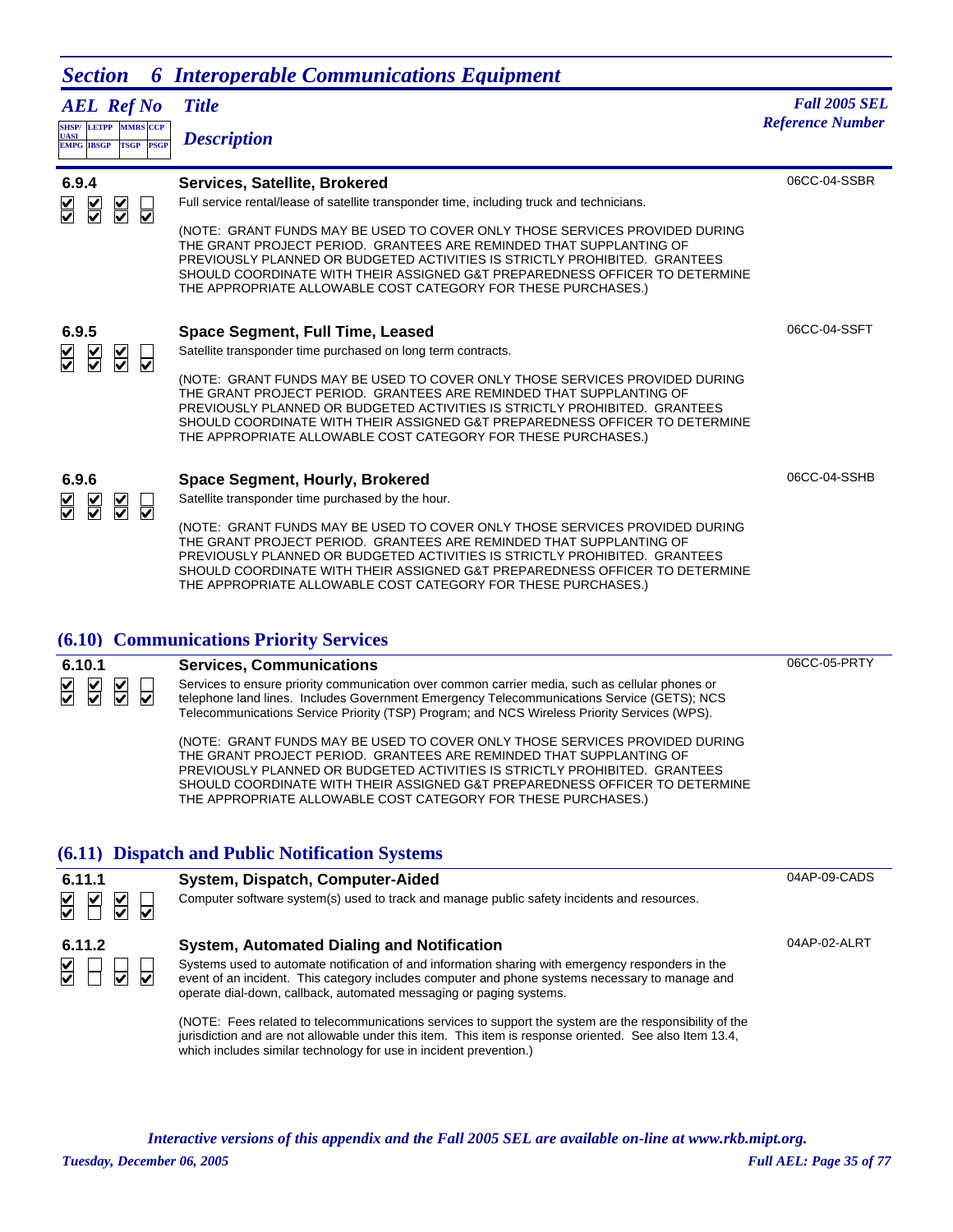## Section 6 Interoperable Communications Equipment

| AEL Ref No | Title / Description | Fall 2005 SEL Reference Number |
|---|---|---|

Checkbox columns: SHSP/UASI, LETPP, MMRS, CCP / EMPG, IBSGP, TSGP, PSGP

**6.9.4** ☑ ☑ ☑ ☐ / ☑ ☑ ☑ ☑

**Services, Satellite, Brokered** — 06CC-04-SSBR

Full service rental/lease of satellite transponder time, including truck and technicians.

(NOTE: GRANT FUNDS MAY BE USED TO COVER ONLY THOSE SERVICES PROVIDED DURING THE GRANT PROJECT PERIOD. GRANTEES ARE REMINDED THAT SUPPLANTING OF PREVIOUSLY PLANNED OR BUDGETED ACTIVITIES IS STRICTLY PROHIBITED. GRANTEES SHOULD COORDINATE WITH THEIR ASSIGNED G&T PREPAREDNESS OFFICER TO DETERMINE THE APPROPRIATE ALLOWABLE COST CATEGORY FOR THESE PURCHASES.)

**6.9.5** ☑ ☑ ☑ ☐ / ☑ ☑ ☑ ☑

**Space Segment, Full Time, Leased** — 06CC-04-SSFT

Satellite transponder time purchased on long term contracts.

(NOTE: GRANT FUNDS MAY BE USED TO COVER ONLY THOSE SERVICES PROVIDED DURING THE GRANT PROJECT PERIOD. GRANTEES ARE REMINDED THAT SUPPLANTING OF PREVIOUSLY PLANNED OR BUDGETED ACTIVITIES IS STRICTLY PROHIBITED. GRANTEES SHOULD COORDINATE WITH THEIR ASSIGNED G&T PREPAREDNESS OFFICER TO DETERMINE THE APPROPRIATE ALLOWABLE COST CATEGORY FOR THESE PURCHASES.)

**6.9.6** ☑ ☑ ☑ ☐ / ☑ ☑ ☑ ☑

**Space Segment, Hourly, Brokered** — 06CC-04-SSHB

Satellite transponder time purchased by the hour.

(NOTE: GRANT FUNDS MAY BE USED TO COVER ONLY THOSE SERVICES PROVIDED DURING THE GRANT PROJECT PERIOD. GRANTEES ARE REMINDED THAT SUPPLANTING OF PREVIOUSLY PLANNED OR BUDGETED ACTIVITIES IS STRICTLY PROHIBITED. GRANTEES SHOULD COORDINATE WITH THEIR ASSIGNED G&T PREPAREDNESS OFFICER TO DETERMINE THE APPROPRIATE ALLOWABLE COST CATEGORY FOR THESE PURCHASES.)

### (6.10) Communications Priority Services

**6.10.1** ☑ ☑ ☑ ☐ / ☑ ☑ ☑ ☑

**Services, Communications** — 06CC-05-PRTY

Services to ensure priority communication over common carrier media, such as cellular phones or telephone land lines. Includes Government Emergency Telecommunications Service (GETS); NCS Telecommunications Service Priority (TSP) Program; and NCS Wireless Priority Services (WPS).

(NOTE: GRANT FUNDS MAY BE USED TO COVER ONLY THOSE SERVICES PROVIDED DURING THE GRANT PROJECT PERIOD. GRANTEES ARE REMINDED THAT SUPPLANTING OF PREVIOUSLY PLANNED OR BUDGETED ACTIVITIES IS STRICTLY PROHIBITED. GRANTEES SHOULD COORDINATE WITH THEIR ASSIGNED G&T PREPAREDNESS OFFICER TO DETERMINE THE APPROPRIATE ALLOWABLE COST CATEGORY FOR THESE PURCHASES.)

### (6.11) Dispatch and Public Notification Systems

**6.11.1** ☑ ☑ ☑ ☐ / ☑ ☐ ☑ ☑

**System, Dispatch, Computer-Aided** — 04AP-09-CADS

Computer software system(s) used to track and manage public safety incidents and resources.

**6.11.2** ☑ ☐ ☐ ☐ / ☑ ☐ ☑ ☑

**System, Automated Dialing and Notification** — 04AP-02-ALRT

Systems used to automate notification of and information sharing with emergency responders in the event of an incident. This category includes computer and phone systems necessary to manage and operate dial-down, callback, automated messaging or paging systems.

(NOTE: Fees related to telecommunications services to support the system are the responsibility of the jurisdiction and are not allowable under this item. This item is response oriented. See also Item 13.4, which includes similar technology for use in incident prevention.)

*Interactive versions of this appendix and the Fall 2005 SEL are available on-line at www.rkb.mipt.org.*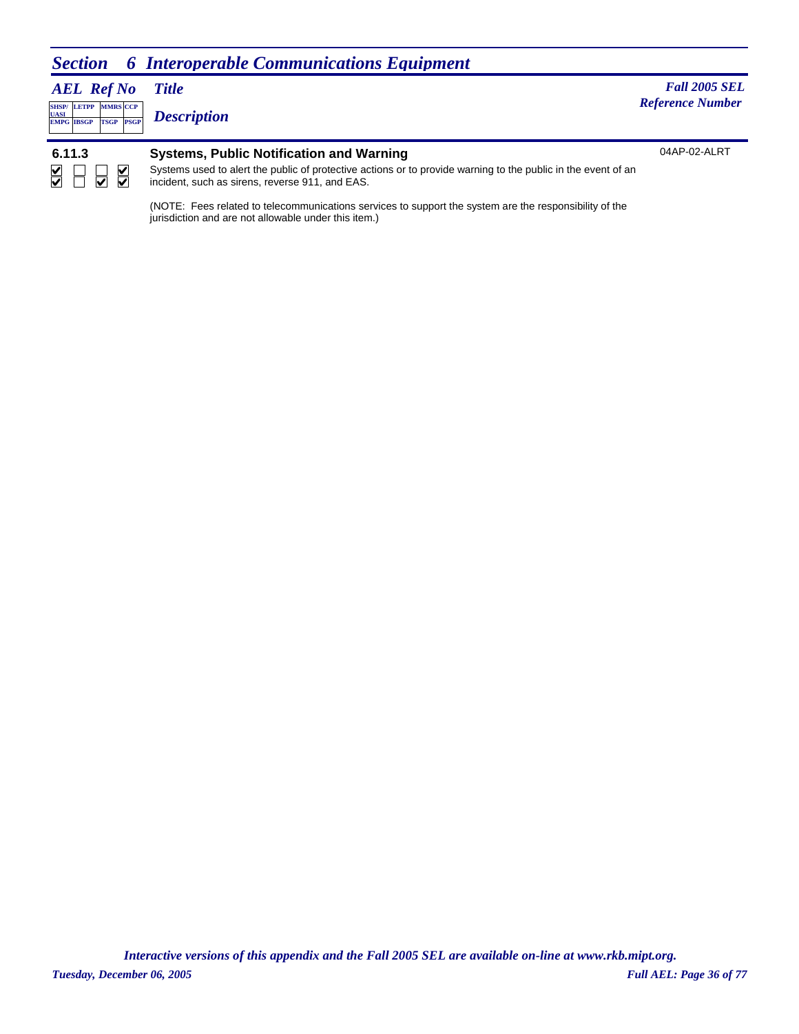## Section 6 Interoperable Communications Equipment

| AEL Ref No | Title / Description | Fall 2005 SEL Reference Number |
|---|---|---|
| 6.11.3 | **Systems, Public Notification and Warning** | 04AP-02-ALRT |

SHSP/UASI: ☑ LETPP: ☐ MMRS: ☐ CCP: ☑
EMPG: ☑ IBSGP: ☐ TSGP: ☑ PSGP: ☑

Systems used to alert the public of protective actions or to provide warning to the public in the event of an incident, such as sirens, reverse 911, and EAS.

(NOTE: Fees related to telecommunications services to support the system are the responsibility of the jurisdiction and are not allowable under this item.)

*Interactive versions of this appendix and the Fall 2005 SEL are available on-line at www.rkb.mipt.org.*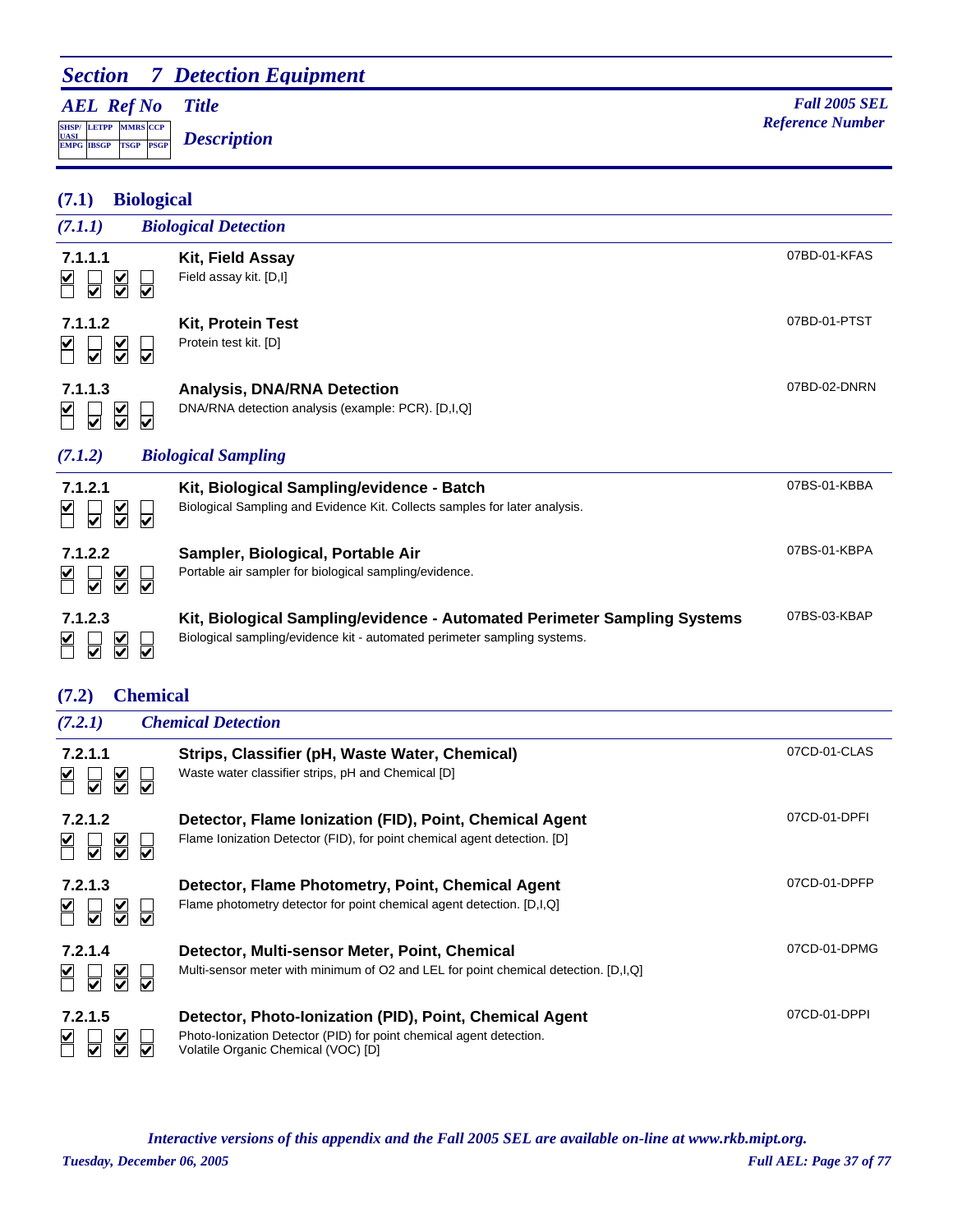## Section 7 Detection Equipment

| AEL Ref No | Title / Description | Fall 2005 SEL Reference Number |
|---|---|---|
| SHSP/UASI, LETPP, MMRS, CCP / EMPG, IBSGP, TSGP, PSGP | | |

### (7.1) Biological

#### (7.1.1) Biological Detection

**7.1.1.1** — **Kit, Field Assay** — 07BD-01-KFAS
Field assay kit. [D,I]

**7.1.1.2** — **Kit, Protein Test** — 07BD-01-PTST
Protein test kit. [D]

**7.1.1.3** — **Analysis, DNA/RNA Detection** — 07BD-02-DNRN
DNA/RNA detection analysis (example: PCR). [D,I,Q]

#### (7.1.2) Biological Sampling

**7.1.2.1** — **Kit, Biological Sampling/evidence - Batch** — 07BS-01-KBBA
Biological Sampling and Evidence Kit. Collects samples for later analysis.

**7.1.2.2** — **Sampler, Biological, Portable Air** — 07BS-01-KBPA
Portable air sampler for biological sampling/evidence.

**7.1.2.3** — **Kit, Biological Sampling/evidence - Automated Perimeter Sampling Systems** — 07BS-03-KBAP
Biological sampling/evidence kit - automated perimeter sampling systems.

### (7.2) Chemical

#### (7.2.1) Chemical Detection

**7.2.1.1** — **Strips, Classifier (pH, Waste Water, Chemical)** — 07CD-01-CLAS
Waste water classifier strips, pH and Chemical [D]

**7.2.1.2** — **Detector, Flame Ionization (FID), Point, Chemical Agent** — 07CD-01-DPFI
Flame Ionization Detector (FID), for point chemical agent detection. [D]

**7.2.1.3** — **Detector, Flame Photometry, Point, Chemical Agent** — 07CD-01-DPFP
Flame photometry detector for point chemical agent detection. [D,I,Q]

**7.2.1.4** — **Detector, Multi-sensor Meter, Point, Chemical** — 07CD-01-DPMG
Multi-sensor meter with minimum of O2 and LEL for point chemical detection. [D,I,Q]

**7.2.1.5** — **Detector, Photo-Ionization (PID), Point, Chemical Agent** — 07CD-01-DPPI
Photo-Ionization Detector (PID) for point chemical agent detection.
Volatile Organic Chemical (VOC) [D]

All items above are checked for SHSP/UASI, MMRS, EMPG, IBSGP, TSGP, and PSGP; not checked for LETPP and CCP.

*Interactive versions of this appendix and the Fall 2005 SEL are available on-line at www.rkb.mipt.org.*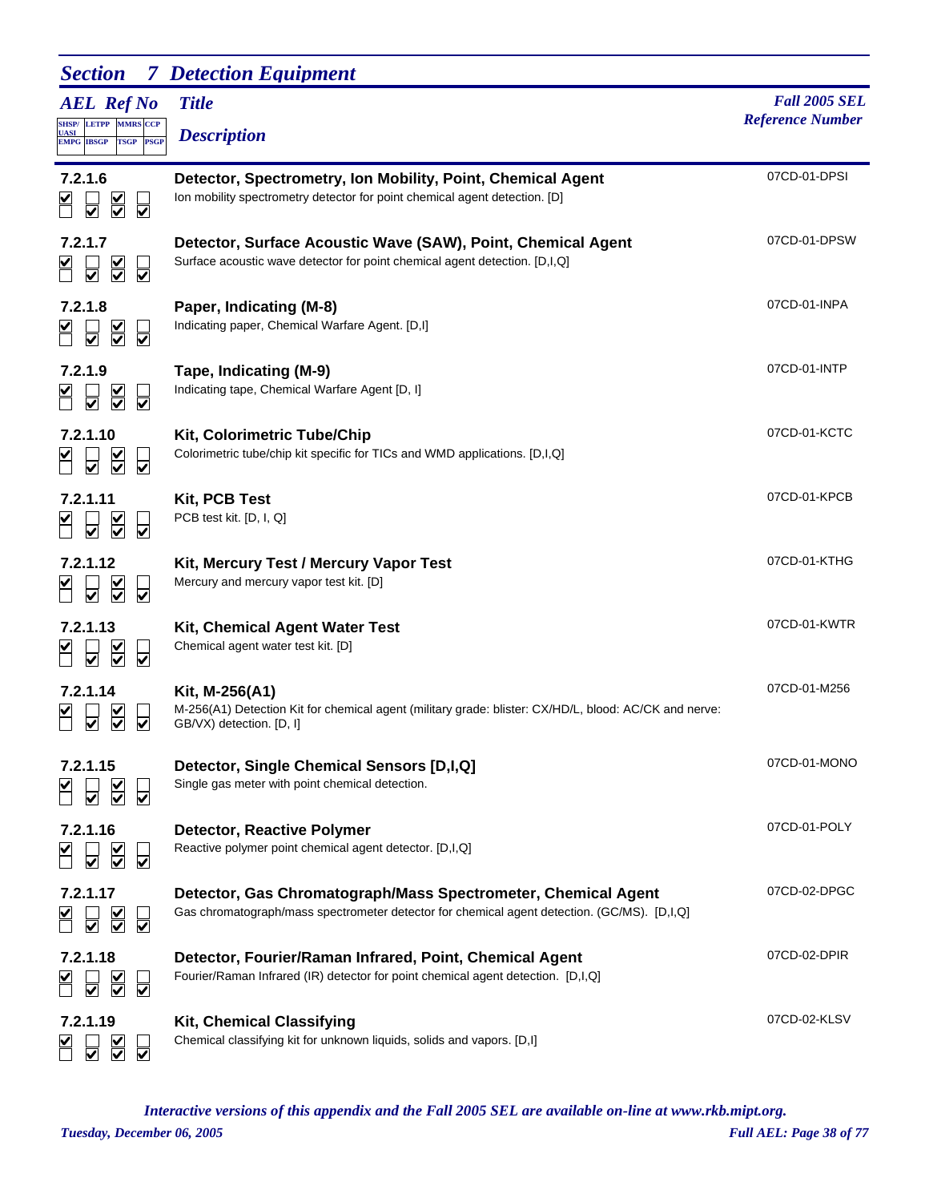## Section 7 Detection Equipment

| AEL Ref No | Title / Description | Fall 2005 SEL Reference Number |
|---|---|---|
| 7.2.1.6 | **Detector, Spectrometry, Ion Mobility, Point, Chemical Agent**<br>Ion mobility spectrometry detector for point chemical agent detection. [D] | 07CD-01-DPSI |
| 7.2.1.7 | **Detector, Surface Acoustic Wave (SAW), Point, Chemical Agent**<br>Surface acoustic wave detector for point chemical agent detection. [D,I,Q] | 07CD-01-DPSW |
| 7.2.1.8 | **Paper, Indicating (M-8)**<br>Indicating paper, Chemical Warfare Agent. [D,I] | 07CD-01-INPA |
| 7.2.1.9 | **Tape, Indicating (M-9)**<br>Indicating tape, Chemical Warfare Agent [D, I] | 07CD-01-INTP |
| 7.2.1.10 | **Kit, Colorimetric Tube/Chip**<br>Colorimetric tube/chip kit specific for TICs and WMD applications. [D,I,Q] | 07CD-01-KCTC |
| 7.2.1.11 | **Kit, PCB Test**<br>PCB test kit. [D, I, Q] | 07CD-01-KPCB |
| 7.2.1.12 | **Kit, Mercury Test / Mercury Vapor Test**<br>Mercury and mercury vapor test kit. [D] | 07CD-01-KTHG |
| 7.2.1.13 | **Kit, Chemical Agent Water Test**<br>Chemical agent water test kit. [D] | 07CD-01-KWTR |
| 7.2.1.14 | **Kit, M-256(A1)**<br>M-256(A1) Detection Kit for chemical agent (military grade: blister: CX/HD/L, blood: AC/CK and nerve: GB/VX) detection. [D, I] | 07CD-01-M256 |
| 7.2.1.15 | **Detector, Single Chemical Sensors [D,I,Q]**<br>Single gas meter with point chemical detection. | 07CD-01-MONO |
| 7.2.1.16 | **Detector, Reactive Polymer**<br>Reactive polymer point chemical agent detector. [D,I,Q] | 07CD-01-POLY |
| 7.2.1.17 | **Detector, Gas Chromatograph/Mass Spectrometer, Chemical Agent**<br>Gas chromatograph/mass spectrometer detector for chemical agent detection. (GC/MS). [D,I,Q] | 07CD-02-DPGC |
| 7.2.1.18 | **Detector, Fourier/Raman Infrared, Point, Chemical Agent**<br>Fourier/Raman Infrared (IR) detector for point chemical agent detection. [D,I,Q] | 07CD-02-DPIR |
| 7.2.1.19 | **Kit, Chemical Classifying**<br>Chemical classifying kit for unknown liquids, solids and vapors. [D,I] | 07CD-02-KLSV |

Applicable grant programs for all items above: SHSP/UASI ☑, EMPG ☐, LETPP ☐, IBSGP ☑, MMRS ☑, TSGP ☑, CCP ☐, PSGP ☑

*Interactive versions of this appendix and the Fall 2005 SEL are available on-line at www.rkb.mipt.org.*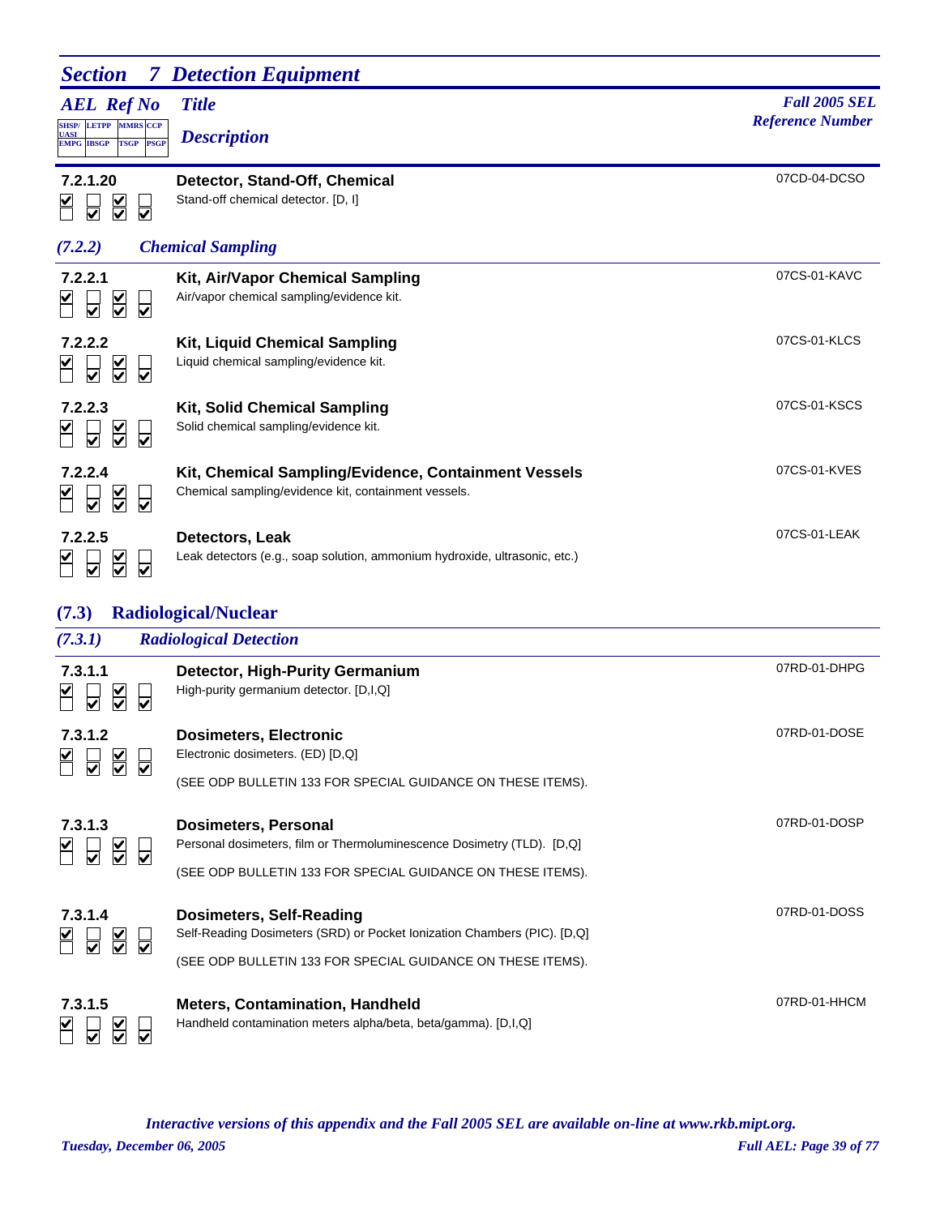# Section 7 Detection Equipment

| AEL Ref No | Title / Description | Fall 2005 SEL Reference Number |
|---|---|---|
| **7.2.1.20** | **Detector, Stand-Off, Chemical**<br>Stand-off chemical detector. [D, I] | 07CD-04-DCSO |

### (7.2.2) Chemical Sampling

| AEL Ref No | Title / Description | Fall 2005 SEL Reference Number |
|---|---|---|
| **7.2.2.1** | **Kit, Air/Vapor Chemical Sampling**<br>Air/vapor chemical sampling/evidence kit. | 07CS-01-KAVC |
| **7.2.2.2** | **Kit, Liquid Chemical Sampling**<br>Liquid chemical sampling/evidence kit. | 07CS-01-KLCS |
| **7.2.2.3** | **Kit, Solid Chemical Sampling**<br>Solid chemical sampling/evidence kit. | 07CS-01-KSCS |
| **7.2.2.4** | **Kit, Chemical Sampling/Evidence, Containment Vessels**<br>Chemical sampling/evidence kit, containment vessels. | 07CS-01-KVES |
| **7.2.2.5** | **Detectors, Leak**<br>Leak detectors (e.g., soap solution, ammonium hydroxide, ultrasonic, etc.) | 07CS-01-LEAK |

## (7.3) Radiological/Nuclear

### (7.3.1) Radiological Detection

| AEL Ref No | Title / Description | Fall 2005 SEL Reference Number |
|---|---|---|
| **7.3.1.1** | **Detector, High-Purity Germanium**<br>High-purity germanium detector. [D,I,Q] | 07RD-01-DHPG |
| **7.3.1.2** | **Dosimeters, Electronic**<br>Electronic dosimeters. (ED) [D,Q]<br>(SEE ODP BULLETIN 133 FOR SPECIAL GUIDANCE ON THESE ITEMS). | 07RD-01-DOSE |
| **7.3.1.3** | **Dosimeters, Personal**<br>Personal dosimeters, film or Thermoluminescence Dosimetry (TLD). [D,Q]<br>(SEE ODP BULLETIN 133 FOR SPECIAL GUIDANCE ON THESE ITEMS). | 07RD-01-DOSP |
| **7.3.1.4** | **Dosimeters, Self-Reading**<br>Self-Reading Dosimeters (SRD) or Pocket Ionization Chambers (PIC). [D,Q]<br>(SEE ODP BULLETIN 133 FOR SPECIAL GUIDANCE ON THESE ITEMS). | 07RD-01-DOSS |
| **7.3.1.5** | **Meters, Contamination, Handheld**<br>Handheld contamination meters alpha/beta, beta/gamma). [D,I,Q] | 07RD-01-HHCM |

*Interactive versions of this appendix and the Fall 2005 SEL are available on-line at www.rkb.mipt.org.*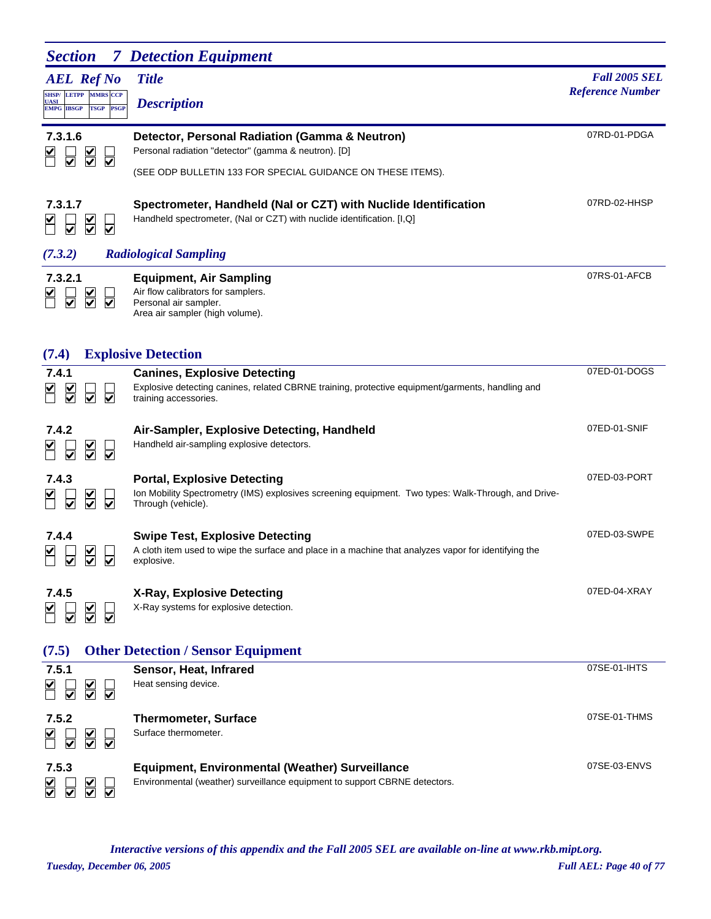## Section 7 Detection Equipment

| AEL Ref No | Title / Description | Fall 2005 SEL Reference Number |
|---|---|---|
| **7.3.1.6** | **Detector, Personal Radiation (Gamma & Neutron)**<br>Personal radiation "detector" (gamma & neutron). [D]<br><br>(SEE ODP BULLETIN 133 FOR SPECIAL GUIDANCE ON THESE ITEMS). | 07RD-01-PDGA |
| **7.3.1.7** | **Spectrometer, Handheld (NaI or CZT) with Nuclide Identification**<br>Handheld spectrometer, (NaI or CZT) with nuclide identification. [I,Q] | 07RD-02-HHSP |

### (7.3.2) Radiological Sampling

| AEL Ref No | Title / Description | Fall 2005 SEL Reference Number |
|---|---|---|
| **7.3.2.1** | **Equipment, Air Sampling**<br>Air flow calibrators for samplers.<br>Personal air sampler.<br>Area air sampler (high volume). | 07RS-01-AFCB |

### (7.4) Explosive Detection

| AEL Ref No | Title / Description | Fall 2005 SEL Reference Number |
|---|---|---|
| **7.4.1** | **Canines, Explosive Detecting**<br>Explosive detecting canines, related CBRNE training, protective equipment/garments, handling and training accessories. | 07ED-01-DOGS |
| **7.4.2** | **Air-Sampler, Explosive Detecting, Handheld**<br>Handheld air-sampling explosive detectors. | 07ED-01-SNIF |
| **7.4.3** | **Portal, Explosive Detecting**<br>Ion Mobility Spectrometry (IMS) explosives screening equipment. Two types: Walk-Through, and Drive-Through (vehicle). | 07ED-03-PORT |
| **7.4.4** | **Swipe Test, Explosive Detecting**<br>A cloth item used to wipe the surface and place in a machine that analyzes vapor for identifying the explosive. | 07ED-03-SWPE |
| **7.4.5** | **X-Ray, Explosive Detecting**<br>X-Ray systems for explosive detection. | 07ED-04-XRAY |

### (7.5) Other Detection / Sensor Equipment

| AEL Ref No | Title / Description | Fall 2005 SEL Reference Number |
|---|---|---|
| **7.5.1** | **Sensor, Heat, Infrared**<br>Heat sensing device. | 07SE-01-IHTS |
| **7.5.2** | **Thermometer, Surface**<br>Surface thermometer. | 07SE-01-THMS |
| **7.5.3** | **Equipment, Environmental (Weather) Surveillance**<br>Environmental (weather) surveillance equipment to support CBRNE detectors. | 07SE-03-ENVS |

*Interactive versions of this appendix and the Fall 2005 SEL are available on-line at www.rkb.mipt.org.*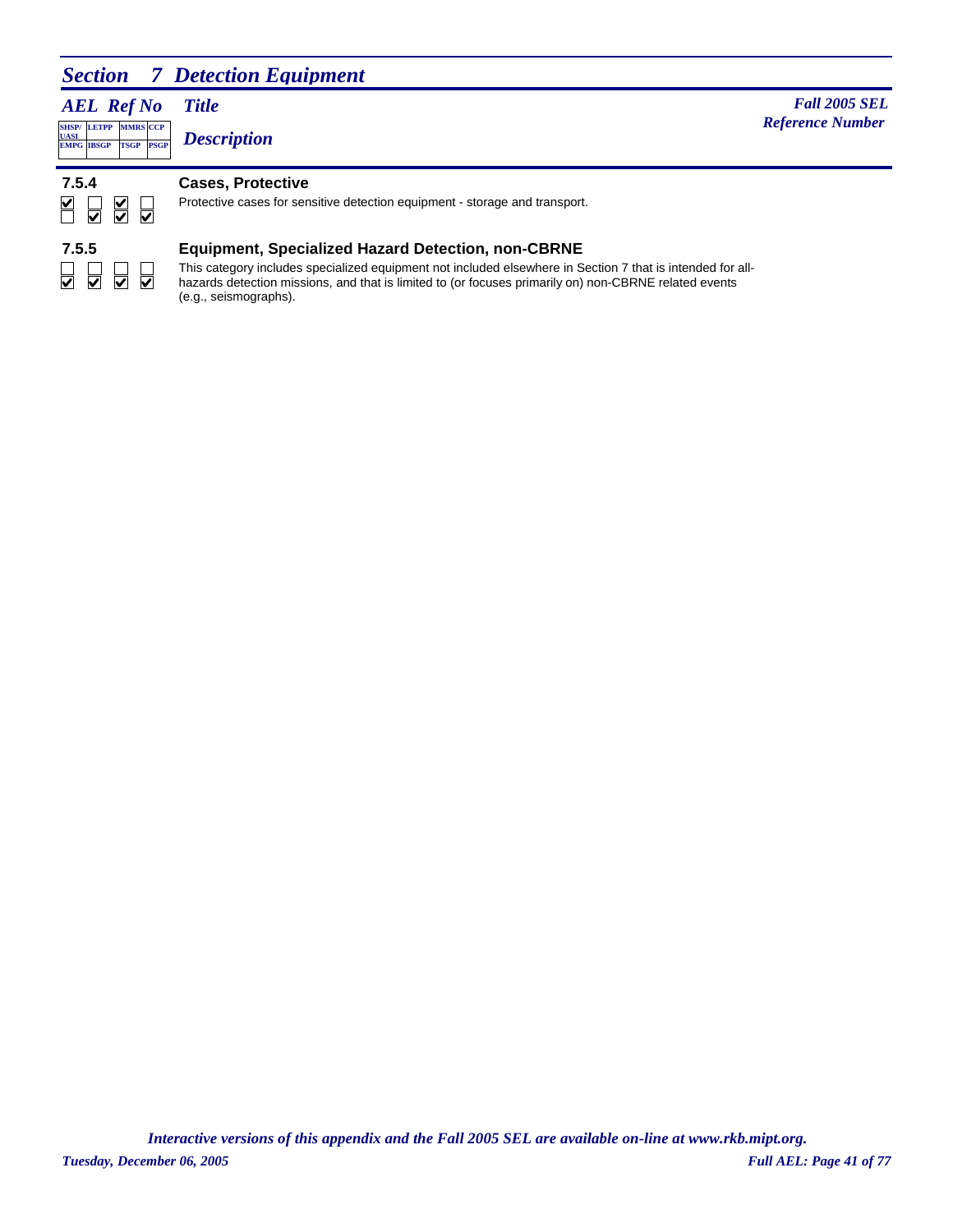## Section 7 Detection Equipment

| AEL Ref No | Title / Description | Fall 2005 SEL Reference Number |
|---|---|---|
| SHSP/UASI, LETPP, MMRS, CCP / EMPG, IBSGP, TSGP, PSGP | | |

### 7.5.4 Cases, Protective

| SHSP/UASI | LETPP | MMRS | CCP |
|---|---|---|---|
| ☑ | ☐ | ☑ | ☐ |
| **EMPG** | **IBSGP** | **TSGP** | **PSGP** |
| ☐ | ☑ | ☑ | ☑ |

Protective cases for sensitive detection equipment - storage and transport.

### 7.5.5 Equipment, Specialized Hazard Detection, non-CBRNE

| SHSP/UASI | LETPP | MMRS | CCP |
|---|---|---|---|
| ☐ | ☐ | ☐ | ☐ |
| **EMPG** | **IBSGP** | **TSGP** | **PSGP** |
| ☑ | ☑ | ☑ | ☑ |

This category includes specialized equipment not included elsewhere in Section 7 that is intended for all-hazards detection missions, and that is limited to (or focuses primarily on) non-CBRNE related events (e.g., seismographs).

*Interactive versions of this appendix and the Fall 2005 SEL are available on-line at www.rkb.mipt.org.*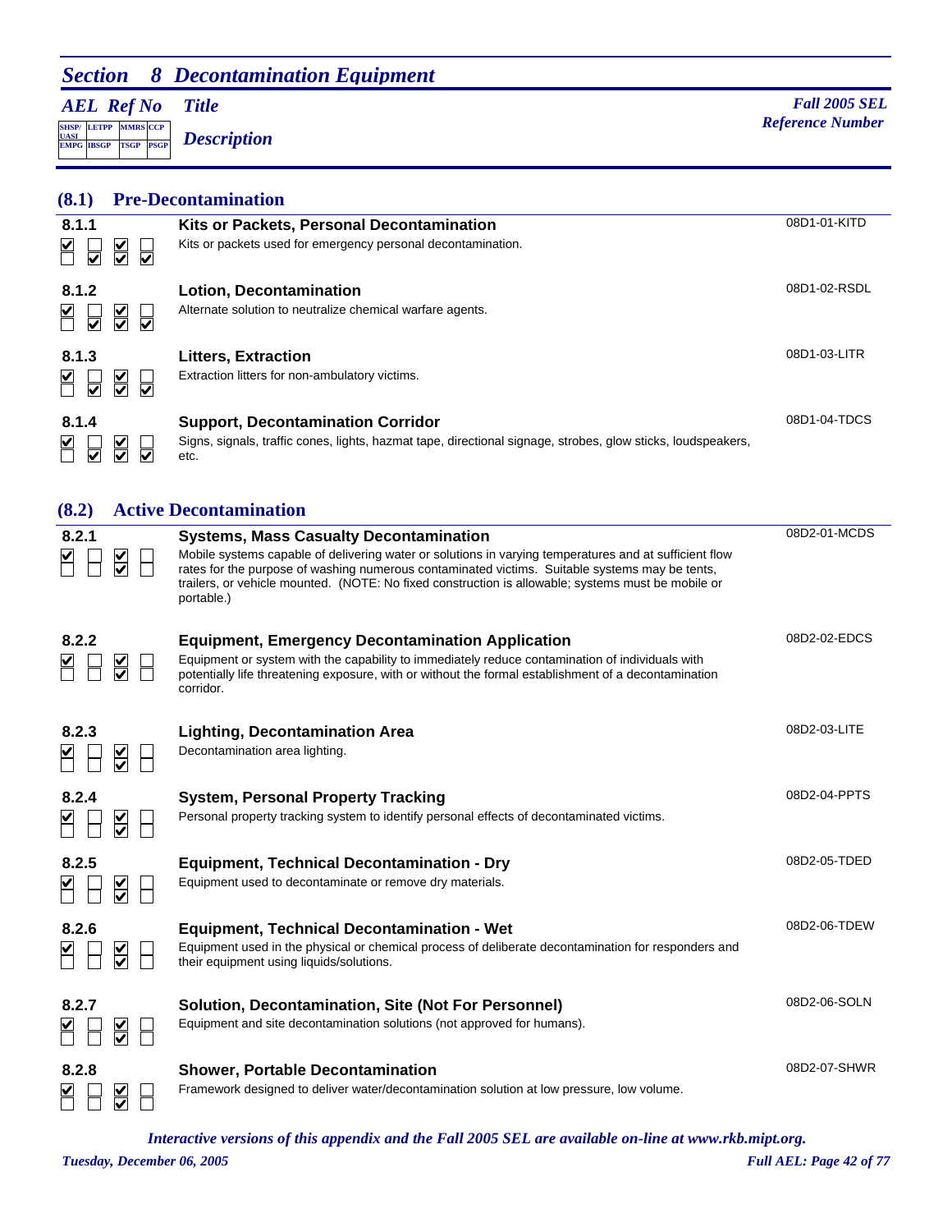# Section 8 Decontamination Equipment

| AEL Ref No | SHSP/UASI | LETPP | MMRS | CCP | EMPG | IBSGP | TSGP | PSGP | Title / Description | Fall 2005 SEL Reference Number |
|---|---|---|---|---|---|---|---|---|---|---|

## (8.1) Pre-Decontamination

| AEL Ref No | SHSP/UASI | LETPP | MMRS | CCP | EMPG | IBSGP | TSGP | PSGP | Title / Description | Fall 2005 SEL Reference Number |
|---|---|---|---|---|---|---|---|---|---|---|
| 8.1.1 | ☑ | ☐ | ☑ | ☐ | ☐ | ☑ | ☑ | ☑ | **Kits or Packets, Personal Decontamination**<br>Kits or packets used for emergency personal decontamination. | 08D1-01-KITD |
| 8.1.2 | ☑ | ☐ | ☑ | ☐ | ☐ | ☑ | ☑ | ☑ | **Lotion, Decontamination**<br>Alternate solution to neutralize chemical warfare agents. | 08D1-02-RSDL |
| 8.1.3 | ☑ | ☐ | ☑ | ☐ | ☐ | ☑ | ☑ | ☑ | **Litters, Extraction**<br>Extraction litters for non-ambulatory victims. | 08D1-03-LITR |
| 8.1.4 | ☑ | ☐ | ☑ | ☐ | ☐ | ☑ | ☑ | ☑ | **Support, Decontamination Corridor**<br>Signs, signals, traffic cones, lights, hazmat tape, directional signage, strobes, glow sticks, loudspeakers, etc. | 08D1-04-TDCS |

## (8.2) Active Decontamination

| AEL Ref No | SHSP/UASI | LETPP | MMRS | CCP | EMPG | IBSGP | TSGP | PSGP | Title / Description | Fall 2005 SEL Reference Number |
|---|---|---|---|---|---|---|---|---|---|---|
| 8.2.1 | ☑ | ☐ | ☑ | ☐ | ☐ | ☐ | ☑ | ☐ | **Systems, Mass Casualty Decontamination**<br>Mobile systems capable of delivering water or solutions in varying temperatures and at sufficient flow rates for the purpose of washing numerous contaminated victims. Suitable systems may be tents, trailers, or vehicle mounted. (NOTE: No fixed construction is allowable; systems must be mobile or portable.) | 08D2-01-MCDS |
| 8.2.2 | ☑ | ☐ | ☑ | ☐ | ☐ | ☐ | ☑ | ☐ | **Equipment, Emergency Decontamination Application**<br>Equipment or system with the capability to immediately reduce contamination of individuals with potentially life threatening exposure, with or without the formal establishment of a decontamination corridor. | 08D2-02-EDCS |
| 8.2.3 | ☑ | ☐ | ☑ | ☐ | ☐ | ☐ | ☑ | ☐ | **Lighting, Decontamination Area**<br>Decontamination area lighting. | 08D2-03-LITE |
| 8.2.4 | ☑ | ☐ | ☑ | ☐ | ☐ | ☐ | ☑ | ☐ | **System, Personal Property Tracking**<br>Personal property tracking system to identify personal effects of decontaminated victims. | 08D2-04-PPTS |
| 8.2.5 | ☑ | ☐ | ☑ | ☐ | ☐ | ☐ | ☑ | ☐ | **Equipment, Technical Decontamination - Dry**<br>Equipment used to decontaminate or remove dry materials. | 08D2-05-TDED |
| 8.2.6 | ☑ | ☐ | ☑ | ☐ | ☐ | ☐ | ☑ | ☐ | **Equipment, Technical Decontamination - Wet**<br>Equipment used in the physical or chemical process of deliberate decontamination for responders and their equipment using liquids/solutions. | 08D2-06-TDEW |
| 8.2.7 | ☑ | ☐ | ☑ | ☐ | ☐ | ☐ | ☑ | ☐ | **Solution, Decontamination, Site (Not For Personnel)**<br>Equipment and site decontamination solutions (not approved for humans). | 08D2-06-SOLN |
| 8.2.8 | ☑ | ☐ | ☑ | ☐ | ☐ | ☐ | ☑ | ☐ | **Shower, Portable Decontamination**<br>Framework designed to deliver water/decontamination solution at low pressure, low volume. | 08D2-07-SHWR |

*Interactive versions of this appendix and the Fall 2005 SEL are available on-line at www.rkb.mipt.org.*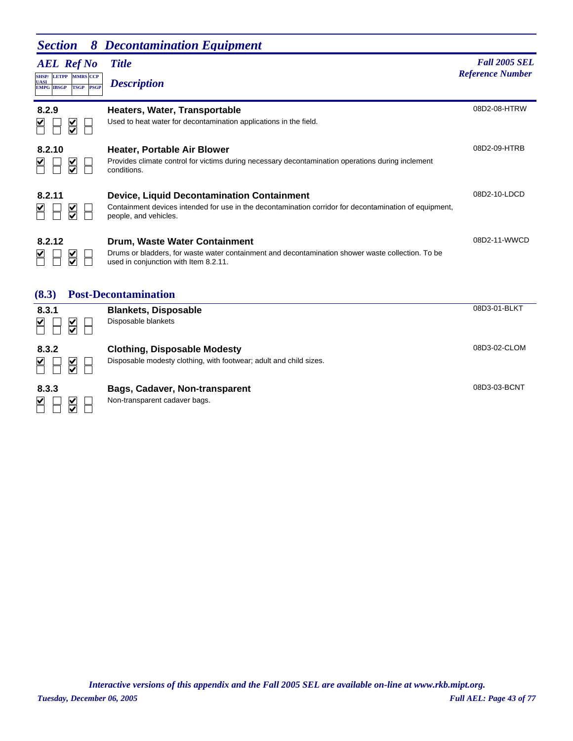## Section 8 Decontamination Equipment

| AEL Ref No | Title / Description | Fall 2005 SEL Reference Number |
|---|---|---|
| **8.2.9** | **Heaters, Water, Transportable**<br>Used to heat water for decontamination applications in the field. | 08D2-08-HTRW |
| **8.2.10** | **Heater, Portable Air Blower**<br>Provides climate control for victims during necessary decontamination operations during inclement conditions. | 08D2-09-HTRB |
| **8.2.11** | **Device, Liquid Decontamination Containment**<br>Containment devices intended for use in the decontamination corridor for decontamination of equipment, people, and vehicles. | 08D2-10-LDCD |
| **8.2.12** | **Drum, Waste Water Containment**<br>Drums or bladders, for waste water containment and decontamination shower waste collection. To be used in conjunction with Item 8.2.11. | 08D2-11-WWCD |

### (8.3) Post-Decontamination

| AEL Ref No | Title / Description | Fall 2005 SEL Reference Number |
|---|---|---|
| **8.3.1** | **Blankets, Disposable**<br>Disposable blankets | 08D3-01-BLKT |
| **8.3.2** | **Clothing, Disposable Modesty**<br>Disposable modesty clothing, with footwear; adult and child sizes. | 08D3-02-CLOM |
| **8.3.3** | **Bags, Cadaver, Non-transparent**<br>Non-transparent cadaver bags. | 08D3-03-BCNT |

Applicable programs for all items above: SHSP/UASI ☑, EMPG ☐, LETPP ☐, IBSGP ☐, MMRS ☑, TSGP ☑, CCP ☐, PSGP ☐

*Interactive versions of this appendix and the Fall 2005 SEL are available on-line at www.rkb.mipt.org.*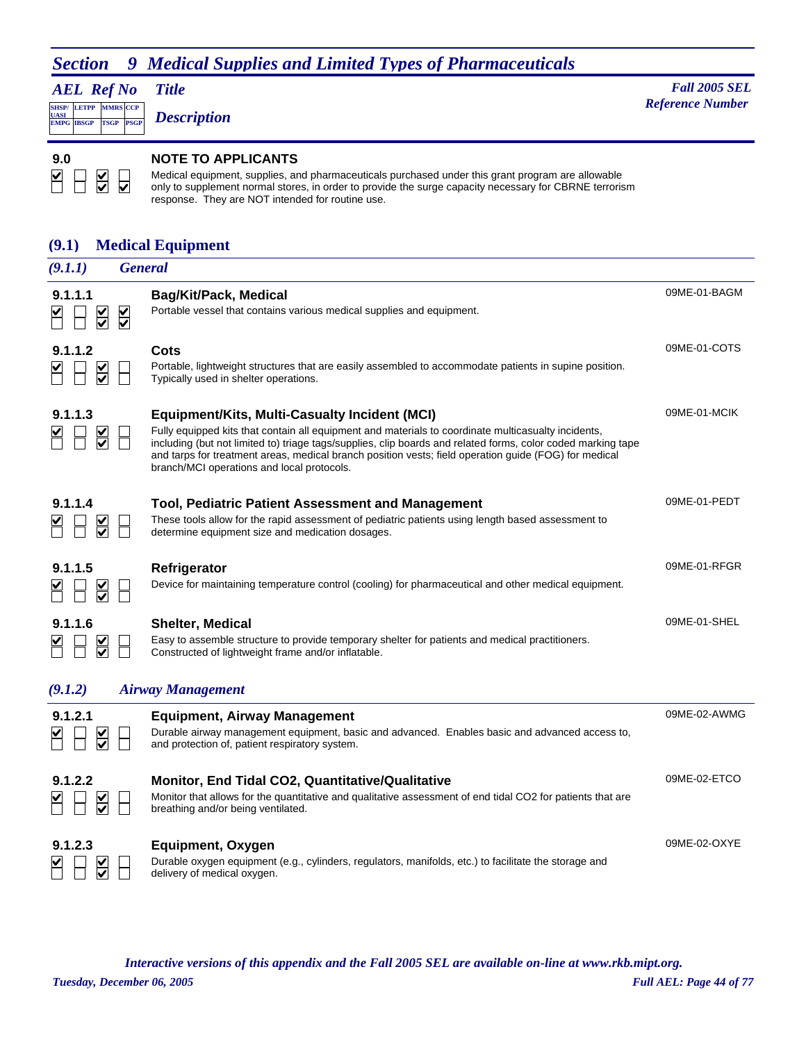## Section 9 Medical Supplies and Limited Types of Pharmaceuticals

*AEL Ref No* — *Title* — *Description* — *Fall 2005 SEL Reference Number*

Program checkboxes: SHSP/UASI, LETPP, MMRS, CCP / EMPG, IBSGP, TSGP, PSGP

**9.0** — ☑ SHSP/UASI ☑ MMRS ☑ TSGP ☑ PSGP

**NOTE TO APPLICANTS**

Medical equipment, supplies, and pharmaceuticals purchased under this grant program are allowable only to supplement normal stores, in order to provide the surge capacity necessary for CBRNE terrorism response. They are NOT intended for routine use.

### (9.1) Medical Equipment

#### (9.1.1) General

**9.1.1.1** — ☑ SHSP/UASI ☑ MMRS ☑ CCP ☑ TSGP ☑ PSGP — 09ME-01-BAGM

**Bag/Kit/Pack, Medical**

Portable vessel that contains various medical supplies and equipment.

**9.1.1.2** — ☑ SHSP/UASI ☑ MMRS ☑ TSGP — 09ME-01-COTS

**Cots**

Portable, lightweight structures that are easily assembled to accommodate patients in supine position. Typically used in shelter operations.

**9.1.1.3** — ☑ SHSP/UASI ☑ MMRS ☑ TSGP — 09ME-01-MCIK

**Equipment/Kits, Multi-Casualty Incident (MCI)**

Fully equipped kits that contain all equipment and materials to coordinate multicasualty incidents, including (but not limited to) triage tags/supplies, clip boards and related forms, color coded marking tape and tarps for treatment areas, medical branch position vests; field operation guide (FOG) for medical branch/MCI operations and local protocols.

**9.1.1.4** — ☑ SHSP/UASI ☑ MMRS ☑ TSGP — 09ME-01-PEDT

**Tool, Pediatric Patient Assessment and Management**

These tools allow for the rapid assessment of pediatric patients using length based assessment to determine equipment size and medication dosages.

**9.1.1.5** — ☑ SHSP/UASI ☑ MMRS ☑ TSGP — 09ME-01-RFGR

**Refrigerator**

Device for maintaining temperature control (cooling) for pharmaceutical and other medical equipment.

**9.1.1.6** — ☑ SHSP/UASI ☑ MMRS ☑ TSGP — 09ME-01-SHEL

**Shelter, Medical**

Easy to assemble structure to provide temporary shelter for patients and medical practitioners. Constructed of lightweight frame and/or inflatable.

#### (9.1.2) Airway Management

**9.1.2.1** — ☑ SHSP/UASI ☑ MMRS ☑ TSGP — 09ME-02-AWMG

**Equipment, Airway Management**

Durable airway management equipment, basic and advanced. Enables basic and advanced access to, and protection of, patient respiratory system.

**9.1.2.2** — ☑ SHSP/UASI ☑ MMRS ☑ TSGP — 09ME-02-ETCO

**Monitor, End Tidal CO2, Quantitative/Qualitative**

Monitor that allows for the quantitative and qualitative assessment of end tidal CO2 for patients that are breathing and/or being ventilated.

**9.1.2.3** — ☑ SHSP/UASI ☑ MMRS ☑ TSGP — 09ME-02-OXYE

**Equipment, Oxygen**

Durable oxygen equipment (e.g., cylinders, regulators, manifolds, etc.) to facilitate the storage and delivery of medical oxygen.

*Interactive versions of this appendix and the Fall 2005 SEL are available on-line at www.rkb.mipt.org.*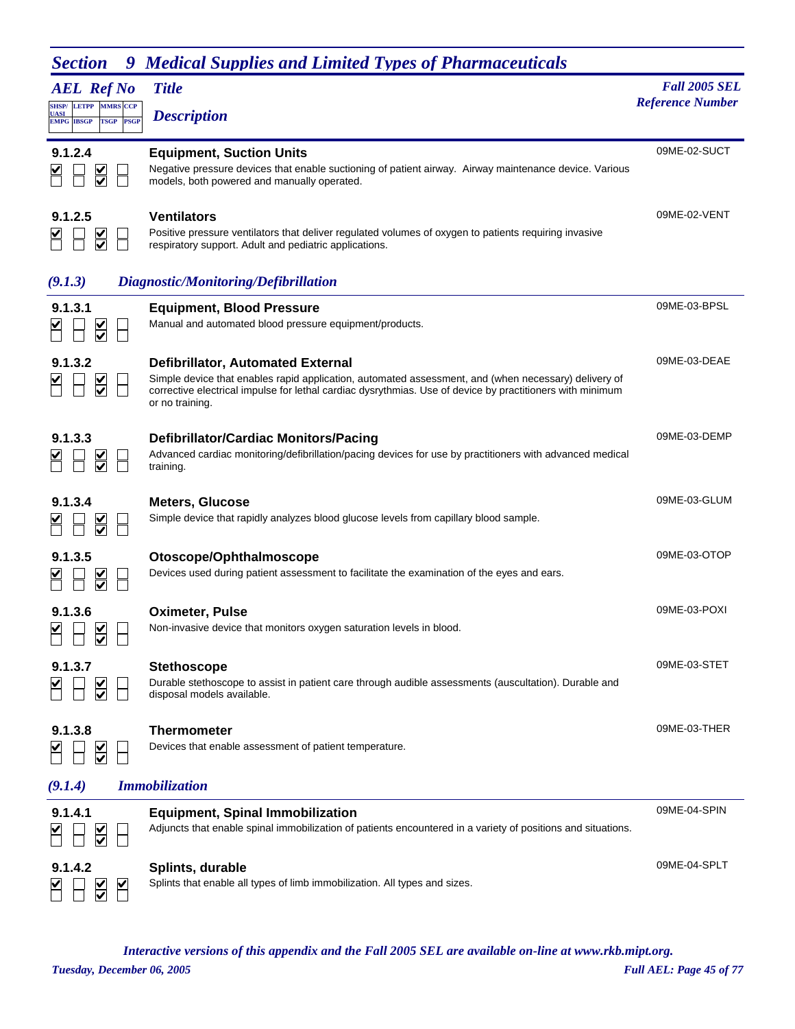# Section 9 Medical Supplies and Limited Types of Pharmaceuticals

| AEL Ref No | Title / Description | Fall 2005 SEL Reference Number |
|---|---|---|
| **9.1.2.4** | **Equipment, Suction Units**<br>Negative pressure devices that enable suctioning of patient airway. Airway maintenance device. Various models, both powered and manually operated. | 09ME-02-SUCT |
| **9.1.2.5** | **Ventilators**<br>Positive pressure ventilators that deliver regulated volumes of oxygen to patients requiring invasive respiratory support. Adult and pediatric applications. | 09ME-02-VENT |

## *(9.1.3) Diagnostic/Monitoring/Defibrillation*

| AEL Ref No | Title / Description | Fall 2005 SEL Reference Number |
|---|---|---|
| **9.1.3.1** | **Equipment, Blood Pressure**<br>Manual and automated blood pressure equipment/products. | 09ME-03-BPSL |
| **9.1.3.2** | **Defibrillator, Automated External**<br>Simple device that enables rapid application, automated assessment, and (when necessary) delivery of corrective electrical impulse for lethal cardiac dysrythmias. Use of device by practitioners with minimum or no training. | 09ME-03-DEAE |
| **9.1.3.3** | **Defibrillator/Cardiac Monitors/Pacing**<br>Advanced cardiac monitoring/defibrillation/pacing devices for use by practitioners with advanced medical training. | 09ME-03-DEMP |
| **9.1.3.4** | **Meters, Glucose**<br>Simple device that rapidly analyzes blood glucose levels from capillary blood sample. | 09ME-03-GLUM |
| **9.1.3.5** | **Otoscope/Ophthalmoscope**<br>Devices used during patient assessment to facilitate the examination of the eyes and ears. | 09ME-03-OTOP |
| **9.1.3.6** | **Oximeter, Pulse**<br>Non-invasive device that monitors oxygen saturation levels in blood. | 09ME-03-POXI |
| **9.1.3.7** | **Stethoscope**<br>Durable stethoscope to assist in patient care through audible assessments (auscultation). Durable and disposal models available. | 09ME-03-STET |
| **9.1.3.8** | **Thermometer**<br>Devices that enable assessment of patient temperature. | 09ME-03-THER |

## *(9.1.4) Immobilization*

| AEL Ref No | Title / Description | Fall 2005 SEL Reference Number |
|---|---|---|
| **9.1.4.1** | **Equipment, Spinal Immobilization**<br>Adjuncts that enable spinal immobilization of patients encountered in a variety of positions and situations. | 09ME-04-SPIN |
| **9.1.4.2** | **Splints, durable**<br>Splints that enable all types of limb immobilization. All types and sizes. | 09ME-04-SPLT |

*Interactive versions of this appendix and the Fall 2005 SEL are available on-line at www.rkb.mipt.org.*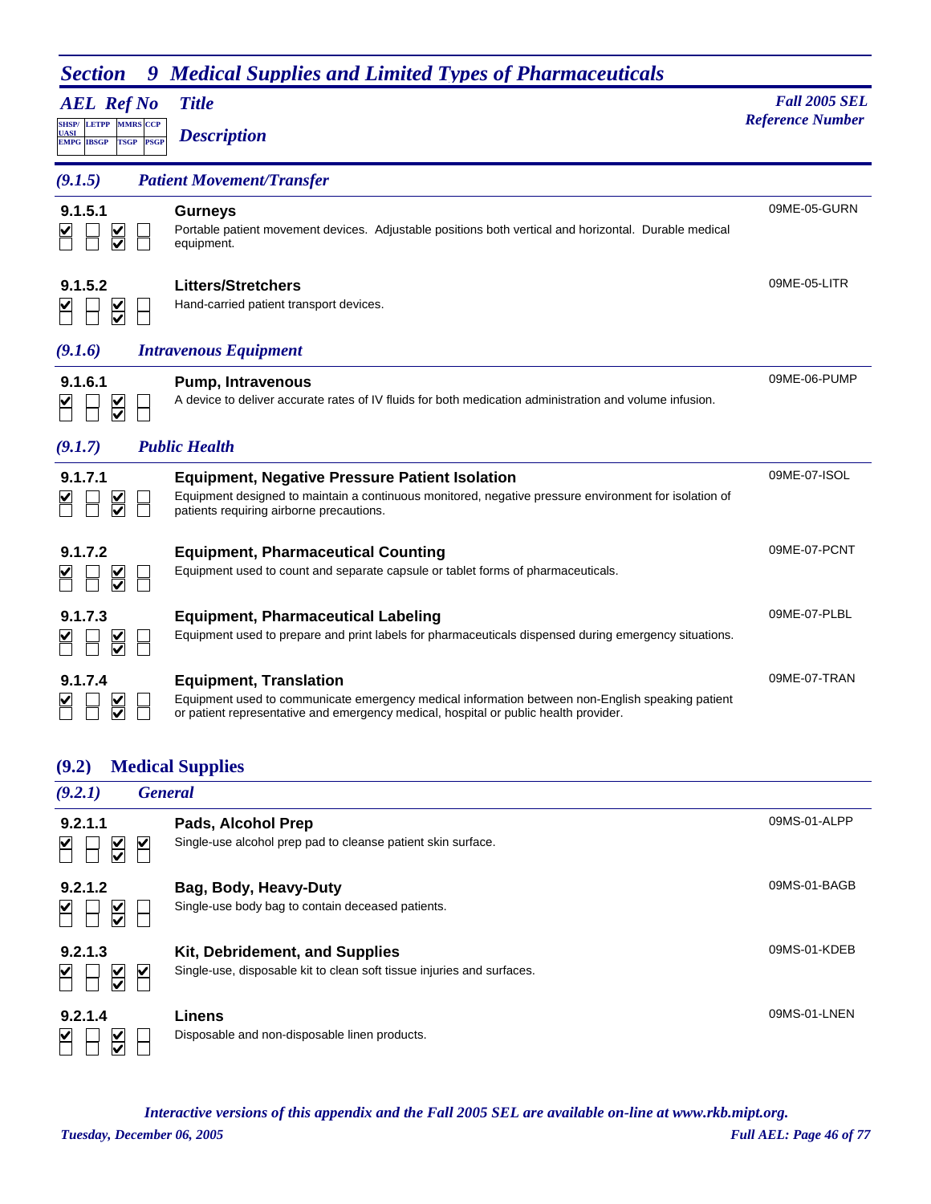## Section 9 Medical Supplies and Limited Types of Pharmaceuticals

| AEL Ref No | Title / Description | Fall 2005 SEL Reference Number |
|---|---|---|

### (9.1.5) Patient Movement/Transfer

**9.1.5.1** — **Gurneys** — 09ME-05-GURN

Portable patient movement devices. Adjustable positions both vertical and horizontal. Durable medical equipment.

**9.1.5.2** — **Litters/Stretchers** — 09ME-05-LITR

Hand-carried patient transport devices.

### (9.1.6) Intravenous Equipment

**9.1.6.1** — **Pump, Intravenous** — 09ME-06-PUMP

A device to deliver accurate rates of IV fluids for both medication administration and volume infusion.

### (9.1.7) Public Health

**9.1.7.1** — **Equipment, Negative Pressure Patient Isolation** — 09ME-07-ISOL

Equipment designed to maintain a continuous monitored, negative pressure environment for isolation of patients requiring airborne precautions.

**9.1.7.2** — **Equipment, Pharmaceutical Counting** — 09ME-07-PCNT

Equipment used to count and separate capsule or tablet forms of pharmaceuticals.

**9.1.7.3** — **Equipment, Pharmaceutical Labeling** — 09ME-07-PLBL

Equipment used to prepare and print labels for pharmaceuticals dispensed during emergency situations.

**9.1.7.4** — **Equipment, Translation** — 09ME-07-TRAN

Equipment used to communicate emergency medical information between non-English speaking patient or patient representative and emergency medical, hospital or public health provider.

## (9.2) Medical Supplies

### (9.2.1) General

**9.2.1.1** — **Pads, Alcohol Prep** — 09MS-01-ALPP

Single-use alcohol prep pad to cleanse patient skin surface.

**9.2.1.2** — **Bag, Body, Heavy-Duty** — 09MS-01-BAGB

Single-use body bag to contain deceased patients.

**9.2.1.3** — **Kit, Debridement, and Supplies** — 09MS-01-KDEB

Single-use, disposable kit to clean soft tissue injuries and surfaces.

**9.2.1.4** — **Linens** — 09MS-01-LNEN

Disposable and non-disposable linen products.

*Interactive versions of this appendix and the Fall 2005 SEL are available on-line at www.rkb.mipt.org.*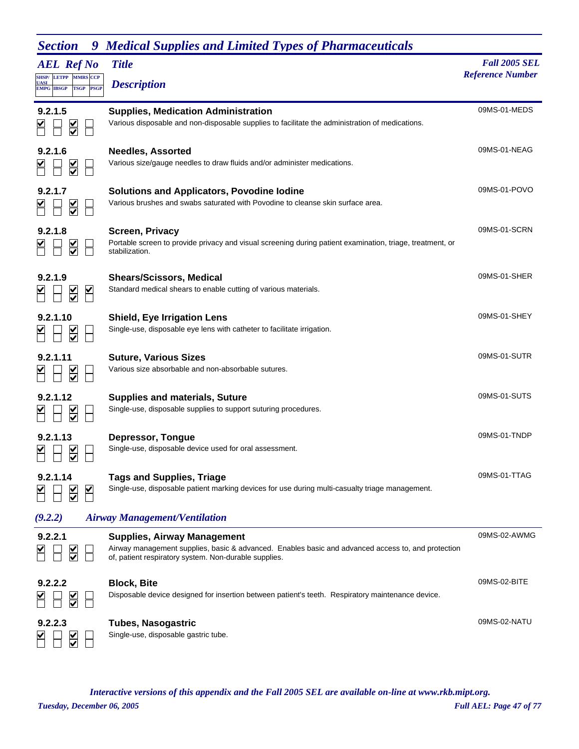## Section 9 Medical Supplies and Limited Types of Pharmaceuticals

| AEL Ref No | SHSP/UASI | LETPP | MMRS | CCP | EMPG | IBSGP | TSGP | PSGP | Title / Description | Fall 2005 SEL Reference Number |
|---|---|---|---|---|---|---|---|---|---|---|
| 9.2.1.5 | ☑ | ☐ | ☑ | ☐ | ☐ | ☐ | ☑ | ☐ | **Supplies, Medication Administration**<br>Various disposable and non-disposable supplies to facilitate the administration of medications. | 09MS-01-MEDS |
| 9.2.1.6 | ☑ | ☐ | ☑ | ☐ | ☐ | ☐ | ☑ | ☐ | **Needles, Assorted**<br>Various size/gauge needles to draw fluids and/or administer medications. | 09MS-01-NEAG |
| 9.2.1.7 | ☑ | ☐ | ☑ | ☐ | ☐ | ☐ | ☑ | ☐ | **Solutions and Applicators, Povodine Iodine**<br>Various brushes and swabs saturated with Povodine to cleanse skin surface area. | 09MS-01-POVO |
| 9.2.1.8 | ☑ | ☐ | ☑ | ☐ | ☐ | ☐ | ☑ | ☐ | **Screen, Privacy**<br>Portable screen to provide privacy and visual screening during patient examination, triage, treatment, or stabilization. | 09MS-01-SCRN |
| 9.2.1.9 | ☑ | ☐ | ☑ | ☑ | ☐ | ☐ | ☑ | ☐ | **Shears/Scissors, Medical**<br>Standard medical shears to enable cutting of various materials. | 09MS-01-SHER |
| 9.2.1.10 | ☑ | ☐ | ☑ | ☐ | ☐ | ☐ | ☑ | ☐ | **Shield, Eye Irrigation Lens**<br>Single-use, disposable eye lens with catheter to facilitate irrigation. | 09MS-01-SHEY |
| 9.2.1.11 | ☑ | ☐ | ☑ | ☐ | ☐ | ☐ | ☑ | ☐ | **Suture, Various Sizes**<br>Various size absorbable and non-absorbable sutures. | 09MS-01-SUTR |
| 9.2.1.12 | ☑ | ☐ | ☑ | ☐ | ☐ | ☐ | ☑ | ☐ | **Supplies and materials, Suture**<br>Single-use, disposable supplies to support suturing procedures. | 09MS-01-SUTS |
| 9.2.1.13 | ☑ | ☐ | ☑ | ☐ | ☐ | ☐ | ☑ | ☐ | **Depressor, Tongue**<br>Single-use, disposable device used for oral assessment. | 09MS-01-TNDP |
| 9.2.1.14 | ☑ | ☐ | ☑ | ☑ | ☐ | ☐ | ☑ | ☐ | **Tags and Supplies, Triage**<br>Single-use, disposable patient marking devices for use during multi-casualty triage management. | 09MS-01-TTAG |

### *(9.2.2) Airway Management/Ventilation*

| AEL Ref No | SHSP/UASI | LETPP | MMRS | CCP | EMPG | IBSGP | TSGP | PSGP | Title / Description | Fall 2005 SEL Reference Number |
|---|---|---|---|---|---|---|---|---|---|---|
| 9.2.2.1 | ☑ | ☐ | ☑ | ☐ | ☐ | ☐ | ☑ | ☐ | **Supplies, Airway Management**<br>Airway management supplies, basic & advanced. Enables basic and advanced access to, and protection of, patient respiratory system. Non-durable supplies. | 09MS-02-AWMG |
| 9.2.2.2 | ☑ | ☐ | ☑ | ☐ | ☐ | ☐ | ☑ | ☐ | **Block, Bite**<br>Disposable device designed for insertion between patient's teeth. Respiratory maintenance device. | 09MS-02-BITE |
| 9.2.2.3 | ☑ | ☐ | ☑ | ☐ | ☐ | ☐ | ☑ | ☐ | **Tubes, Nasogastric**<br>Single-use, disposable gastric tube. | 09MS-02-NATU |

*Interactive versions of this appendix and the Fall 2005 SEL are available on-line at www.rkb.mipt.org.*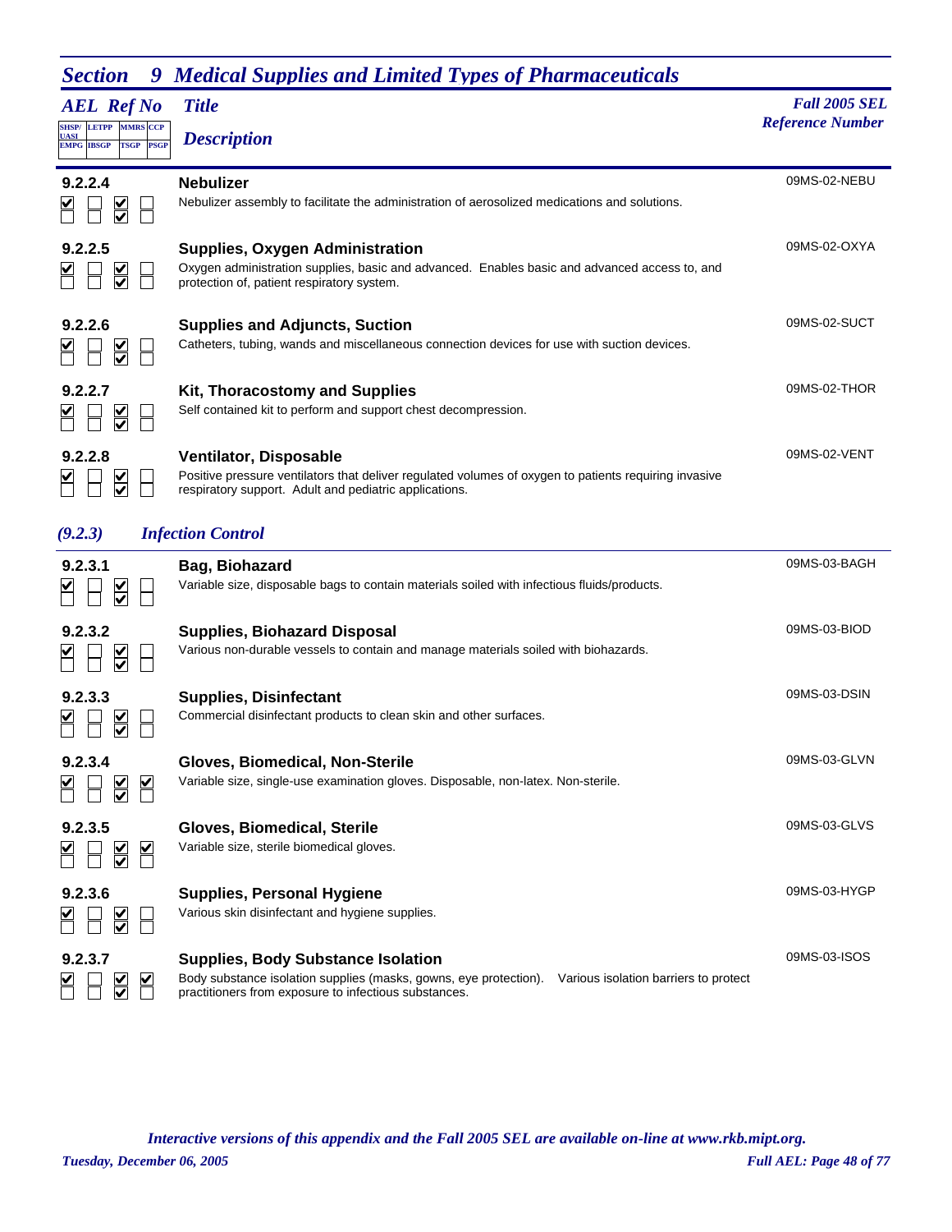## Section 9 Medical Supplies and Limited Types of Pharmaceuticals

| AEL Ref No | SHSP/UASI | LETPP | MMRS | CCP | EMPG | IBSGP | TSGP | PSGP | Title / Description | Fall 2005 SEL Reference Number |
|---|---|---|---|---|---|---|---|---|---|---|
| 9.2.2.4 | ☑ | ☐ | ☑ | ☐ | ☐ | ☐ | ☑ | ☐ | **Nebulizer**<br>Nebulizer assembly to facilitate the administration of aerosolized medications and solutions. | 09MS-02-NEBU |
| 9.2.2.5 | ☑ | ☐ | ☑ | ☐ | ☐ | ☐ | ☑ | ☐ | **Supplies, Oxygen Administration**<br>Oxygen administration supplies, basic and advanced. Enables basic and advanced access to, and protection of, patient respiratory system. | 09MS-02-OXYA |
| 9.2.2.6 | ☑ | ☐ | ☑ | ☐ | ☐ | ☐ | ☑ | ☐ | **Supplies and Adjuncts, Suction**<br>Catheters, tubing, wands and miscellaneous connection devices for use with suction devices. | 09MS-02-SUCT |
| 9.2.2.7 | ☑ | ☐ | ☑ | ☐ | ☐ | ☐ | ☑ | ☐ | **Kit, Thoracostomy and Supplies**<br>Self contained kit to perform and support chest decompression. | 09MS-02-THOR |
| 9.2.2.8 | ☑ | ☐ | ☑ | ☐ | ☐ | ☐ | ☑ | ☐ | **Ventilator, Disposable**<br>Positive pressure ventilators that deliver regulated volumes of oxygen to patients requiring invasive respiratory support. Adult and pediatric applications. | 09MS-02-VENT |

### *(9.2.3) Infection Control*

| AEL Ref No | SHSP/UASI | LETPP | MMRS | CCP | EMPG | IBSGP | TSGP | PSGP | Title / Description | Fall 2005 SEL Reference Number |
|---|---|---|---|---|---|---|---|---|---|---|
| 9.2.3.1 | ☑ | ☐ | ☑ | ☐ | ☐ | ☐ | ☑ | ☐ | **Bag, Biohazard**<br>Variable size, disposable bags to contain materials soiled with infectious fluids/products. | 09MS-03-BAGH |
| 9.2.3.2 | ☑ | ☐ | ☑ | ☐ | ☐ | ☐ | ☑ | ☐ | **Supplies, Biohazard Disposal**<br>Various non-durable vessels to contain and manage materials soiled with biohazards. | 09MS-03-BIOD |
| 9.2.3.3 | ☑ | ☐ | ☑ | ☐ | ☐ | ☐ | ☑ | ☐ | **Supplies, Disinfectant**<br>Commercial disinfectant products to clean skin and other surfaces. | 09MS-03-DSIN |
| 9.2.3.4 | ☑ | ☐ | ☑ | ☑ | ☐ | ☐ | ☑ | ☐ | **Gloves, Biomedical, Non-Sterile**<br>Variable size, single-use examination gloves. Disposable, non-latex. Non-sterile. | 09MS-03-GLVN |
| 9.2.3.5 | ☑ | ☐ | ☑ | ☑ | ☐ | ☐ | ☑ | ☐ | **Gloves, Biomedical, Sterile**<br>Variable size, sterile biomedical gloves. | 09MS-03-GLVS |
| 9.2.3.6 | ☑ | ☐ | ☑ | ☐ | ☐ | ☐ | ☑ | ☐ | **Supplies, Personal Hygiene**<br>Various skin disinfectant and hygiene supplies. | 09MS-03-HYGP |
| 9.2.3.7 | ☑ | ☐ | ☑ | ☑ | ☐ | ☐ | ☑ | ☐ | **Supplies, Body Substance Isolation**<br>Body substance isolation supplies (masks, gowns, eye protection). Various isolation barriers to protect practitioners from exposure to infectious substances. | 09MS-03-ISOS |

*Interactive versions of this appendix and the Fall 2005 SEL are available on-line at www.rkb.mipt.org.*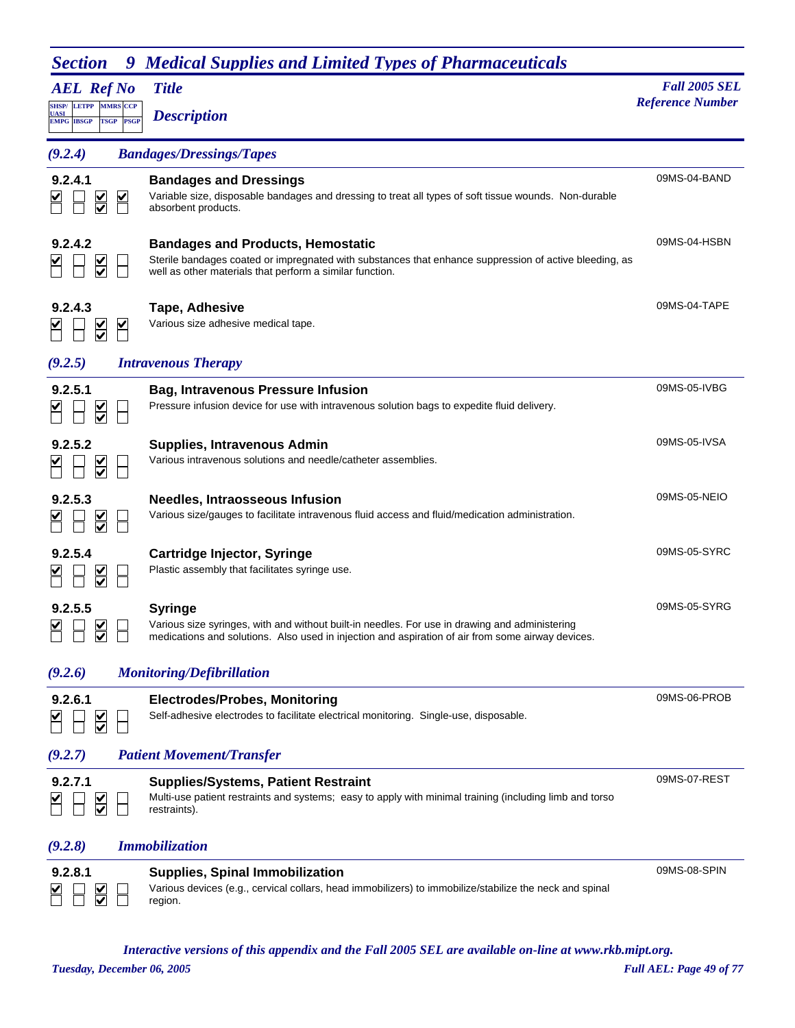# Section 9 Medical Supplies and Limited Types of Pharmaceuticals

**AEL Ref No** — **Title** — **Description** — **Fall 2005 SEL Reference Number**

Checkbox legend: SHSP/UASI, LETPP, MMRS, CCP (top row); EMPG, IBSGP, TSGP, PSGP (bottom row)

## (9.2.4) Bandages/Dressings/Tapes

### 9.2.4.1 Bandages and Dressings
Checked: SHSP/UASI, MMRS, CCP, TSGP

Variable size, disposable bandages and dressing to treat all types of soft tissue wounds. Non-durable absorbent products.

09MS-04-BAND

### 9.2.4.2 Bandages and Products, Hemostatic
Checked: SHSP/UASI, MMRS, TSGP

Sterile bandages coated or impregnated with substances that enhance suppression of active bleeding, as well as other materials that perform a similar function.

09MS-04-HSBN

### 9.2.4.3 Tape, Adhesive
Checked: SHSP/UASI, MMRS, CCP, TSGP

Various size adhesive medical tape.

09MS-04-TAPE

## (9.2.5) Intravenous Therapy

### 9.2.5.1 Bag, Intravenous Pressure Infusion
Checked: SHSP/UASI, MMRS, TSGP

Pressure infusion device for use with intravenous solution bags to expedite fluid delivery.

09MS-05-IVBG

### 9.2.5.2 Supplies, Intravenous Admin
Checked: SHSP/UASI, MMRS, TSGP

Various intravenous solutions and needle/catheter assemblies.

09MS-05-IVSA

### 9.2.5.3 Needles, Intraosseous Infusion
Checked: SHSP/UASI, MMRS, TSGP

Various size/gauges to facilitate intravenous fluid access and fluid/medication administration.

09MS-05-NEIO

### 9.2.5.4 Cartridge Injector, Syringe
Checked: SHSP/UASI, MMRS, TSGP

Plastic assembly that facilitates syringe use.

09MS-05-SYRC

### 9.2.5.5 Syringe
Checked: SHSP/UASI, MMRS, TSGP

Various size syringes, with and without built-in needles. For use in drawing and administering medications and solutions. Also used in injection and aspiration of air from some airway devices.

09MS-05-SYRG

## (9.2.6) Monitoring/Defibrillation

### 9.2.6.1 Electrodes/Probes, Monitoring
Checked: SHSP/UASI, MMRS, TSGP

Self-adhesive electrodes to facilitate electrical monitoring. Single-use, disposable.

09MS-06-PROB

## (9.2.7) Patient Movement/Transfer

### 9.2.7.1 Supplies/Systems, Patient Restraint
Checked: SHSP/UASI, MMRS, TSGP

Multi-use patient restraints and systems; easy to apply with minimal training (including limb and torso restraints).

09MS-07-REST

## (9.2.8) Immobilization

### 9.2.8.1 Supplies, Spinal Immobilization
Checked: SHSP/UASI, MMRS, TSGP

Various devices (e.g., cervical collars, head immobilizers) to immobilize/stabilize the neck and spinal region.

09MS-08-SPIN

*Interactive versions of this appendix and the Fall 2005 SEL are available on-line at www.rkb.mipt.org.*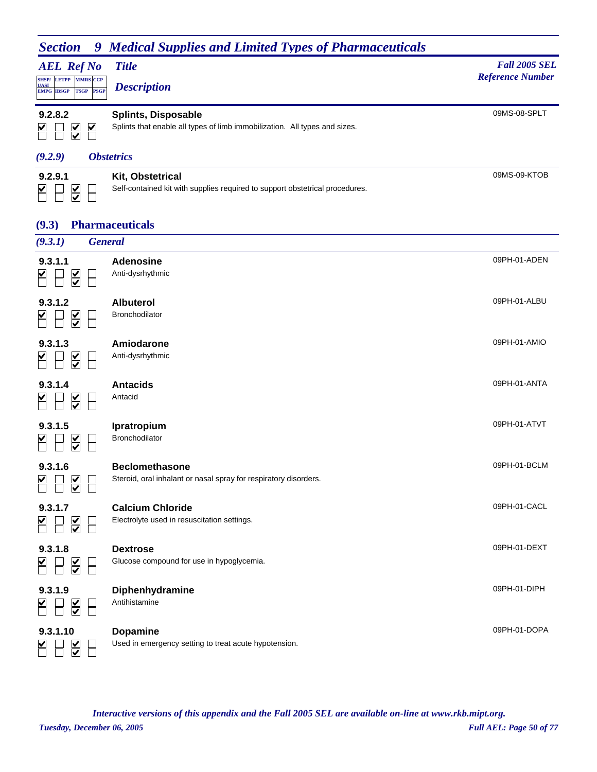## Section 9 Medical Supplies and Limited Types of Pharmaceuticals

| AEL Ref No | Title / Description | Fall 2005 SEL Reference Number |
|---|---|---|
| **9.2.8.2** | **Splints, Disposable**<br>Splints that enable all types of limb immobilization. All types and sizes. | 09MS-08-SPLT |

### (9.2.9) Obstetrics

| AEL Ref No | Title / Description | Fall 2005 SEL Reference Number |
|---|---|---|
| **9.2.9.1** | **Kit, Obstetrical**<br>Self-contained kit with supplies required to support obstetrical procedures. | 09MS-09-KTOB |

## (9.3) Pharmaceuticals

### (9.3.1) General

| AEL Ref No | Title / Description | Fall 2005 SEL Reference Number |
|---|---|---|
| **9.3.1.1** | **Adenosine**<br>Anti-dysrhythmic | 09PH-01-ADEN |
| **9.3.1.2** | **Albuterol**<br>Bronchodilator | 09PH-01-ALBU |
| **9.3.1.3** | **Amiodarone**<br>Anti-dysrhythmic | 09PH-01-AMIO |
| **9.3.1.4** | **Antacids**<br>Antacid | 09PH-01-ANTA |
| **9.3.1.5** | **Ipratropium**<br>Bronchodilator | 09PH-01-ATVT |
| **9.3.1.6** | **Beclomethasone**<br>Steroid, oral inhalant or nasal spray for respiratory disorders. | 09PH-01-BCLM |
| **9.3.1.7** | **Calcium Chloride**<br>Electrolyte used in resuscitation settings. | 09PH-01-CACL |
| **9.3.1.8** | **Dextrose**<br>Glucose compound for use in hypoglycemia. | 09PH-01-DEXT |
| **9.3.1.9** | **Diphenhydramine**<br>Antihistamine | 09PH-01-DIPH |
| **9.3.1.10** | **Dopamine**<br>Used in emergency setting to treat acute hypotension. | 09PH-01-DOPA |

*Interactive versions of this appendix and the Fall 2005 SEL are available on-line at www.rkb.mipt.org.*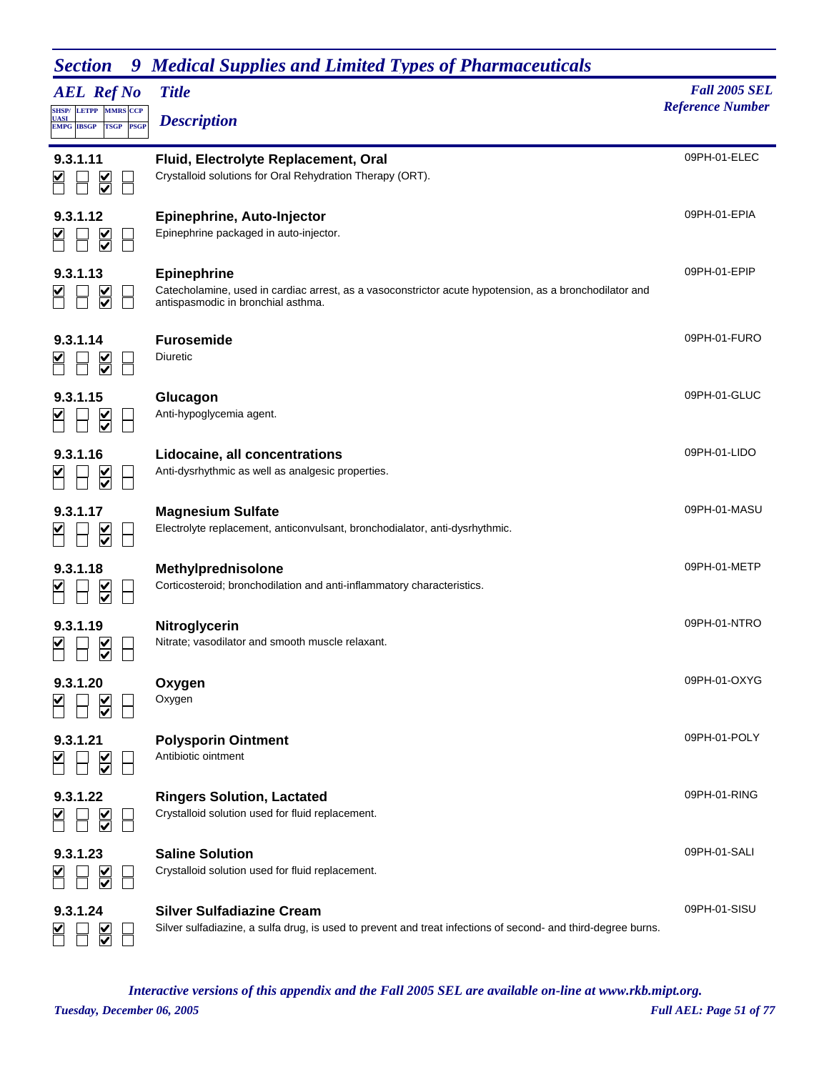## Section 9 Medical Supplies and Limited Types of Pharmaceuticals

| AEL Ref No | Title / Description | Fall 2005 SEL Reference Number |
|---|---|---|
| 9.3.1.11 | **Fluid, Electrolyte Replacement, Oral**<br>Crystalloid solutions for Oral Rehydration Therapy (ORT). | 09PH-01-ELEC |
| 9.3.1.12 | **Epinephrine, Auto-Injector**<br>Epinephrine packaged in auto-injector. | 09PH-01-EPIA |
| 9.3.1.13 | **Epinephrine**<br>Catecholamine, used in cardiac arrest, as a vasoconstrictor acute hypotension, as a bronchodilator and antispasmodic in bronchial asthma. | 09PH-01-EPIP |
| 9.3.1.14 | **Furosemide**<br>Diuretic | 09PH-01-FURO |
| 9.3.1.15 | **Glucagon**<br>Anti-hypoglycemia agent. | 09PH-01-GLUC |
| 9.3.1.16 | **Lidocaine, all concentrations**<br>Anti-dysrhythmic as well as analgesic properties. | 09PH-01-LIDO |
| 9.3.1.17 | **Magnesium Sulfate**<br>Electrolyte replacement, anticonvulsant, bronchodialator, anti-dysrhythmic. | 09PH-01-MASU |
| 9.3.1.18 | **Methylprednisolone**<br>Corticosteroid; bronchodilation and anti-inflammatory characteristics. | 09PH-01-METP |
| 9.3.1.19 | **Nitroglycerin**<br>Nitrate; vasodilator and smooth muscle relaxant. | 09PH-01-NTRO |
| 9.3.1.20 | **Oxygen**<br>Oxygen | 09PH-01-OXYG |
| 9.3.1.21 | **Polysporin Ointment**<br>Antibiotic ointment | 09PH-01-POLY |
| 9.3.1.22 | **Ringers Solution, Lactated**<br>Crystalloid solution used for fluid replacement. | 09PH-01-RING |
| 9.3.1.23 | **Saline Solution**<br>Crystalloid solution used for fluid replacement. | 09PH-01-SALI |
| 9.3.1.24 | **Silver Sulfadiazine Cream**<br>Silver sulfadiazine, a sulfa drug, is used to prevent and treat infections of second- and third-degree burns. | 09PH-01-SISU |

Applicability for all items above: SHSP/UASI ☑, LETPP ☐, MMRS ☑, CCP ☐; EMPG ☐, IBSGP ☐, TSGP ☑, PSGP ☐

*Interactive versions of this appendix and the Fall 2005 SEL are available on-line at www.rkb.mipt.org.*

*Tuesday, December 06, 2005*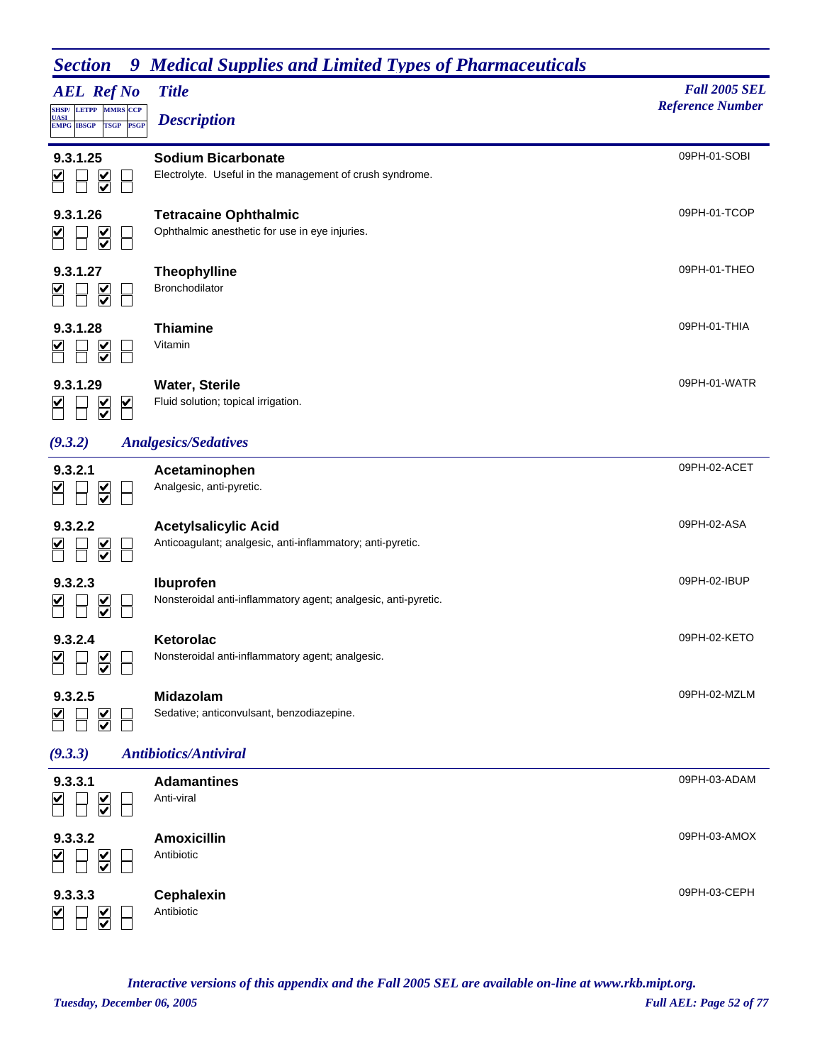## Section 9 Medical Supplies and Limited Types of Pharmaceuticals

| AEL Ref No | SHSP/UASI | LETPP | MMRS | CCP | EMPG | IBSGP | TSGP | PSGP | Title / Description | Fall 2005 SEL Reference Number |
|---|---|---|---|---|---|---|---|---|---|---|
| 9.3.1.25 | ☑ | ☐ | ☑ | ☐ | ☐ | ☐ | ☑ | ☐ | **Sodium Bicarbonate**<br>Electrolyte. Useful in the management of crush syndrome. | 09PH-01-SOBI |
| 9.3.1.26 | ☑ | ☐ | ☑ | ☐ | ☐ | ☐ | ☑ | ☐ | **Tetracaine Ophthalmic**<br>Ophthalmic anesthetic for use in eye injuries. | 09PH-01-TCOP |
| 9.3.1.27 | ☑ | ☐ | ☑ | ☐ | ☐ | ☐ | ☑ | ☐ | **Theophylline**<br>Bronchodilator | 09PH-01-THEO |
| 9.3.1.28 | ☑ | ☐ | ☑ | ☐ | ☐ | ☐ | ☑ | ☐ | **Thiamine**<br>Vitamin | 09PH-01-THIA |
| 9.3.1.29 | ☑ | ☐ | ☑ | ☑ | ☐ | ☐ | ☑ | ☐ | **Water, Sterile**<br>Fluid solution; topical irrigation. | 09PH-01-WATR |

### (9.3.2) Analgesics/Sedatives

| AEL Ref No | SHSP/UASI | LETPP | MMRS | CCP | EMPG | IBSGP | TSGP | PSGP | Title / Description | Fall 2005 SEL Reference Number |
|---|---|---|---|---|---|---|---|---|---|---|
| 9.3.2.1 | ☑ | ☐ | ☑ | ☐ | ☐ | ☐ | ☑ | ☐ | **Acetaminophen**<br>Analgesic, anti-pyretic. | 09PH-02-ACET |
| 9.3.2.2 | ☑ | ☐ | ☑ | ☐ | ☐ | ☐ | ☑ | ☐ | **Acetylsalicylic Acid**<br>Anticoagulant; analgesic, anti-inflammatory; anti-pyretic. | 09PH-02-ASA |
| 9.3.2.3 | ☑ | ☐ | ☑ | ☐ | ☐ | ☐ | ☑ | ☐ | **Ibuprofen**<br>Nonsteroidal anti-inflammatory agent; analgesic, anti-pyretic. | 09PH-02-IBUP |
| 9.3.2.4 | ☑ | ☐ | ☑ | ☐ | ☐ | ☐ | ☑ | ☐ | **Ketorolac**<br>Nonsteroidal anti-inflammatory agent; analgesic. | 09PH-02-KETO |
| 9.3.2.5 | ☑ | ☐ | ☑ | ☐ | ☐ | ☐ | ☑ | ☐ | **Midazolam**<br>Sedative; anticonvulsant, benzodiazepine. | 09PH-02-MZLM |

### (9.3.3) Antibiotics/Antiviral

| AEL Ref No | SHSP/UASI | LETPP | MMRS | CCP | EMPG | IBSGP | TSGP | PSGP | Title / Description | Fall 2005 SEL Reference Number |
|---|---|---|---|---|---|---|---|---|---|---|
| 9.3.3.1 | ☑ | ☐ | ☑ | ☐ | ☐ | ☐ | ☑ | ☐ | **Adamantines**<br>Anti-viral | 09PH-03-ADAM |
| 9.3.3.2 | ☑ | ☐ | ☑ | ☐ | ☐ | ☐ | ☑ | ☐ | **Amoxicillin**<br>Antibiotic | 09PH-03-AMOX |
| 9.3.3.3 | ☑ | ☐ | ☑ | ☐ | ☐ | ☐ | ☑ | ☐ | **Cephalexin**<br>Antibiotic | 09PH-03-CEPH |

*Interactive versions of this appendix and the Fall 2005 SEL are available on-line at www.rkb.mipt.org.*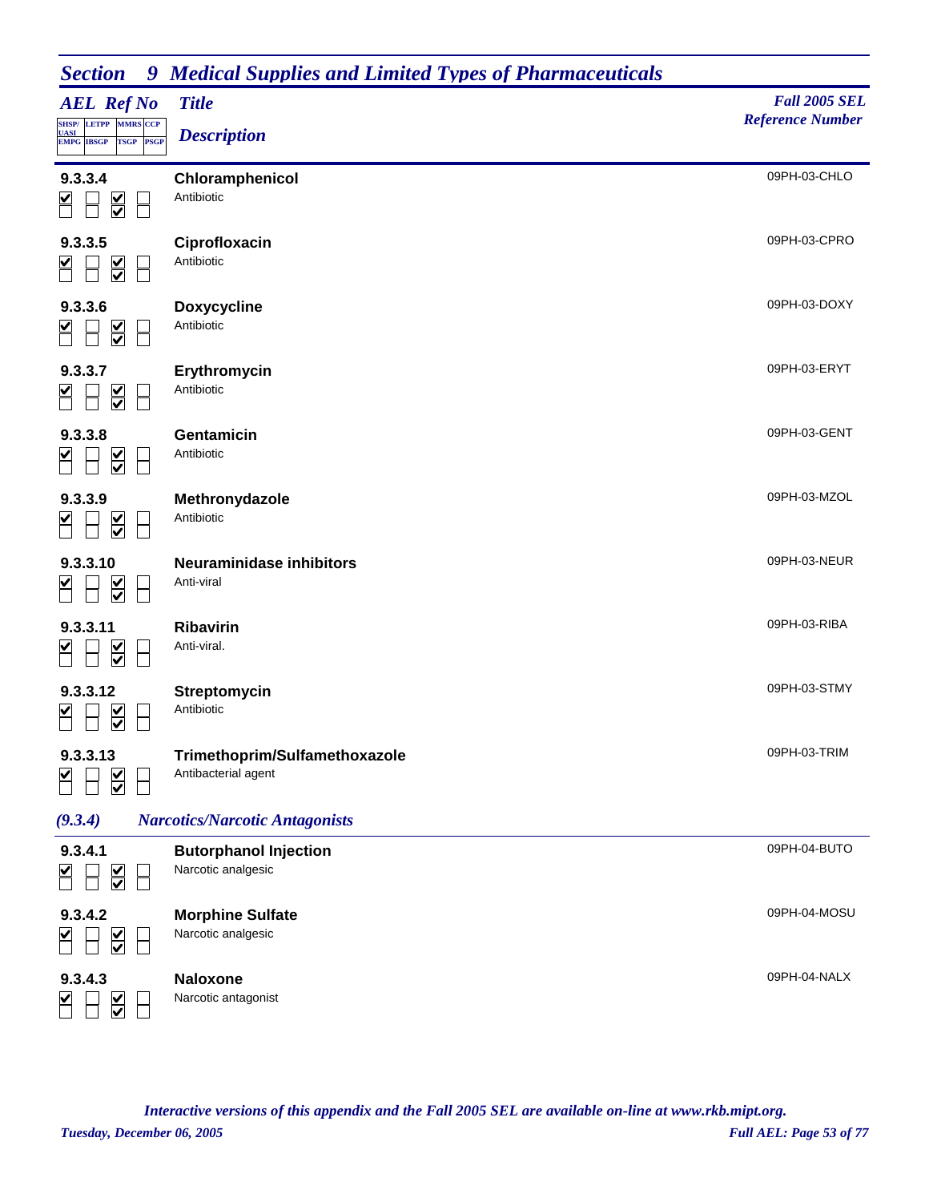## Section 9 Medical Supplies and Limited Types of Pharmaceuticals

| AEL Ref No | Title / Description | Fall 2005 SEL Reference Number |
|---|---|---|
| **9.3.3.4** | **Chloramphenicol**<br>Antibiotic | 09PH-03-CHLO |
| **9.3.3.5** | **Ciprofloxacin**<br>Antibiotic | 09PH-03-CPRO |
| **9.3.3.6** | **Doxycycline**<br>Antibiotic | 09PH-03-DOXY |
| **9.3.3.7** | **Erythromycin**<br>Antibiotic | 09PH-03-ERYT |
| **9.3.3.8** | **Gentamicin**<br>Antibiotic | 09PH-03-GENT |
| **9.3.3.9** | **Methronydazole**<br>Antibiotic | 09PH-03-MZOL |
| **9.3.3.10** | **Neuraminidase inhibitors**<br>Anti-viral | 09PH-03-NEUR |
| **9.3.3.11** | **Ribavirin**<br>Anti-viral. | 09PH-03-RIBA |
| **9.3.3.12** | **Streptomycin**<br>Antibiotic | 09PH-03-STMY |
| **9.3.3.13** | **Trimethoprim/Sulfamethoxazole**<br>Antibacterial agent | 09PH-03-TRIM |

### *(9.3.4) Narcotics/Narcotic Antagonists*

| AEL Ref No | Title / Description | Fall 2005 SEL Reference Number |
|---|---|---|
| **9.3.4.1** | **Butorphanol Injection**<br>Narcotic analgesic | 09PH-04-BUTO |
| **9.3.4.2** | **Morphine Sulfate**<br>Narcotic analgesic | 09PH-04-MOSU |
| **9.3.4.3** | **Naloxone**<br>Narcotic antagonist | 09PH-04-NALX |

*Interactive versions of this appendix and the Fall 2005 SEL are available on-line at www.rkb.mipt.org.*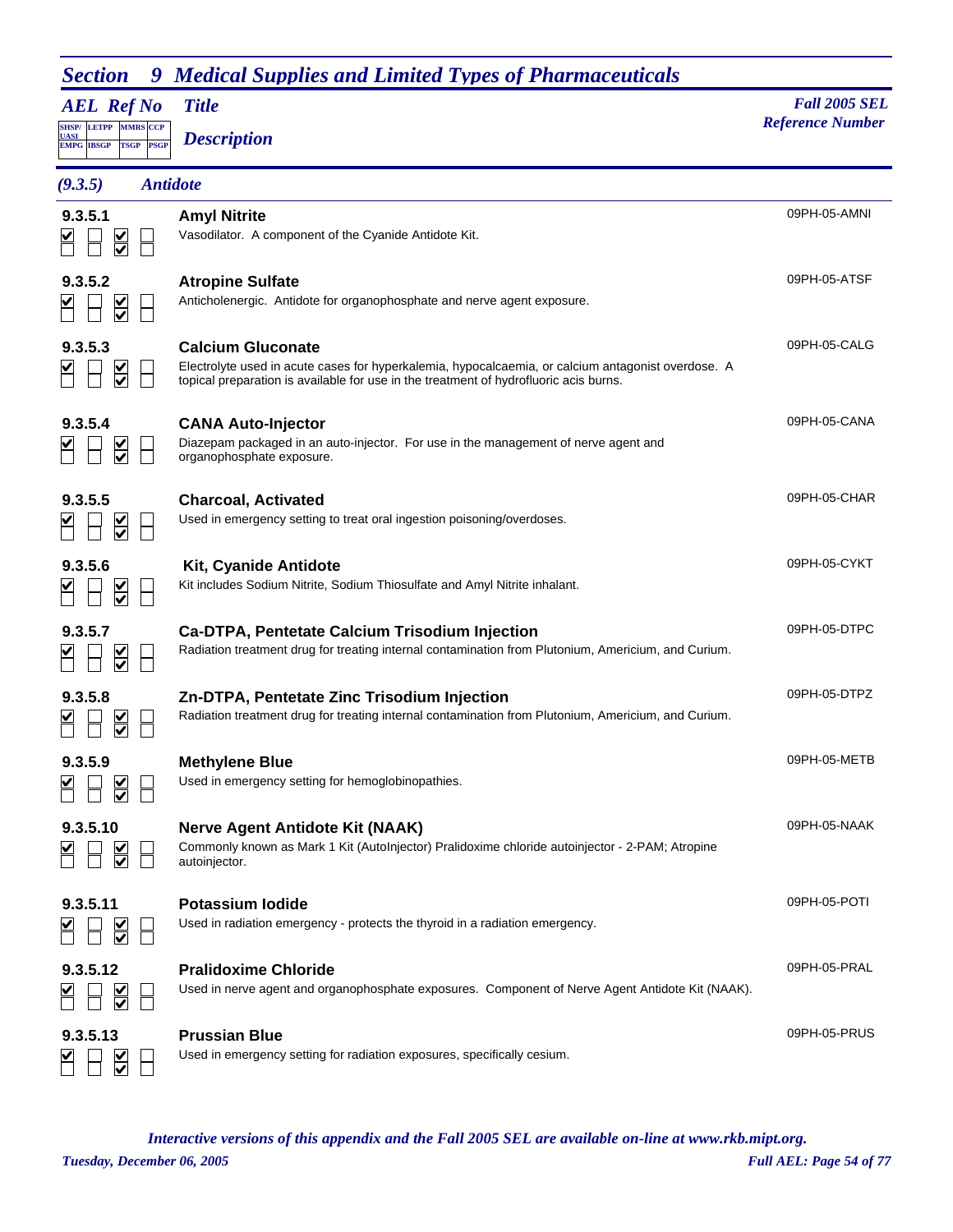## *Section 9 Medical Supplies and Limited Types of Pharmaceuticals*

| *AEL Ref No* | *Title* / *Description* | *Fall 2005 SEL Reference Number* |
|---|---|---|
| SHSP/UASI, LETPP, MMRS, CCP / EMPG, IBSGP, TSGP, PSGP | | |

### *(9.3.5) Antidote*

**9.3.5.1** ☑ ☐ ☑ ☐ / ☐ ☐ ☑ ☐
**Amyl Nitrite** — 09PH-05-AMNI
Vasodilator. A component of the Cyanide Antidote Kit.

**9.3.5.2** ☑ ☐ ☑ ☐ / ☐ ☐ ☑ ☐
**Atropine Sulfate** — 09PH-05-ATSF
Anticholenergic. Antidote for organophosphate and nerve agent exposure.

**9.3.5.3** ☑ ☐ ☑ ☐ / ☐ ☐ ☑ ☐
**Calcium Gluconate** — 09PH-05-CALG
Electrolyte used in acute cases for hyperkalemia, hypocalcaemia, or calcium antagonist overdose. A topical preparation is available for use in the treatment of hydrofluoric acis burns.

**9.3.5.4** ☑ ☐ ☑ ☐ / ☐ ☐ ☑ ☐
**CANA Auto-Injector** — 09PH-05-CANA
Diazepam packaged in an auto-injector. For use in the management of nerve agent and organophosphate exposure.

**9.3.5.5** ☑ ☐ ☑ ☐ / ☐ ☐ ☑ ☐
**Charcoal, Activated** — 09PH-05-CHAR
Used in emergency setting to treat oral ingestion poisoning/overdoses.

**9.3.5.6** ☑ ☐ ☑ ☐ / ☐ ☐ ☑ ☐
**Kit, Cyanide Antidote** — 09PH-05-CYKT
Kit includes Sodium Nitrite, Sodium Thiosulfate and Amyl Nitrite inhalant.

**9.3.5.7** ☑ ☐ ☑ ☐ / ☐ ☐ ☑ ☐
**Ca-DTPA, Pentetate Calcium Trisodium Injection** — 09PH-05-DTPC
Radiation treatment drug for treating internal contamination from Plutonium, Americium, and Curium.

**9.3.5.8** ☑ ☐ ☑ ☐ / ☐ ☐ ☑ ☐
**Zn-DTPA, Pentetate Zinc Trisodium Injection** — 09PH-05-DTPZ
Radiation treatment drug for treating internal contamination from Plutonium, Americium, and Curium.

**9.3.5.9** ☑ ☐ ☑ ☐ / ☐ ☐ ☑ ☐
**Methylene Blue** — 09PH-05-METB
Used in emergency setting for hemoglobinopathies.

**9.3.5.10** ☑ ☐ ☑ ☐ / ☐ ☐ ☑ ☐
**Nerve Agent Antidote Kit (NAAK)** — 09PH-05-NAAK
Commonly known as Mark 1 Kit (AutoInjector) Pralidoxime chloride autoinjector - 2-PAM; Atropine autoinjector.

**9.3.5.11** ☑ ☐ ☑ ☐ / ☐ ☐ ☑ ☐
**Potassium Iodide** — 09PH-05-POTI
Used in radiation emergency - protects the thyroid in a radiation emergency.

**9.3.5.12** ☑ ☐ ☑ ☐ / ☐ ☐ ☑ ☐
**Pralidoxime Chloride** — 09PH-05-PRAL
Used in nerve agent and organophosphate exposures. Component of Nerve Agent Antidote Kit (NAAK).

**9.3.5.13** ☑ ☐ ☑ ☐ / ☐ ☐ ☑ ☐
**Prussian Blue** — 09PH-05-PRUS
Used in emergency setting for radiation exposures, specifically cesium.

*Interactive versions of this appendix and the Fall 2005 SEL are available on-line at www.rkb.mipt.org.*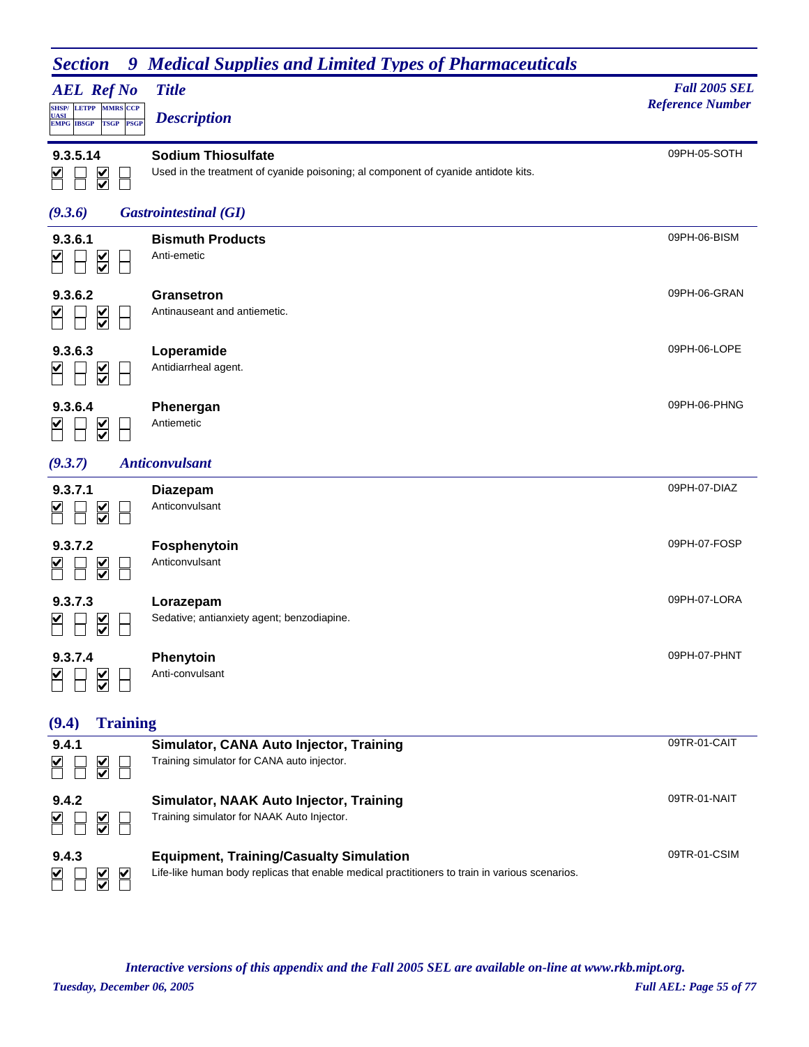## Section 9 Medical Supplies and Limited Types of Pharmaceuticals

| AEL Ref No | Title / Description | Fall 2005 SEL Reference Number |
|---|---|---|
| **9.3.5.14** | **Sodium Thiosulfate**<br>Used in the treatment of cyanide poisoning; al component of cyanide antidote kits. | 09PH-05-SOTH |

### (9.3.6) Gastrointestinal (GI)

| AEL Ref No | Title / Description | Fall 2005 SEL Reference Number |
|---|---|---|
| **9.3.6.1** | **Bismuth Products**<br>Anti-emetic | 09PH-06-BISM |
| **9.3.6.2** | **Gransetron**<br>Antinauseant and antiemetic. | 09PH-06-GRAN |
| **9.3.6.3** | **Loperamide**<br>Antidiarrheal agent. | 09PH-06-LOPE |
| **9.3.6.4** | **Phenergan**<br>Antiemetic | 09PH-06-PHNG |

### (9.3.7) Anticonvulsant

| AEL Ref No | Title / Description | Fall 2005 SEL Reference Number |
|---|---|---|
| **9.3.7.1** | **Diazepam**<br>Anticonvulsant | 09PH-07-DIAZ |
| **9.3.7.2** | **Fosphenytoin**<br>Anticonvulsant | 09PH-07-FOSP |
| **9.3.7.3** | **Lorazepam**<br>Sedative; antianxiety agent; benzodiapine. | 09PH-07-LORA |
| **9.3.7.4** | **Phenytoin**<br>Anti-convulsant | 09PH-07-PHNT |

## (9.4) Training

| AEL Ref No | Title / Description | Fall 2005 SEL Reference Number |
|---|---|---|
| **9.4.1** | **Simulator, CANA Auto Injector, Training**<br>Training simulator for CANA auto injector. | 09TR-01-CAIT |
| **9.4.2** | **Simulator, NAAK Auto Injector, Training**<br>Training simulator for NAAK Auto Injector. | 09TR-01-NAIT |
| **9.4.3** | **Equipment, Training/Casualty Simulation**<br>Life-like human body replicas that enable medical practitioners to train in various scenarios. | 09TR-01-CSIM |

*Interactive versions of this appendix and the Fall 2005 SEL are available on-line at www.rkb.mipt.org.*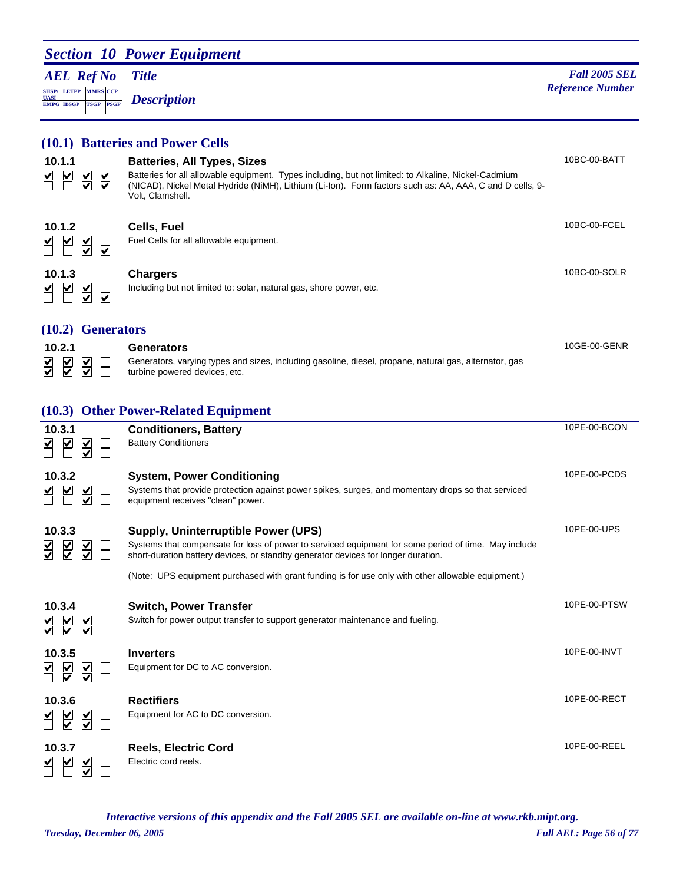# Section 10 Power Equipment

| AEL Ref No | Title / Description | Fall 2005 SEL Reference Number |
|---|---|---|

Checkbox legend: Row 1: SHSP/UASI, LETPP, MMRS, CCP; Row 2: EMPG, IBSGP, TSGP, PSGP

## (10.1) Batteries and Power Cells

**10.1.1** — **Batteries, All Types, Sizes** — 10BC-00-BATT

Checked: SHSP/UASI, LETPP, MMRS, CCP, TSGP, PSGP

Batteries for all allowable equipment. Types including, but not limited to: Alkaline, Nickel-Cadmium (NICAD), Nickel Metal Hydride (NiMH), Lithium (Li-Ion). Form factors such as: AA, AAA, C and D cells, 9-Volt, Clamshell.

**10.1.2** — **Cells, Fuel** — 10BC-00-FCEL

Checked: SHSP/UASI, LETPP, MMRS, TSGP, PSGP

Fuel Cells for all allowable equipment.

**10.1.3** — **Chargers** — 10BC-00-SOLR

Checked: SHSP/UASI, LETPP, MMRS, TSGP, PSGP

Including but not limited to: solar, natural gas, shore power, etc.

## (10.2) Generators

**10.2.1** — **Generators** — 10GE-00-GENR

Checked: SHSP/UASI, LETPP, MMRS, EMPG, IBSGP, TSGP

Generators, varying types and sizes, including gasoline, diesel, propane, natural gas, alternator, gas turbine powered devices, etc.

## (10.3) Other Power-Related Equipment

**10.3.1** — **Conditioners, Battery** — 10PE-00-BCON

Checked: SHSP/UASI, LETPP, MMRS, TSGP

Battery Conditioners

**10.3.2** — **System, Power Conditioning** — 10PE-00-PCDS

Checked: SHSP/UASI, LETPP, MMRS, TSGP

Systems that provide protection against power spikes, surges, and momentary drops so that serviced equipment receives "clean" power.

**10.3.3** — **Supply, Uninterruptible Power (UPS)** — 10PE-00-UPS

Checked: SHSP/UASI, LETPP, MMRS, EMPG, IBSGP, TSGP

Systems that compensate for loss of power to serviced equipment for some period of time. May include short-duration battery devices, or standby generator devices for longer duration.

(Note: UPS equipment purchased with grant funding is for use only with other allowable equipment.)

**10.3.4** — **Switch, Power Transfer** — 10PE-00-PTSW

Checked: SHSP/UASI, LETPP, MMRS, EMPG, IBSGP, TSGP

Switch for power output transfer to support generator maintenance and fueling.

**10.3.5** — **Inverters** — 10PE-00-INVT

Checked: SHSP/UASI, LETPP, MMRS, IBSGP, TSGP

Equipment for DC to AC conversion.

**10.3.6** — **Rectifiers** — 10PE-00-RECT

Checked: SHSP/UASI, LETPP, MMRS, IBSGP, TSGP

Equipment for AC to DC conversion.

**10.3.7** — **Reels, Electric Cord** — 10PE-00-REEL

Checked: SHSP/UASI, LETPP, MMRS, TSGP

Electric cord reels.

*Interactive versions of this appendix and the Fall 2005 SEL are available on-line at www.rkb.mipt.org.*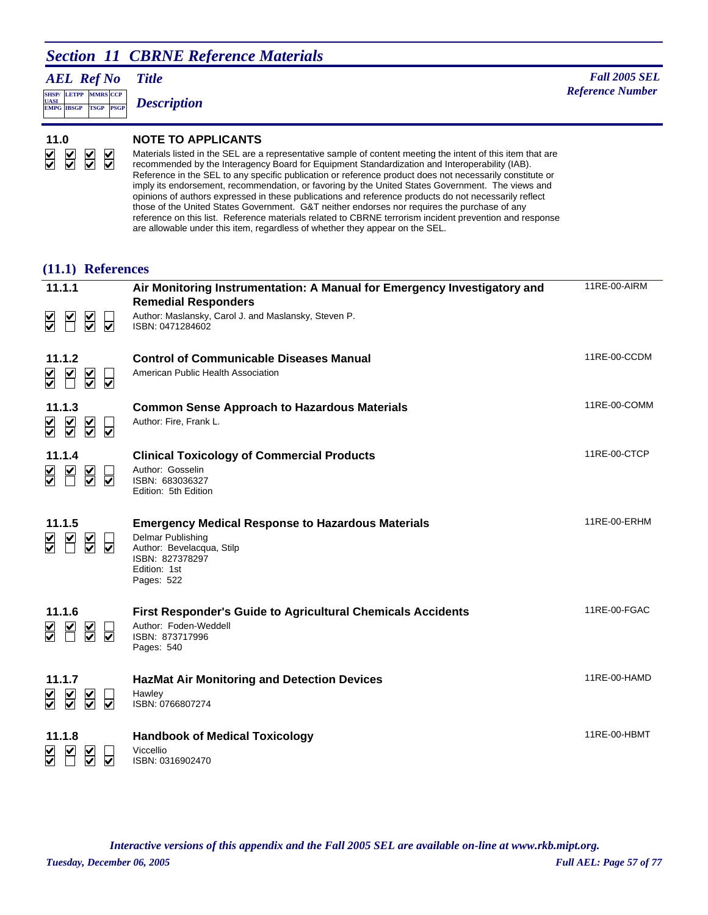# Section 11 CBRNE Reference Materials

| AEL Ref No | Title / Description | Fall 2005 SEL Reference Number |
|---|---|---|

**11.0**

## NOTE TO APPLICANTS

Materials listed in the SEL are a representative sample of content meeting the intent of this item that are recommended by the Interagency Board for Equipment Standardization and Interoperability (IAB). Reference in the SEL to any specific publication or reference product does not necessarily constitute or imply its endorsement, recommendation, or favoring by the United States Government. The views and opinions of authors expressed in these publications and reference products do not necessarily reflect those of the United States Government. G&T neither endorses nor requires the purchase of any reference on this list. Reference materials related to CBRNE terrorism incident prevention and response are allowable under this item, regardless of whether they appear on the SEL.

## (11.1) References

**11.1.1** — **Air Monitoring Instrumentation: A Manual for Emergency Investigatory and Remedial Responders** — 11RE-00-AIRM

Author: Maslansky, Carol J. and Maslansky, Steven P.
ISBN: 0471284602

**11.1.2** — **Control of Communicable Diseases Manual** — 11RE-00-CCDM

American Public Health Association

**11.1.3** — **Common Sense Approach to Hazardous Materials** — 11RE-00-COMM

Author: Fire, Frank L.

**11.1.4** — **Clinical Toxicology of Commercial Products** — 11RE-00-CTCP

Author: Gosselin
ISBN: 683036327
Edition: 5th Edition

**11.1.5** — **Emergency Medical Response to Hazardous Materials** — 11RE-00-ERHM

Delmar Publishing
Author: Bevelacqua, Stilp
ISBN: 827378297
Edition: 1st
Pages: 522

**11.1.6** — **First Responder's Guide to Agricultural Chemicals Accidents** — 11RE-00-FGAC

Author: Foden-Weddell
ISBN: 873717996
Pages: 540

**11.1.7** — **HazMat Air Monitoring and Detection Devices** — 11RE-00-HAMD

Hawley
ISBN: 0766807274

**11.1.8** — **Handbook of Medical Toxicology** — 11RE-00-HBMT

Viccellio
ISBN: 0316902470

*Interactive versions of this appendix and the Fall 2005 SEL are available on-line at www.rkb.mipt.org.*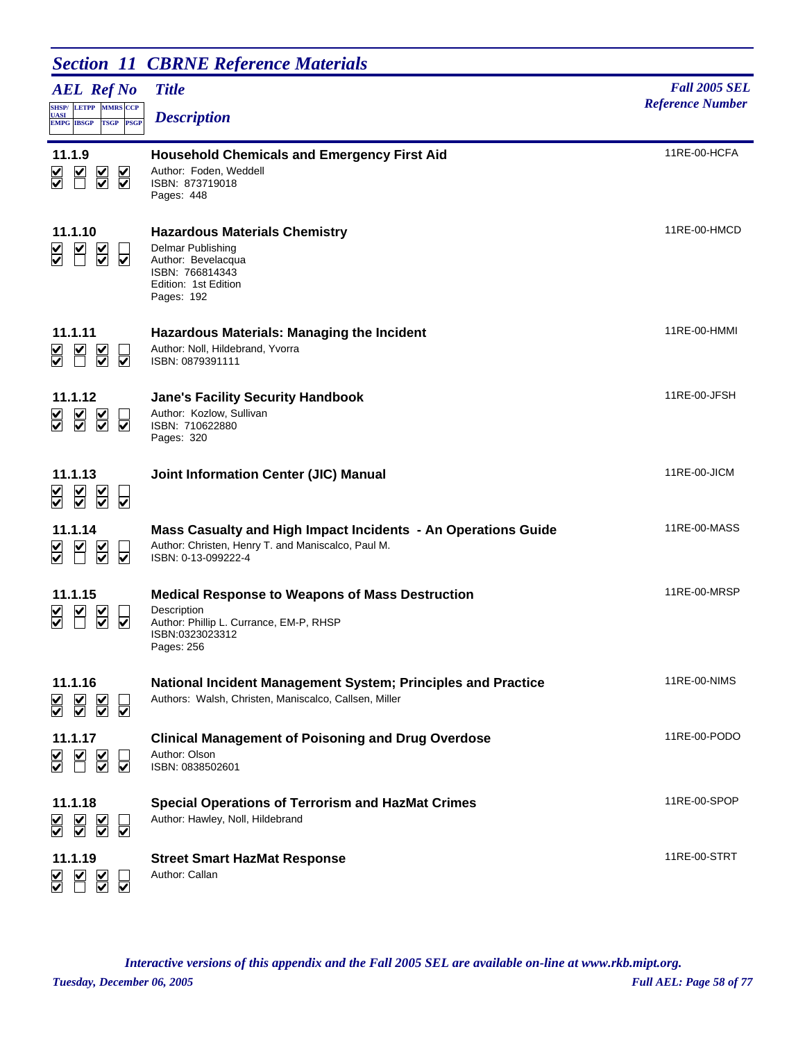## Section 11 CBRNE Reference Materials

| AEL Ref No | SHSP/UASI | LETPP | MMRS | CCP | EMPG | IBSGP | TSGP | PSGP | Title / Description | Fall 2005 SEL Reference Number |
|---|---|---|---|---|---|---|---|---|---|---|
| 11.1.9 | ☑ | ☑ | ☑ | ☑ | ☑ | ☐ | ☑ | ☑ | **Household Chemicals and Emergency First Aid**<br>Author: Foden, Weddell<br>ISBN: 873719018<br>Pages: 448 | 11RE-00-HCFA |
| 11.1.10 | ☑ | ☑ | ☑ | ☐ | ☑ | ☐ | ☑ | ☑ | **Hazardous Materials Chemistry**<br>Delmar Publishing<br>Author: Bevelacqua<br>ISBN: 766814343<br>Edition: 1st Edition<br>Pages: 192 | 11RE-00-HMCD |
| 11.1.11 | ☑ | ☑ | ☑ | ☐ | ☑ | ☐ | ☑ | ☑ | **Hazardous Materials: Managing the Incident**<br>Author: Noll, Hildebrand, Yvorra<br>ISBN: 0879391111 | 11RE-00-HMMI |
| 11.1.12 | ☑ | ☑ | ☑ | ☐ | ☑ | ☑ | ☑ | ☑ | **Jane's Facility Security Handbook**<br>Author: Kozlow, Sullivan<br>ISBN: 710622880<br>Pages: 320 | 11RE-00-JFSH |
| 11.1.13 | ☑ | ☑ | ☑ | ☐ | ☑ | ☑ | ☑ | ☑ | **Joint Information Center (JIC) Manual** | 11RE-00-JICM |
| 11.1.14 | ☑ | ☑ | ☑ | ☐ | ☑ | ☐ | ☑ | ☑ | **Mass Casualty and High Impact Incidents - An Operations Guide**<br>Author: Christen, Henry T. and Maniscalco, Paul M.<br>ISBN: 0-13-099222-4 | 11RE-00-MASS |
| 11.1.15 | ☑ | ☑ | ☑ | ☐ | ☑ | ☐ | ☑ | ☑ | **Medical Response to Weapons of Mass Destruction**<br>Description<br>Author: Phillip L. Currance, EM-P, RHSP<br>ISBN:0323023312<br>Pages: 256 | 11RE-00-MRSP |
| 11.1.16 | ☑ | ☑ | ☑ | ☐ | ☑ | ☑ | ☑ | ☑ | **National Incident Management System; Principles and Practice**<br>Authors: Walsh, Christen, Maniscalco, Callsen, Miller | 11RE-00-NIMS |
| 11.1.17 | ☑ | ☑ | ☑ | ☐ | ☑ | ☐ | ☑ | ☑ | **Clinical Management of Poisoning and Drug Overdose**<br>Author: Olson<br>ISBN: 0838502601 | 11RE-00-PODO |
| 11.1.18 | ☑ | ☑ | ☑ | ☐ | ☑ | ☑ | ☑ | ☑ | **Special Operations of Terrorism and HazMat Crimes**<br>Author: Hawley, Noll, Hildebrand | 11RE-00-SPOP |
| 11.1.19 | ☑ | ☑ | ☑ | ☐ | ☑ | ☐ | ☑ | ☑ | **Street Smart HazMat Response**<br>Author: Callan | 11RE-00-STRT |

*Interactive versions of this appendix and the Fall 2005 SEL are available on-line at www.rkb.mipt.org.*

*Tuesday, December 06, 2005*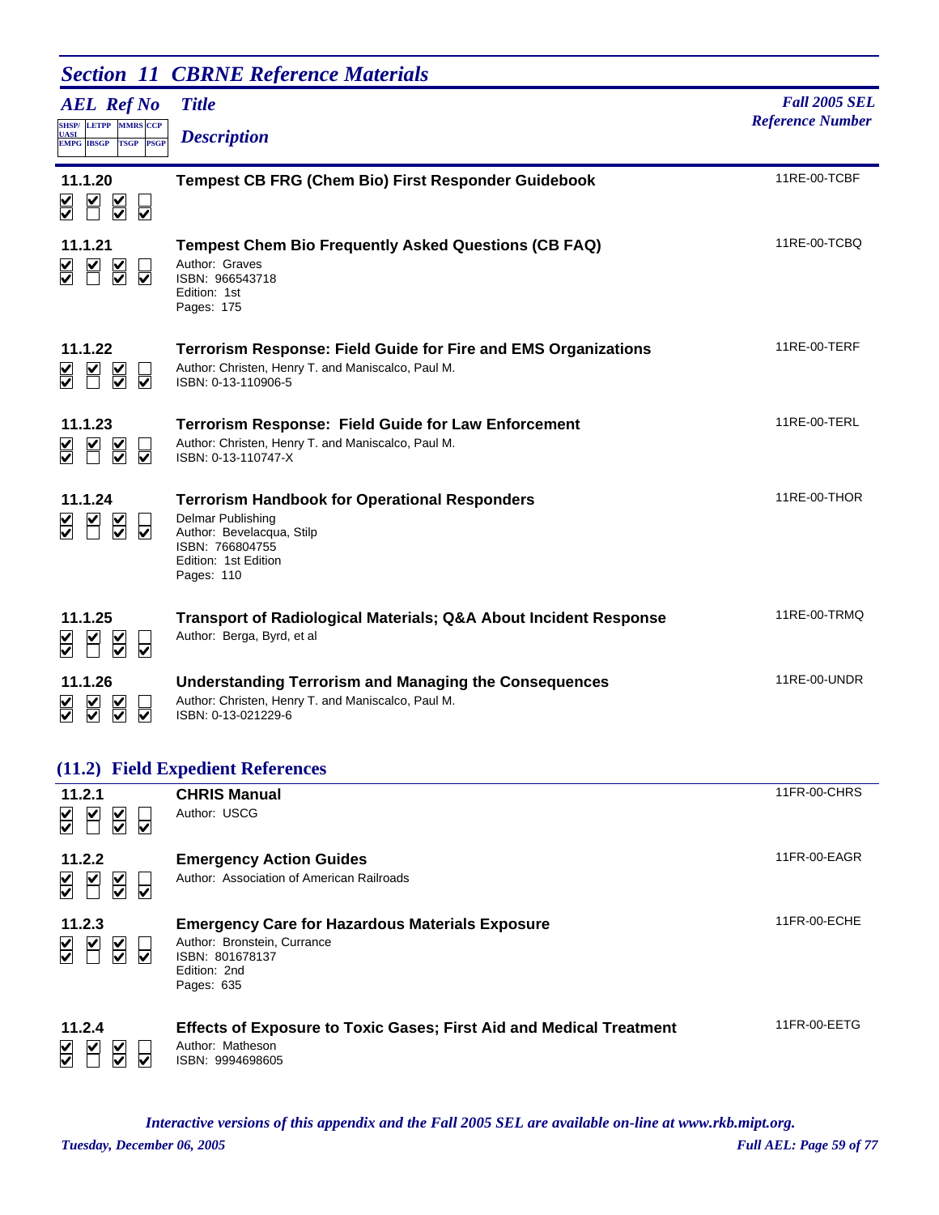## Section 11 CBRNE Reference Materials

| AEL Ref No | Title / Description | Fall 2005 SEL Reference Number |
|---|---|---|
| **11.1.20** | **Tempest CB FRG (Chem Bio) First Responder Guidebook** | 11RE-00-TCBF |
| **11.1.21** | **Tempest Chem Bio Frequently Asked Questions (CB FAQ)**<br>Author: Graves<br>ISBN: 966543718<br>Edition: 1st<br>Pages: 175 | 11RE-00-TCBQ |
| **11.1.22** | **Terrorism Response: Field Guide for Fire and EMS Organizations**<br>Author: Christen, Henry T. and Maniscalco, Paul M.<br>ISBN: 0-13-110906-5 | 11RE-00-TERF |
| **11.1.23** | **Terrorism Response: Field Guide for Law Enforcement**<br>Author: Christen, Henry T. and Maniscalco, Paul M.<br>ISBN: 0-13-110747-X | 11RE-00-TERL |
| **11.1.24** | **Terrorism Handbook for Operational Responders**<br>Delmar Publishing<br>Author: Bevelacqua, Stilp<br>ISBN: 766804755<br>Edition: 1st Edition<br>Pages: 110 | 11RE-00-THOR |
| **11.1.25** | **Transport of Radiological Materials; Q&A About Incident Response**<br>Author: Berga, Byrd, et al | 11RE-00-TRMQ |
| **11.1.26** | **Understanding Terrorism and Managing the Consequences**<br>Author: Christen, Henry T. and Maniscalco, Paul M.<br>ISBN: 0-13-021229-6 | 11RE-00-UNDR |

### (11.2) Field Expedient References

| AEL Ref No | Title / Description | Fall 2005 SEL Reference Number |
|---|---|---|
| **11.2.1** | **CHRIS Manual**<br>Author: USCG | 11FR-00-CHRS |
| **11.2.2** | **Emergency Action Guides**<br>Author: Association of American Railroads | 11FR-00-EAGR |
| **11.2.3** | **Emergency Care for Hazardous Materials Exposure**<br>Author: Bronstein, Currance<br>ISBN: 801678137<br>Edition: 2nd<br>Pages: 635 | 11FR-00-ECHE |
| **11.2.4** | **Effects of Exposure to Toxic Gases; First Aid and Medical Treatment**<br>Author: Matheson<br>ISBN: 9994698605 | 11FR-00-EETG |

*Interactive versions of this appendix and the Fall 2005 SEL are available on-line at www.rkb.mipt.org.*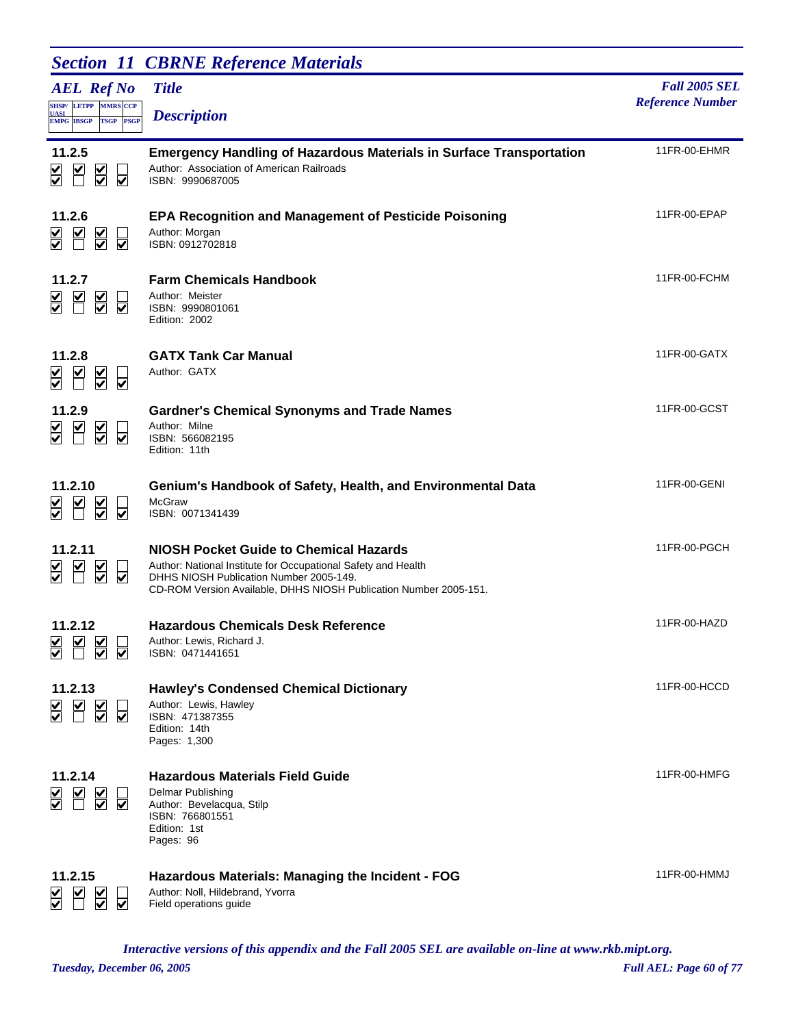## Section 11 CBRNE Reference Materials

| AEL Ref No | Title / Description | Fall 2005 SEL Reference Number |
|---|---|---|
| 11.2.5 | **Emergency Handling of Hazardous Materials in Surface Transportation**<br>Author: Association of American Railroads<br>ISBN: 9990687005 | 11FR-00-EHMR |
| 11.2.6 | **EPA Recognition and Management of Pesticide Poisoning**<br>Author: Morgan<br>ISBN: 0912702818 | 11FR-00-EPAP |
| 11.2.7 | **Farm Chemicals Handbook**<br>Author: Meister<br>ISBN: 9990801061<br>Edition: 2002 | 11FR-00-FCHM |
| 11.2.8 | **GATX Tank Car Manual**<br>Author: GATX | 11FR-00-GATX |
| 11.2.9 | **Gardner's Chemical Synonyms and Trade Names**<br>Author: Milne<br>ISBN: 566082195<br>Edition: 11th | 11FR-00-GCST |
| 11.2.10 | **Genium's Handbook of Safety, Health, and Environmental Data**<br>McGraw<br>ISBN: 0071341439 | 11FR-00-GENI |
| 11.2.11 | **NIOSH Pocket Guide to Chemical Hazards**<br>Author: National Institute for Occupational Safety and Health<br>DHHS NIOSH Publication Number 2005-149.<br>CD-ROM Version Available, DHHS NIOSH Publication Number 2005-151. | 11FR-00-PGCH |
| 11.2.12 | **Hazardous Chemicals Desk Reference**<br>Author: Lewis, Richard J.<br>ISBN: 0471441651 | 11FR-00-HAZD |
| 11.2.13 | **Hawley's Condensed Chemical Dictionary**<br>Author: Lewis, Hawley<br>ISBN: 471387355<br>Edition: 14th<br>Pages: 1,300 | 11FR-00-HCCD |
| 11.2.14 | **Hazardous Materials Field Guide**<br>Delmar Publishing<br>Author: Bevelacqua, Stilp<br>ISBN: 766801551<br>Edition: 1st<br>Pages: 96 | 11FR-00-HMFG |
| 11.2.15 | **Hazardous Materials: Managing the Incident - FOG**<br>Author: Noll, Hildebrand, Yvorra<br>Field operations guide | 11FR-00-HMMJ |

Program applicability (checkboxes) for all entries above: SHSP/UASI ☑, EMPG ☑, LETPP ☑, IBSGP ☐, MMRS ☑, TSGP ☑, CCP ☐, PSGP ☑

*Interactive versions of this appendix and the Fall 2005 SEL are available on-line at www.rkb.mipt.org.*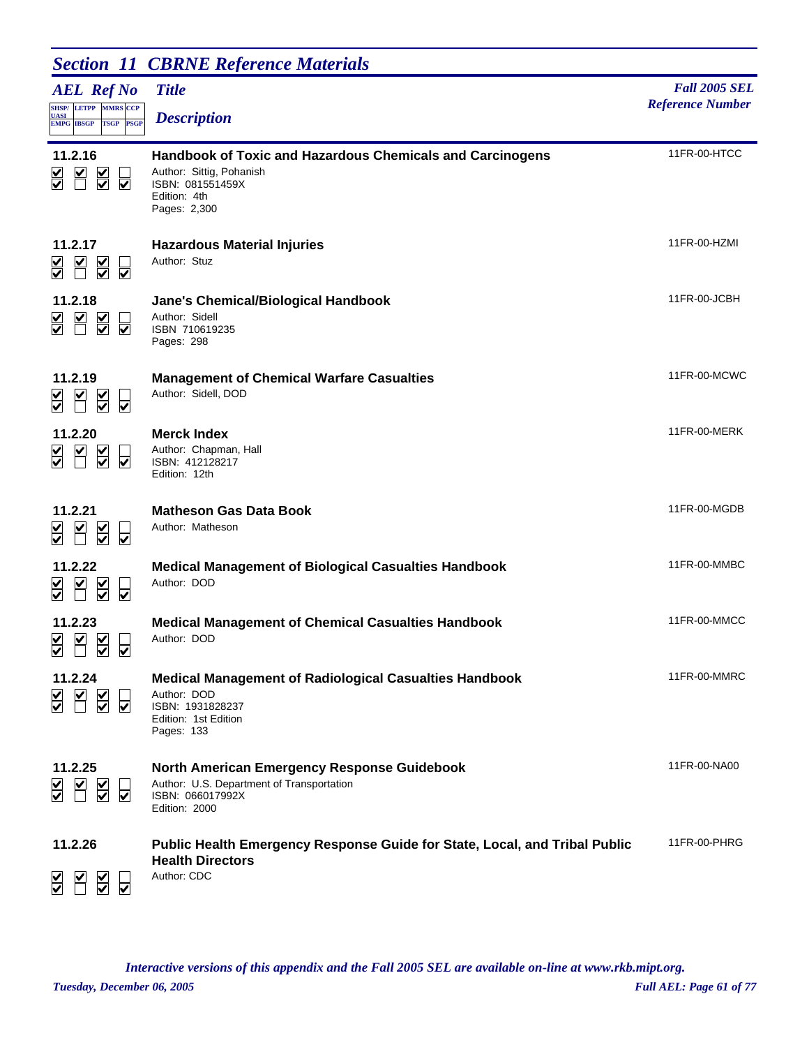## Section 11 CBRNE Reference Materials

| AEL Ref No | Title / Description | Fall 2005 SEL Reference Number |
|---|---|---|
| **11.2.16** | **Handbook of Toxic and Hazardous Chemicals and Carcinogens**<br>Author: Sittig, Pohanish<br>ISBN: 081551459X<br>Edition: 4th<br>Pages: 2,300 | 11FR-00-HTCC |
| **11.2.17** | **Hazardous Material Injuries**<br>Author: Stuz | 11FR-00-HZMI |
| **11.2.18** | **Jane's Chemical/Biological Handbook**<br>Author: Sidell<br>ISBN 710619235<br>Pages: 298 | 11FR-00-JCBH |
| **11.2.19** | **Management of Chemical Warfare Casualties**<br>Author: Sidell, DOD | 11FR-00-MCWC |
| **11.2.20** | **Merck Index**<br>Author: Chapman, Hall<br>ISBN: 412128217<br>Edition: 12th | 11FR-00-MERK |
| **11.2.21** | **Matheson Gas Data Book**<br>Author: Matheson | 11FR-00-MGDB |
| **11.2.22** | **Medical Management of Biological Casualties Handbook**<br>Author: DOD | 11FR-00-MMBC |
| **11.2.23** | **Medical Management of Chemical Casualties Handbook**<br>Author: DOD | 11FR-00-MMCC |
| **11.2.24** | **Medical Management of Radiological Casualties Handbook**<br>Author: DOD<br>ISBN: 1931828237<br>Edition: 1st Edition<br>Pages: 133 | 11FR-00-MMRC |
| **11.2.25** | **North American Emergency Response Guidebook**<br>Author: U.S. Department of Transportation<br>ISBN: 066017992X<br>Edition: 2000 | 11FR-00-NA00 |
| **11.2.26** | **Public Health Emergency Response Guide for State, Local, and Tribal Public Health Directors**<br>Author: CDC | 11FR-00-PHRG |

Program applicability (all items above): SHSP/UASI ☑, EMPG ☑, LETPP ☑, IBSGP ☐, MMRS ☑, TSGP ☑, CCP ☐, PSGP ☑

*Interactive versions of this appendix and the Fall 2005 SEL are available on-line at www.rkb.mipt.org.*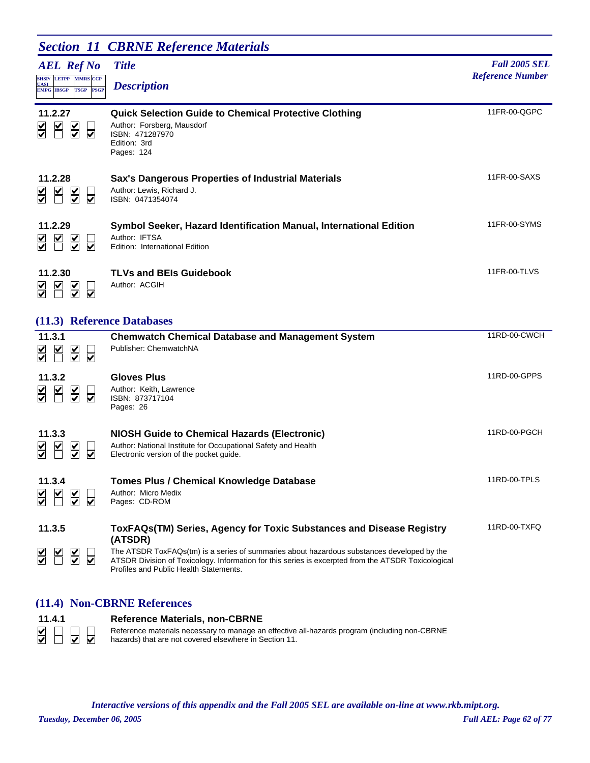## Section 11 CBRNE Reference Materials

| AEL Ref No | Title / Description | Fall 2005 SEL Reference Number |
|---|---|---|
| SHSP/UASI, LETPP, MMRS, CCP / EMPG, IBSGP, TSGP, PSGP | | |

### 11.2.27 Quick Selection Guide to Chemical Protective Clothing

SHSP/UASI ☑ LETPP ☑ MMRS ☑ CCP ☐ / EMPG ☑ IBSGP ☐ TSGP ☑ PSGP ☑

Author: Forsberg, Mausdorf
ISBN: 471287970
Edition: 3rd
Pages: 124

11FR-00-QGPC

### 11.2.28 Sax's Dangerous Properties of Industrial Materials

SHSP/UASI ☑ LETPP ☑ MMRS ☑ CCP ☐ / EMPG ☑ IBSGP ☐ TSGP ☑ PSGP ☑

Author: Lewis, Richard J.
ISBN: 0471354074

11FR-00-SAXS

### 11.2.29 Symbol Seeker, Hazard Identification Manual, International Edition

SHSP/UASI ☑ LETPP ☑ MMRS ☑ CCP ☐ / EMPG ☑ IBSGP ☐ TSGP ☑ PSGP ☑

Author: IFTSA
Edition: International Edition

11FR-00-SYMS

### 11.2.30 TLVs and BEIs Guidebook

SHSP/UASI ☑ LETPP ☑ MMRS ☑ CCP ☐ / EMPG ☑ IBSGP ☐ TSGP ☑ PSGP ☑

Author: ACGIH

11FR-00-TLVS

## (11.3) Reference Databases

### 11.3.1 Chemwatch Chemical Database and Management System

SHSP/UASI ☑ LETPP ☑ MMRS ☑ CCP ☐ / EMPG ☑ IBSGP ☐ TSGP ☑ PSGP ☑

Publisher: ChemwatchNA

11RD-00-CWCH

### 11.3.2 Gloves Plus

SHSP/UASI ☑ LETPP ☑ MMRS ☑ CCP ☐ / EMPG ☑ IBSGP ☐ TSGP ☑ PSGP ☑

Author: Keith, Lawrence
ISBN: 873717104
Pages: 26

11RD-00-GPPS

### 11.3.3 NIOSH Guide to Chemical Hazards (Electronic)

SHSP/UASI ☑ LETPP ☑ MMRS ☑ CCP ☐ / EMPG ☑ IBSGP ☐ TSGP ☑ PSGP ☑

Author: National Institute for Occupational Safety and Health
Electronic version of the pocket guide.

11RD-00-PGCH

### 11.3.4 Tomes Plus / Chemical Knowledge Database

SHSP/UASI ☑ LETPP ☑ MMRS ☑ CCP ☐ / EMPG ☑ IBSGP ☐ TSGP ☑ PSGP ☑

Author: Micro Medix
Pages: CD-ROM

11RD-00-TPLS

### 11.3.5 ToxFAQs(TM) Series, Agency for Toxic Substances and Disease Registry (ATSDR)

SHSP/UASI ☑ LETPP ☑ MMRS ☑ CCP ☐ / EMPG ☑ IBSGP ☐ TSGP ☑ PSGP ☑

The ATSDR ToxFAQs(tm) is a series of summaries about hazardous substances developed by the ATSDR Division of Toxicology. Information for this series is excerpted from the ATSDR Toxicological Profiles and Public Health Statements.

11RD-00-TXFQ

## (11.4) Non-CBRNE References

### 11.4.1 Reference Materials, non-CBRNE

SHSP/UASI ☑ LETPP ☐ MMRS ☐ CCP ☐ / EMPG ☑ IBSGP ☐ TSGP ☑ PSGP ☑

Reference materials necessary to manage an effective all-hazards program (including non-CBRNE hazards) that are not covered elsewhere in Section 11.

*Interactive versions of this appendix and the Fall 2005 SEL are available on-line at www.rkb.mipt.org.*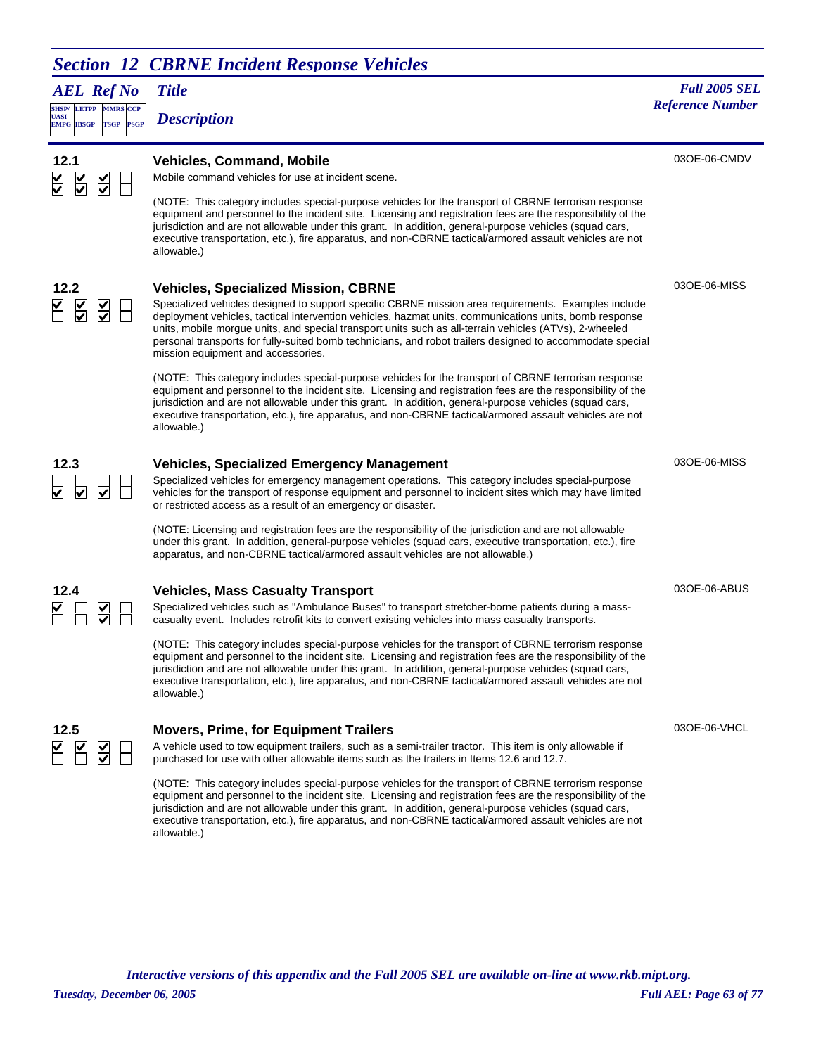## Section 12 CBRNE Incident Response Vehicles

| AEL Ref No | Title / Description | Fall 2005 SEL Reference Number |
|---|---|---|
| SHSP/UASI, LETPP, MMRS, CCP / EMPG, IBSGP, TSGP, PSGP | | |

### 12.1 Vehicles, Command, Mobile

SHSP/UASI ☑ LETPP ☑ MMRS ☑ CCP ☐ / EMPG ☑ IBSGP ☑ TSGP ☑ PSGP ☐

03OE-06-CMDV

Mobile command vehicles for use at incident scene.

(NOTE: This category includes special-purpose vehicles for the transport of CBRNE terrorism response equipment and personnel to the incident site. Licensing and registration fees are the responsibility of the jurisdiction and are not allowable under this grant. In addition, general-purpose vehicles (squad cars, executive transportation, etc.), fire apparatus, and non-CBRNE tactical/armored assault vehicles are not allowable.)

### 12.2 Vehicles, Specialized Mission, CBRNE

SHSP/UASI ☑ LETPP ☑ MMRS ☑ CCP ☐ / EMPG ☐ IBSGP ☑ TSGP ☑ PSGP ☐

03OE-06-MISS

Specialized vehicles designed to support specific CBRNE mission area requirements. Examples include deployment vehicles, tactical intervention vehicles, hazmat units, communications units, bomb response units, mobile morgue units, and special transport units such as all-terrain vehicles (ATVs), 2-wheeled personal transports for fully-suited bomb technicians, and robot trailers designed to accommodate special mission equipment and accessories.

(NOTE: This category includes special-purpose vehicles for the transport of CBRNE terrorism response equipment and personnel to the incident site. Licensing and registration fees are the responsibility of the jurisdiction and are not allowable under this grant. In addition, general-purpose vehicles (squad cars, executive transportation, etc.), fire apparatus, and non-CBRNE tactical/armored assault vehicles are not allowable.)

### 12.3 Vehicles, Specialized Emergency Management

SHSP/UASI ☐ LETPP ☐ MMRS ☐ CCP ☐ / EMPG ☑ IBSGP ☑ TSGP ☑ PSGP ☐

03OE-06-MISS

Specialized vehicles for emergency management operations. This category includes special-purpose vehicles for the transport of response equipment and personnel to incident sites which may have limited or restricted access as a result of an emergency or disaster.

(NOTE: Licensing and registration fees are the responsibility of the jurisdiction and are not allowable under this grant. In addition, general-purpose vehicles (squad cars, executive transportation, etc.), fire apparatus, and non-CBRNE tactical/armored assault vehicles are not allowable.)

### 12.4 Vehicles, Mass Casualty Transport

SHSP/UASI ☑ LETPP ☐ MMRS ☑ CCP ☐ / EMPG ☐ IBSGP ☐ TSGP ☑ PSGP ☐

03OE-06-ABUS

Specialized vehicles such as "Ambulance Buses" to transport stretcher-borne patients during a mass-casualty event. Includes retrofit kits to convert existing vehicles into mass casualty transports.

(NOTE: This category includes special-purpose vehicles for the transport of CBRNE terrorism response equipment and personnel to the incident site. Licensing and registration fees are the responsibility of the jurisdiction and are not allowable under this grant. In addition, general-purpose vehicles (squad cars, executive transportation, etc.), fire apparatus, and non-CBRNE tactical/armored assault vehicles are not allowable.)

### 12.5 Movers, Prime, for Equipment Trailers

SHSP/UASI ☑ LETPP ☑ MMRS ☑ CCP ☐ / EMPG ☐ IBSGP ☐ TSGP ☑ PSGP ☐

03OE-06-VHCL

A vehicle used to tow equipment trailers, such as a semi-trailer tractor. This item is only allowable if purchased for use with other allowable items such as the trailers in Items 12.6 and 12.7.

(NOTE: This category includes special-purpose vehicles for the transport of CBRNE terrorism response equipment and personnel to the incident site. Licensing and registration fees are the responsibility of the jurisdiction and are not allowable under this grant. In addition, general-purpose vehicles (squad cars, executive transportation, etc.), fire apparatus, and non-CBRNE tactical/armored assault vehicles are not allowable.)

*Interactive versions of this appendix and the Fall 2005 SEL are available on-line at www.rkb.mipt.org.*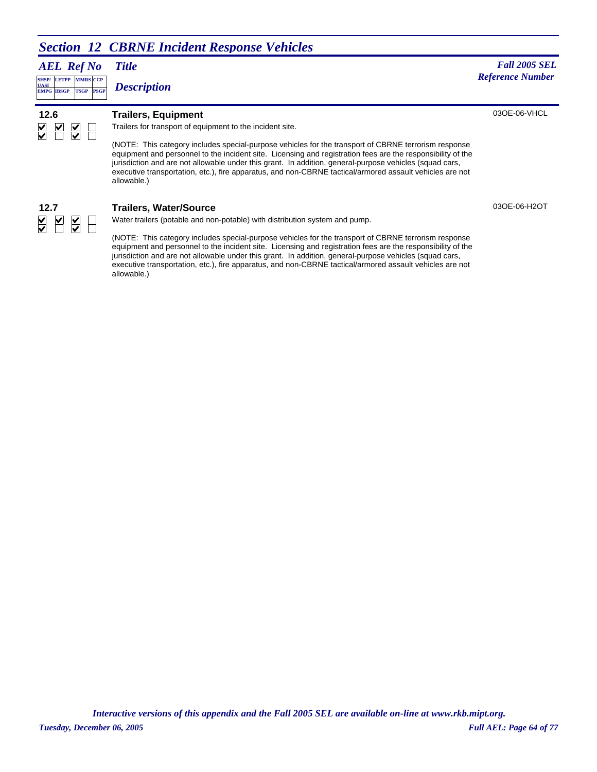## *Section 12 CBRNE Incident Response Vehicles*

| *AEL Ref No* | *Title* / *Description* | *Fall 2005 SEL Reference Number* |
|---|---|---|
| SHSP/UASI, LETPP, MMRS, CCP / EMPG, IBSGP, TSGP, PSGP | | |

### 12.6 Trailers, Equipment

03OE-06-VHCL

☑ ☑ ☑ ☐
☑ ☐ ☑ ☐

Trailers for transport of equipment to the incident site.

(NOTE: This category includes special-purpose vehicles for the transport of CBRNE terrorism response equipment and personnel to the incident site. Licensing and registration fees are the responsibility of the jurisdiction and are not allowable under this grant. In addition, general-purpose vehicles (squad cars, executive transportation, etc.), fire apparatus, and non-CBRNE tactical/armored assault vehicles are not allowable.)

### 12.7 Trailers, Water/Source

03OE-06-H2OT

☑ ☑ ☑ ☐
☑ ☐ ☑ ☐

Water trailers (potable and non-potable) with distribution system and pump.

(NOTE: This category includes special-purpose vehicles for the transport of CBRNE terrorism response equipment and personnel to the incident site. Licensing and registration fees are the responsibility of the jurisdiction and are not allowable under this grant. In addition, general-purpose vehicles (squad cars, executive transportation, etc.), fire apparatus, and non-CBRNE tactical/armored assault vehicles are not allowable.)

*Interactive versions of this appendix and the Fall 2005 SEL are available on-line at www.rkb.mipt.org.*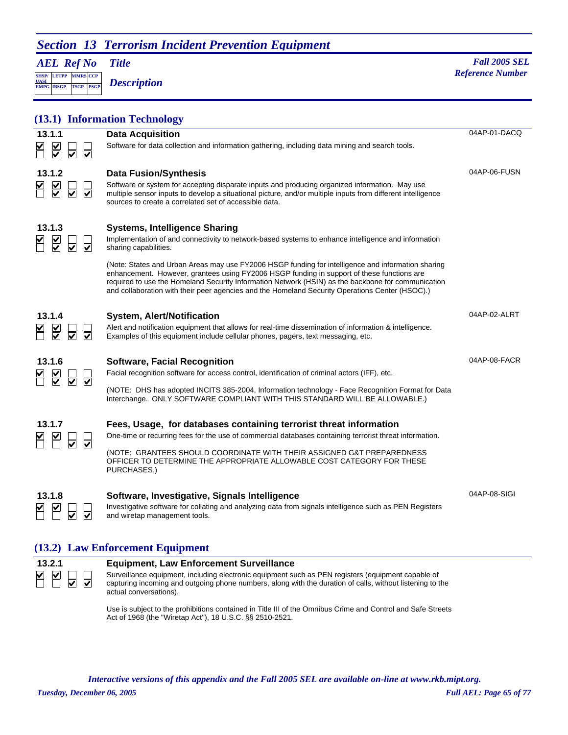# Section 13 Terrorism Incident Prevention Equipment

| AEL Ref No | Title / Description | Fall 2005 SEL Reference Number |
|---|---|---|
| SHSP/UASI, LETPP, MMRS, CCP / EMPG, IBSGP, TSGP, PSGP | | |

## (13.1) Information Technology

### 13.1.1 Data Acquisition

Grant programs: SHSP/UASI ☑, LETPP ☑, MMRS ☐, CCP ☐; EMPG ☐, IBSGP ☑, TSGP ☑, PSGP ☑

Software for data collection and information gathering, including data mining and search tools.

SEL Reference Number: 04AP-01-DACQ

### 13.1.2 Data Fusion/Synthesis

Grant programs: SHSP/UASI ☑, LETPP ☑, MMRS ☐, CCP ☐; EMPG ☐, IBSGP ☑, TSGP ☑, PSGP ☑

Software or system for accepting disparate inputs and producing organized information. May use multiple sensor inputs to develop a situational picture, and/or multiple inputs from different intelligence sources to create a correlated set of accessible data.

SEL Reference Number: 04AP-06-FUSN

### 13.1.3 Systems, Intelligence Sharing

Grant programs: SHSP/UASI ☑, LETPP ☑, MMRS ☐, CCP ☐; EMPG ☐, IBSGP ☑, TSGP ☑, PSGP ☑

Implementation of and connectivity to network-based systems to enhance intelligence and information sharing capabilities.

(Note: States and Urban Areas may use FY2006 HSGP funding for intelligence and information sharing enhancement. However, grantees using FY2006 HSGP funding in support of these functions are required to use the Homeland Security Information Network (HSIN) as the backbone for communication and collaboration with their peer agencies and the Homeland Security Operations Center (HSOC).)

### 13.1.4 System, Alert/Notification

Grant programs: SHSP/UASI ☑, LETPP ☑, MMRS ☐, CCP ☐; EMPG ☐, IBSGP ☑, TSGP ☑, PSGP ☑

Alert and notification equipment that allows for real-time dissemination of information & intelligence. Examples of this equipment include cellular phones, pagers, text messaging, etc.

SEL Reference Number: 04AP-02-ALRT

### 13.1.6 Software, Facial Recognition

Grant programs: SHSP/UASI ☑, LETPP ☑, MMRS ☐, CCP ☐; EMPG ☐, IBSGP ☑, TSGP ☑, PSGP ☑

Facial recognition software for access control, identification of criminal actors (IFF), etc.

(NOTE: DHS has adopted INCITS 385-2004, Information technology - Face Recognition Format for Data Interchange. ONLY SOFTWARE COMPLIANT WITH THIS STANDARD WILL BE ALLOWABLE.)

SEL Reference Number: 04AP-08-FACR

### 13.1.7 Fees, Usage, for databases containing terrorist threat information

Grant programs: SHSP/UASI ☑, LETPP ☑, MMRS ☐, CCP ☐; EMPG ☐, IBSGP ☐, TSGP ☑, PSGP ☑

One-time or recurring fees for the use of commercial databases containing terrorist threat information.

(NOTE: GRANTEES SHOULD COORDINATE WITH THEIR ASSIGNED G&T PREPAREDNESS OFFICER TO DETERMINE THE APPROPRIATE ALLOWABLE COST CATEGORY FOR THESE PURCHASES.)

### 13.1.8 Software, Investigative, Signals Intelligence

Grant programs: SHSP/UASI ☑, LETPP ☑, MMRS ☐, CCP ☐; EMPG ☐, IBSGP ☐, TSGP ☑, PSGP ☑

Investigative software for collating and analyzing data from signals intelligence such as PEN Registers and wiretap management tools.

SEL Reference Number: 04AP-08-SIGI

## (13.2) Law Enforcement Equipment

### 13.2.1 Equipment, Law Enforcement Surveillance

Grant programs: SHSP/UASI ☑, LETPP ☑, MMRS ☐, CCP ☐; EMPG ☐, IBSGP ☐, TSGP ☑, PSGP ☑

Surveillance equipment, including electronic equipment such as PEN registers (equipment capable of capturing incoming and outgoing phone numbers, along with the duration of calls, without listening to the actual conversations).

Use is subject to the prohibitions contained in Title III of the Omnibus Crime and Control and Safe Streets Act of 1968 (the "Wiretap Act"), 18 U.S.C. §§ 2510-2521.

*Interactive versions of this appendix and the Fall 2005 SEL are available on-line at www.rkb.mipt.org.*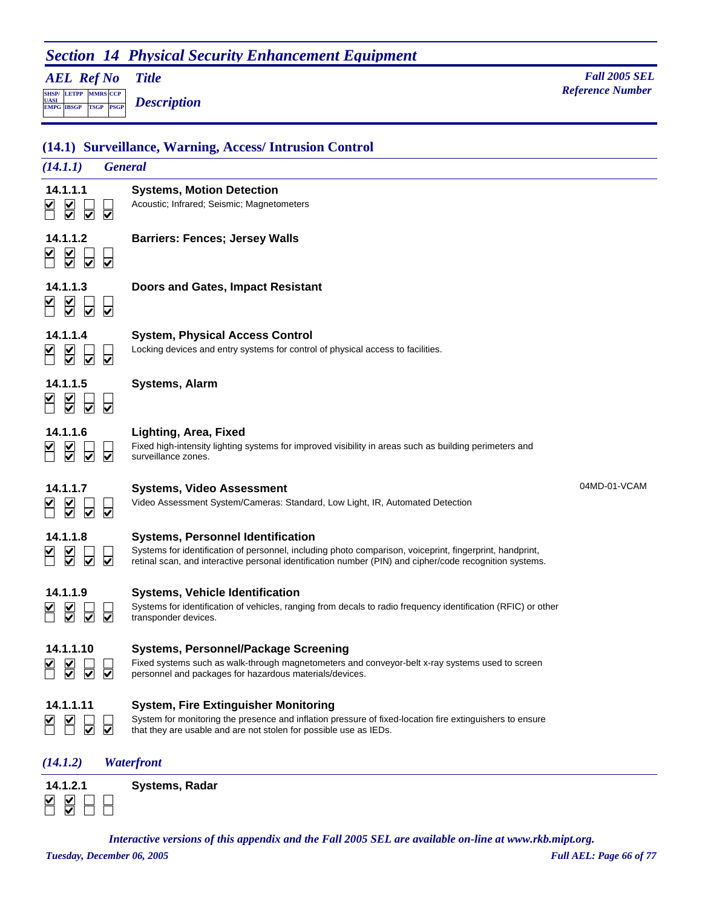## Section 14 Physical Security Enhancement Equipment

*AEL Ref No* — *Title* — *Description* — *Fall 2005 SEL Reference Number*

(Grant program checkboxes: SHSP/UASI, LETPP, MMRS, CCP / EMPG, IBSGP, TSGP, PSGP)

### (14.1) Surveillance, Warning, Access/ Intrusion Control

#### *(14.1.1) General*

**14.1.1.1** — **Systems, Motion Detection**

Acoustic; Infrared; Seismic; Magnetometers

**14.1.1.2** — **Barriers: Fences; Jersey Walls**

**14.1.1.3** — **Doors and Gates, Impact Resistant**

**14.1.1.4** — **System, Physical Access Control**

Locking devices and entry systems for control of physical access to facilities.

**14.1.1.5** — **Systems, Alarm**

**14.1.1.6** — **Lighting, Area, Fixed**

Fixed high-intensity lighting systems for improved visibility in areas such as building perimeters and surveillance zones.

**14.1.1.7** — **Systems, Video Assessment** — 04MD-01-VCAM

Video Assessment System/Cameras: Standard, Low Light, IR, Automated Detection

**14.1.1.8** — **Systems, Personnel Identification**

Systems for identification of personnel, including photo comparison, voiceprint, fingerprint, handprint, retinal scan, and interactive personal identification number (PIN) and cipher/code recognition systems.

**14.1.1.9** — **Systems, Vehicle Identification**

Systems for identification of vehicles, ranging from decals to radio frequency identification (RFIC) or other transponder devices.

**14.1.1.10** — **Systems, Personnel/Package Screening**

Fixed systems such as walk-through magnetometers and conveyor-belt x-ray systems used to screen personnel and packages for hazardous materials/devices.

**14.1.1.11** — **System, Fire Extinguisher Monitoring**

System for monitoring the presence and inflation pressure of fixed-location fire extinguishers to ensure that they are usable and are not stolen for possible use as IEDs.

#### *(14.1.2) Waterfront*

**14.1.2.1** — **Systems, Radar**

*Interactive versions of this appendix and the Fall 2005 SEL are available on-line at www.rkb.mipt.org.*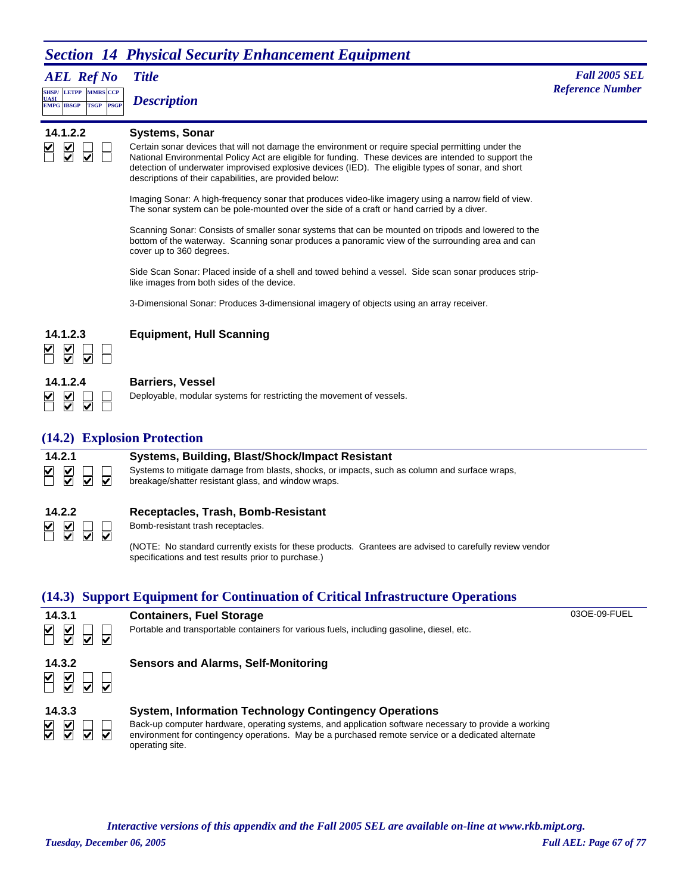## Section 14 Physical Security Enhancement Equipment

*AEL Ref No* | *Title* | *Description* | *Fall 2005 SEL Reference Number*

Checkbox columns: SHSP/UASI, LETPP, MMRS, CCP (top row); EMPG, IBSGP, TSGP, PSGP (bottom row)

### 14.1.2.2 — Systems, Sonar

Top: ☑ ☑ ☐ ☐ / Bottom: ☐ ☑ ☑ ☐

Certain sonar devices that will not damage the environment or require special permitting under the National Environmental Policy Act are eligible for funding. These devices are intended to support the detection of underwater improvised explosive devices (IED). The eligible types of sonar, and short descriptions of their capabilities, are provided below:

Imaging Sonar: A high-frequency sonar that produces video-like imagery using a narrow field of view. The sonar system can be pole-mounted over the side of a craft or hand carried by a diver.

Scanning Sonar: Consists of smaller sonar systems that can be mounted on tripods and lowered to the bottom of the waterway. Scanning sonar produces a panoramic view of the surrounding area and can cover up to 360 degrees.

Side Scan Sonar: Placed inside of a shell and towed behind a vessel. Side scan sonar produces strip-like images from both sides of the device.

3-Dimensional Sonar: Produces 3-dimensional imagery of objects using an array receiver.

### 14.1.2.3 — Equipment, Hull Scanning

Top: ☑ ☑ ☐ ☐ / Bottom: ☐ ☑ ☑ ☐

### 14.1.2.4 — Barriers, Vessel

Top: ☑ ☑ ☐ ☐ / Bottom: ☐ ☑ ☑ ☐

Deployable, modular systems for restricting the movement of vessels.

## (14.2) Explosion Protection

### 14.2.1 — Systems, Building, Blast/Shock/Impact Resistant

Top: ☑ ☑ ☐ ☐ / Bottom: ☐ ☑ ☑ ☑

Systems to mitigate damage from blasts, shocks, or impacts, such as column and surface wraps, breakage/shatter resistant glass, and window wraps.

### 14.2.2 — Receptacles, Trash, Bomb-Resistant

Top: ☑ ☑ ☐ ☐ / Bottom: ☐ ☑ ☑ ☑

Bomb-resistant trash receptacles.

(NOTE: No standard currently exists for these products. Grantees are advised to carefully review vendor specifications and test results prior to purchase.)

## (14.3) Support Equipment for Continuation of Critical Infrastructure Operations

### 14.3.1 — Containers, Fuel Storage — 03OE-09-FUEL

Top: ☑ ☑ ☐ ☐ / Bottom: ☐ ☑ ☑ ☑

Portable and transportable containers for various fuels, including gasoline, diesel, etc.

### 14.3.2 — Sensors and Alarms, Self-Monitoring

Top: ☑ ☑ ☐ ☐ / Bottom: ☐ ☑ ☑ ☑

### 14.3.3 — System, Information Technology Contingency Operations

Top: ☑ ☑ ☐ ☐ / Bottom: ☑ ☑ ☑ ☑

Back-up computer hardware, operating systems, and application software necessary to provide a working environment for contingency operations. May be a purchased remote service or a dedicated alternate operating site.

*Interactive versions of this appendix and the Fall 2005 SEL are available on-line at www.rkb.mipt.org.*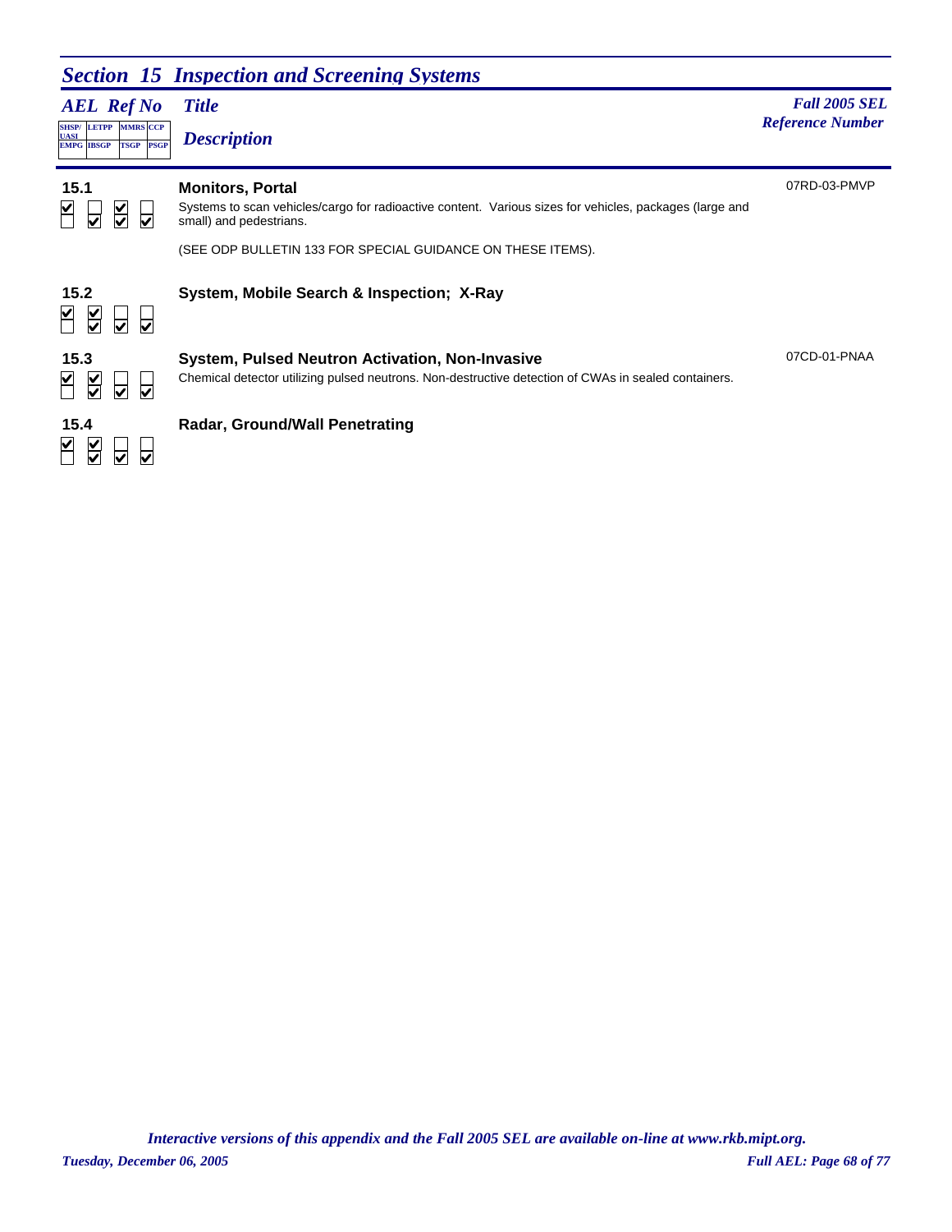## *Section 15 Inspection and Screening Systems*

| *AEL Ref No* | SHSP/UASI | LETPP | MMRS | CCP | EMPG | IBSGP | TSGP | PSGP | *Title* / *Description* | *Fall 2005 SEL Reference Number* |
|---|---|---|---|---|---|---|---|---|---|---|
| **15.1** | ☑ | ☐ | ☑ | ☐ | ☐ | ☑ | ☑ | ☑ | **Monitors, Portal**<br>Systems to scan vehicles/cargo for radioactive content. Various sizes for vehicles, packages (large and small) and pedestrians.<br><br>(SEE ODP BULLETIN 133 FOR SPECIAL GUIDANCE ON THESE ITEMS). | 07RD-03-PMVP |
| **15.2** | ☑ | ☑ | ☐ | ☐ | ☐ | ☑ | ☑ | ☑ | **System, Mobile Search & Inspection; X-Ray** | |
| **15.3** | ☑ | ☑ | ☐ | ☐ | ☐ | ☑ | ☑ | ☑ | **System, Pulsed Neutron Activation, Non-Invasive**<br>Chemical detector utilizing pulsed neutrons. Non-destructive detection of CWAs in sealed containers. | 07CD-01-PNAA |
| **15.4** | ☑ | ☑ | ☐ | ☐ | ☐ | ☑ | ☑ | ☑ | **Radar, Ground/Wall Penetrating** | |

*Interactive versions of this appendix and the Fall 2005 SEL are available on-line at www.rkb.mipt.org.*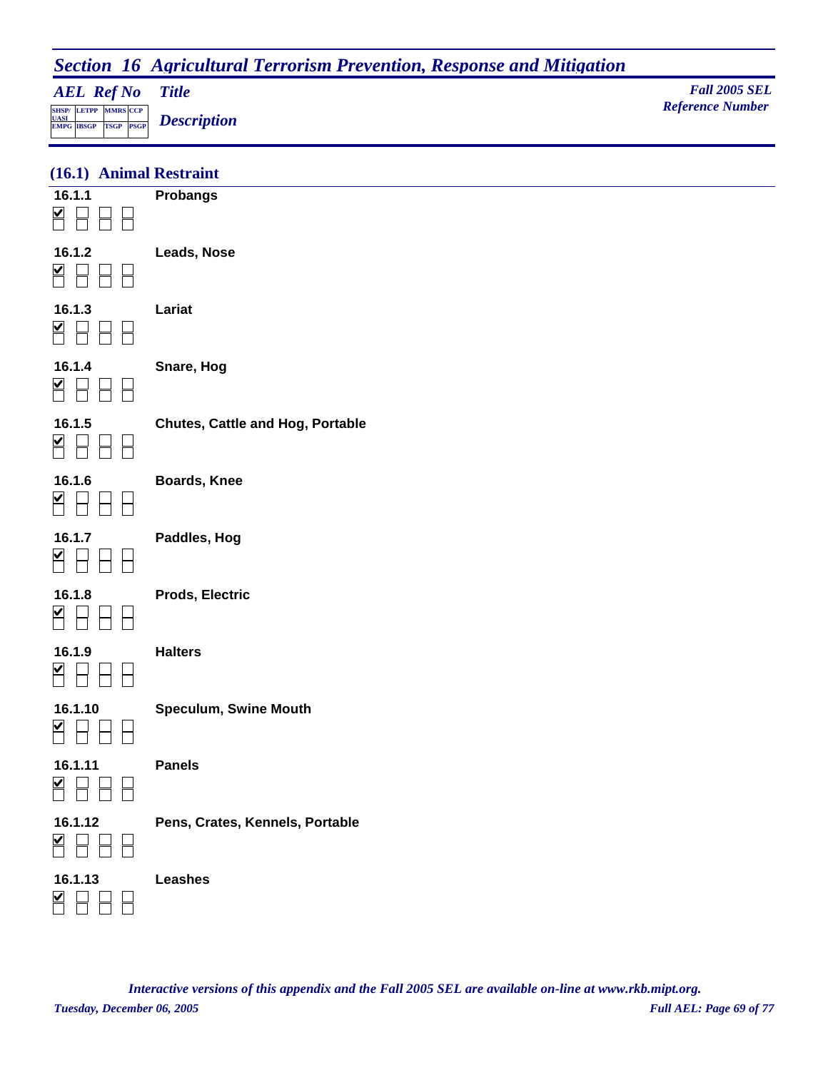## Section 16 Agricultural Terrorism Prevention, Response and Mitigation

| AEL Ref No | Title / Description | Fall 2005 SEL Reference Number |
|---|---|---|
| SHSP/UASI, LETPP, MMRS, CCP / EMPG, IBSGP, TSGP, PSGP | | |

### (16.1) Animal Restraint

**16.1.1** — **Probangs**
☑ ☐ ☐ ☐
☐ ☐ ☐ ☐

**16.1.2** — **Leads, Nose**
☑ ☐ ☐ ☐
☐ ☐ ☐ ☐

**16.1.3** — **Lariat**
☑ ☐ ☐ ☐
☐ ☐ ☐ ☐

**16.1.4** — **Snare, Hog**
☑ ☐ ☐ ☐
☐ ☐ ☐ ☐

**16.1.5** — **Chutes, Cattle and Hog, Portable**
☑ ☐ ☐ ☐
☐ ☐ ☐ ☐

**16.1.6** — **Boards, Knee**
☑ ☐ ☐ ☐
☐ ☐ ☐ ☐

**16.1.7** — **Paddles, Hog**
☑ ☐ ☐ ☐
☐ ☐ ☐ ☐

**16.1.8** — **Prods, Electric**
☑ ☐ ☐ ☐
☐ ☐ ☐ ☐

**16.1.9** — **Halters**
☑ ☐ ☐ ☐
☐ ☐ ☐ ☐

**16.1.10** — **Speculum, Swine Mouth**
☑ ☐ ☐ ☐
☐ ☐ ☐ ☐

**16.1.11** — **Panels**
☑ ☐ ☐ ☐
☐ ☐ ☐ ☐

**16.1.12** — **Pens, Crates, Kennels, Portable**
☑ ☐ ☐ ☐
☐ ☐ ☐ ☐

**16.1.13** — **Leashes**
☑ ☐ ☐ ☐
☐ ☐ ☐ ☐

*Interactive versions of this appendix and the Fall 2005 SEL are available on-line at www.rkb.mipt.org.*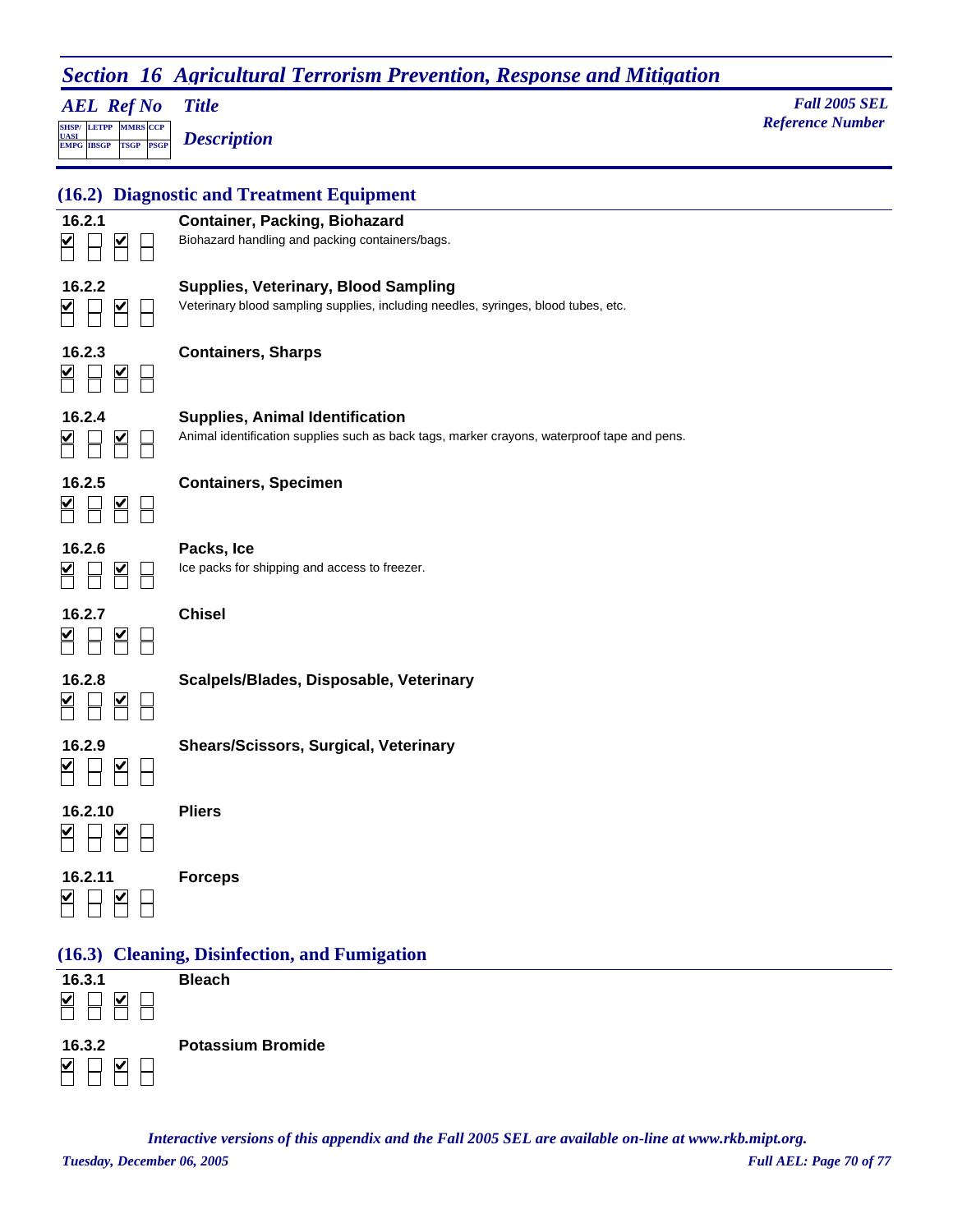# Section 16 Agricultural Terrorism Prevention, Response and Mitigation

*AEL Ref No* | *Title* | *Description* | *Fall 2005 SEL Reference Number*

## (16.2) Diagnostic and Treatment Equipment

**16.2.1** ☑ ☐ ☑ ☐ / ☐ ☐ ☐ ☐
**Container, Packing, Biohazard**
Biohazard handling and packing containers/bags.

**16.2.2** ☑ ☐ ☑ ☐ / ☐ ☐ ☐ ☐
**Supplies, Veterinary, Blood Sampling**
Veterinary blood sampling supplies, including needles, syringes, blood tubes, etc.

**16.2.3** ☑ ☐ ☑ ☐ / ☐ ☐ ☐ ☐
**Containers, Sharps**

**16.2.4** ☑ ☐ ☑ ☐ / ☐ ☐ ☐ ☐
**Supplies, Animal Identification**
Animal identification supplies such as back tags, marker crayons, waterproof tape and pens.

**16.2.5** ☑ ☐ ☑ ☐ / ☐ ☐ ☐ ☐
**Containers, Specimen**

**16.2.6** ☑ ☐ ☑ ☐ / ☐ ☐ ☐ ☐
**Packs, Ice**
Ice packs for shipping and access to freezer.

**16.2.7** ☑ ☐ ☑ ☐ / ☐ ☐ ☐ ☐
**Chisel**

**16.2.8** ☑ ☐ ☑ ☐ / ☐ ☐ ☐ ☐
**Scalpels/Blades, Disposable, Veterinary**

**16.2.9** ☑ ☐ ☑ ☐ / ☐ ☐ ☐ ☐
**Shears/Scissors, Surgical, Veterinary**

**16.2.10** ☑ ☐ ☑ ☐ / ☐ ☐ ☐ ☐
**Pliers**

**16.2.11** ☑ ☐ ☑ ☐ / ☐ ☐ ☐ ☐
**Forceps**

## (16.3) Cleaning, Disinfection, and Fumigation

**16.3.1** ☑ ☐ ☑ ☐ / ☐ ☐ ☐ ☐
**Bleach**

**16.3.2** ☑ ☐ ☑ ☐ / ☐ ☐ ☐ ☐
**Potassium Bromide**

*Interactive versions of this appendix and the Fall 2005 SEL are available on-line at www.rkb.mipt.org.*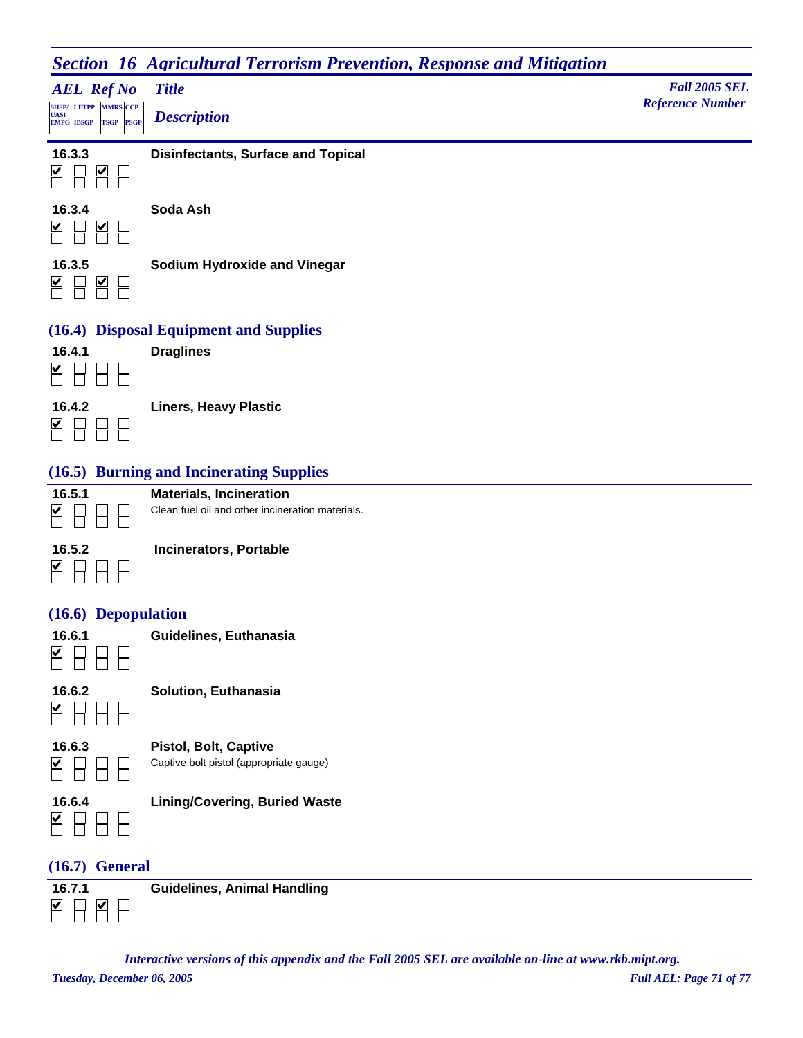## Section 16 Agricultural Terrorism Prevention, Response and Mitigation

| AEL Ref No | SHSP/UASI | LETPP | MMRS | CCP | Title / Description | Fall 2005 SEL Reference Number |
|---|---|---|---|---|---|---|
| | EMPG | IBSGP | TSGP | PSGP | | |
| **16.3.3** | ☑ | ☐ | ☑ | ☐ | **Disinfectants, Surface and Topical** | |
| | ☐ | ☐ | ☐ | ☐ | | |
| **16.3.4** | ☑ | ☐ | ☑ | ☐ | **Soda Ash** | |
| | ☐ | ☐ | ☐ | ☐ | | |
| **16.3.5** | ☑ | ☐ | ☑ | ☐ | **Sodium Hydroxide and Vinegar** | |
| | ☐ | ☐ | ☐ | ☐ | | |

### (16.4) Disposal Equipment and Supplies

| AEL Ref No | | | | | Title / Description |
|---|---|---|---|---|---|
| **16.4.1** | ☑ | ☐ | ☐ | ☐ | **Draglines** |
| | ☐ | ☐ | ☐ | ☐ | |
| **16.4.2** | ☑ | ☐ | ☐ | ☐ | **Liners, Heavy Plastic** |
| | ☐ | ☐ | ☐ | ☐ | |

### (16.5) Burning and Incinerating Supplies

| AEL Ref No | | | | | Title / Description |
|---|---|---|---|---|---|
| **16.5.1** | ☑ | ☐ | ☐ | ☐ | **Materials, Incineration** |
| | ☐ | ☐ | ☐ | ☐ | Clean fuel oil and other incineration materials. |
| **16.5.2** | ☑ | ☐ | ☐ | ☐ | **Incinerators, Portable** |
| | ☐ | ☐ | ☐ | ☐ | |

### (16.6) Depopulation

| AEL Ref No | | | | | Title / Description |
|---|---|---|---|---|---|
| **16.6.1** | ☑ | ☐ | ☐ | ☐ | **Guidelines, Euthanasia** |
| | ☐ | ☐ | ☐ | ☐ | |
| **16.6.2** | ☑ | ☐ | ☐ | ☐ | **Solution, Euthanasia** |
| | ☐ | ☐ | ☐ | ☐ | |
| **16.6.3** | ☑ | ☐ | ☐ | ☐ | **Pistol, Bolt, Captive** |
| | ☐ | ☐ | ☐ | ☐ | Captive bolt pistol (appropriate gauge) |
| **16.6.4** | ☑ | ☐ | ☐ | ☐ | **Lining/Covering, Buried Waste** |
| | ☐ | ☐ | ☐ | ☐ | |

### (16.7) General

| AEL Ref No | | | | | Title / Description |
|---|---|---|---|---|---|
| **16.7.1** | ☑ | ☐ | ☑ | ☐ | **Guidelines, Animal Handling** |
| | ☐ | ☐ | ☐ | ☐ | |

*Interactive versions of this appendix and the Fall 2005 SEL are available on-line at www.rkb.mipt.org.*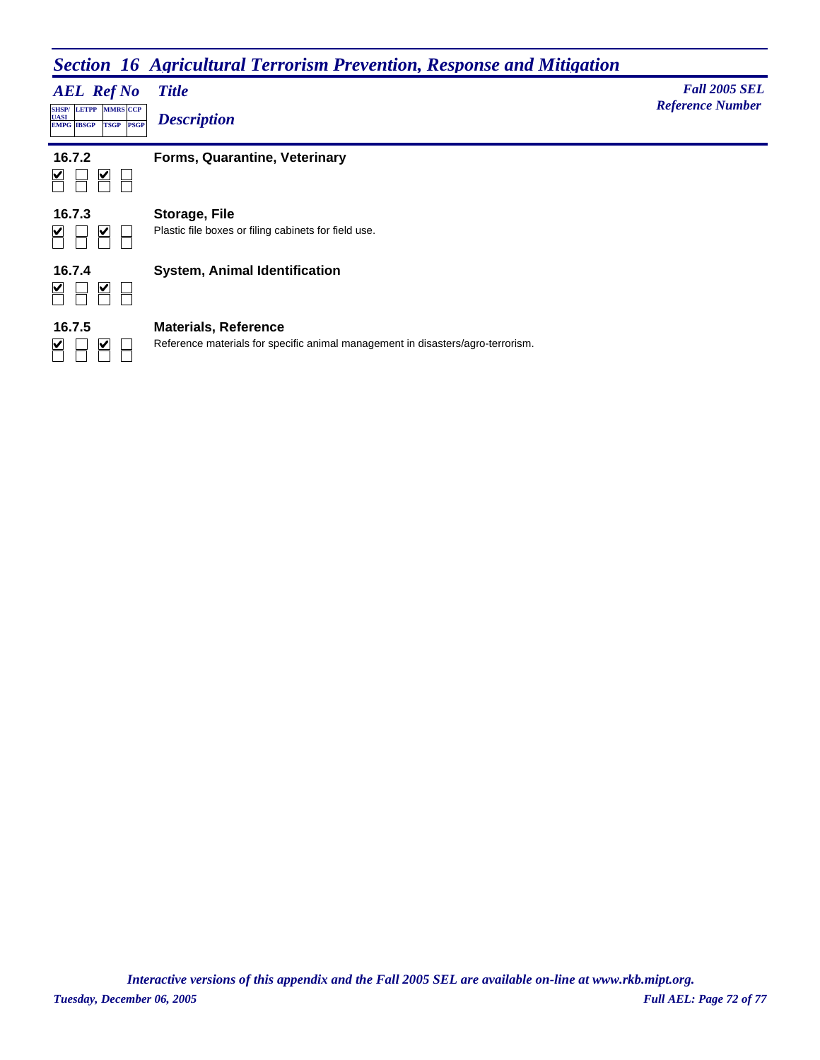## Section 16 Agricultural Terrorism Prevention, Response and Mitigation

| AEL Ref No | Title / Description | Fall 2005 SEL Reference Number |
|---|---|---|
| **16.7.2**<br>☑ SHSP/UASI ☐ LETPP ☑ MMRS ☐ CCP<br>☐ EMPG ☐ IBSGP ☐ TSGP ☐ PSGP | **Forms, Quarantine, Veterinary** | |
| **16.7.3**<br>☑ SHSP/UASI ☐ LETPP ☑ MMRS ☐ CCP<br>☐ EMPG ☐ IBSGP ☐ TSGP ☐ PSGP | **Storage, File**<br>Plastic file boxes or filing cabinets for field use. | |
| **16.7.4**<br>☑ SHSP/UASI ☐ LETPP ☑ MMRS ☐ CCP<br>☐ EMPG ☐ IBSGP ☐ TSGP ☐ PSGP | **System, Animal Identification** | |
| **16.7.5**<br>☑ SHSP/UASI ☐ LETPP ☑ MMRS ☐ CCP<br>☐ EMPG ☐ IBSGP ☐ TSGP ☐ PSGP | **Materials, Reference**<br>Reference materials for specific animal management in disasters/agro-terrorism. | |

*Interactive versions of this appendix and the Fall 2005 SEL are available on-line at www.rkb.mipt.org.*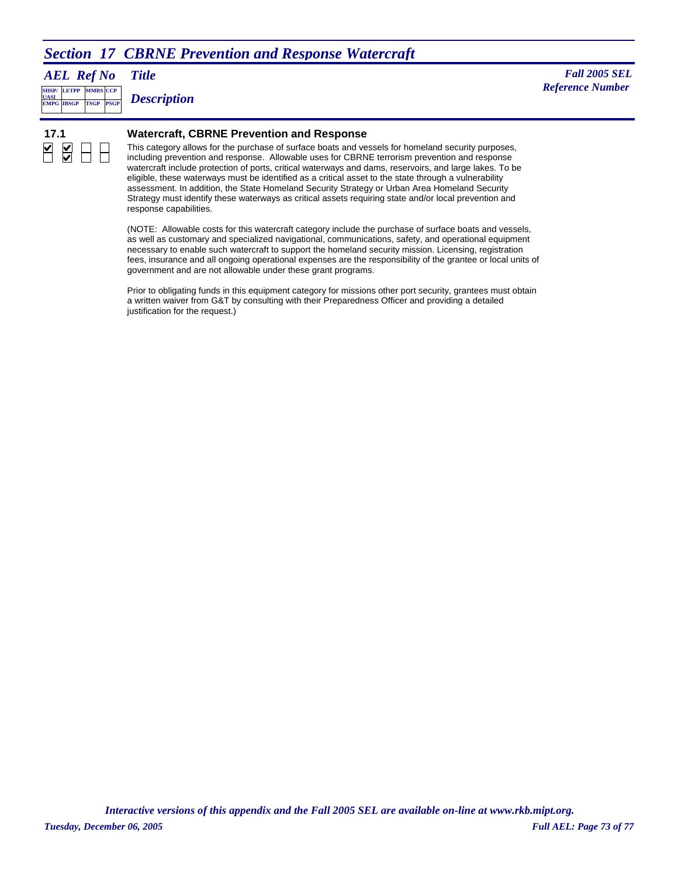# Section 17 CBRNE Prevention and Response Watercraft

| AEL Ref No | Title / Description | Fall 2005 SEL Reference Number |
|---|---|---|
| SHSP/UASI, LETPP, MMRS, CCP / EMPG, IBSGP, TSGP, PSGP | | |

## 17.1 Watercraft, CBRNE Prevention and Response

| SHSP/UASI | LETPP | MMRS | CCP |
|---|---|---|---|
| ☑ | ☑ | ☐ | ☐ |
| **EMPG** | **IBSGP** | **TSGP** | **PSGP** |
| ☐ | ☑ | ☐ | ☐ |

This category allows for the purchase of surface boats and vessels for homeland security purposes, including prevention and response. Allowable uses for CBRNE terrorism prevention and response watercraft include protection of ports, critical waterways and dams, reservoirs, and large lakes. To be eligible, these waterways must be identified as a critical asset to the state through a vulnerability assessment. In addition, the State Homeland Security Strategy or Urban Area Homeland Security Strategy must identify these waterways as critical assets requiring state and/or local prevention and response capabilities.

(NOTE: Allowable costs for this watercraft category include the purchase of surface boats and vessels, as well as customary and specialized navigational, communications, safety, and operational equipment necessary to enable such watercraft to support the homeland security mission. Licensing, registration fees, insurance and all ongoing operational expenses are the responsibility of the grantee or local units of government and are not allowable under these grant programs.

Prior to obligating funds in this equipment category for missions other port security, grantees must obtain a written waiver from G&T by consulting with their Preparedness Officer and providing a detailed justification for the request.)

*Interactive versions of this appendix and the Fall 2005 SEL are available on-line at www.rkb.mipt.org.*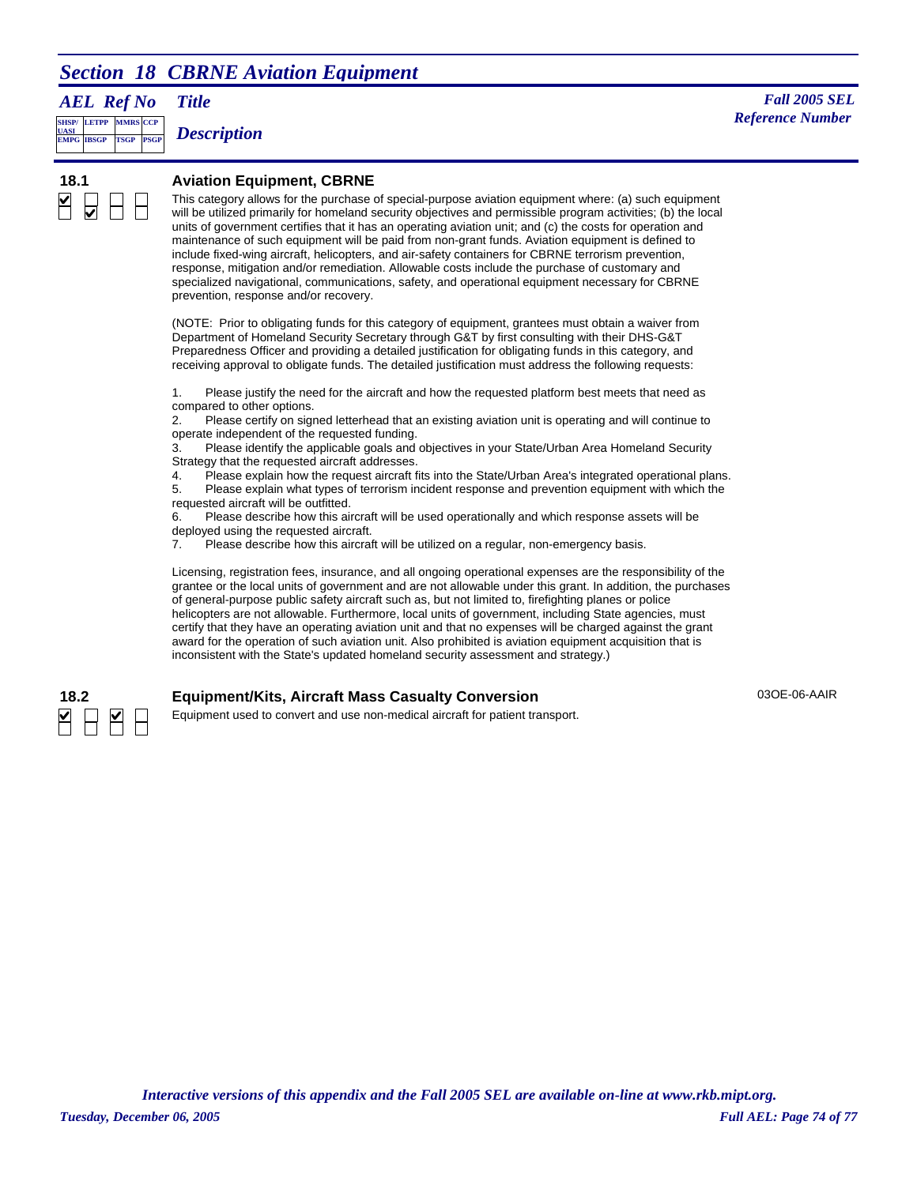## Section 18 CBRNE Aviation Equipment

| AEL Ref No | Title / Description | Fall 2005 SEL Reference Number |
|---|---|---|
| SHSP/UASI, LETPP, MMRS, CCP / EMPG, IBSGP, TSGP, PSGP | | |

### 18.1 Aviation Equipment, CBRNE

SHSP/UASI: ☑ LETPP: ☐ MMRS: ☐ CCP: ☐
EMPG: ☐ IBSGP: ☑ TSGP: ☐ PSGP: ☐

This category allows for the purchase of special-purpose aviation equipment where: (a) such equipment will be utilized primarily for homeland security objectives and permissible program activities; (b) the local units of government certifies that it has an operating aviation unit; and (c) the costs for operation and maintenance of such equipment will be paid from non-grant funds. Aviation equipment is defined to include fixed-wing aircraft, helicopters, and air-safety containers for CBRNE terrorism prevention, response, mitigation and/or remediation. Allowable costs include the purchase of customary and specialized navigational, communications, safety, and operational equipment necessary for CBRNE prevention, response and/or recovery.

(NOTE: Prior to obligating funds for this category of equipment, grantees must obtain a waiver from Department of Homeland Security Secretary through G&T by first consulting with their DHS-G&T Preparedness Officer and providing a detailed justification for obligating funds in this category, and receiving approval to obligate funds. The detailed justification must address the following requests:

1. Please justify the need for the aircraft and how the requested platform best meets that need as compared to other options.
2. Please certify on signed letterhead that an existing aviation unit is operating and will continue to operate independent of the requested funding.
3. Please identify the applicable goals and objectives in your State/Urban Area Homeland Security Strategy that the requested aircraft addresses.
4. Please explain how the request aircraft fits into the State/Urban Area's integrated operational plans.
5. Please explain what types of terrorism incident response and prevention equipment with which the requested aircraft will be outfitted.
6. Please describe how this aircraft will be used operationally and which response assets will be deployed using the requested aircraft.
7. Please describe how this aircraft will be utilized on a regular, non-emergency basis.

Licensing, registration fees, insurance, and all ongoing operational expenses are the responsibility of the grantee or the local units of government and are not allowable under this grant. In addition, the purchases of general-purpose public safety aircraft such as, but not limited to, firefighting planes or police helicopters are not allowable. Furthermore, local units of government, including State agencies, must certify that they have an operating aviation unit and that no expenses will be charged against the grant award for the operation of such aviation unit. Also prohibited is aviation equipment acquisition that is inconsistent with the State's updated homeland security assessment and strategy.)

### 18.2 Equipment/Kits, Aircraft Mass Casualty Conversion

SHSP/UASI: ☑ LETPP: ☐ MMRS: ☑ CCP: ☐
EMPG: ☐ IBSGP: ☐ TSGP: ☐ PSGP: ☐

Fall 2005 SEL Reference Number: 03OE-06-AAIR

Equipment used to convert and use non-medical aircraft for patient transport.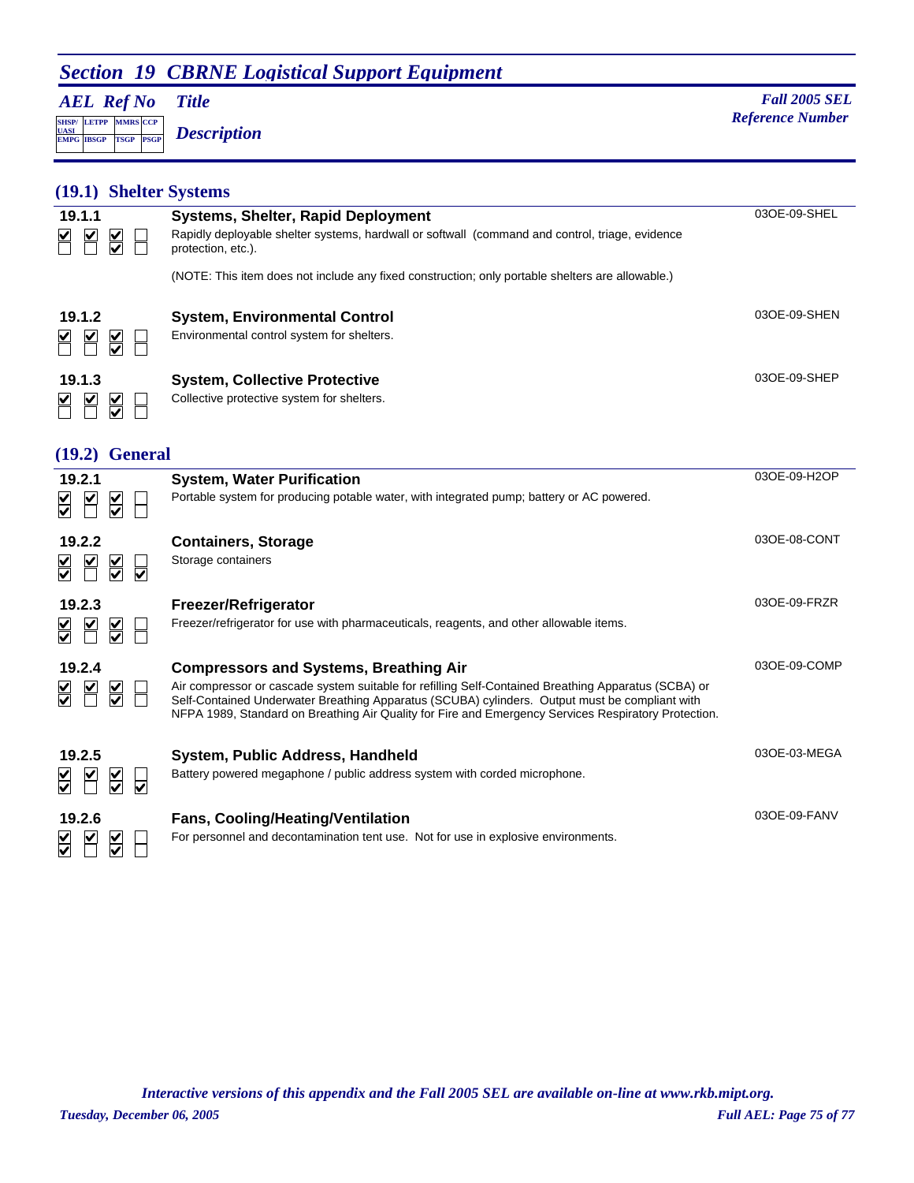## Section 19 CBRNE Logistical Support Equipment

*AEL Ref No* | *Title* | *Description* | *Fall 2005 SEL Reference Number*

Checkbox legend: SHSP/UASI, LETPP, MMRS, CCP (top row); EMPG, IBSGP, TSGP, PSGP (bottom row)

### (19.1) Shelter Systems

**19.1.1** — **Systems, Shelter, Rapid Deployment** — 03OE-09-SHEL

Checked: SHSP/UASI, LETPP, MMRS, TSGP

Rapidly deployable shelter systems, hardwall or softwall (command and control, triage, evidence protection, etc.).

(NOTE: This item does not include any fixed construction; only portable shelters are allowable.)

**19.1.2** — **System, Environmental Control** — 03OE-09-SHEN

Checked: SHSP/UASI, LETPP, MMRS, TSGP

Environmental control system for shelters.

**19.1.3** — **System, Collective Protective** — 03OE-09-SHEP

Checked: SHSP/UASI, LETPP, MMRS, TSGP

Collective protective system for shelters.

### (19.2) General

**19.2.1** — **System, Water Purification** — 03OE-09-H2OP

Checked: SHSP/UASI, LETPP, MMRS, EMPG, TSGP

Portable system for producing potable water, with integrated pump; battery or AC powered.

**19.2.2** — **Containers, Storage** — 03OE-08-CONT

Checked: SHSP/UASI, LETPP, MMRS, EMPG, TSGP, PSGP

Storage containers

**19.2.3** — **Freezer/Refrigerator** — 03OE-09-FRZR

Checked: SHSP/UASI, LETPP, MMRS, EMPG, TSGP

Freezer/refrigerator for use with pharmaceuticals, reagents, and other allowable items.

**19.2.4** — **Compressors and Systems, Breathing Air** — 03OE-09-COMP

Checked: SHSP/UASI, LETPP, MMRS, EMPG, TSGP

Air compressor or cascade system suitable for refilling Self-Contained Breathing Apparatus (SCBA) or Self-Contained Underwater Breathing Apparatus (SCUBA) cylinders. Output must be compliant with NFPA 1989, Standard on Breathing Air Quality for Fire and Emergency Services Respiratory Protection.

**19.2.5** — **System, Public Address, Handheld** — 03OE-03-MEGA

Checked: SHSP/UASI, LETPP, MMRS, EMPG, TSGP, PSGP

Battery powered megaphone / public address system with corded microphone.

**19.2.6** — **Fans, Cooling/Heating/Ventilation** — 03OE-09-FANV

Checked: SHSP/UASI, LETPP, MMRS, EMPG, TSGP

For personnel and decontamination tent use. Not for use in explosive environments.

*Interactive versions of this appendix and the Fall 2005 SEL are available on-line at www.rkb.mipt.org.*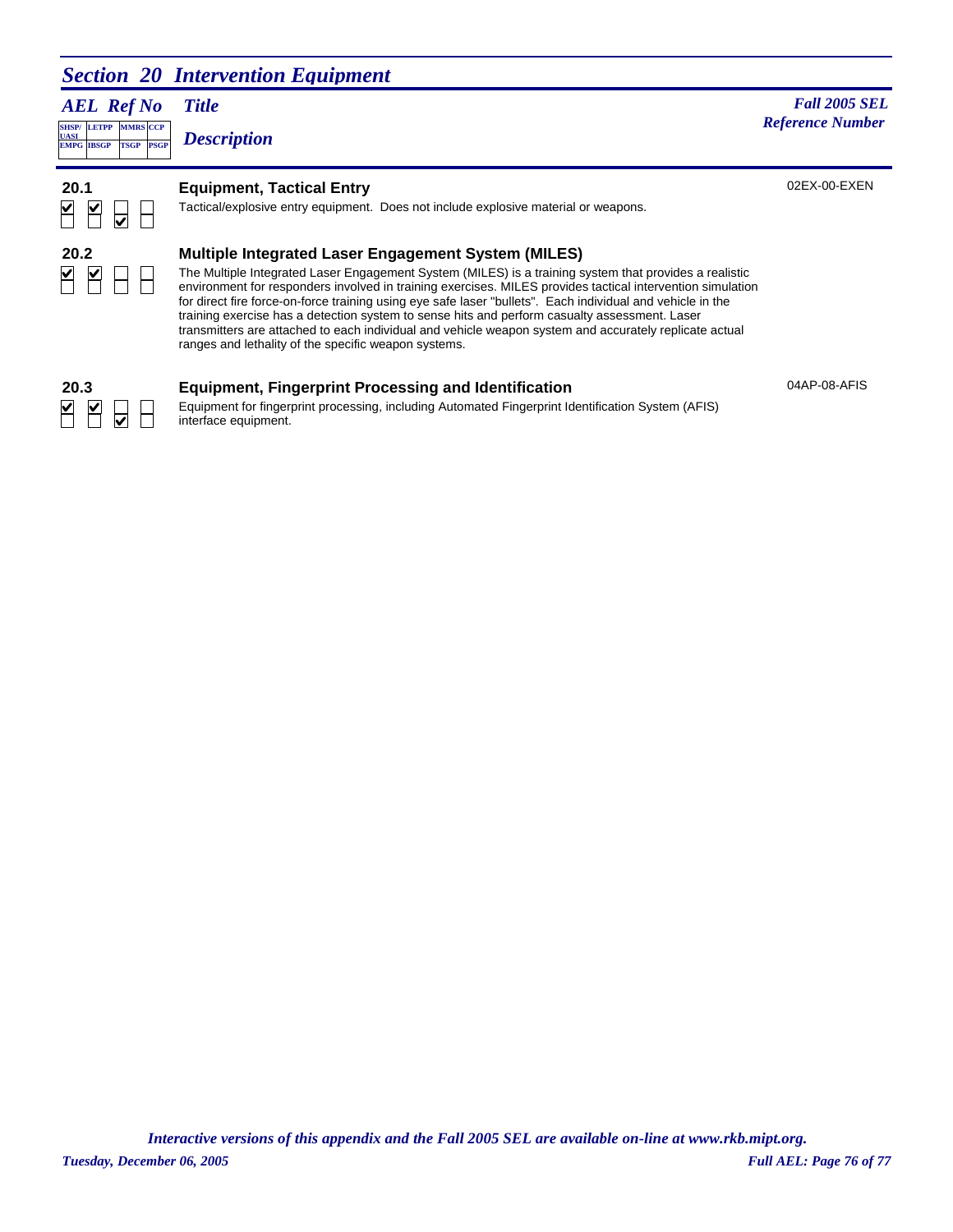## Section 20 Intervention Equipment

| AEL Ref No | Title / Description | Fall 2005 SEL Reference Number |
|---|---|---|
| SHSP/UASI, LETPP, MMRS, CCP / EMPG, IBSGP, TSGP, PSGP | | |

### 20.1 Equipment, Tactical Entry

Applicability: SHSP/UASI ☑, LETPP ☑, MMRS ☐, CCP ☐, EMPG ☐, IBSGP ☐, TSGP ☑, PSGP ☐

Tactical/explosive entry equipment. Does not include explosive material or weapons.

Fall 2005 SEL Reference Number: 02EX-00-EXEN

### 20.2 Multiple Integrated Laser Engagement System (MILES)

Applicability: SHSP/UASI ☑, LETPP ☑, MMRS ☐, CCP ☐, EMPG ☐, IBSGP ☐, TSGP ☐, PSGP ☐

The Multiple Integrated Laser Engagement System (MILES) is a training system that provides a realistic environment for responders involved in training exercises. MILES provides tactical intervention simulation for direct fire force-on-force training using eye safe laser "bullets". Each individual and vehicle in the training exercise has a detection system to sense hits and perform casualty assessment. Laser transmitters are attached to each individual and vehicle weapon system and accurately replicate actual ranges and lethality of the specific weapon systems.

### 20.3 Equipment, Fingerprint Processing and Identification

Applicability: SHSP/UASI ☑, LETPP ☑, MMRS ☐, CCP ☐, EMPG ☐, IBSGP ☐, TSGP ☑, PSGP ☐

Equipment for fingerprint processing, including Automated Fingerprint Identification System (AFIS) interface equipment.

Fall 2005 SEL Reference Number: 04AP-08-AFIS

*Interactive versions of this appendix and the Fall 2005 SEL are available on-line at www.rkb.mipt.org.*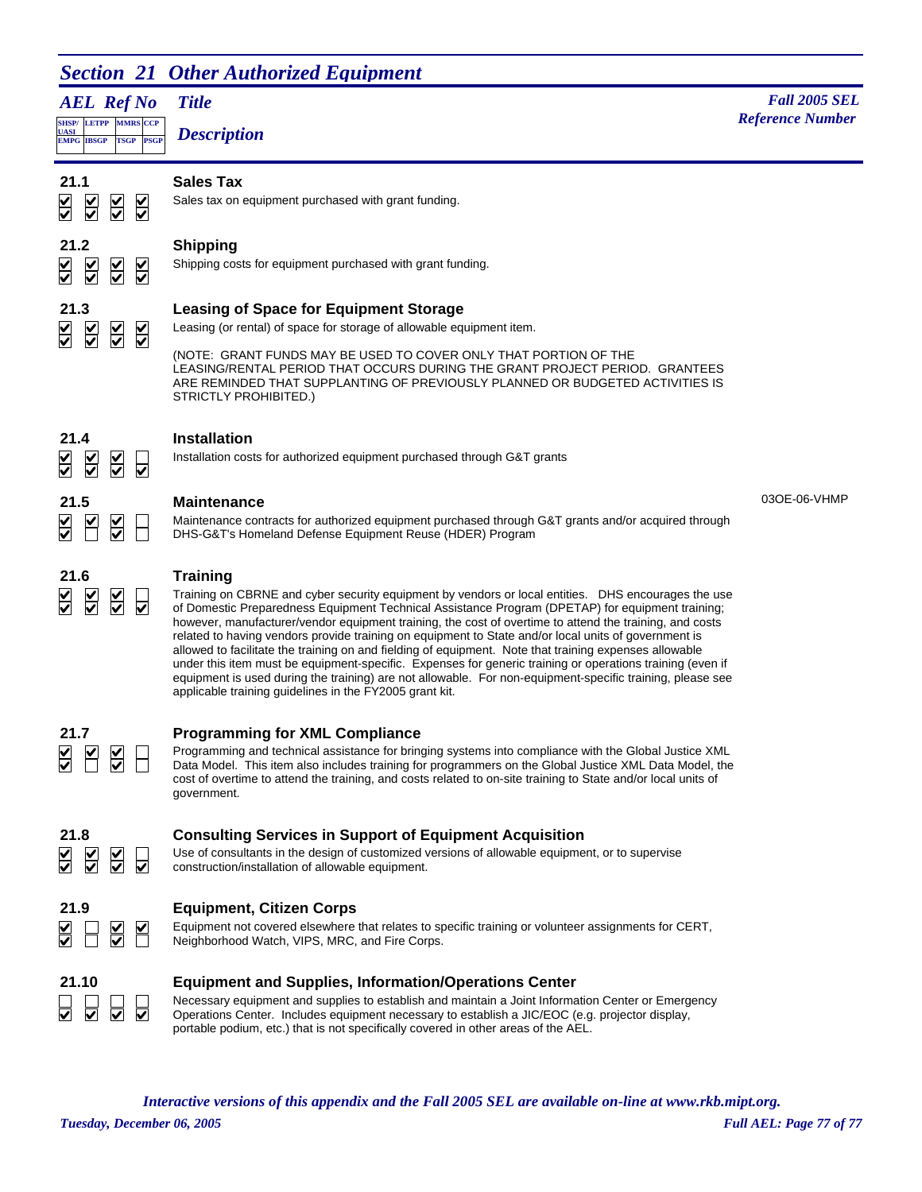## Section 21 Other Authorized Equipment

| AEL Ref No | Title / Description | Fall 2005 SEL Reference Number |
|---|---|---|

**Grant programs (checkbox grid):** SHSP/UASI, LETPP, MMRS, CCP (top row); EMPG, IBSGP, TSGP, PSGP (bottom row)

### 21.1 Sales Tax

| SHSP/UASI | LETPP | MMRS | CCP |
|---|---|---|---|
| ☑ | ☑ | ☑ | ☑ |
| **EMPG** | **IBSGP** | **TSGP** | **PSGP** |
| ☑ | ☑ | ☑ | ☑ |

Sales tax on equipment purchased with grant funding.

### 21.2 Shipping

| SHSP/UASI | LETPP | MMRS | CCP |
|---|---|---|---|
| ☑ | ☑ | ☑ | ☑ |
| **EMPG** | **IBSGP** | **TSGP** | **PSGP** |
| ☑ | ☑ | ☑ | ☑ |

Shipping costs for equipment purchased with grant funding.

### 21.3 Leasing of Space for Equipment Storage

| SHSP/UASI | LETPP | MMRS | CCP |
|---|---|---|---|
| ☑ | ☑ | ☑ | ☑ |
| **EMPG** | **IBSGP** | **TSGP** | **PSGP** |
| ☑ | ☑ | ☑ | ☑ |

Leasing (or rental) of space for storage of allowable equipment item.

(NOTE: GRANT FUNDS MAY BE USED TO COVER ONLY THAT PORTION OF THE LEASING/RENTAL PERIOD THAT OCCURS DURING THE GRANT PROJECT PERIOD. GRANTEES ARE REMINDED THAT SUPPLANTING OF PREVIOUSLY PLANNED OR BUDGETED ACTIVITIES IS STRICTLY PROHIBITED.)

### 21.4 Installation

| SHSP/UASI | LETPP | MMRS | CCP |
|---|---|---|---|
| ☑ | ☑ | ☑ | ☐ |
| **EMPG** | **IBSGP** | **TSGP** | **PSGP** |
| ☑ | ☑ | ☑ | ☑ |

Installation costs for authorized equipment purchased through G&T grants

### 21.5 Maintenance

Fall 2005 SEL Reference Number: 03OE-06-VHMP

| SHSP/UASI | LETPP | MMRS | CCP |
|---|---|---|---|
| ☑ | ☑ | ☑ | ☐ |
| **EMPG** | **IBSGP** | **TSGP** | **PSGP** |
| ☑ | ☐ | ☑ | ☐ |

Maintenance contracts for authorized equipment purchased through G&T grants and/or acquired through DHS-G&T's Homeland Defense Equipment Reuse (HDER) Program

### 21.6 Training

| SHSP/UASI | LETPP | MMRS | CCP |
|---|---|---|---|
| ☑ | ☑ | ☑ | ☐ |
| **EMPG** | **IBSGP** | **TSGP** | **PSGP** |
| ☑ | ☑ | ☑ | ☑ |

Training on CBRNE and cyber security equipment by vendors or local entities. DHS encourages the use of Domestic Preparedness Equipment Technical Assistance Program (DPETAP) for equipment training; however, manufacturer/vendor equipment training, the cost of overtime to attend the training, and costs related to having vendors provide training on equipment to State and/or local units of government is allowed to facilitate the training on and fielding of equipment. Note that training expenses allowable under this item must be equipment-specific. Expenses for generic training or operations training (even if equipment is used during the training) are not allowable. For non-equipment-specific training, please see applicable training guidelines in the FY2005 grant kit.

### 21.7 Programming for XML Compliance

| SHSP/UASI | LETPP | MMRS | CCP |
|---|---|---|---|
| ☑ | ☑ | ☑ | ☐ |
| **EMPG** | **IBSGP** | **TSGP** | **PSGP** |
| ☑ | ☐ | ☑ | ☐ |

Programming and technical assistance for bringing systems into compliance with the Global Justice XML Data Model. This item also includes training for programmers on the Global Justice XML Data Model, the cost of overtime to attend the training, and costs related to on-site training to State and/or local units of government.

### 21.8 Consulting Services in Support of Equipment Acquisition

| SHSP/UASI | LETPP | MMRS | CCP |
|---|---|---|---|
| ☑ | ☑ | ☑ | ☐ |
| **EMPG** | **IBSGP** | **TSGP** | **PSGP** |
| ☑ | ☑ | ☑ | ☑ |

Use of consultants in the design of customized versions of allowable equipment, or to supervise construction/installation of allowable equipment.

### 21.9 Equipment, Citizen Corps

| SHSP/UASI | LETPP | MMRS | CCP |
|---|---|---|---|
| ☑ | ☐ | ☑ | ☑ |
| **EMPG** | **IBSGP** | **TSGP** | **PSGP** |
| ☑ | ☐ | ☑ | ☐ |

Equipment not covered elsewhere that relates to specific training or volunteer assignments for CERT, Neighborhood Watch, VIPS, MRC, and Fire Corps.

### 21.10 Equipment and Supplies, Information/Operations Center

| SHSP/UASI | LETPP | MMRS | CCP |
|---|---|---|---|
| ☐ | ☐ | ☐ | ☐ |
| **EMPG** | **IBSGP** | **TSGP** | **PSGP** |
| ☑ | ☑ | ☑ | ☑ |

Necessary equipment and supplies to establish and maintain a Joint Information Center or Emergency Operations Center. Includes equipment necessary to establish a JIC/EOC (e.g. projector display, portable podium, etc.) that is not specifically covered in other areas of the AEL.

*Interactive versions of this appendix and the Fall 2005 SEL are available on-line at www.rkb.mipt.org.*